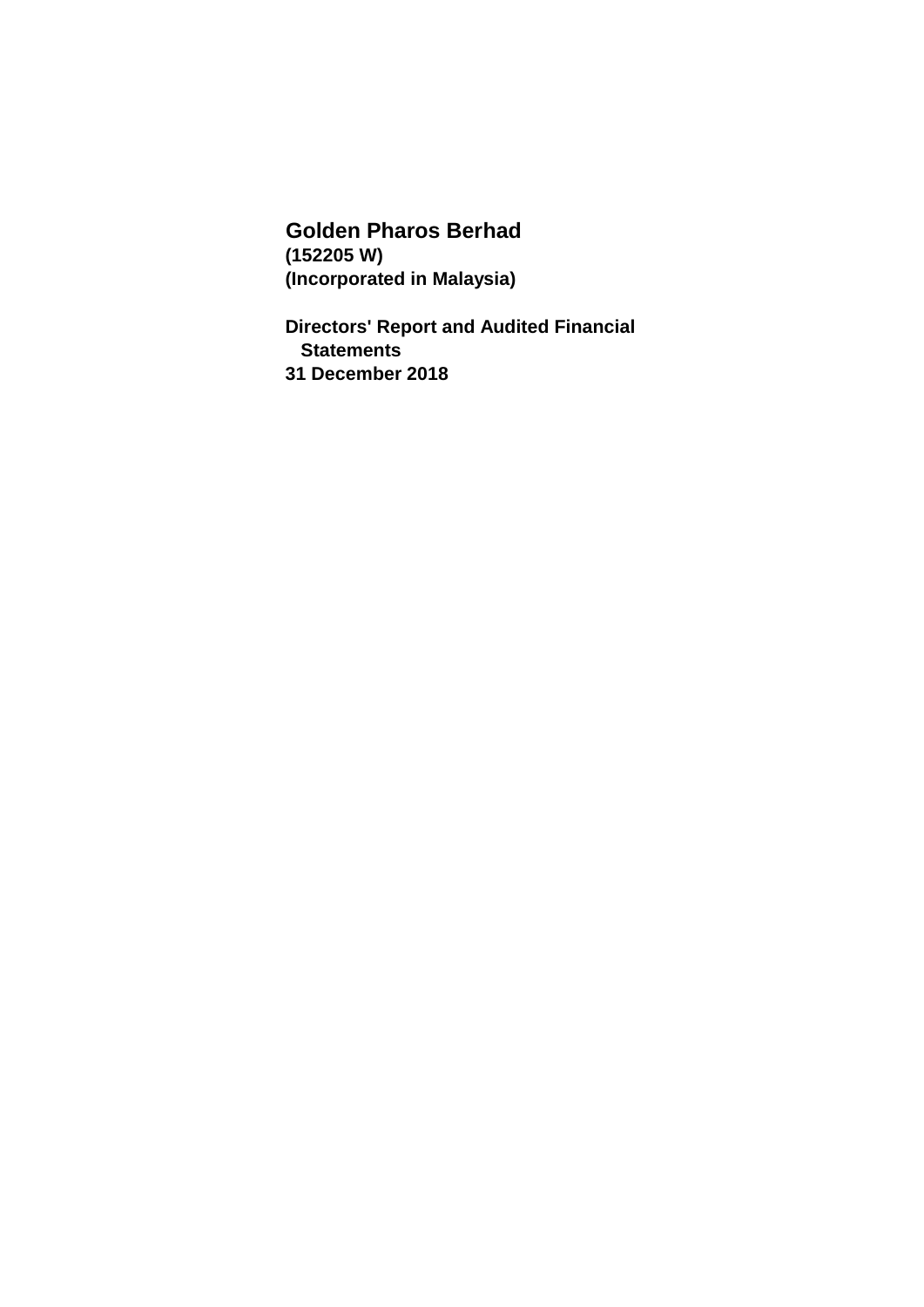# Golden Pharos Berhad

**(152205 W)**
**(Incorporated in Malaysia)**

**Directors' Report and Audited Financial Statements**
**31 December 2018**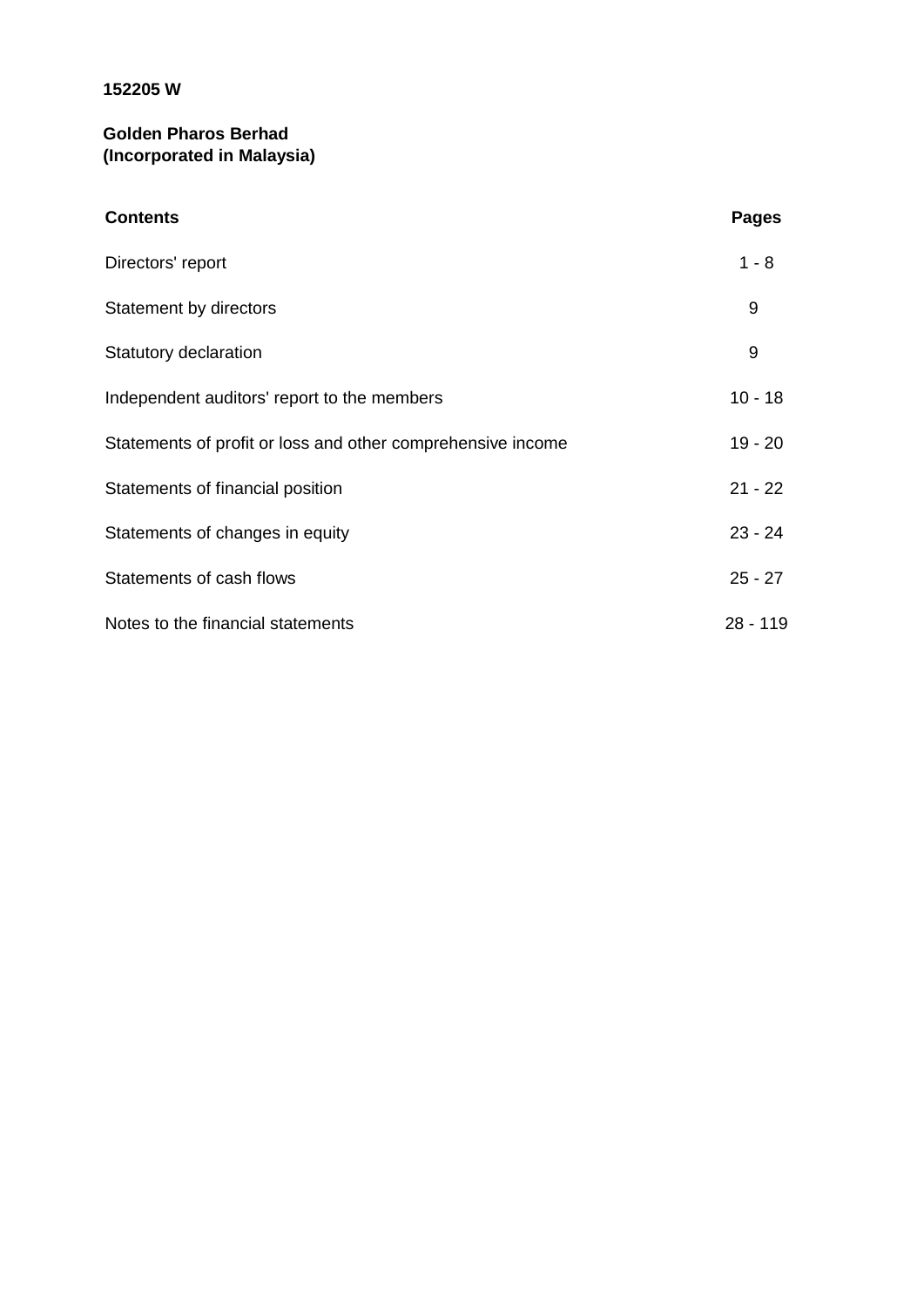**152205 W**

**Golden Pharos Berhad**
**(Incorporated in Malaysia)**

| **Contents** | **Pages** |
| --- | --- |
| Directors' report | 1 - 8 |
| Statement by directors | 9 |
| Statutory declaration | 9 |
| Independent auditors' report to the members | 10 - 18 |
| Statements of profit or loss and other comprehensive income | 19 - 20 |
| Statements of financial position | 21 - 22 |
| Statements of changes in equity | 23 - 24 |
| Statements of cash flows | 25 - 27 |
| Notes to the financial statements | 28 - 119 |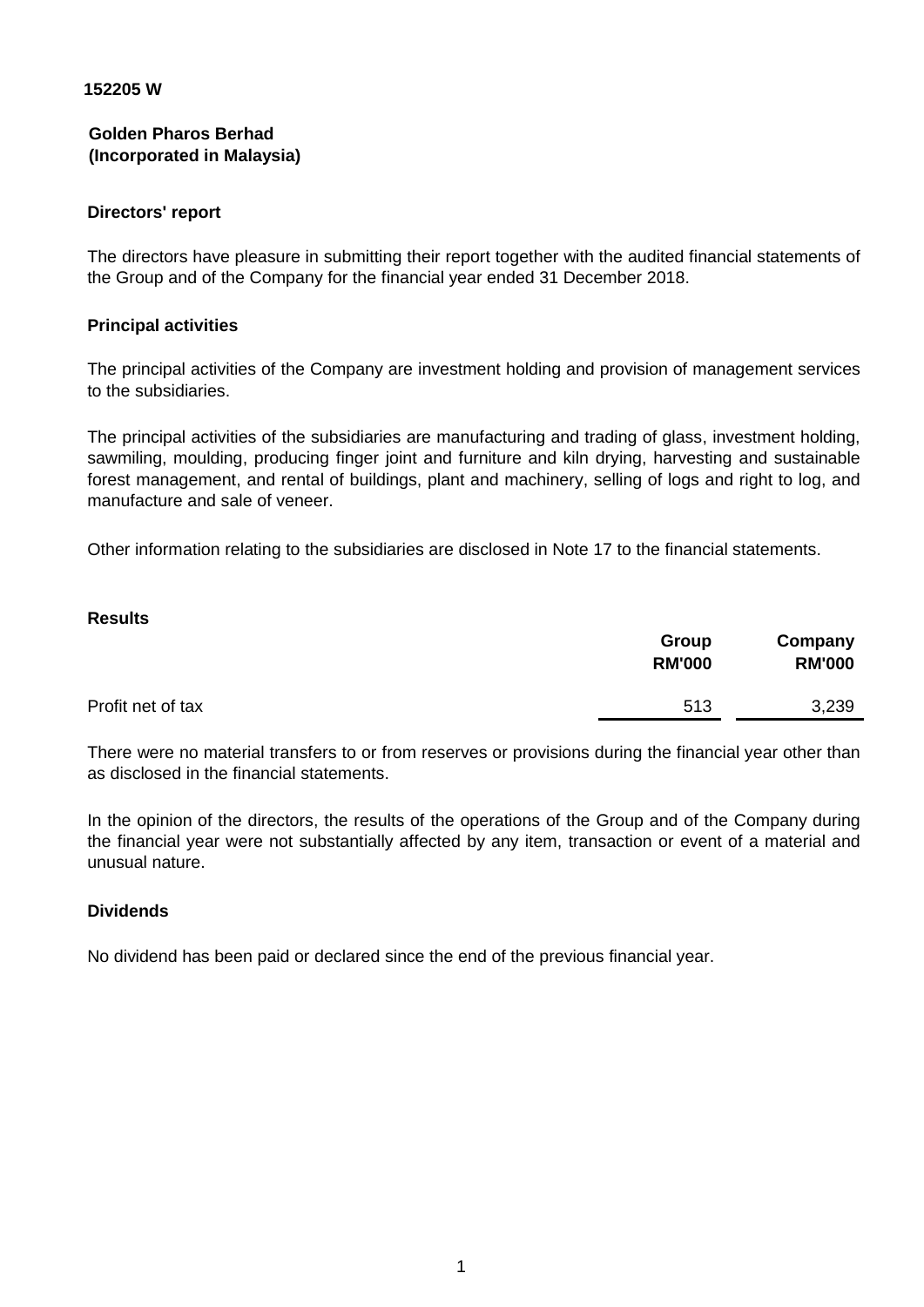152205 W

**Golden Pharos Berhad**
**(Incorporated in Malaysia)**

## Directors' report

The directors have pleasure in submitting their report together with the audited financial statements of the Group and of the Company for the financial year ended 31 December 2018.

### Principal activities

The principal activities of the Company are investment holding and provision of management services to the subsidiaries.

The principal activities of the subsidiaries are manufacturing and trading of glass, investment holding, sawmiling, moulding, producing finger joint and furniture and kiln drying, harvesting and sustainable forest management, and rental of buildings, plant and machinery, selling of logs and right to log, and manufacture and sale of veneer.

Other information relating to the subsidiaries are disclosed in Note 17 to the financial statements.

### Results

| | Group RM'000 | Company RM'000 |
|---|---|---|
| Profit net of tax | 513 | 3,239 |

There were no material transfers to or from reserves or provisions during the financial year other than as disclosed in the financial statements.

In the opinion of the directors, the results of the operations of the Group and of the Company during the financial year were not substantially affected by any item, transaction or event of a material and unusual nature.

### Dividends

No dividend has been paid or declared since the end of the previous financial year.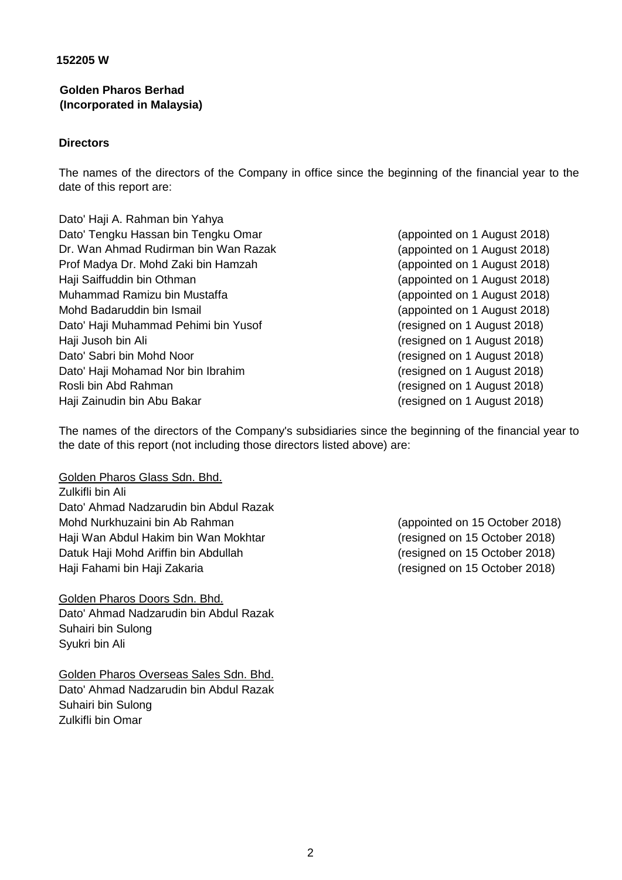**152205 W**

**Golden Pharos Berhad**
**(Incorporated in Malaysia)**

**Directors**

The names of the directors of the Company in office since the beginning of the financial year to the date of this report are:

| | |
|---|---|
| Dato' Haji A. Rahman bin Yahya | |
| Dato' Tengku Hassan bin Tengku Omar | (appointed on 1 August 2018) |
| Dr. Wan Ahmad Rudirman bin Wan Razak | (appointed on 1 August 2018) |
| Prof Madya Dr. Mohd Zaki bin Hamzah | (appointed on 1 August 2018) |
| Haji Saiffuddin bin Othman | (appointed on 1 August 2018) |
| Muhammad Ramizu bin Mustaffa | (appointed on 1 August 2018) |
| Mohd Badaruddin bin Ismail | (appointed on 1 August 2018) |
| Dato' Haji Muhammad Pehimi bin Yusof | (resigned on 1 August 2018) |
| Haji Jusoh bin Ali | (resigned on 1 August 2018) |
| Dato' Sabri bin Mohd Noor | (resigned on 1 August 2018) |
| Dato' Haji Mohamad Nor bin Ibrahim | (resigned on 1 August 2018) |
| Rosli bin Abd Rahman | (resigned on 1 August 2018) |
| Haji Zainudin bin Abu Bakar | (resigned on 1 August 2018) |

The names of the directors of the Company's subsidiaries since the beginning of the financial year to the date of this report (not including those directors listed above) are:

Golden Pharos Glass Sdn. Bhd.

| | |
|---|---|
| Zulkifli bin Ali | |
| Dato' Ahmad Nadzarudin bin Abdul Razak | |
| Mohd Nurkhuzaini bin Ab Rahman | (appointed on 15 October 2018) |
| Haji Wan Abdul Hakim bin Wan Mokhtar | (resigned on 15 October 2018) |
| Datuk Haji Mohd Ariffin bin Abdullah | (resigned on 15 October 2018) |
| Haji Fahami bin Haji Zakaria | (resigned on 15 October 2018) |

Golden Pharos Doors Sdn. Bhd.

Dato' Ahmad Nadzarudin bin Abdul Razak
Suhairi bin Sulong
Syukri bin Ali

Golden Pharos Overseas Sales Sdn. Bhd.

Dato' Ahmad Nadzarudin bin Abdul Razak
Suhairi bin Sulong
Zulkifli bin Omar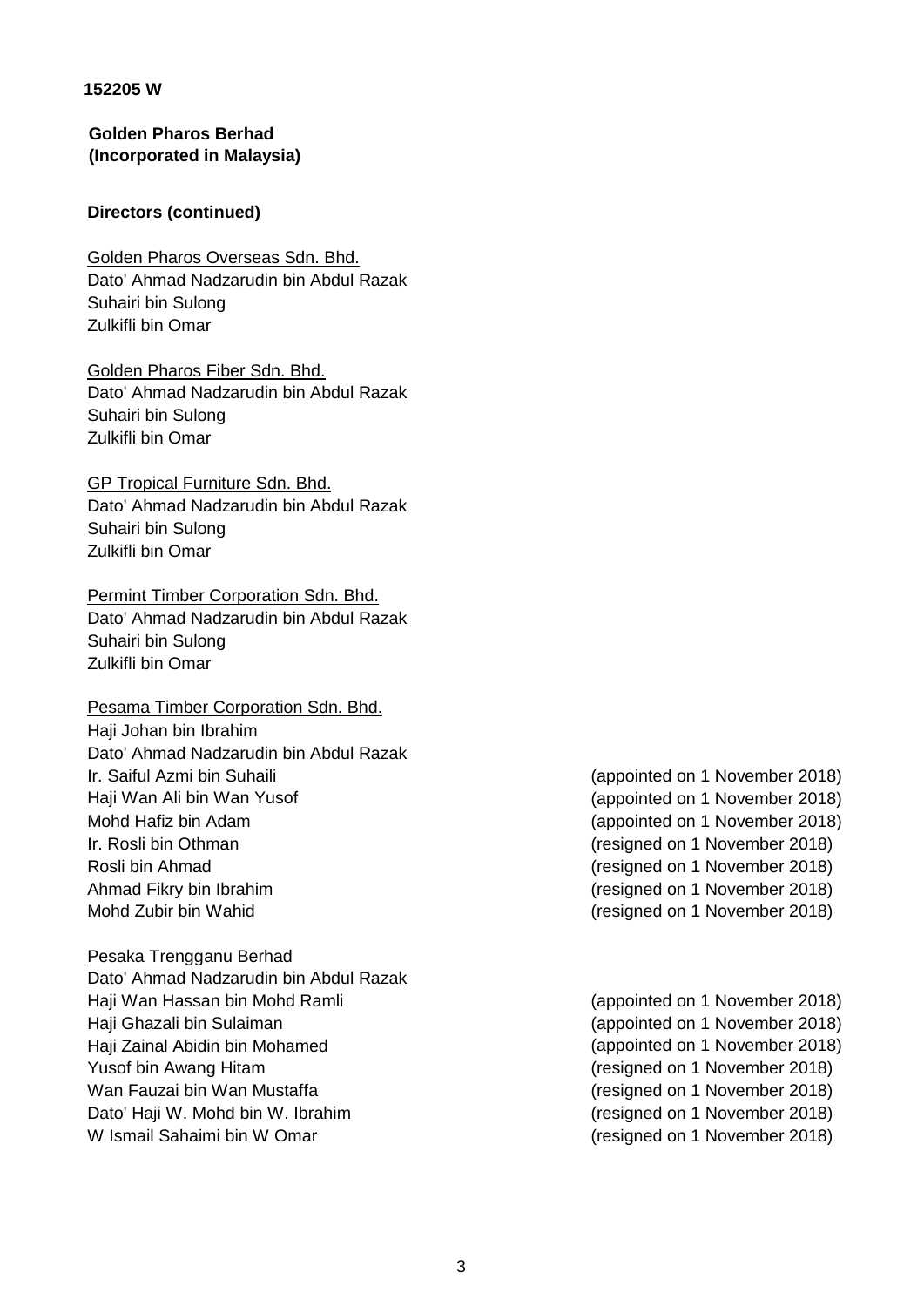**152205 W**

**Golden Pharos Berhad**
**(Incorporated in Malaysia)**

**Directors (continued)**

<u>Golden Pharos Overseas Sdn. Bhd.</u>
Dato' Ahmad Nadzarudin bin Abdul Razak
Suhairi bin Sulong
Zulkifli bin Omar

<u>Golden Pharos Fiber Sdn. Bhd.</u>
Dato' Ahmad Nadzarudin bin Abdul Razak
Suhairi bin Sulong
Zulkifli bin Omar

<u>GP Tropical Furniture Sdn. Bhd.</u>
Dato' Ahmad Nadzarudin bin Abdul Razak
Suhairi bin Sulong
Zulkifli bin Omar

<u>Permint Timber Corporation Sdn. Bhd.</u>
Dato' Ahmad Nadzarudin bin Abdul Razak
Suhairi bin Sulong
Zulkifli bin Omar

<u>Pesama Timber Corporation Sdn. Bhd.</u>
Haji Johan bin Ibrahim
Dato' Ahmad Nadzarudin bin Abdul Razak
Ir. Saiful Azmi bin Suhaili (appointed on 1 November 2018)
Haji Wan Ali bin Wan Yusof (appointed on 1 November 2018)
Mohd Hafiz bin Adam (appointed on 1 November 2018)
Ir. Rosli bin Othman (resigned on 1 November 2018)
Rosli bin Ahmad (resigned on 1 November 2018)
Ahmad Fikry bin Ibrahim (resigned on 1 November 2018)
Mohd Zubir bin Wahid (resigned on 1 November 2018)

<u>Pesaka Trengganu Berhad</u>
Dato' Ahmad Nadzarudin bin Abdul Razak
Haji Wan Hassan bin Mohd Ramli (appointed on 1 November 2018)
Haji Ghazali bin Sulaiman (appointed on 1 November 2018)
Haji Zainal Abidin bin Mohamed (appointed on 1 November 2018)
Yusof bin Awang Hitam (resigned on 1 November 2018)
Wan Fauzai bin Wan Mustaffa (resigned on 1 November 2018)
Dato' Haji W. Mohd bin W. Ibrahim (resigned on 1 November 2018)
W Ismail Sahaimi bin W Omar (resigned on 1 November 2018)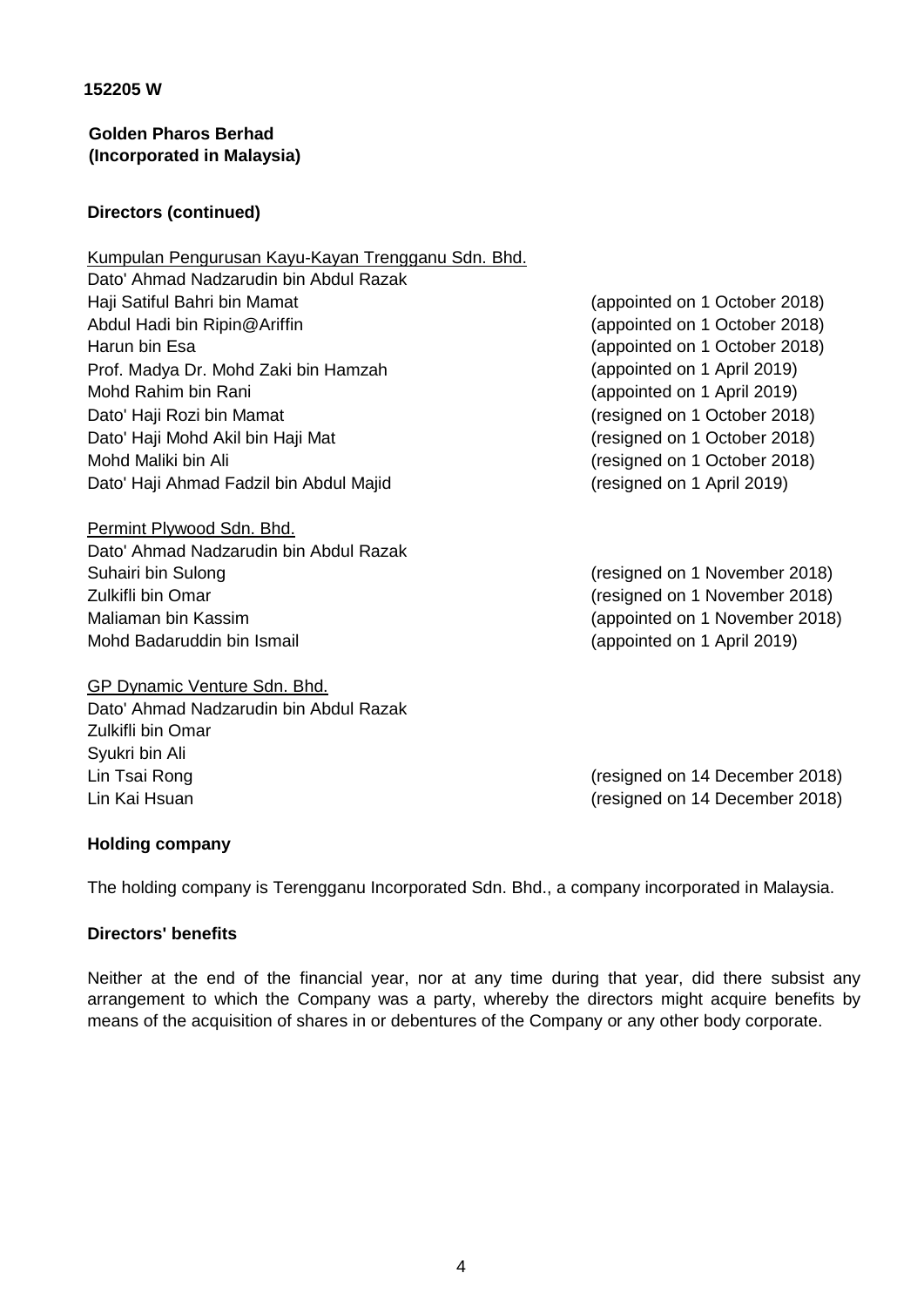152205 W

**Golden Pharos Berhad**
**(Incorporated in Malaysia)**

**Directors (continued)**

Kumpulan Pengurusan Kayu-Kayan Trengganu Sdn. Bhd.

| | |
|---|---|
| Dato' Ahmad Nadzarudin bin Abdul Razak | |
| Haji Satiful Bahri bin Mamat | (appointed on 1 October 2018) |
| Abdul Hadi bin Ripin@Ariffin | (appointed on 1 October 2018) |
| Harun bin Esa | (appointed on 1 October 2018) |
| Prof. Madya Dr. Mohd Zaki bin Hamzah | (appointed on 1 April 2019) |
| Mohd Rahim bin Rani | (appointed on 1 April 2019) |
| Dato' Haji Rozi bin Mamat | (resigned on 1 October 2018) |
| Dato' Haji Mohd Akil bin Haji Mat | (resigned on 1 October 2018) |
| Mohd Maliki bin Ali | (resigned on 1 October 2018) |
| Dato' Haji Ahmad Fadzil bin Abdul Majid | (resigned on 1 April 2019) |

Permint Plywood Sdn. Bhd.

| | |
|---|---|
| Dato' Ahmad Nadzarudin bin Abdul Razak | |
| Suhairi bin Sulong | (resigned on 1 November 2018) |
| Zulkifli bin Omar | (resigned on 1 November 2018) |
| Maliaman bin Kassim | (appointed on 1 November 2018) |
| Mohd Badaruddin bin Ismail | (appointed on 1 April 2019) |

GP Dynamic Venture Sdn. Bhd.

| | |
|---|---|
| Dato' Ahmad Nadzarudin bin Abdul Razak | |
| Zulkifli bin Omar | |
| Syukri bin Ali | |
| Lin Tsai Rong | (resigned on 14 December 2018) |
| Lin Kai Hsuan | (resigned on 14 December 2018) |

**Holding company**

The holding company is Terengganu Incorporated Sdn. Bhd., a company incorporated in Malaysia.

**Directors' benefits**

Neither at the end of the financial year, nor at any time during that year, did there subsist any arrangement to which the Company was a party, whereby the directors might acquire benefits by means of the acquisition of shares in or debentures of the Company or any other body corporate.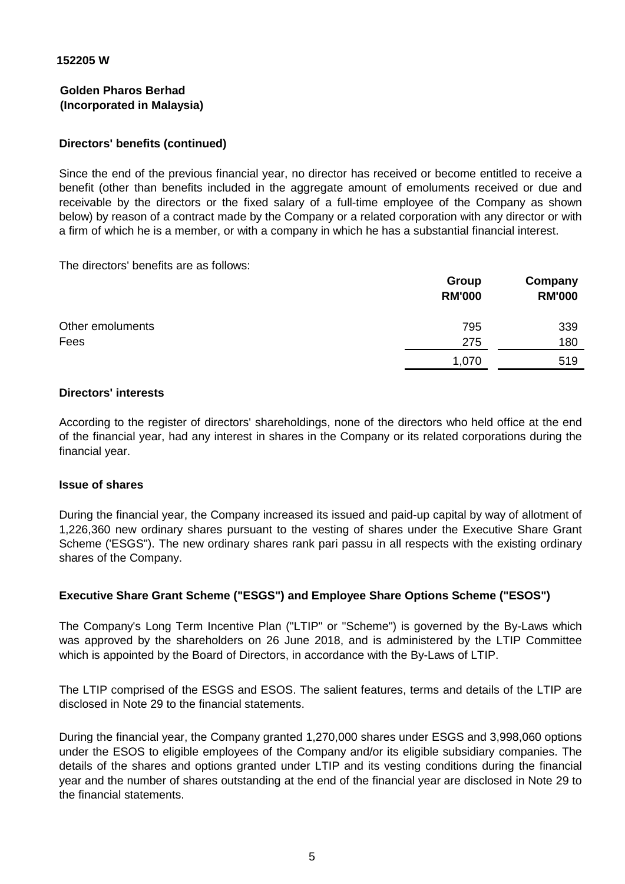152205 W

**Golden Pharos Berhad**
**(Incorporated in Malaysia)**

### Directors' benefits (continued)

Since the end of the previous financial year, no director has received or become entitled to receive a benefit (other than benefits included in the aggregate amount of emoluments received or due and receivable by the directors or the fixed salary of a full-time employee of the Company as shown below) by reason of a contract made by the Company or a related corporation with any director or with a firm of which he is a member, or with a company in which he has a substantial financial interest.

The directors' benefits are as follows:

| | Group RM'000 | Company RM'000 |
|---|---|---|
| Other emoluments | 795 | 339 |
| Fees | 275 | 180 |
| | 1,070 | 519 |

### Directors' interests

According to the register of directors' shareholdings, none of the directors who held office at the end of the financial year, had any interest in shares in the Company or its related corporations during the financial year.

### Issue of shares

During the financial year, the Company increased its issued and paid-up capital by way of allotment of 1,226,360 new ordinary shares pursuant to the vesting of shares under the Executive Share Grant Scheme ('ESGS"). The new ordinary shares rank pari passu in all respects with the existing ordinary shares of the Company.

### Executive Share Grant Scheme ("ESGS") and Employee Share Options Scheme ("ESOS")

The Company's Long Term Incentive Plan ("LTIP" or "Scheme") is governed by the By-Laws which was approved by the shareholders on 26 June 2018, and is administered by the LTIP Committee which is appointed by the Board of Directors, in accordance with the By-Laws of LTIP.

The LTIP comprised of the ESGS and ESOS. The salient features, terms and details of the LTIP are disclosed in Note 29 to the financial statements.

During the financial year, the Company granted 1,270,000 shares under ESGS and 3,998,060 options under the ESOS to eligible employees of the Company and/or its eligible subsidiary companies. The details of the shares and options granted under LTIP and its vesting conditions during the financial year and the number of shares outstanding at the end of the financial year are disclosed in Note 29 to the financial statements.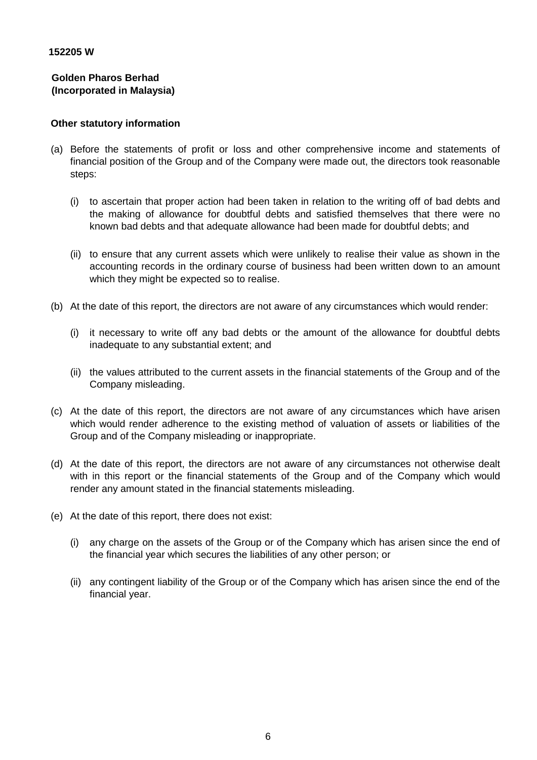152205 W

**Golden Pharos Berhad**
**(Incorporated in Malaysia)**

**Other statutory information**

(a) Before the statements of profit or loss and other comprehensive income and statements of financial position of the Group and of the Company were made out, the directors took reasonable steps:

   (i) to ascertain that proper action had been taken in relation to the writing off of bad debts and the making of allowance for doubtful debts and satisfied themselves that there were no known bad debts and that adequate allowance had been made for doubtful debts; and

   (ii) to ensure that any current assets which were unlikely to realise their value as shown in the accounting records in the ordinary course of business had been written down to an amount which they might be expected so to realise.

(b) At the date of this report, the directors are not aware of any circumstances which would render:

   (i) it necessary to write off any bad debts or the amount of the allowance for doubtful debts inadequate to any substantial extent; and

   (ii) the values attributed to the current assets in the financial statements of the Group and of the Company misleading.

(c) At the date of this report, the directors are not aware of any circumstances which have arisen which would render adherence to the existing method of valuation of assets or liabilities of the Group and of the Company misleading or inappropriate.

(d) At the date of this report, the directors are not aware of any circumstances not otherwise dealt with in this report or the financial statements of the Group and of the Company which would render any amount stated in the financial statements misleading.

(e) At the date of this report, there does not exist:

   (i) any charge on the assets of the Group or of the Company which has arisen since the end of the financial year which secures the liabilities of any other person; or

   (ii) any contingent liability of the Group or of the Company which has arisen since the end of the financial year.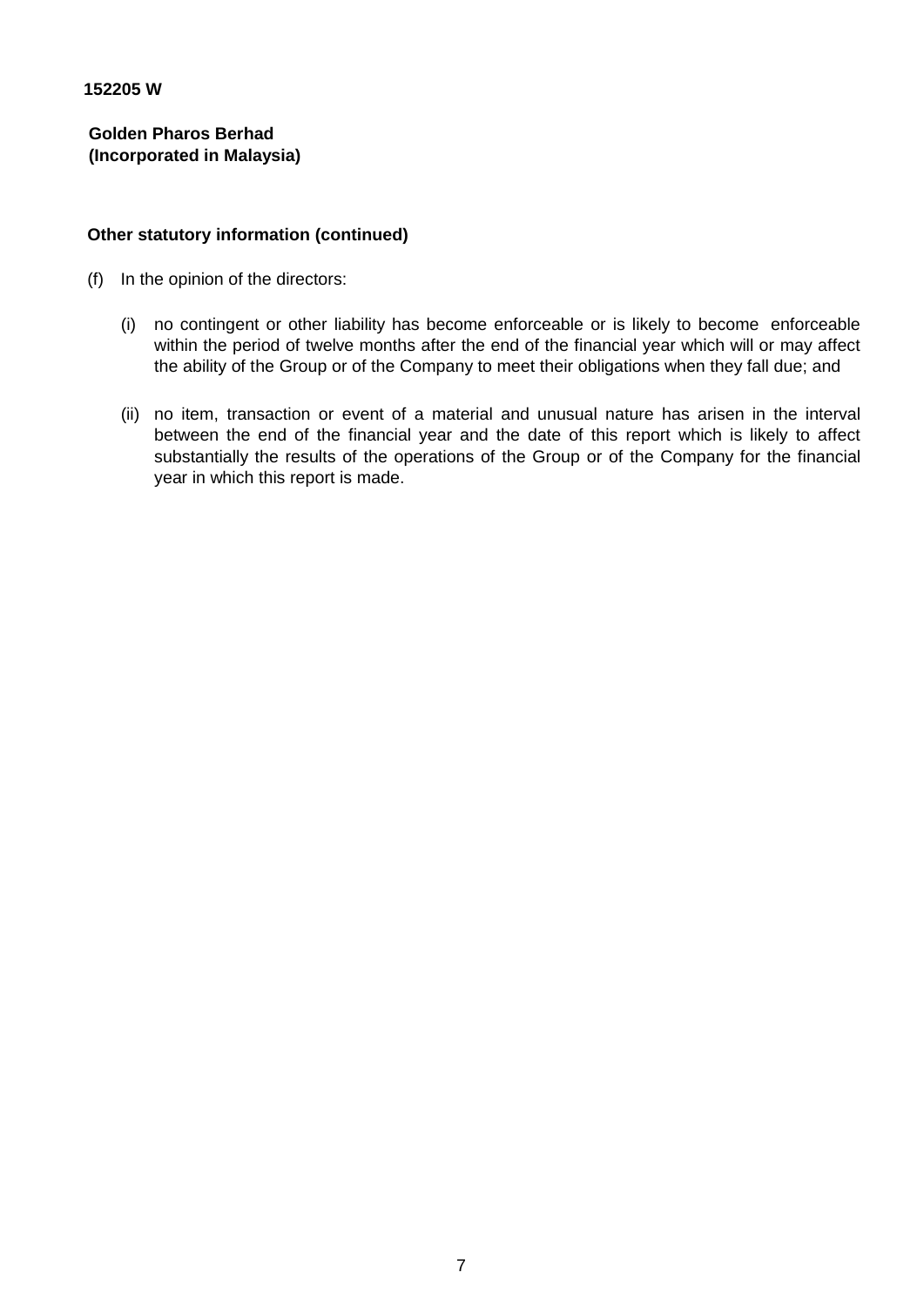152205 W

**Golden Pharos Berhad**
**(Incorporated in Malaysia)**

**Other statutory information (continued)**

(f) In the opinion of the directors:

   (i) no contingent or other liability has become enforceable or is likely to become enforceable within the period of twelve months after the end of the financial year which will or may affect the ability of the Group or of the Company to meet their obligations when they fall due; and

   (ii) no item, transaction or event of a material and unusual nature has arisen in the interval between the end of the financial year and the date of this report which is likely to affect substantially the results of the operations of the Group or of the Company for the financial year in which this report is made.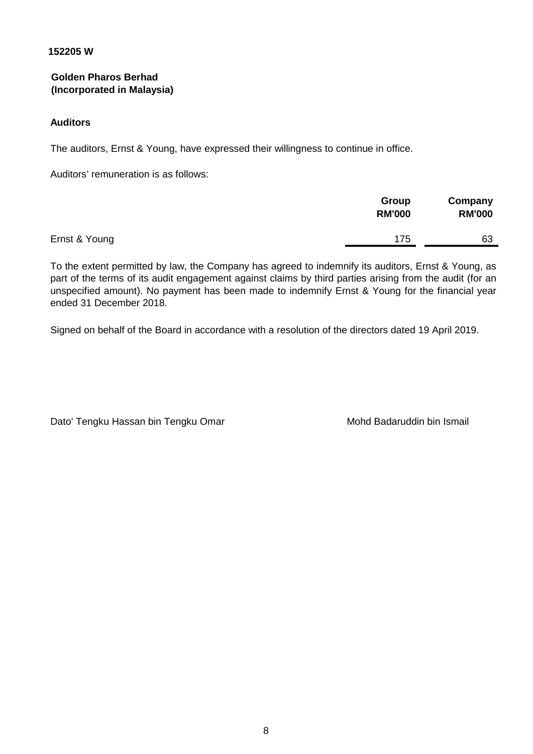152205 W

**Golden Pharos Berhad**
**(Incorporated in Malaysia)**

**Auditors**

The auditors, Ernst & Young, have expressed their willingness to continue in office.

Auditors' remuneration is as follows:

| | Group RM'000 | Company RM'000 |
|---|---|---|
| Ernst & Young | 175 | 63 |

To the extent permitted by law, the Company has agreed to indemnify its auditors, Ernst & Young, as part of the terms of its audit engagement against claims by third parties arising from the audit (for an unspecified amount). No payment has been made to indemnify Ernst & Young for the financial year ended 31 December 2018.

Signed on behalf of the Board in accordance with a resolution of the directors dated 19 April 2019.

Dato' Tengku Hassan bin Tengku Omar

Mohd Badaruddin bin Ismail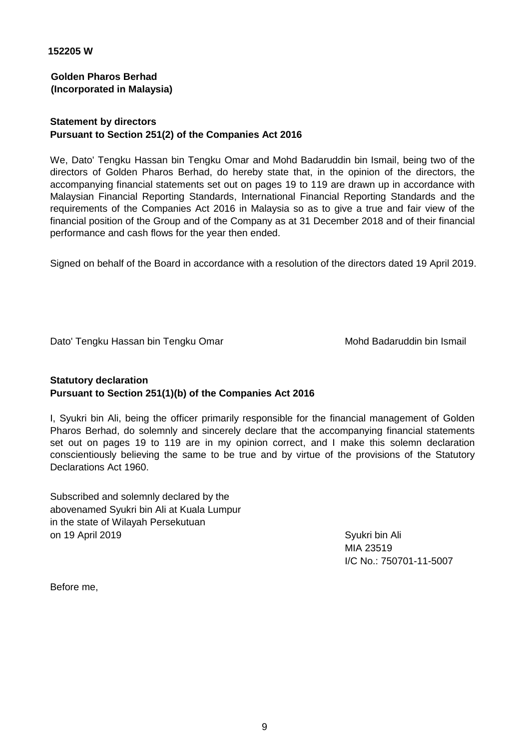**152205 W**

**Golden Pharos Berhad**
**(Incorporated in Malaysia)**

**Statement by directors**
**Pursuant to Section 251(2) of the Companies Act 2016**

We, Dato' Tengku Hassan bin Tengku Omar and Mohd Badaruddin bin Ismail, being two of the directors of Golden Pharos Berhad, do hereby state that, in the opinion of the directors, the accompanying financial statements set out on pages 19 to 119 are drawn up in accordance with Malaysian Financial Reporting Standards, International Financial Reporting Standards and the requirements of the Companies Act 2016 in Malaysia so as to give a true and fair view of the financial position of the Group and of the Company as at 31 December 2018 and of their financial performance and cash flows for the year then ended.

Signed on behalf of the Board in accordance with a resolution of the directors dated 19 April 2019.

Dato' Tengku Hassan bin Tengku Omar

Mohd Badaruddin bin Ismail

**Statutory declaration**
**Pursuant to Section 251(1)(b) of the Companies Act 2016**

I, Syukri bin Ali, being the officer primarily responsible for the financial management of Golden Pharos Berhad, do solemnly and sincerely declare that the accompanying financial statements set out on pages 19 to 119 are in my opinion correct, and I make this solemn declaration conscientiously believing the same to be true and by virtue of the provisions of the Statutory Declarations Act 1960.

Subscribed and solemnly declared by the abovenamed Syukri bin Ali at Kuala Lumpur in the state of Wilayah Persekutuan on 19 April 2019

Syukri bin Ali
MIA 23519
I/C No.: 750701-11-5007

Before me,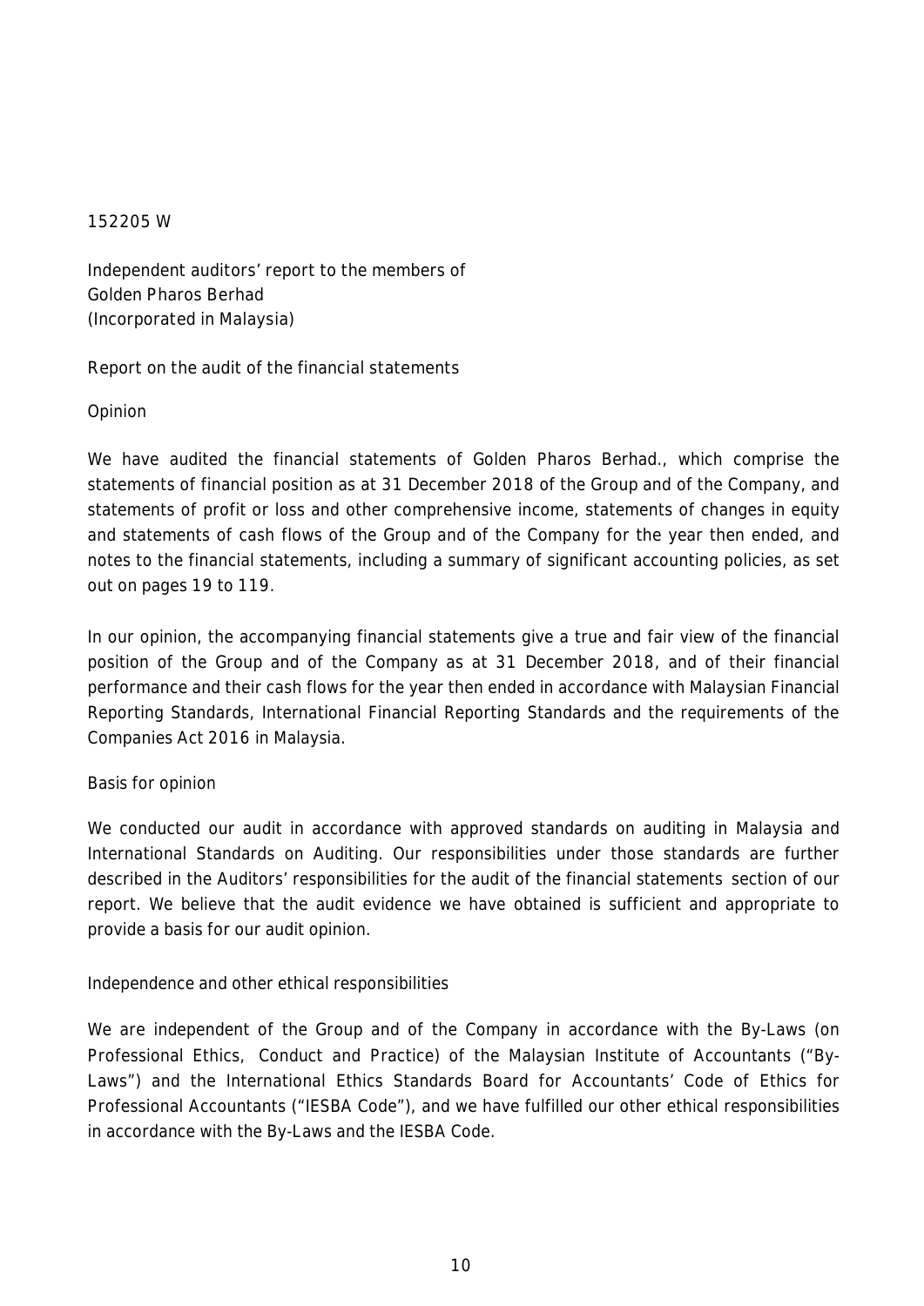152205 W

Independent auditors' report to the members of
Golden Pharos Berhad
(Incorporated in Malaysia)

## Report on the audit of the financial statements

### Opinion

We have audited the financial statements of Golden Pharos Berhad., which comprise the statements of financial position as at 31 December 2018 of the Group and of the Company, and statements of profit or loss and other comprehensive income, statements of changes in equity and statements of cash flows of the Group and of the Company for the year then ended, and notes to the financial statements, including a summary of significant accounting policies, as set out on pages 19 to 119.

In our opinion, the accompanying financial statements give a true and fair view of the financial position of the Group and of the Company as at 31 December 2018, and of their financial performance and their cash flows for the year then ended in accordance with Malaysian Financial Reporting Standards, International Financial Reporting Standards and the requirements of the Companies Act 2016 in Malaysia.

### Basis for opinion

We conducted our audit in accordance with approved standards on auditing in Malaysia and International Standards on Auditing. Our responsibilities under those standards are further described in the Auditors' responsibilities for the audit of the financial statements section of our report. We believe that the audit evidence we have obtained is sufficient and appropriate to provide a basis for our audit opinion.

### Independence and other ethical responsibilities

We are independent of the Group and of the Company in accordance with the By-Laws (on Professional Ethics, Conduct and Practice) of the Malaysian Institute of Accountants ("By-Laws") and the International Ethics Standards Board for Accountants' Code of Ethics for Professional Accountants ("IESBA Code"), and we have fulfilled our other ethical responsibilities in accordance with the By-Laws and the IESBA Code.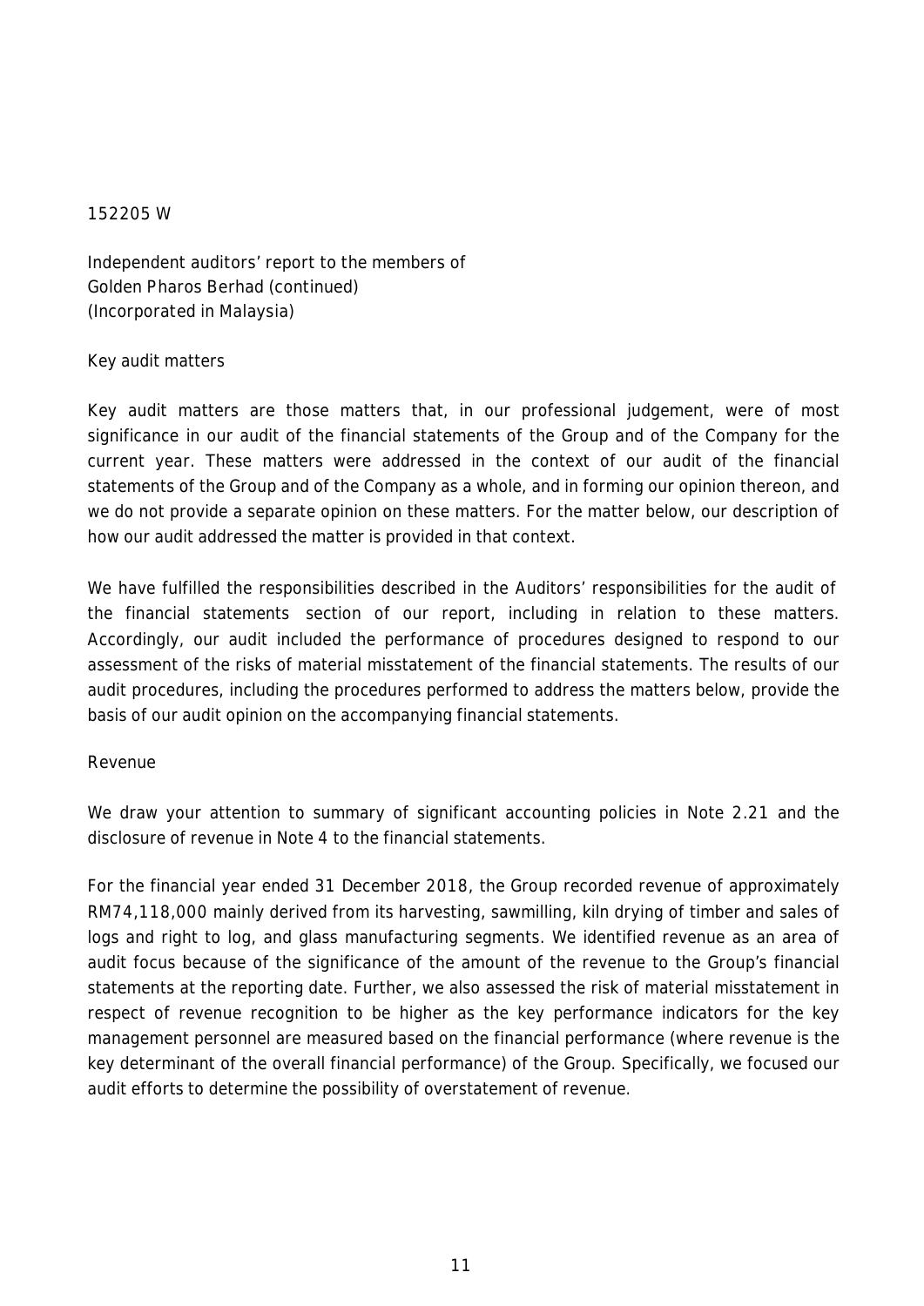152205 W

Independent auditors' report to the members of
Golden Pharos Berhad (continued)
(Incorporated in Malaysia)

## Key audit matters

Key audit matters are those matters that, in our professional judgement, were of most significance in our audit of the financial statements of the Group and of the Company for the current year. These matters were addressed in the context of our audit of the financial statements of the Group and of the Company as a whole, and in forming our opinion thereon, and we do not provide a separate opinion on these matters. For the matter below, our description of how our audit addressed the matter is provided in that context.

We have fulfilled the responsibilities described in the Auditors' responsibilities for the audit of the financial statements section of our report, including in relation to these matters. Accordingly, our audit included the performance of procedures designed to respond to our assessment of the risks of material misstatement of the financial statements. The results of our audit procedures, including the procedures performed to address the matters below, provide the basis of our audit opinion on the accompanying financial statements.

### Revenue

We draw your attention to summary of significant accounting policies in Note 2.21 and the disclosure of revenue in Note 4 to the financial statements.

For the financial year ended 31 December 2018, the Group recorded revenue of approximately RM74,118,000 mainly derived from its harvesting, sawmilling, kiln drying of timber and sales of logs and right to log, and glass manufacturing segments. We identified revenue as an area of audit focus because of the significance of the amount of the revenue to the Group's financial statements at the reporting date. Further, we also assessed the risk of material misstatement in respect of revenue recognition to be higher as the key performance indicators for the key management personnel are measured based on the financial performance (where revenue is the key determinant of the overall financial performance) of the Group. Specifically, we focused our audit efforts to determine the possibility of overstatement of revenue.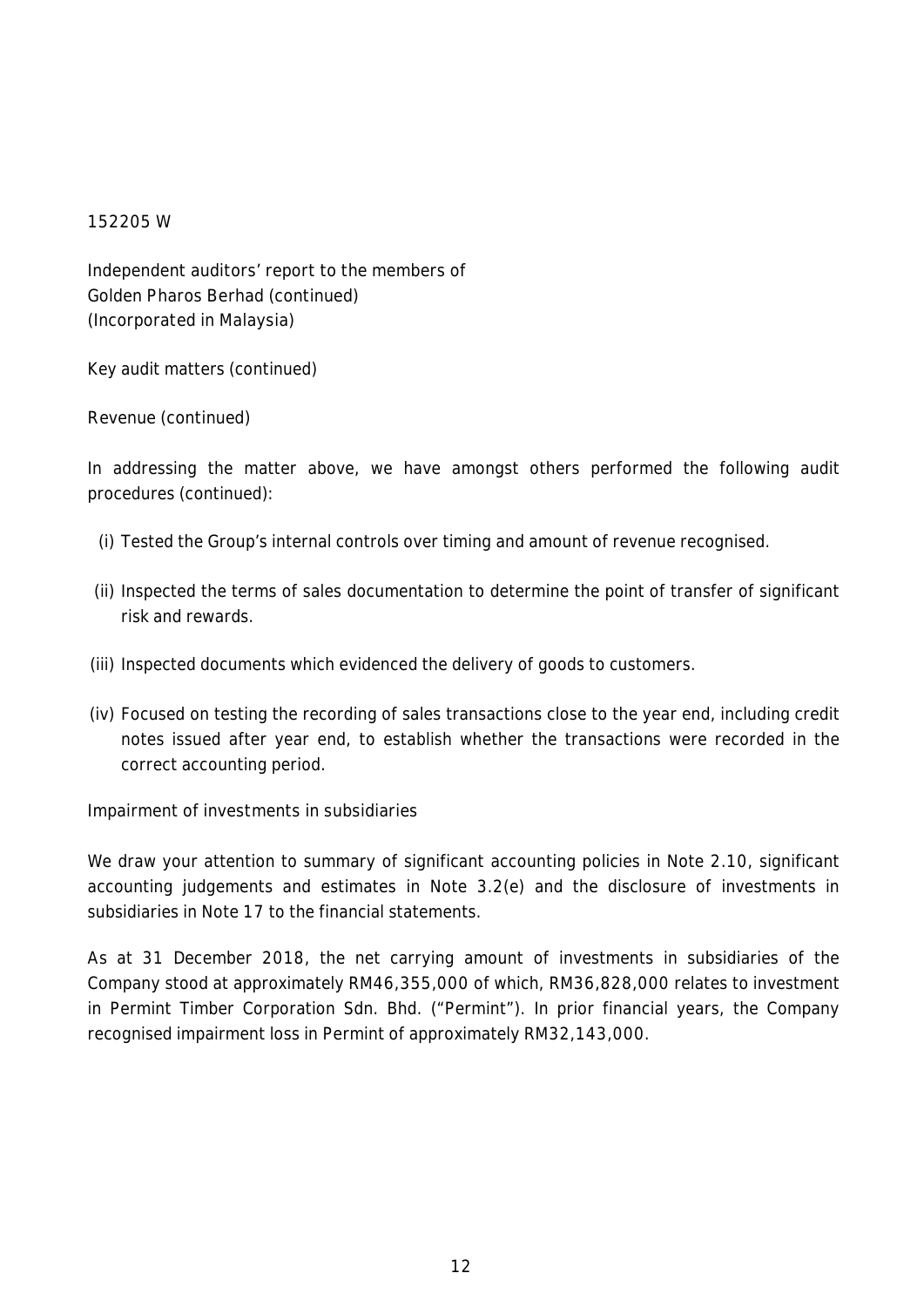152205 W

Independent auditors' report to the members of
Golden Pharos Berhad (continued)
(Incorporated in Malaysia)

Key audit matters (continued)

Revenue (continued)

In addressing the matter above, we have amongst others performed the following audit procedures (continued):

(i) Tested the Group's internal controls over timing and amount of revenue recognised.

(ii) Inspected the terms of sales documentation to determine the point of transfer of significant risk and rewards.

(iii) Inspected documents which evidenced the delivery of goods to customers.

(iv) Focused on testing the recording of sales transactions close to the year end, including credit notes issued after year end, to establish whether the transactions were recorded in the correct accounting period.

Impairment of investments in subsidiaries

We draw your attention to summary of significant accounting policies in Note 2.10, significant accounting judgements and estimates in Note 3.2(e) and the disclosure of investments in subsidiaries in Note 17 to the financial statements.

As at 31 December 2018, the net carrying amount of investments in subsidiaries of the Company stood at approximately RM46,355,000 of which, RM36,828,000 relates to investment in Permint Timber Corporation Sdn. Bhd. ("Permint"). In prior financial years, the Company recognised impairment loss in Permint of approximately RM32,143,000.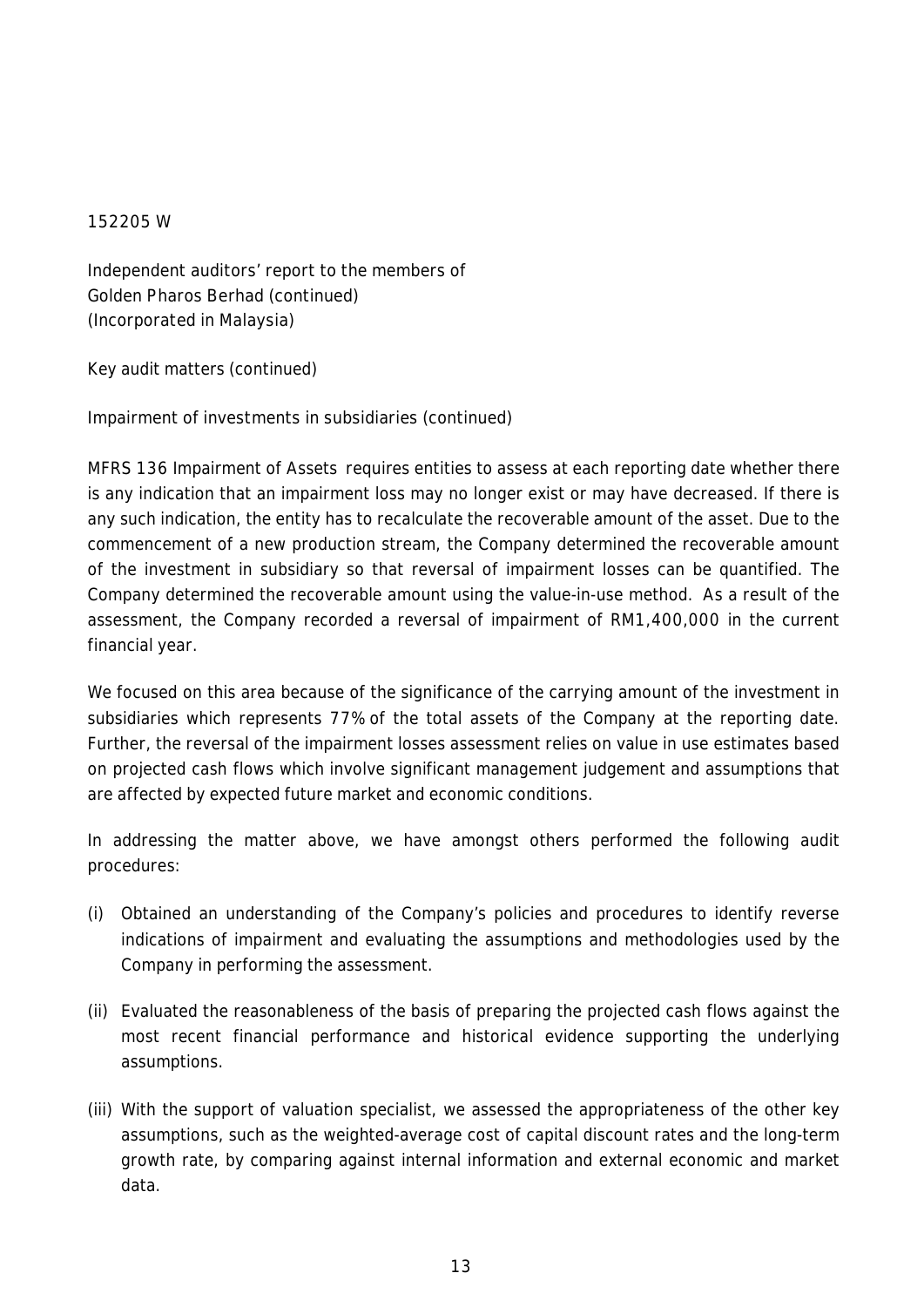152205 W

Independent auditors' report to the members of
Golden Pharos Berhad (continued)
(Incorporated in Malaysia)

Key audit matters (continued)

Impairment of investments in subsidiaries (continued)

MFRS 136 Impairment of Assets requires entities to assess at each reporting date whether there is any indication that an impairment loss may no longer exist or may have decreased. If there is any such indication, the entity has to recalculate the recoverable amount of the asset. Due to the commencement of a new production stream, the Company determined the recoverable amount of the investment in subsidiary so that reversal of impairment losses can be quantified. The Company determined the recoverable amount using the value-in-use method. As a result of the assessment, the Company recorded a reversal of impairment of RM1,400,000 in the current financial year.

We focused on this area because of the significance of the carrying amount of the investment in subsidiaries which represents 77% of the total assets of the Company at the reporting date. Further, the reversal of the impairment losses assessment relies on value in use estimates based on projected cash flows which involve significant management judgement and assumptions that are affected by expected future market and economic conditions.

In addressing the matter above, we have amongst others performed the following audit procedures:

(i) Obtained an understanding of the Company's policies and procedures to identify reverse indications of impairment and evaluating the assumptions and methodologies used by the Company in performing the assessment.

(ii) Evaluated the reasonableness of the basis of preparing the projected cash flows against the most recent financial performance and historical evidence supporting the underlying assumptions.

(iii) With the support of valuation specialist, we assessed the appropriateness of the other key assumptions, such as the weighted-average cost of capital discount rates and the long-term growth rate, by comparing against internal information and external economic and market data.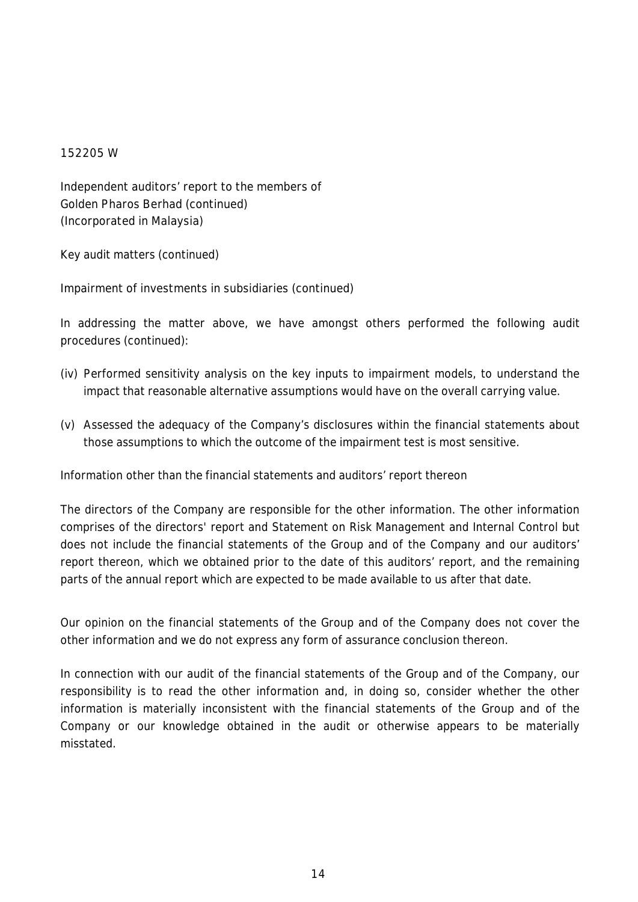152205 W

Independent auditors' report to the members of
Golden Pharos Berhad (continued)
(Incorporated in Malaysia)

Key audit matters (continued)

Impairment of investments in subsidiaries (continued)

In addressing the matter above, we have amongst others performed the following audit procedures (continued):

(iv) Performed sensitivity analysis on the key inputs to impairment models, to understand the impact that reasonable alternative assumptions would have on the overall carrying value.

(v) Assessed the adequacy of the Company's disclosures within the financial statements about those assumptions to which the outcome of the impairment test is most sensitive.

Information other than the financial statements and auditors' report thereon

The directors of the Company are responsible for the other information. The other information comprises of the directors' report and Statement on Risk Management and Internal Control but does not include the financial statements of the Group and of the Company and our auditors' report thereon, which we obtained prior to the date of this auditors' report, and the remaining parts of the annual report which are expected to be made available to us after that date.

Our opinion on the financial statements of the Group and of the Company does not cover the other information and we do not express any form of assurance conclusion thereon.

In connection with our audit of the financial statements of the Group and of the Company, our responsibility is to read the other information and, in doing so, consider whether the other information is materially inconsistent with the financial statements of the Group and of the Company or our knowledge obtained in the audit or otherwise appears to be materially misstated.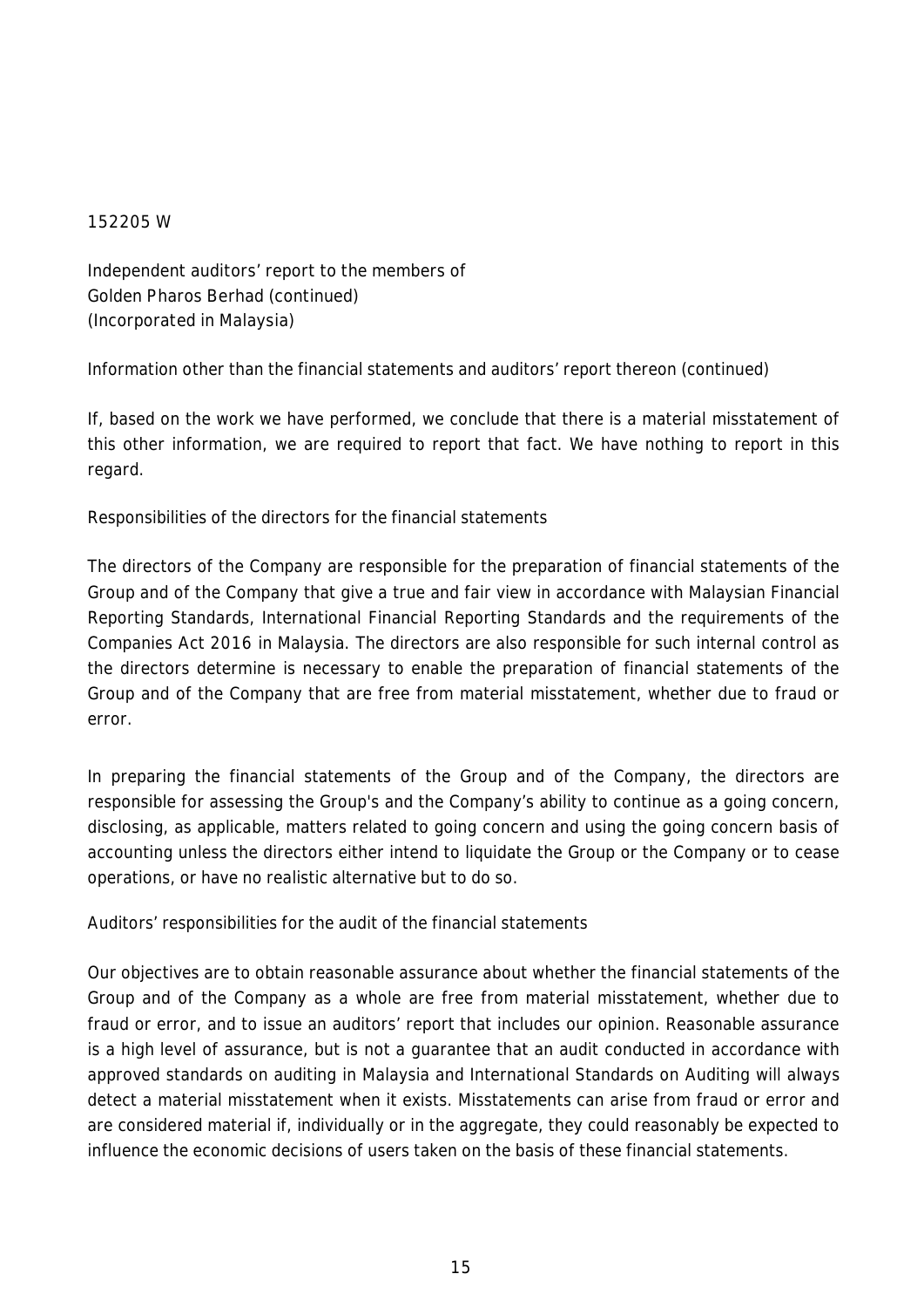152205 W

Independent auditors' report to the members of
Golden Pharos Berhad (continued)
(Incorporated in Malaysia)

## Information other than the financial statements and auditors' report thereon (continued)

If, based on the work we have performed, we conclude that there is a material misstatement of this other information, we are required to report that fact. We have nothing to report in this regard.

## Responsibilities of the directors for the financial statements

The directors of the Company are responsible for the preparation of financial statements of the Group and of the Company that give a true and fair view in accordance with Malaysian Financial Reporting Standards, International Financial Reporting Standards and the requirements of the Companies Act 2016 in Malaysia. The directors are also responsible for such internal control as the directors determine is necessary to enable the preparation of financial statements of the Group and of the Company that are free from material misstatement, whether due to fraud or error.

In preparing the financial statements of the Group and of the Company, the directors are responsible for assessing the Group's and the Company's ability to continue as a going concern, disclosing, as applicable, matters related to going concern and using the going concern basis of accounting unless the directors either intend to liquidate the Group or the Company or to cease operations, or have no realistic alternative but to do so.

## Auditors' responsibilities for the audit of the financial statements

Our objectives are to obtain reasonable assurance about whether the financial statements of the Group and of the Company as a whole are free from material misstatement, whether due to fraud or error, and to issue an auditors' report that includes our opinion. Reasonable assurance is a high level of assurance, but is not a guarantee that an audit conducted in accordance with approved standards on auditing in Malaysia and International Standards on Auditing will always detect a material misstatement when it exists. Misstatements can arise from fraud or error and are considered material if, individually or in the aggregate, they could reasonably be expected to influence the economic decisions of users taken on the basis of these financial statements.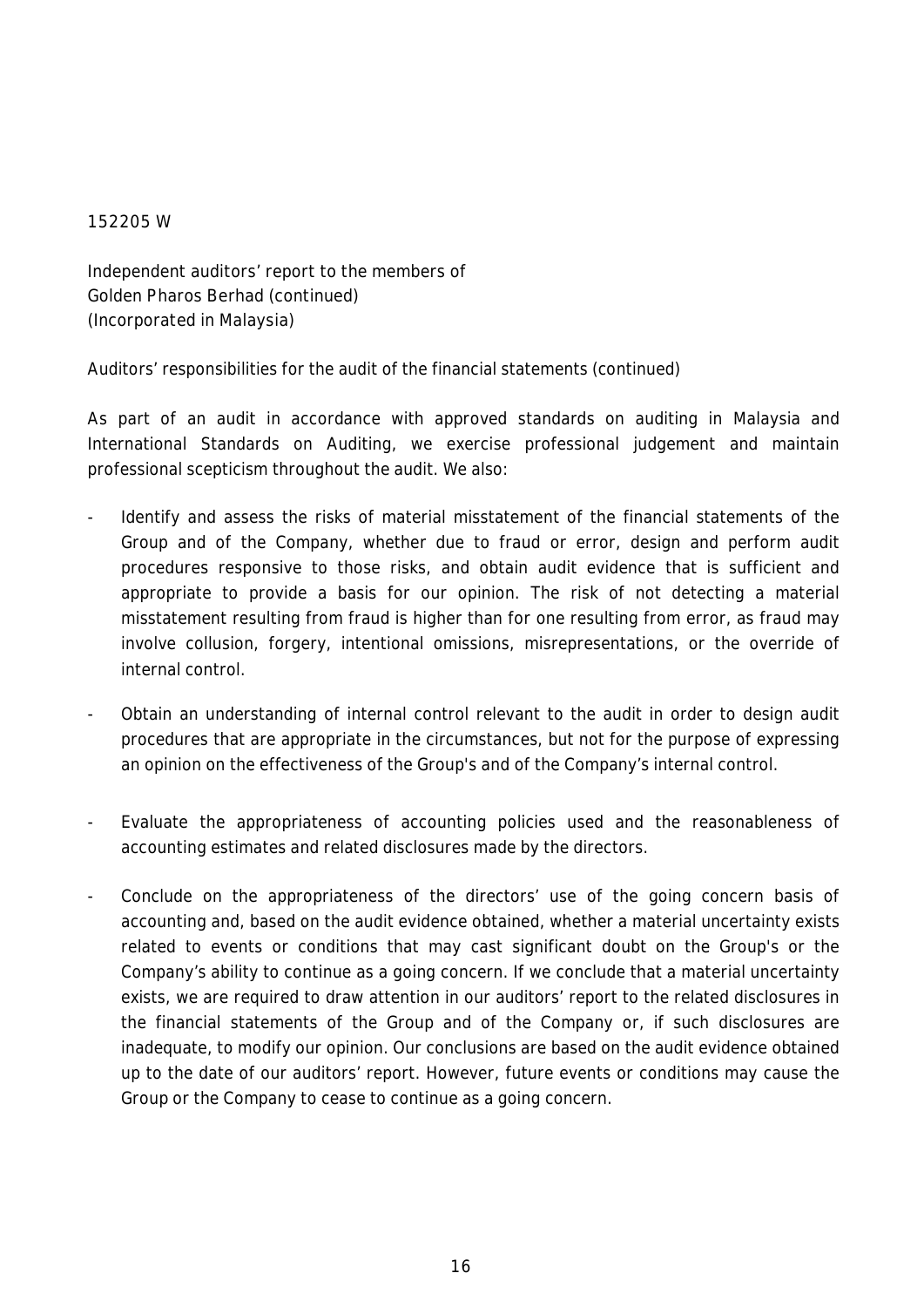152205 W

Independent auditors' report to the members of
Golden Pharos Berhad (continued)
(Incorporated in Malaysia)

Auditors' responsibilities for the audit of the financial statements (continued)

As part of an audit in accordance with approved standards on auditing in Malaysia and International Standards on Auditing, we exercise professional judgement and maintain professional scepticism throughout the audit. We also:

- Identify and assess the risks of material misstatement of the financial statements of the Group and of the Company, whether due to fraud or error, design and perform audit procedures responsive to those risks, and obtain audit evidence that is sufficient and appropriate to provide a basis for our opinion. The risk of not detecting a material misstatement resulting from fraud is higher than for one resulting from error, as fraud may involve collusion, forgery, intentional omissions, misrepresentations, or the override of internal control.

- Obtain an understanding of internal control relevant to the audit in order to design audit procedures that are appropriate in the circumstances, but not for the purpose of expressing an opinion on the effectiveness of the Group's and of the Company's internal control.

- Evaluate the appropriateness of accounting policies used and the reasonableness of accounting estimates and related disclosures made by the directors.

- Conclude on the appropriateness of the directors' use of the going concern basis of accounting and, based on the audit evidence obtained, whether a material uncertainty exists related to events or conditions that may cast significant doubt on the Group's or the Company's ability to continue as a going concern. If we conclude that a material uncertainty exists, we are required to draw attention in our auditors' report to the related disclosures in the financial statements of the Group and of the Company or, if such disclosures are inadequate, to modify our opinion. Our conclusions are based on the audit evidence obtained up to the date of our auditors' report. However, future events or conditions may cause the Group or the Company to cease to continue as a going concern.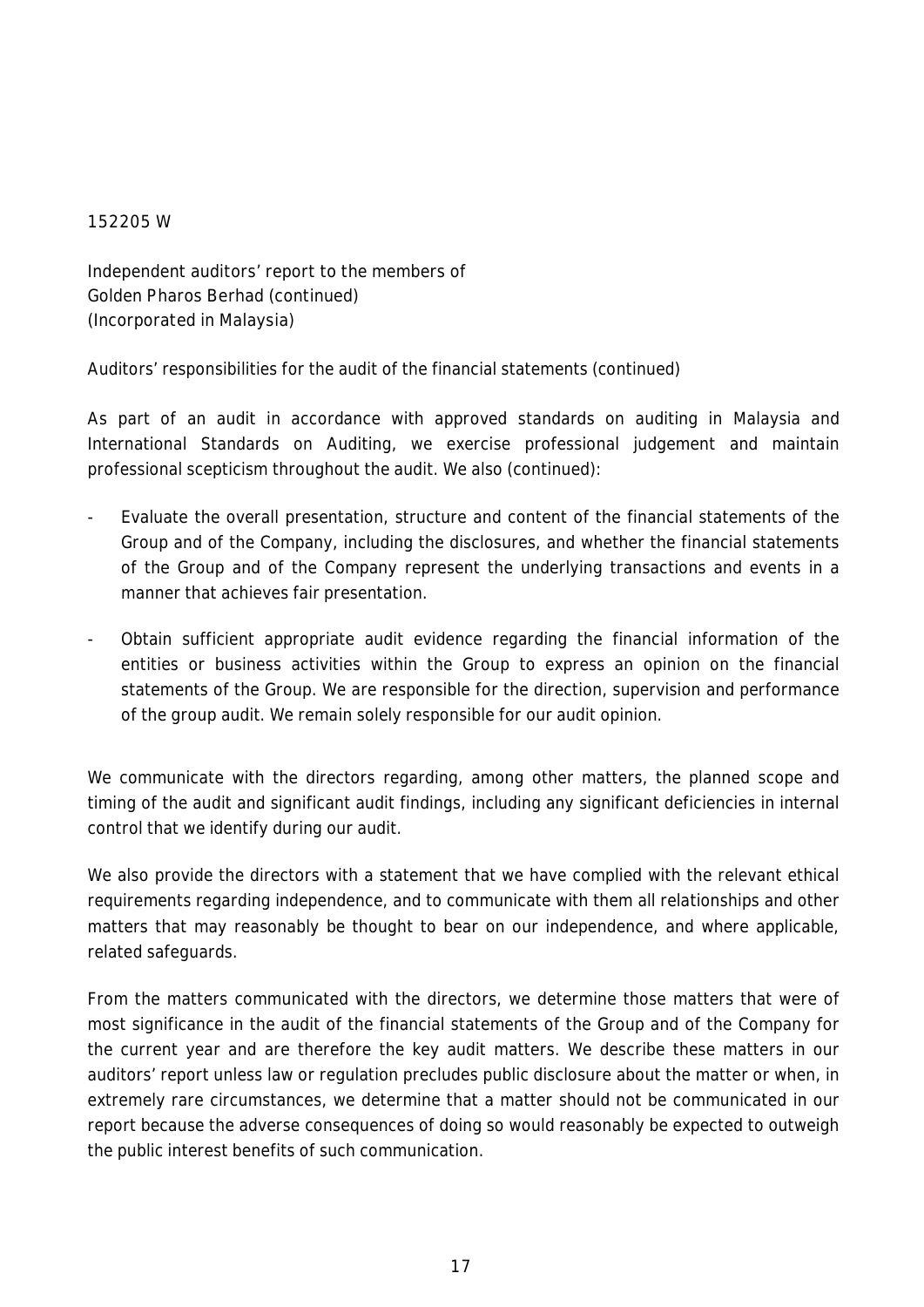152205 W

Independent auditors' report to the members of
Golden Pharos Berhad (continued)
(Incorporated in Malaysia)

Auditors' responsibilities for the audit of the financial statements (continued)

As part of an audit in accordance with approved standards on auditing in Malaysia and International Standards on Auditing, we exercise professional judgement and maintain professional scepticism throughout the audit. We also (continued):

- Evaluate the overall presentation, structure and content of the financial statements of the Group and of the Company, including the disclosures, and whether the financial statements of the Group and of the Company represent the underlying transactions and events in a manner that achieves fair presentation.

- Obtain sufficient appropriate audit evidence regarding the financial information of the entities or business activities within the Group to express an opinion on the financial statements of the Group. We are responsible for the direction, supervision and performance of the group audit. We remain solely responsible for our audit opinion.

We communicate with the directors regarding, among other matters, the planned scope and timing of the audit and significant audit findings, including any significant deficiencies in internal control that we identify during our audit.

We also provide the directors with a statement that we have complied with the relevant ethical requirements regarding independence, and to communicate with them all relationships and other matters that may reasonably be thought to bear on our independence, and where applicable, related safeguards.

From the matters communicated with the directors, we determine those matters that were of most significance in the audit of the financial statements of the Group and of the Company for the current year and are therefore the key audit matters. We describe these matters in our auditors' report unless law or regulation precludes public disclosure about the matter or when, in extremely rare circumstances, we determine that a matter should not be communicated in our report because the adverse consequences of doing so would reasonably be expected to outweigh the public interest benefits of such communication.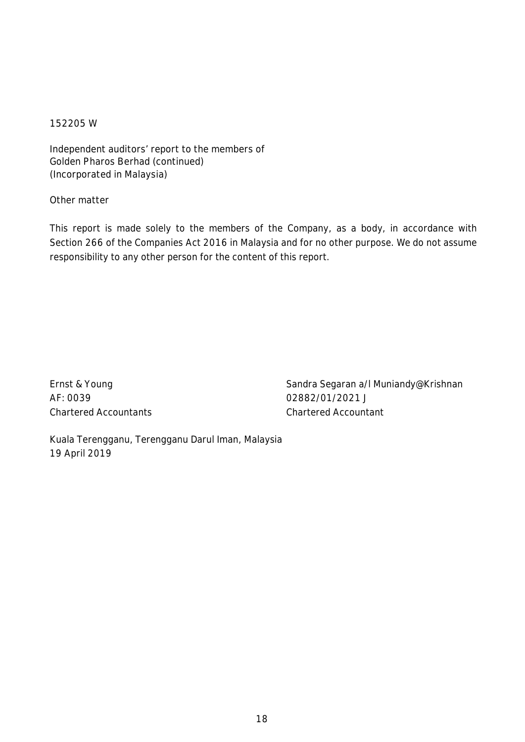152205 W

Independent auditors' report to the members of
Golden Pharos Berhad (continued)
(Incorporated in Malaysia)

Other matter

This report is made solely to the members of the Company, as a body, in accordance with Section 266 of the Companies Act 2016 in Malaysia and for no other purpose. We do not assume responsibility to any other person for the content of this report.

| | |
|---|---|
| Ernst & Young | Sandra Segaran a/l Muniandy@Krishnan |
| AF: 0039 | 02882/01/2021 J |
| Chartered Accountants | Chartered Accountant |

Kuala Terengganu, Terengganu Darul Iman, Malaysia
19 April 2019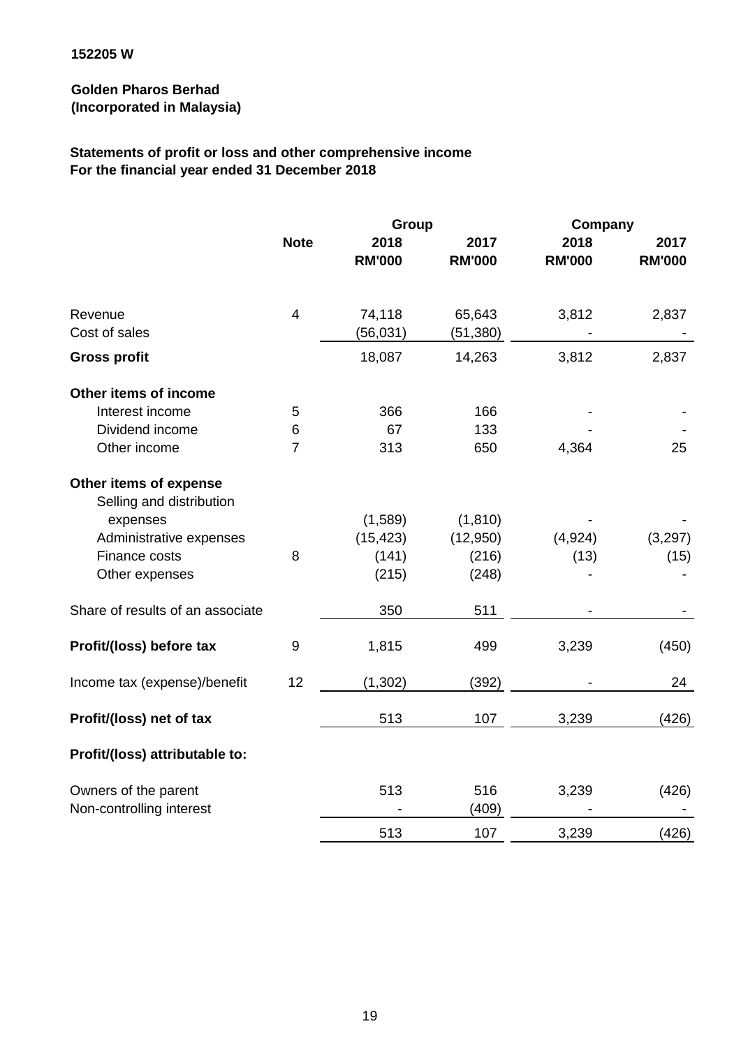152205 W

**Golden Pharos Berhad**
**(Incorporated in Malaysia)**

**Statements of profit or loss and other comprehensive income**
**For the financial year ended 31 December 2018**

| | | Group | | Company | |
|---|---|---|---|---|---|
| | **Note** | **2018 RM'000** | **2017 RM'000** | **2018 RM'000** | **2017 RM'000** |
| Revenue | 4 | 74,118 | 65,643 | 3,812 | 2,837 |
| Cost of sales | | (56,031) | (51,380) | - | - |
| **Gross profit** | | 18,087 | 14,263 | 3,812 | 2,837 |
| **Other items of income** | | | | | |
| Interest income | 5 | 366 | 166 | - | - |
| Dividend income | 6 | 67 | 133 | - | - |
| Other income | 7 | 313 | 650 | 4,364 | 25 |
| **Other items of expense** | | | | | |
| Selling and distribution expenses | | (1,589) | (1,810) | - | - |
| Administrative expenses | | (15,423) | (12,950) | (4,924) | (3,297) |
| Finance costs | 8 | (141) | (216) | (13) | (15) |
| Other expenses | | (215) | (248) | - | - |
| Share of results of an associate | | 350 | 511 | - | - |
| **Profit/(loss) before tax** | 9 | 1,815 | 499 | 3,239 | (450) |
| Income tax (expense)/benefit | 12 | (1,302) | (392) | - | 24 |
| **Profit/(loss) net of tax** | | 513 | 107 | 3,239 | (426) |
| **Profit/(loss) attributable to:** | | | | | |
| Owners of the parent | | 513 | 516 | 3,239 | (426) |
| Non-controlling interest | | - | (409) | - | - |
| | | 513 | 107 | 3,239 | (426) |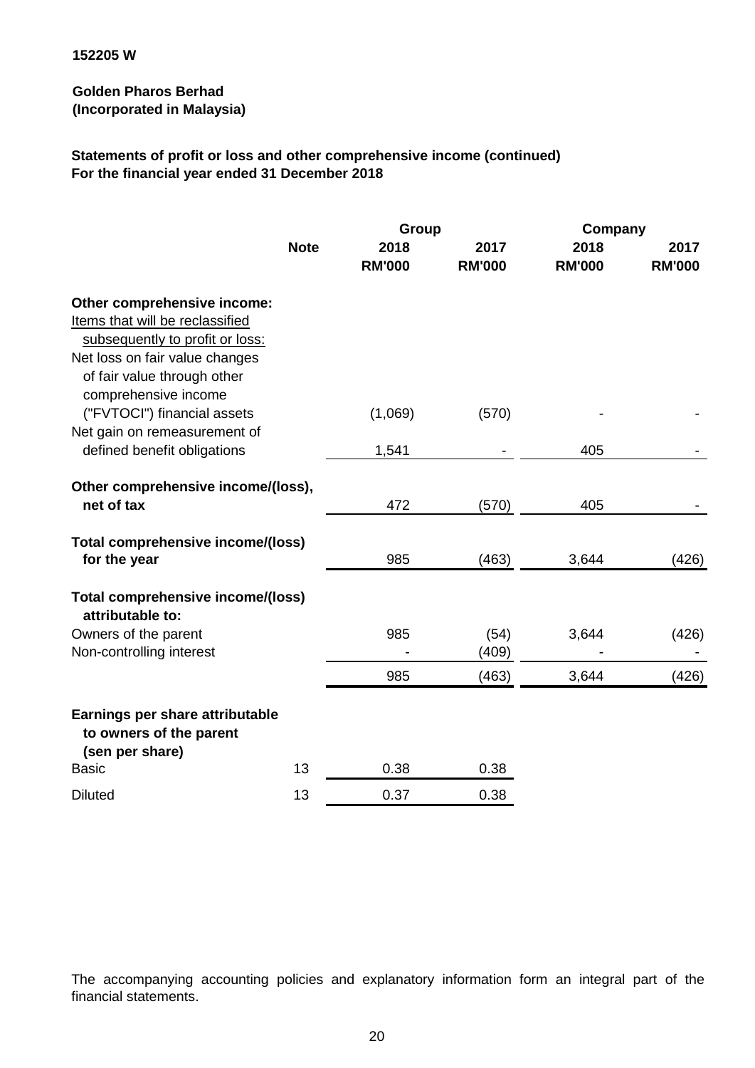152205 W

**Golden Pharos Berhad**
**(Incorporated in Malaysia)**

**Statements of profit or loss and other comprehensive income (continued)**
**For the financial year ended 31 December 2018**

| | Note | Group | | Company | |
|---|---|---|---|---|---|
| | | **2018** | **2017** | **2018** | **2017** |
| | | **RM'000** | **RM'000** | **RM'000** | **RM'000** |
| **Other comprehensive income:** | | | | | |
| Items that will be reclassified subsequently to profit or loss: | | | | | |
| Net loss on fair value changes of fair value through other comprehensive income ("FVTOCI") financial assets | | (1,069) | (570) | - | - |
| Net gain on remeasurement of defined benefit obligations | | 1,541 | - | 405 | - |
| **Other comprehensive income/(loss), net of tax** | | 472 | (570) | 405 | - |
| **Total comprehensive income/(loss) for the year** | | 985 | (463) | 3,644 | (426) |
| **Total comprehensive income/(loss) attributable to:** | | | | | |
| Owners of the parent | | 985 | (54) | 3,644 | (426) |
| Non-controlling interest | | - | (409) | - | - |
| | | 985 | (463) | 3,644 | (426) |
| **Earnings per share attributable to owners of the parent (sen per share)** | | | | | |
| Basic | 13 | 0.38 | 0.38 | | |
| Diluted | 13 | 0.37 | 0.38 | | |

The accompanying accounting policies and explanatory information form an integral part of the financial statements.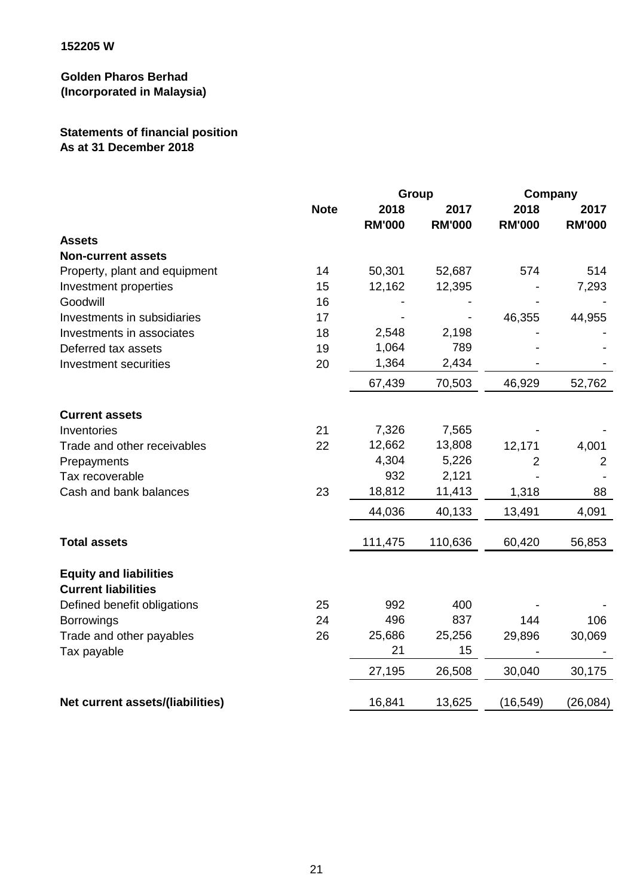**152205 W**

**Golden Pharos Berhad**
**(Incorporated in Malaysia)**

**Statements of financial position**
**As at 31 December 2018**

| | | Group | | Company | |
|---|---|---|---|---|---|
| | **Note** | **2018** | **2017** | **2018** | **2017** |
| | | **RM'000** | **RM'000** | **RM'000** | **RM'000** |
| **Assets** | | | | | |
| **Non-current assets** | | | | | |
| Property, plant and equipment | 14 | 50,301 | 52,687 | 574 | 514 |
| Investment properties | 15 | 12,162 | 12,395 | - | 7,293 |
| Goodwill | 16 | - | - | - | - |
| Investments in subsidiaries | 17 | - | - | 46,355 | 44,955 |
| Investments in associates | 18 | 2,548 | 2,198 | - | - |
| Deferred tax assets | 19 | 1,064 | 789 | - | - |
| Investment securities | 20 | 1,364 | 2,434 | - | - |
| | | 67,439 | 70,503 | 46,929 | 52,762 |
| **Current assets** | | | | | |
| Inventories | 21 | 7,326 | 7,565 | - | - |
| Trade and other receivables | 22 | 12,662 | 13,808 | 12,171 | 4,001 |
| Prepayments | | 4,304 | 5,226 | 2 | 2 |
| Tax recoverable | | 932 | 2,121 | - | - |
| Cash and bank balances | 23 | 18,812 | 11,413 | 1,318 | 88 |
| | | 44,036 | 40,133 | 13,491 | 4,091 |
| **Total assets** | | 111,475 | 110,636 | 60,420 | 56,853 |
| **Equity and liabilities** | | | | | |
| **Current liabilities** | | | | | |
| Defined benefit obligations | 25 | 992 | 400 | - | - |
| Borrowings | 24 | 496 | 837 | 144 | 106 |
| Trade and other payables | 26 | 25,686 | 25,256 | 29,896 | 30,069 |
| Tax payable | | 21 | 15 | - | - |
| | | 27,195 | 26,508 | 30,040 | 30,175 |
| **Net current assets/(liabilities)** | | 16,841 | 13,625 | (16,549) | (26,084) |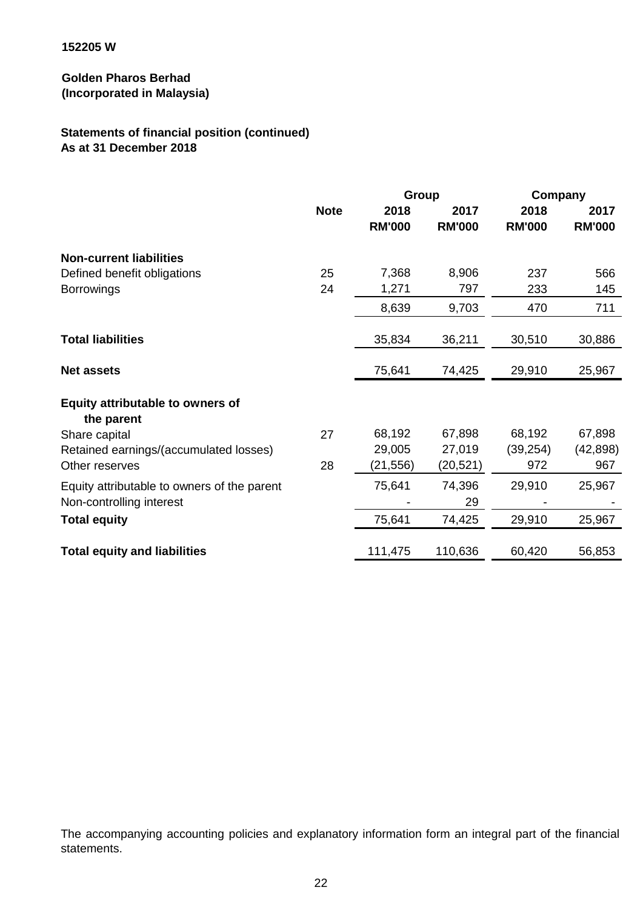152205 W

**Golden Pharos Berhad**
**(Incorporated in Malaysia)**

**Statements of financial position (continued)**
**As at 31 December 2018**

| | Note | Group | | Company | |
|---|---|---|---|---|---|
| | | 2018 | 2017 | 2018 | 2017 |
| | | RM'000 | RM'000 | RM'000 | RM'000 |
| **Non-current liabilities** | | | | | |
| Defined benefit obligations | 25 | 7,368 | 8,906 | 237 | 566 |
| Borrowings | 24 | 1,271 | 797 | 233 | 145 |
| | | 8,639 | 9,703 | 470 | 711 |
| **Total liabilities** | | 35,834 | 36,211 | 30,510 | 30,886 |
| **Net assets** | | 75,641 | 74,425 | 29,910 | 25,967 |
| **Equity attributable to owners of the parent** | | | | | |
| Share capital | 27 | 68,192 | 67,898 | 68,192 | 67,898 |
| Retained earnings/(accumulated losses) | | 29,005 | 27,019 | (39,254) | (42,898) |
| Other reserves | 28 | (21,556) | (20,521) | 972 | 967 |
| Equity attributable to owners of the parent | | 75,641 | 74,396 | 29,910 | 25,967 |
| Non-controlling interest | | - | 29 | - | - |
| **Total equity** | | 75,641 | 74,425 | 29,910 | 25,967 |
| **Total equity and liabilities** | | 111,475 | 110,636 | 60,420 | 56,853 |

The accompanying accounting policies and explanatory information form an integral part of the financial statements.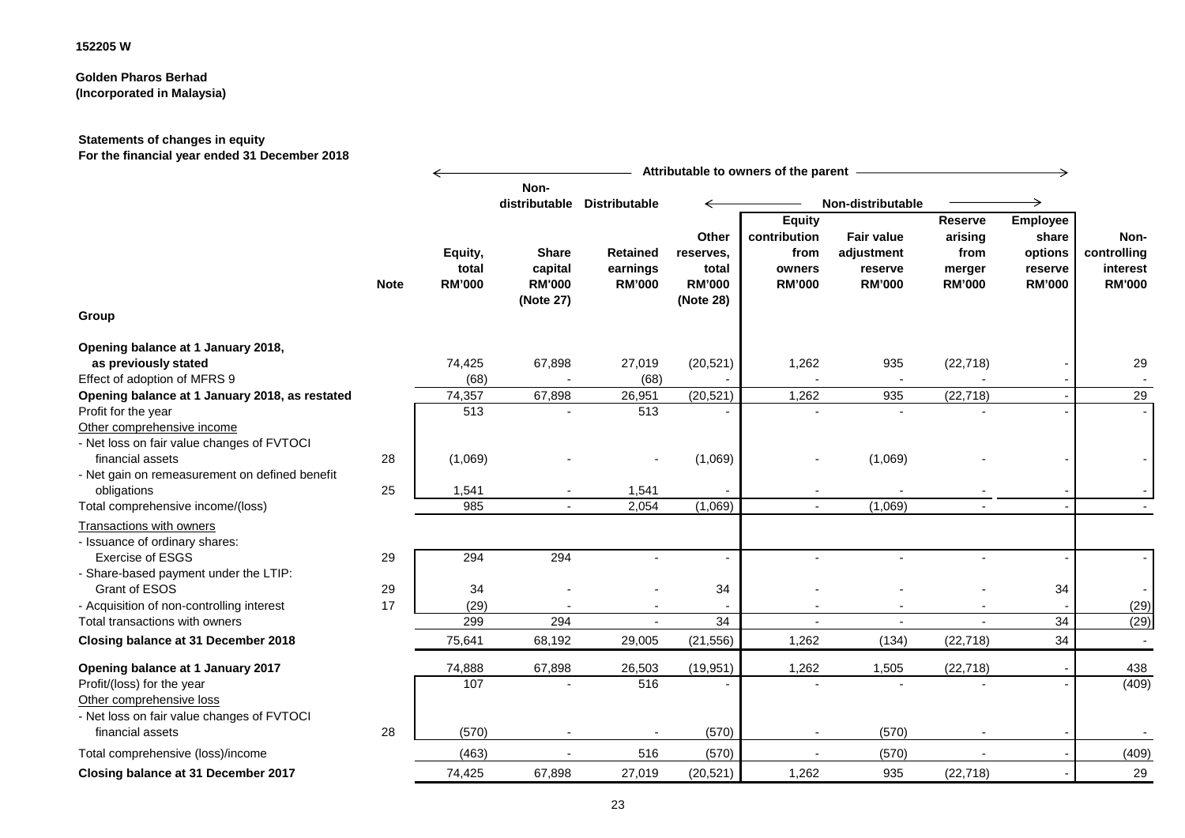152205 W

**Golden Pharos Berhad**
**(Incorporated in Malaysia)**

**Statements of changes in equity**
**For the financial year ended 31 December 2018**

| | | ← Attributable to owners of the parent → | | | | | | | | |
|---|---|---|---|---|---|---|---|---|---|---|
| | | | Non-distributable | Distributable | ← Non-distributable → | | | | | |
| | Note | Equity, total RM'000 | Share capital RM'000 (Note 27) | Retained earnings RM'000 | Other reserves, total RM'000 (Note 28) | Equity contribution from owners RM'000 | Fair value adjustment reserve RM'000 | Reserve arising from merger RM'000 | Employee share options reserve RM'000 | Non-controlling interest RM'000 |
| **Group** | | | | | | | | | | |
| **Opening balance at 1 January 2018, as previously stated** | | 74,425 | 67,898 | 27,019 | (20,521) | 1,262 | 935 | (22,718) | - | 29 |
| Effect of adoption of MFRS 9 | | (68) | - | (68) | - | - | - | - | - | - |
| **Opening balance at 1 January 2018, as restated** | | 74,357 | 67,898 | 26,951 | (20,521) | 1,262 | 935 | (22,718) | - | 29 |
| Profit for the year | | 513 | - | 513 | - | - | - | - | - | - |
| Other comprehensive income | | | | | | | | | | |
| - Net loss on fair value changes of FVTOCI financial assets | 28 | (1,069) | - | - | (1,069) | - | (1,069) | - | - | - |
| - Net gain on remeasurement on defined benefit obligations | 25 | 1,541 | - | 1,541 | - | - | - | - | - | - |
| Total comprehensive income/(loss) | | 985 | - | 2,054 | (1,069) | - | (1,069) | - | - | - |
| Transactions with owners | | | | | | | | | | |
| - Issuance of ordinary shares: Exercise of ESGS | 29 | 294 | 294 | - | - | - | - | - | - | - |
| - Share-based payment under the LTIP: Grant of ESOS | 29 | 34 | - | - | 34 | - | - | - | 34 | - |
| - Acquisition of non-controlling interest | 17 | (29) | - | - | - | - | - | - | - | (29) |
| Total transactions with owners | | 299 | 294 | - | 34 | - | - | - | 34 | (29) |
| **Closing balance at 31 December 2018** | | 75,641 | 68,192 | 29,005 | (21,556) | 1,262 | (134) | (22,718) | 34 | - |
| **Opening balance at 1 January 2017** | | 74,888 | 67,898 | 26,503 | (19,951) | 1,262 | 1,505 | (22,718) | - | 438 |
| Profit/(loss) for the year | | 107 | - | 516 | - | - | - | - | - | (409) |
| Other comprehensive loss | | | | | | | | | | |
| - Net loss on fair value changes of FVTOCI financial assets | 28 | (570) | - | - | (570) | - | (570) | - | - | - |
| Total comprehensive (loss)/income | | (463) | - | 516 | (570) | - | (570) | - | - | (409) |
| **Closing balance at 31 December 2017** | | 74,425 | 67,898 | 27,019 | (20,521) | 1,262 | 935 | (22,718) | - | 29 |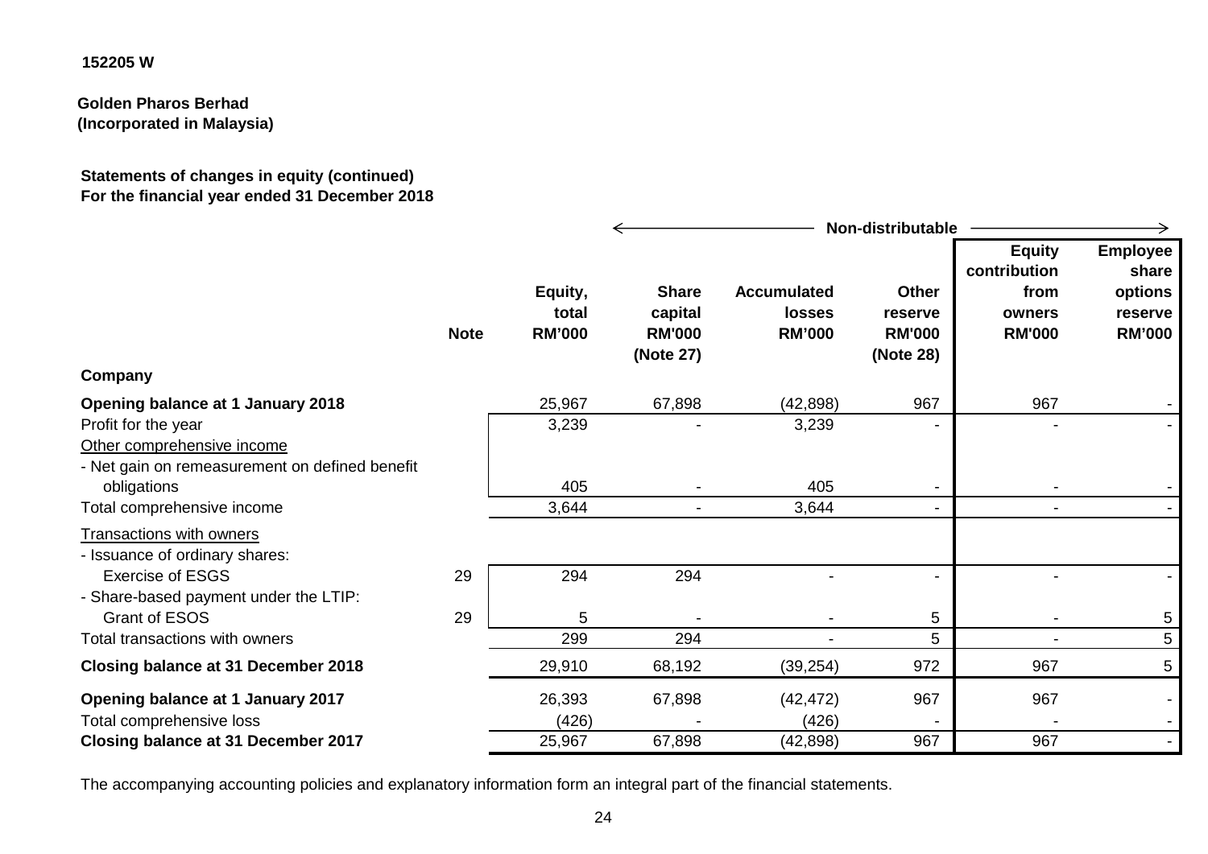152205 W

**Golden Pharos Berhad**
**(Incorporated in Malaysia)**

**Statements of changes in equity (continued)**
**For the financial year ended 31 December 2018**

| | | | Non-distributable | | | | |
|---|---|---|---|---|---|---|---|
| | **Note** | **Equity, total RM'000** | **Share capital RM'000 (Note 27)** | **Accumulated losses RM'000** | **Other reserve RM'000 (Note 28)** | **Equity contribution from owners RM'000** | **Employee share options reserve RM'000** |
| **Company** | | | | | | | |
| **Opening balance at 1 January 2018** | | 25,967 | 67,898 | (42,898) | 967 | 967 | - |
| Profit for the year | | 3,239 | - | 3,239 | - | - | - |
| Other comprehensive income | | | | | | | |
| - Net gain on remeasurement on defined benefit obligations | | 405 | - | 405 | - | - | - |
| Total comprehensive income | | 3,644 | - | 3,644 | - | - | - |
| Transactions with owners | | | | | | | |
| - Issuance of ordinary shares: | | | | | | | |
| Exercise of ESGS | 29 | 294 | 294 | - | - | - | - |
| - Share-based payment under the LTIP: | | | | | | | |
| Grant of ESOS | 29 | 5 | - | - | 5 | - | 5 |
| Total transactions with owners | | 299 | 294 | - | 5 | - | 5 |
| **Closing balance at 31 December 2018** | | 29,910 | 68,192 | (39,254) | 972 | 967 | 5 |
| **Opening balance at 1 January 2017** | | 26,393 | 67,898 | (42,472) | 967 | 967 | - |
| Total comprehensive loss | | (426) | - | (426) | - | - | - |
| **Closing balance at 31 December 2017** | | 25,967 | 67,898 | (42,898) | 967 | 967 | - |

The accompanying accounting policies and explanatory information form an integral part of the financial statements.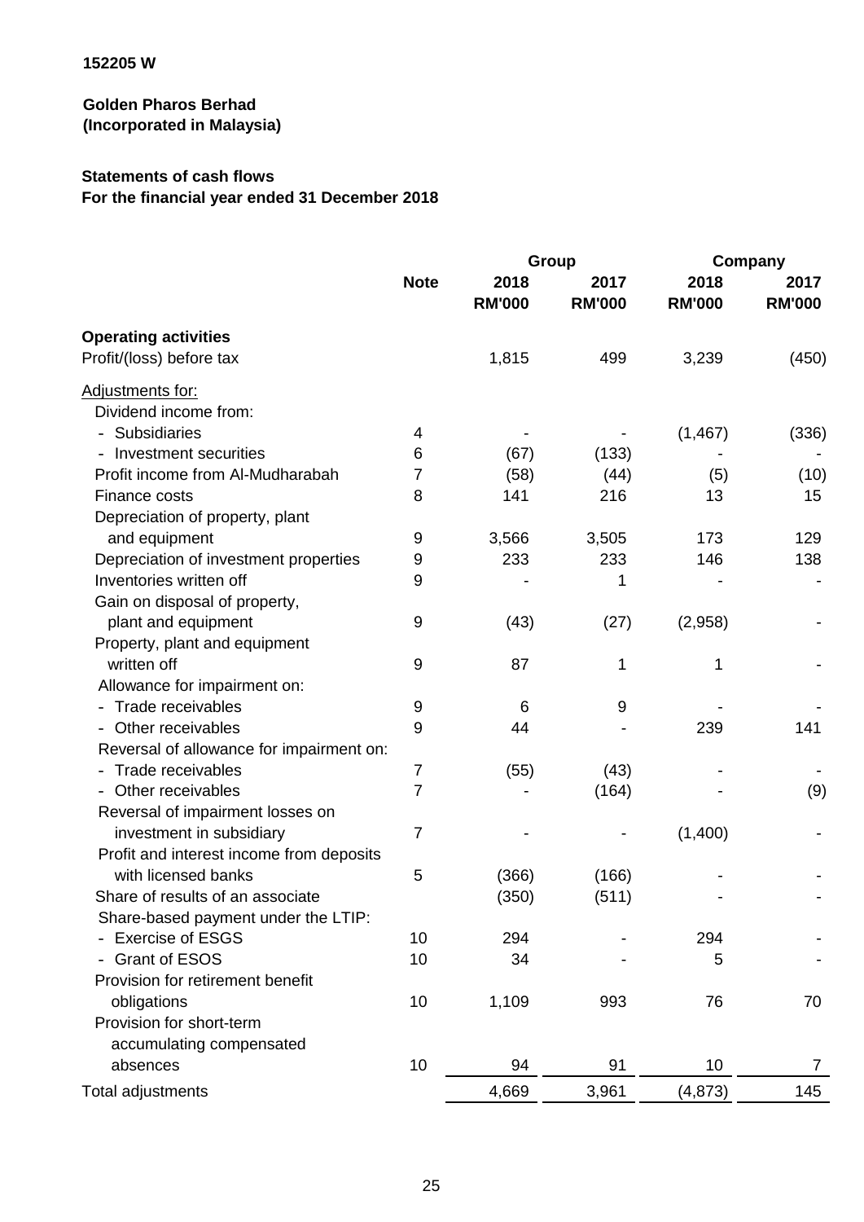152205 W

**Golden Pharos Berhad**
**(Incorporated in Malaysia)**

**Statements of cash flows**
**For the financial year ended 31 December 2018**

| | Note | Group | | Company | |
|---|---|---|---|---|---|
| | | 2018 RM'000 | 2017 RM'000 | 2018 RM'000 | 2017 RM'000 |
| **Operating activities** | | | | | |
| Profit/(loss) before tax | | 1,815 | 499 | 3,239 | (450) |
| Adjustments for: | | | | | |
| Dividend income from: | | | | | |
| - Subsidiaries | 4 | - | - | (1,467) | (336) |
| - Investment securities | 6 | (67) | (133) | - | - |
| Profit income from Al-Mudharabah | 7 | (58) | (44) | (5) | (10) |
| Finance costs | 8 | 141 | 216 | 13 | 15 |
| Depreciation of property, plant and equipment | 9 | 3,566 | 3,505 | 173 | 129 |
| Depreciation of investment properties | 9 | 233 | 233 | 146 | 138 |
| Inventories written off | 9 | - | 1 | - | - |
| Gain on disposal of property, plant and equipment | 9 | (43) | (27) | (2,958) | - |
| Property, plant and equipment written off | 9 | 87 | 1 | 1 | - |
| Allowance for impairment on: | | | | | |
| - Trade receivables | 9 | 6 | 9 | - | - |
| - Other receivables | 9 | 44 | - | 239 | 141 |
| Reversal of allowance for impairment on: | | | | | |
| - Trade receivables | 7 | (55) | (43) | - | - |
| - Other receivables | 7 | - | (164) | - | (9) |
| Reversal of impairment losses on investment in subsidiary | 7 | - | - | (1,400) | - |
| Profit and interest income from deposits with licensed banks | 5 | (366) | (166) | - | - |
| Share of results of an associate | | (350) | (511) | - | - |
| Share-based payment under the LTIP: | | | | | |
| - Exercise of ESGS | 10 | 294 | - | 294 | - |
| - Grant of ESOS | 10 | 34 | - | 5 | - |
| Provision for retirement benefit obligations | 10 | 1,109 | 993 | 76 | 70 |
| Provision for short-term accumulating compensated absences | 10 | 94 | 91 | 10 | 7 |
| Total adjustments | | 4,669 | 3,961 | (4,873) | 145 |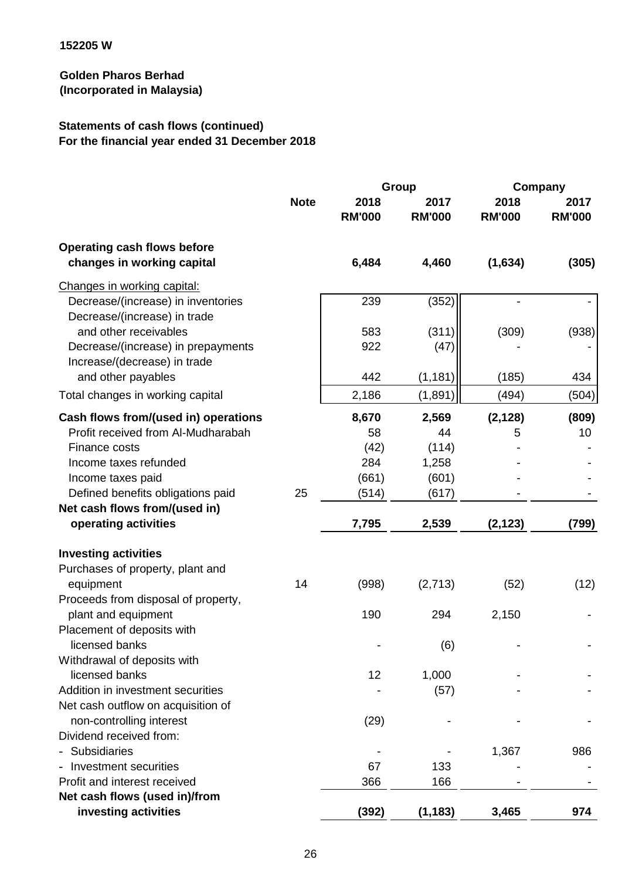152205 W

**Golden Pharos Berhad**
**(Incorporated in Malaysia)**

**Statements of cash flows (continued)**
**For the financial year ended 31 December 2018**

| | Note | Group | | Company | |
|---|---|---|---|---|---|
| | | 2018 RM'000 | 2017 RM'000 | 2018 RM'000 | 2017 RM'000 |
| **Operating cash flows before changes in working capital** | | **6,484** | **4,460** | **(1,634)** | **(305)** |
| Changes in working capital: | | | | | |
| Decrease/(increase) in inventories | | 239 | (352) | - | - |
| Decrease/(increase) in trade and other receivables | | 583 | (311) | (309) | (938) |
| Decrease/(increase) in prepayments | | 922 | (47) | - | - |
| Increase/(decrease) in trade and other payables | | 442 | (1,181) | (185) | 434 |
| Total changes in working capital | | 2,186 | (1,891) | (494) | (504) |
| **Cash flows from/(used in) operations** | | **8,670** | **2,569** | **(2,128)** | **(809)** |
| Profit received from Al-Mudharabah | | 58 | 44 | 5 | 10 |
| Finance costs | | (42) | (114) | - | - |
| Income taxes refunded | | 284 | 1,258 | - | - |
| Income taxes paid | | (661) | (601) | - | - |
| Defined benefits obligations paid | 25 | (514) | (617) | - | - |
| **Net cash flows from/(used in) operating activities** | | **7,795** | **2,539** | **(2,123)** | **(799)** |
| **Investing activities** | | | | | |
| Purchases of property, plant and equipment | 14 | (998) | (2,713) | (52) | (12) |
| Proceeds from disposal of property, plant and equipment | | 190 | 294 | 2,150 | - |
| Placement of deposits with licensed banks | | - | (6) | - | - |
| Withdrawal of deposits with licensed banks | | 12 | 1,000 | - | - |
| Addition in investment securities | | - | (57) | - | - |
| Net cash outflow on acquisition of non-controlling interest | | (29) | - | - | - |
| Dividend received from: | | | | | |
| - Subsidiaries | | - | - | 1,367 | 986 |
| - Investment securities | | 67 | 133 | - | - |
| Profit and interest received | | 366 | 166 | - | - |
| **Net cash flows (used in)/from investing activities** | | **(392)** | **(1,183)** | **3,465** | **974** |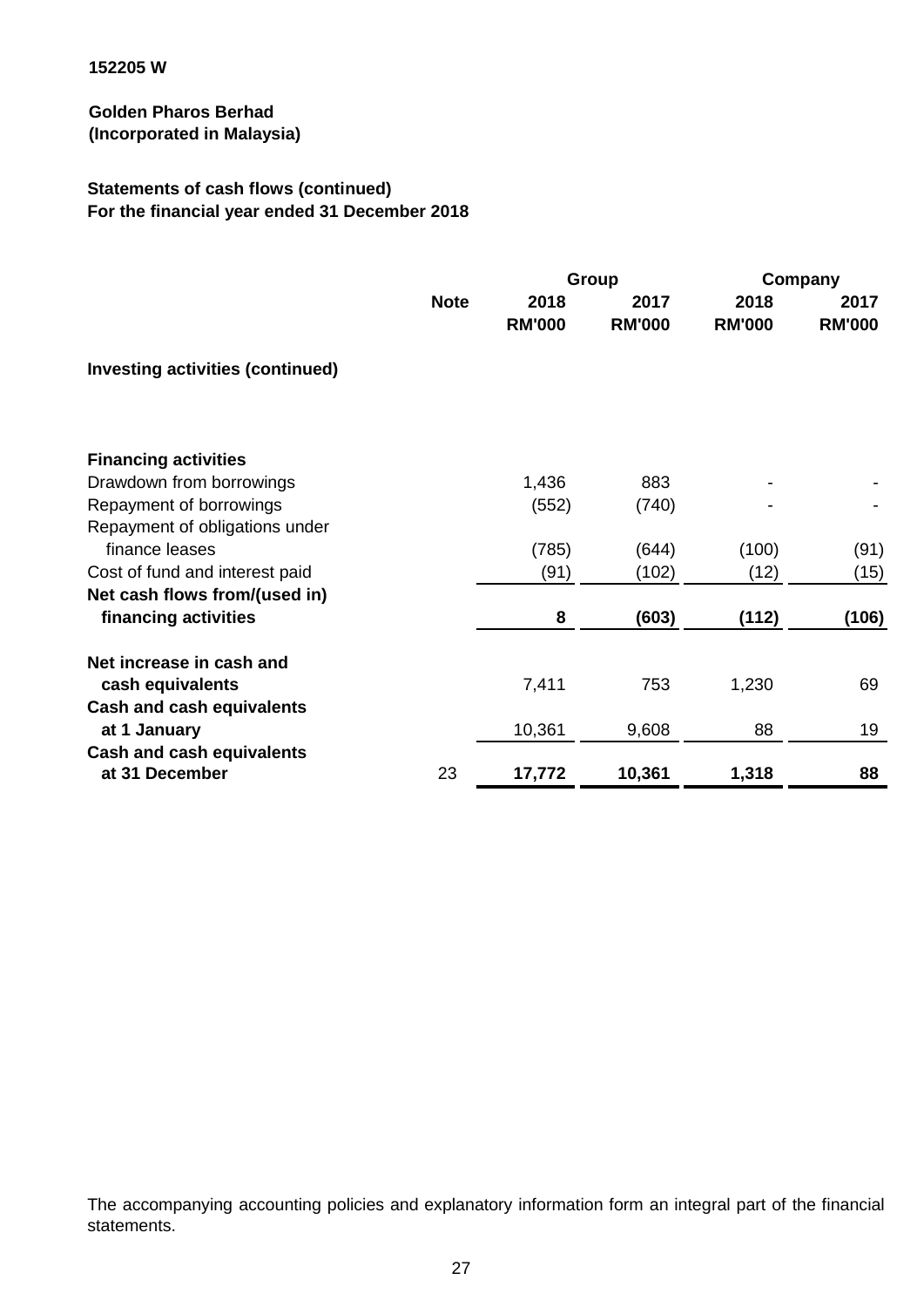152205 W

**Golden Pharos Berhad**
**(Incorporated in Malaysia)**

**Statements of cash flows (continued)**
**For the financial year ended 31 December 2018**

| | Note | Group 2018 RM'000 | Group 2017 RM'000 | Company 2018 RM'000 | Company 2017 RM'000 |
|---|---|---|---|---|---|
| **Investing activities (continued)** | | | | | |
| | | | | | |
| **Financing activities** | | | | | |
| Drawdown from borrowings | | 1,436 | 883 | - | - |
| Repayment of borrowings | | (552) | (740) | - | - |
| Repayment of obligations under finance leases | | (785) | (644) | (100) | (91) |
| Cost of fund and interest paid | | (91) | (102) | (12) | (15) |
| **Net cash flows from/(used in) financing activities** | | **8** | **(603)** | **(112)** | **(106)** |
| **Net increase in cash and cash equivalents** | | 7,411 | 753 | 1,230 | 69 |
| **Cash and cash equivalents at 1 January** | | 10,361 | 9,608 | 88 | 19 |
| **Cash and cash equivalents at 31 December** | 23 | **17,772** | **10,361** | **1,318** | **88** |

The accompanying accounting policies and explanatory information form an integral part of the financial statements.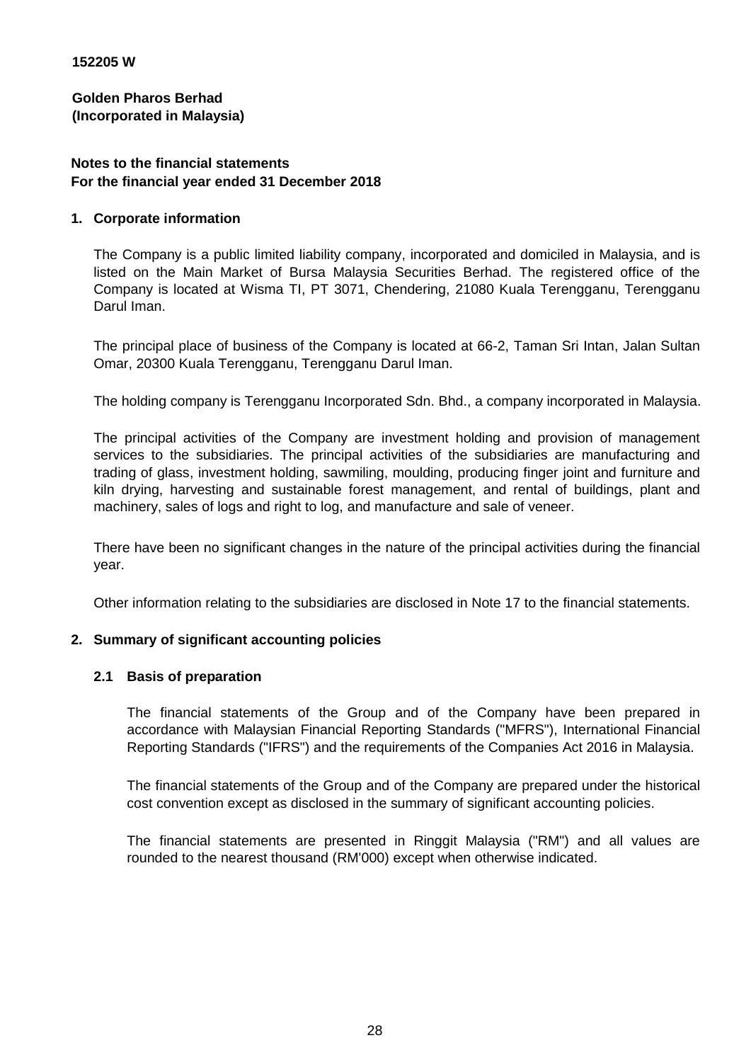**152205 W**

**Golden Pharos Berhad**
**(Incorporated in Malaysia)**

**Notes to the financial statements**
**For the financial year ended 31 December 2018**

## 1. Corporate information

The Company is a public limited liability company, incorporated and domiciled in Malaysia, and is listed on the Main Market of Bursa Malaysia Securities Berhad. The registered office of the Company is located at Wisma TI, PT 3071, Chendering, 21080 Kuala Terengganu, Terengganu Darul Iman.

The principal place of business of the Company is located at 66-2, Taman Sri Intan, Jalan Sultan Omar, 20300 Kuala Terengganu, Terengganu Darul Iman.

The holding company is Terengganu Incorporated Sdn. Bhd., a company incorporated in Malaysia.

The principal activities of the Company are investment holding and provision of management services to the subsidiaries. The principal activities of the subsidiaries are manufacturing and trading of glass, investment holding, sawmiling, moulding, producing finger joint and furniture and kiln drying, harvesting and sustainable forest management, and rental of buildings, plant and machinery, sales of logs and right to log, and manufacture and sale of veneer.

There have been no significant changes in the nature of the principal activities during the financial year.

Other information relating to the subsidiaries are disclosed in Note 17 to the financial statements.

## 2. Summary of significant accounting policies

### 2.1 Basis of preparation

The financial statements of the Group and of the Company have been prepared in accordance with Malaysian Financial Reporting Standards ("MFRS"), International Financial Reporting Standards ("IFRS") and the requirements of the Companies Act 2016 in Malaysia.

The financial statements of the Group and of the Company are prepared under the historical cost convention except as disclosed in the summary of significant accounting policies.

The financial statements are presented in Ringgit Malaysia ("RM") and all values are rounded to the nearest thousand (RM'000) except when otherwise indicated.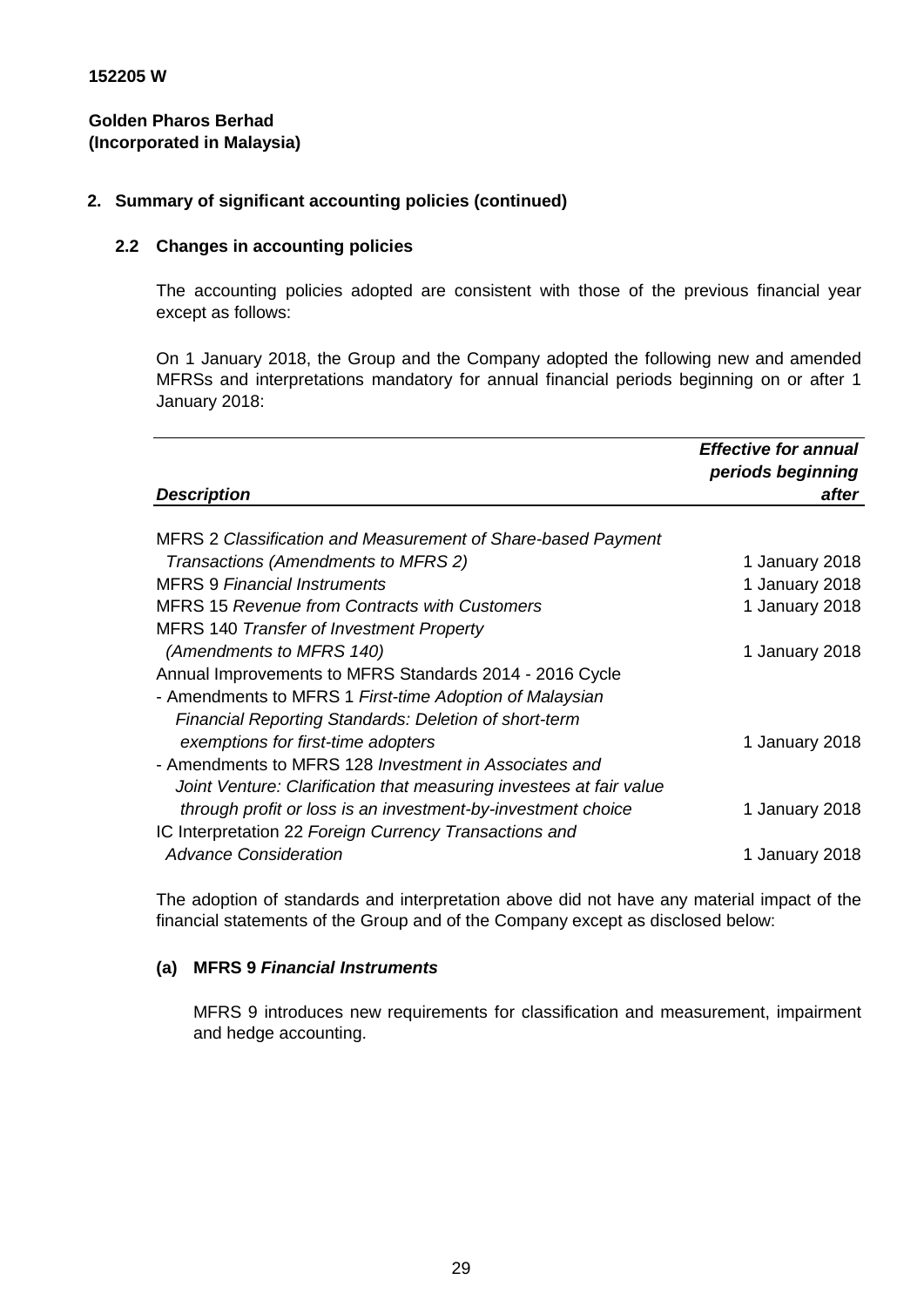152205 W

**Golden Pharos Berhad**
**(Incorporated in Malaysia)**

## 2. Summary of significant accounting policies (continued)

### 2.2 Changes in accounting policies

The accounting policies adopted are consistent with those of the previous financial year except as follows:

On 1 January 2018, the Group and the Company adopted the following new and amended MFRSs and interpretations mandatory for annual financial periods beginning on or after 1 January 2018:

| ***Description*** | ***Effective for annual periods beginning after*** |
|---|---|
| MFRS 2 *Classification and Measurement of Share-based Payment Transactions (Amendments to MFRS 2)* | 1 January 2018 |
| MFRS 9 *Financial Instruments* | 1 January 2018 |
| MFRS 15 *Revenue from Contracts with Customers* | 1 January 2018 |
| MFRS 140 *Transfer of Investment Property (Amendments to MFRS 140)* | 1 January 2018 |
| Annual Improvements to MFRS Standards 2014 - 2016 Cycle | |
| - Amendments to MFRS 1 *First-time Adoption of Malaysian Financial Reporting Standards: Deletion of short-term exemptions for first-time adopters* | 1 January 2018 |
| - Amendments to MFRS 128 *Investment in Associates and Joint Venture: Clarification that measuring investees at fair value through profit or loss is an investment-by-investment choice* | 1 January 2018 |
| IC Interpretation 22 *Foreign Currency Transactions and Advance Consideration* | 1 January 2018 |

The adoption of standards and interpretation above did not have any material impact of the financial statements of the Group and of the Company except as disclosed below:

#### (a) MFRS 9 *Financial Instruments*

MFRS 9 introduces new requirements for classification and measurement, impairment and hedge accounting.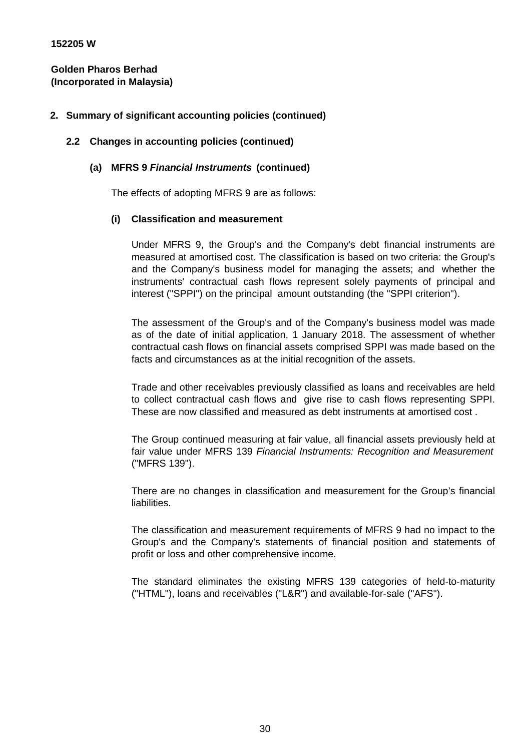152205 W

**Golden Pharos Berhad**
**(Incorporated in Malaysia)**

## 2. Summary of significant accounting policies (continued)

### 2.2 Changes in accounting policies (continued)

#### (a) MFRS 9 *Financial Instruments* (continued)

The effects of adopting MFRS 9 are as follows:

##### (i) Classification and measurement

Under MFRS 9, the Group's and the Company's debt financial instruments are measured at amortised cost. The classification is based on two criteria: the Group's and the Company's business model for managing the assets; and whether the instruments' contractual cash flows represent solely payments of principal and interest ("SPPI") on the principal amount outstanding (the "SPPI criterion").

The assessment of the Group's and of the Company's business model was made as of the date of initial application, 1 January 2018. The assessment of whether contractual cash flows on financial assets comprised SPPI was made based on the facts and circumstances as at the initial recognition of the assets.

Trade and other receivables previously classified as loans and receivables are held to collect contractual cash flows and give rise to cash flows representing SPPI. These are now classified and measured as debt instruments at amortised cost .

The Group continued measuring at fair value, all financial assets previously held at fair value under MFRS 139 *Financial Instruments: Recognition and Measurement* ("MFRS 139").

There are no changes in classification and measurement for the Group's financial liabilities.

The classification and measurement requirements of MFRS 9 had no impact to the Group's and the Company's statements of financial position and statements of profit or loss and other comprehensive income.

The standard eliminates the existing MFRS 139 categories of held-to-maturity ("HTML"), loans and receivables ("L&R") and available-for-sale ("AFS").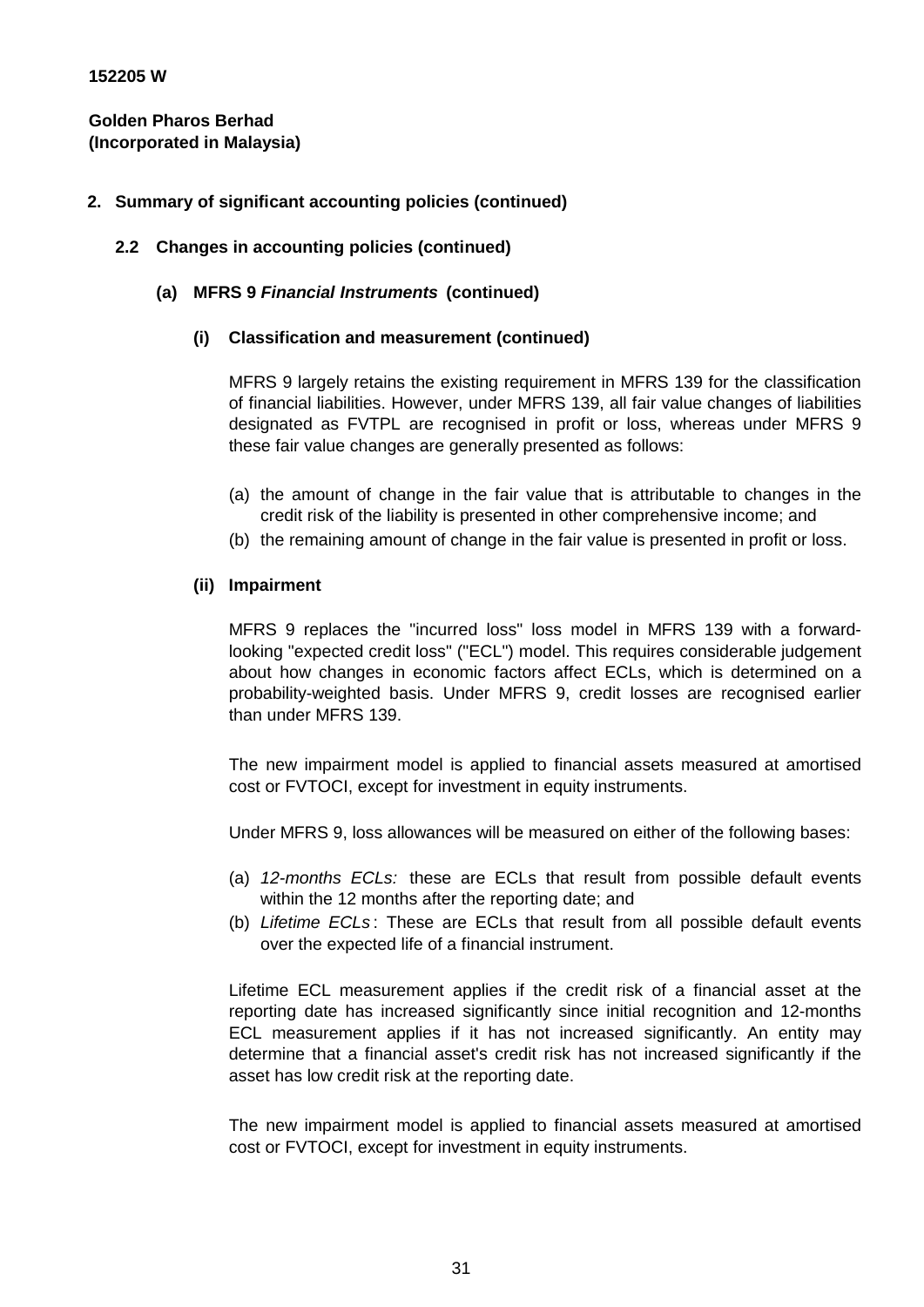**152205 W**

**Golden Pharos Berhad**
**(Incorporated in Malaysia)**

## 2. Summary of significant accounting policies (continued)

### 2.2 Changes in accounting policies (continued)

#### (a) MFRS 9 *Financial Instruments* (continued)

##### (i) Classification and measurement (continued)

MFRS 9 largely retains the existing requirement in MFRS 139 for the classification of financial liabilities. However, under MFRS 139, all fair value changes of liabilities designated as FVTPL are recognised in profit or loss, whereas under MFRS 9 these fair value changes are generally presented as follows:

(a) the amount of change in the fair value that is attributable to changes in the credit risk of the liability is presented in other comprehensive income; and
(b) the remaining amount of change in the fair value is presented in profit or loss.

##### (ii) Impairment

MFRS 9 replaces the "incurred loss" loss model in MFRS 139 with a forward-looking "expected credit loss" ("ECL") model. This requires considerable judgement about how changes in economic factors affect ECLs, which is determined on a probability-weighted basis. Under MFRS 9, credit losses are recognised earlier than under MFRS 139.

The new impairment model is applied to financial assets measured at amortised cost or FVTOCI, except for investment in equity instruments.

Under MFRS 9, loss allowances will be measured on either of the following bases:

(a) *12-months ECLs:* these are ECLs that result from possible default events within the 12 months after the reporting date; and
(b) *Lifetime ECLs*: These are ECLs that result from all possible default events over the expected life of a financial instrument.

Lifetime ECL measurement applies if the credit risk of a financial asset at the reporting date has increased significantly since initial recognition and 12-months ECL measurement applies if it has not increased significantly. An entity may determine that a financial asset's credit risk has not increased significantly if the asset has low credit risk at the reporting date.

The new impairment model is applied to financial assets measured at amortised cost or FVTOCI, except for investment in equity instruments.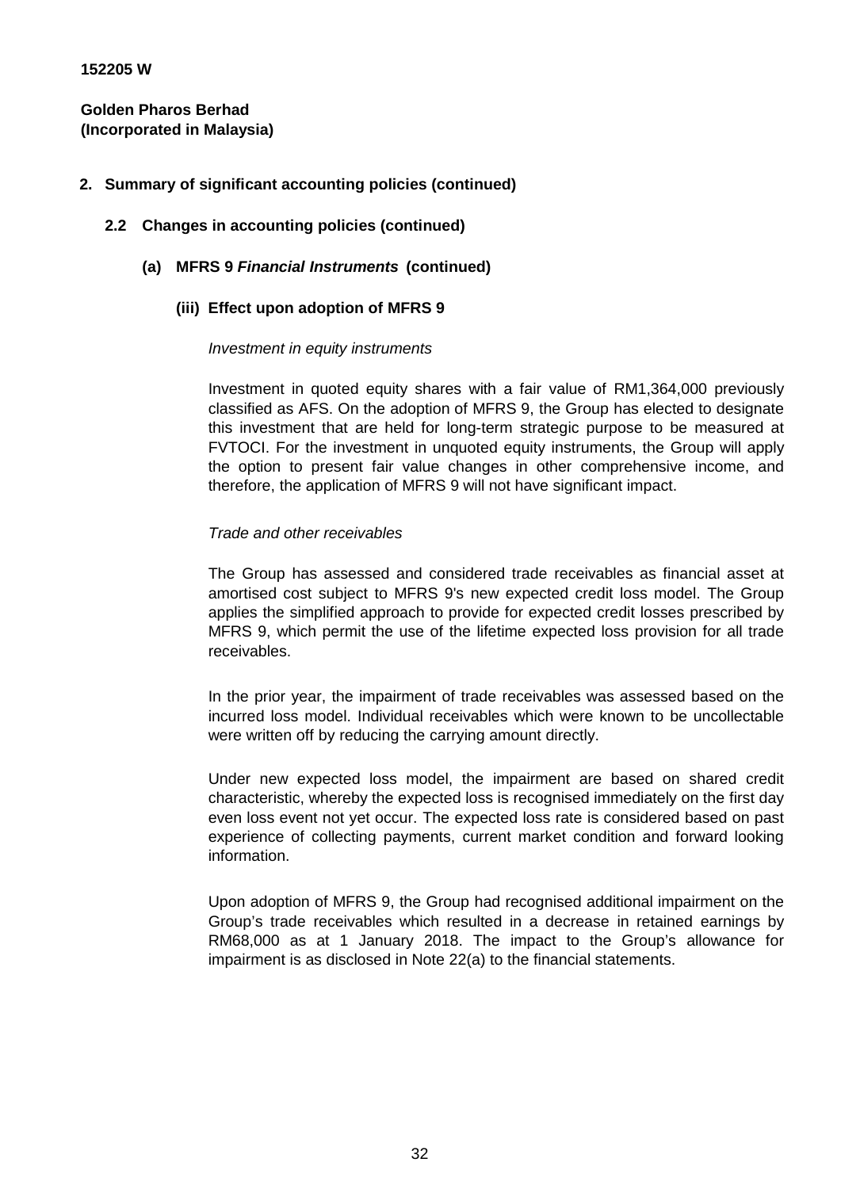**152205 W**

**Golden Pharos Berhad**
**(Incorporated in Malaysia)**

## 2. Summary of significant accounting policies (continued)

### 2.2 Changes in accounting policies (continued)

#### (a) MFRS 9 *Financial Instruments* (continued)

##### (iii) Effect upon adoption of MFRS 9

*Investment in equity instruments*

Investment in quoted equity shares with a fair value of RM1,364,000 previously classified as AFS. On the adoption of MFRS 9, the Group has elected to designate this investment that are held for long-term strategic purpose to be measured at FVTOCI. For the investment in unquoted equity instruments, the Group will apply the option to present fair value changes in other comprehensive income, and therefore, the application of MFRS 9 will not have significant impact.

*Trade and other receivables*

The Group has assessed and considered trade receivables as financial asset at amortised cost subject to MFRS 9's new expected credit loss model. The Group applies the simplified approach to provide for expected credit losses prescribed by MFRS 9, which permit the use of the lifetime expected loss provision for all trade receivables.

In the prior year, the impairment of trade receivables was assessed based on the incurred loss model. Individual receivables which were known to be uncollectable were written off by reducing the carrying amount directly.

Under new expected loss model, the impairment are based on shared credit characteristic, whereby the expected loss is recognised immediately on the first day even loss event not yet occur. The expected loss rate is considered based on past experience of collecting payments, current market condition and forward looking information.

Upon adoption of MFRS 9, the Group had recognised additional impairment on the Group's trade receivables which resulted in a decrease in retained earnings by RM68,000 as at 1 January 2018. The impact to the Group's allowance for impairment is as disclosed in Note 22(a) to the financial statements.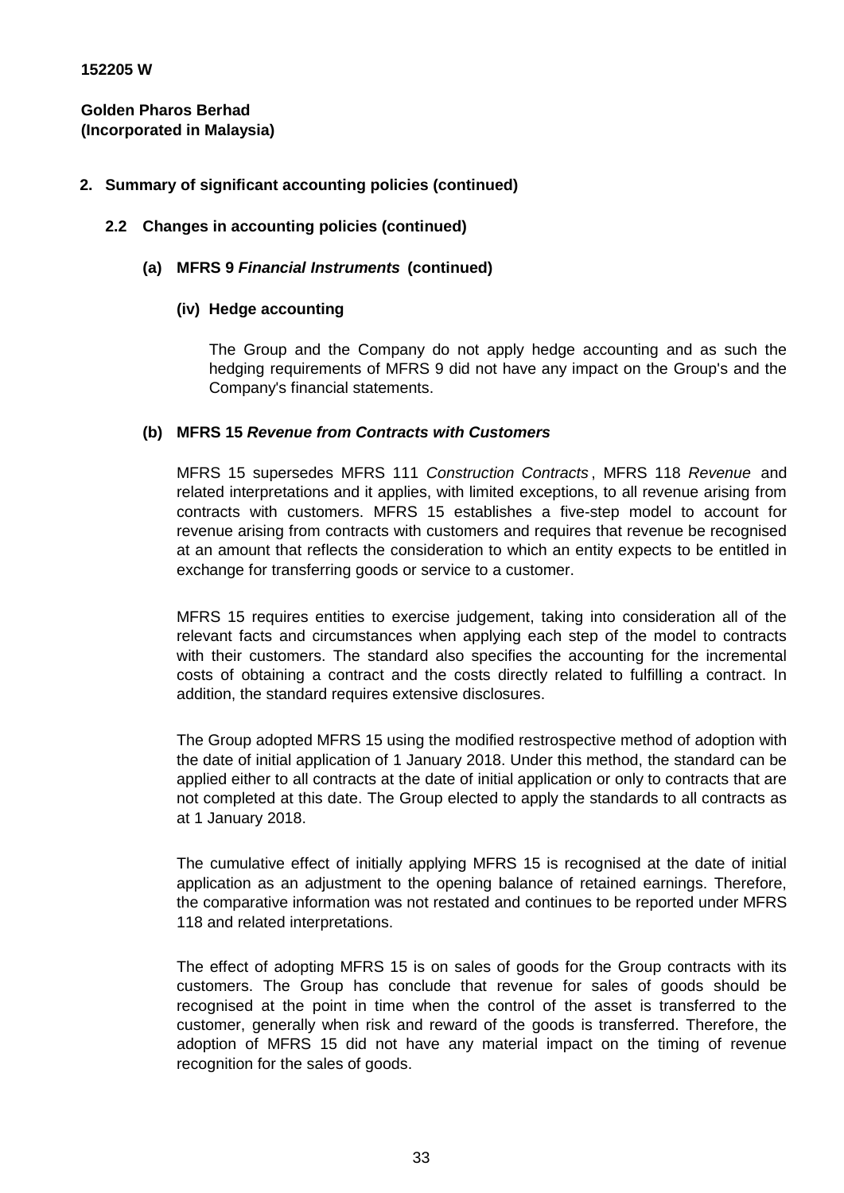152205 W

**Golden Pharos Berhad**
**(Incorporated in Malaysia)**

## 2. Summary of significant accounting policies (continued)

### 2.2 Changes in accounting policies (continued)

#### (a) MFRS 9 *Financial Instruments* (continued)

##### (iv) Hedge accounting

The Group and the Company do not apply hedge accounting and as such the hedging requirements of MFRS 9 did not have any impact on the Group's and the Company's financial statements.

#### (b) MFRS 15 *Revenue from Contracts with Customers*

MFRS 15 supersedes MFRS 111 *Construction Contracts*, MFRS 118 *Revenue* and related interpretations and it applies, with limited exceptions, to all revenue arising from contracts with customers. MFRS 15 establishes a five-step model to account for revenue arising from contracts with customers and requires that revenue be recognised at an amount that reflects the consideration to which an entity expects to be entitled in exchange for transferring goods or service to a customer.

MFRS 15 requires entities to exercise judgement, taking into consideration all of the relevant facts and circumstances when applying each step of the model to contracts with their customers. The standard also specifies the accounting for the incremental costs of obtaining a contract and the costs directly related to fulfilling a contract. In addition, the standard requires extensive disclosures.

The Group adopted MFRS 15 using the modified restrospective method of adoption with the date of initial application of 1 January 2018. Under this method, the standard can be applied either to all contracts at the date of initial application or only to contracts that are not completed at this date. The Group elected to apply the standards to all contracts as at 1 January 2018.

The cumulative effect of initially applying MFRS 15 is recognised at the date of initial application as an adjustment to the opening balance of retained earnings. Therefore, the comparative information was not restated and continues to be reported under MFRS 118 and related interpretations.

The effect of adopting MFRS 15 is on sales of goods for the Group contracts with its customers. The Group has conclude that revenue for sales of goods should be recognised at the point in time when the control of the asset is transferred to the customer, generally when risk and reward of the goods is transferred. Therefore, the adoption of MFRS 15 did not have any material impact on the timing of revenue recognition for the sales of goods.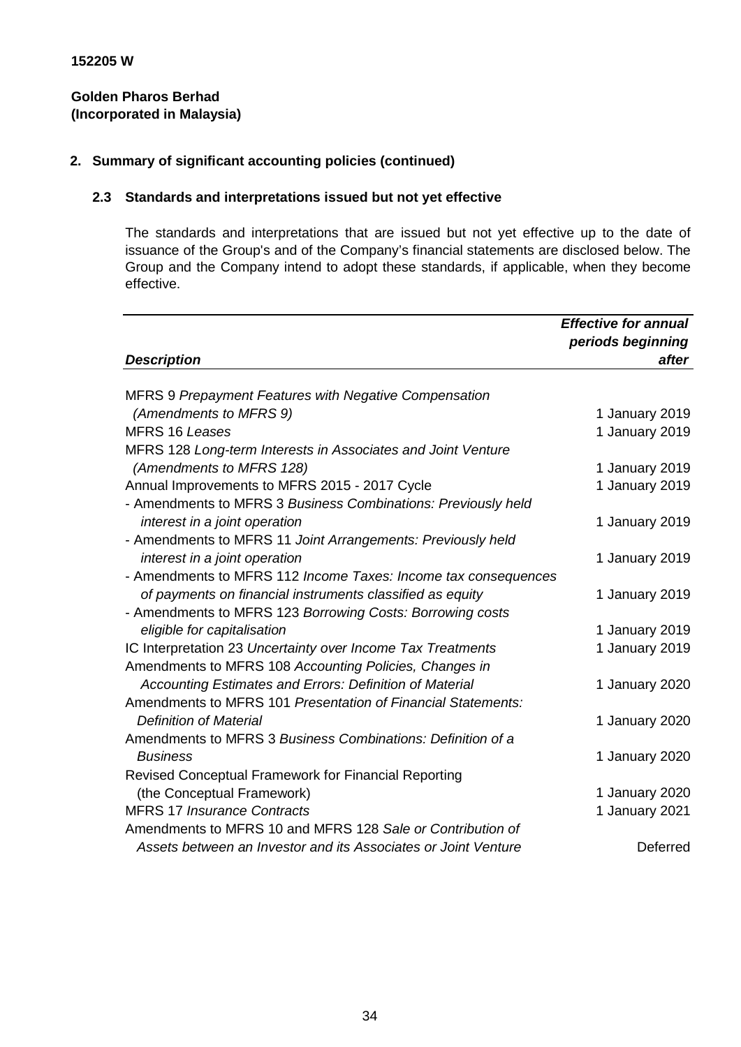152205 W

**Golden Pharos Berhad**
**(Incorporated in Malaysia)**

## 2. Summary of significant accounting policies (continued)

### 2.3 Standards and interpretations issued but not yet effective

The standards and interpretations that are issued but not yet effective up to the date of issuance of the Group's and of the Company's financial statements are disclosed below. The Group and the Company intend to adopt these standards, if applicable, when they become effective.

| ***Description*** | ***Effective for annual periods beginning after*** |
|---|---|
| MFRS 9 *Prepayment Features with Negative Compensation (Amendments to MFRS 9)* | 1 January 2019 |
| MFRS 16 *Leases* | 1 January 2019 |
| MFRS 128 *Long-term Interests in Associates and Joint Venture (Amendments to MFRS 128)* | 1 January 2019 |
| Annual Improvements to MFRS 2015 - 2017 Cycle | 1 January 2019 |
| - Amendments to MFRS 3 *Business Combinations: Previously held interest in a joint operation* | 1 January 2019 |
| - Amendments to MFRS 11 *Joint Arrangements: Previously held interest in a joint operation* | 1 January 2019 |
| - Amendments to MFRS 112 *Income Taxes: Income tax consequences of payments on financial instruments classified as equity* | 1 January 2019 |
| - Amendments to MFRS 123 *Borrowing Costs: Borrowing costs eligible for capitalisation* | 1 January 2019 |
| IC Interpretation 23 *Uncertainty over Income Tax Treatments* | 1 January 2019 |
| Amendments to MFRS 108 *Accounting Policies, Changes in Accounting Estimates and Errors: Definition of Material* | 1 January 2020 |
| Amendments to MFRS 101 *Presentation of Financial Statements: Definition of Material* | 1 January 2020 |
| Amendments to MFRS 3 *Business Combinations: Definition of a Business* | 1 January 2020 |
| Revised Conceptual Framework for Financial Reporting (the Conceptual Framework) | 1 January 2020 |
| MFRS 17 *Insurance Contracts* | 1 January 2021 |
| Amendments to MFRS 10 and MFRS 128 *Sale or Contribution of Assets between an Investor and its Associates or Joint Venture* | Deferred |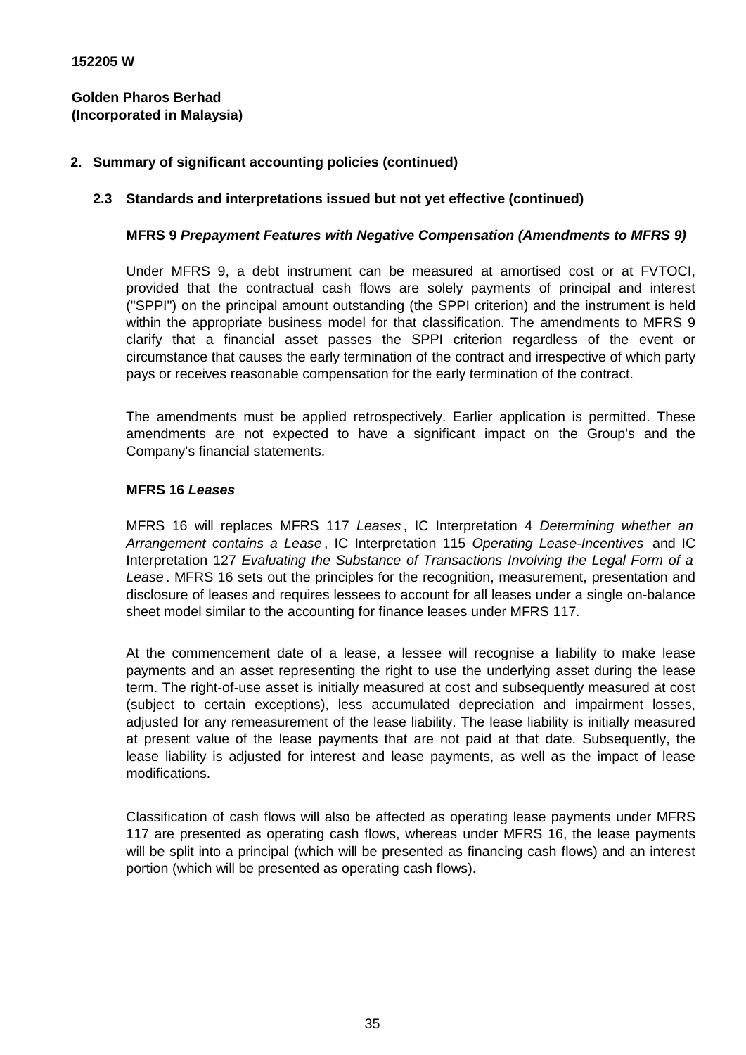152205 W

**Golden Pharos Berhad**
**(Incorporated in Malaysia)**

## 2. Summary of significant accounting policies (continued)

### 2.3 Standards and interpretations issued but not yet effective (continued)

**MFRS 9 *Prepayment Features with Negative Compensation (Amendments to MFRS 9)***

Under MFRS 9, a debt instrument can be measured at amortised cost or at FVTOCI, provided that the contractual cash flows are solely payments of principal and interest ("SPPI") on the principal amount outstanding (the SPPI criterion) and the instrument is held within the appropriate business model for that classification. The amendments to MFRS 9 clarify that a financial asset passes the SPPI criterion regardless of the event or circumstance that causes the early termination of the contract and irrespective of which party pays or receives reasonable compensation for the early termination of the contract.

The amendments must be applied retrospectively. Earlier application is permitted. These amendments are not expected to have a significant impact on the Group's and the Company's financial statements.

**MFRS 16 *Leases***

MFRS 16 will replaces MFRS 117 *Leases*, IC Interpretation 4 *Determining whether an Arrangement contains a Lease*, IC Interpretation 115 *Operating Lease-Incentives* and IC Interpretation 127 *Evaluating the Substance of Transactions Involving the Legal Form of a Lease*. MFRS 16 sets out the principles for the recognition, measurement, presentation and disclosure of leases and requires lessees to account for all leases under a single on-balance sheet model similar to the accounting for finance leases under MFRS 117.

At the commencement date of a lease, a lessee will recognise a liability to make lease payments and an asset representing the right to use the underlying asset during the lease term. The right-of-use asset is initially measured at cost and subsequently measured at cost (subject to certain exceptions), less accumulated depreciation and impairment losses, adjusted for any remeasurement of the lease liability. The lease liability is initially measured at present value of the lease payments that are not paid at that date. Subsequently, the lease liability is adjusted for interest and lease payments, as well as the impact of lease modifications.

Classification of cash flows will also be affected as operating lease payments under MFRS 117 are presented as operating cash flows, whereas under MFRS 16, the lease payments will be split into a principal (which will be presented as financing cash flows) and an interest portion (which will be presented as operating cash flows).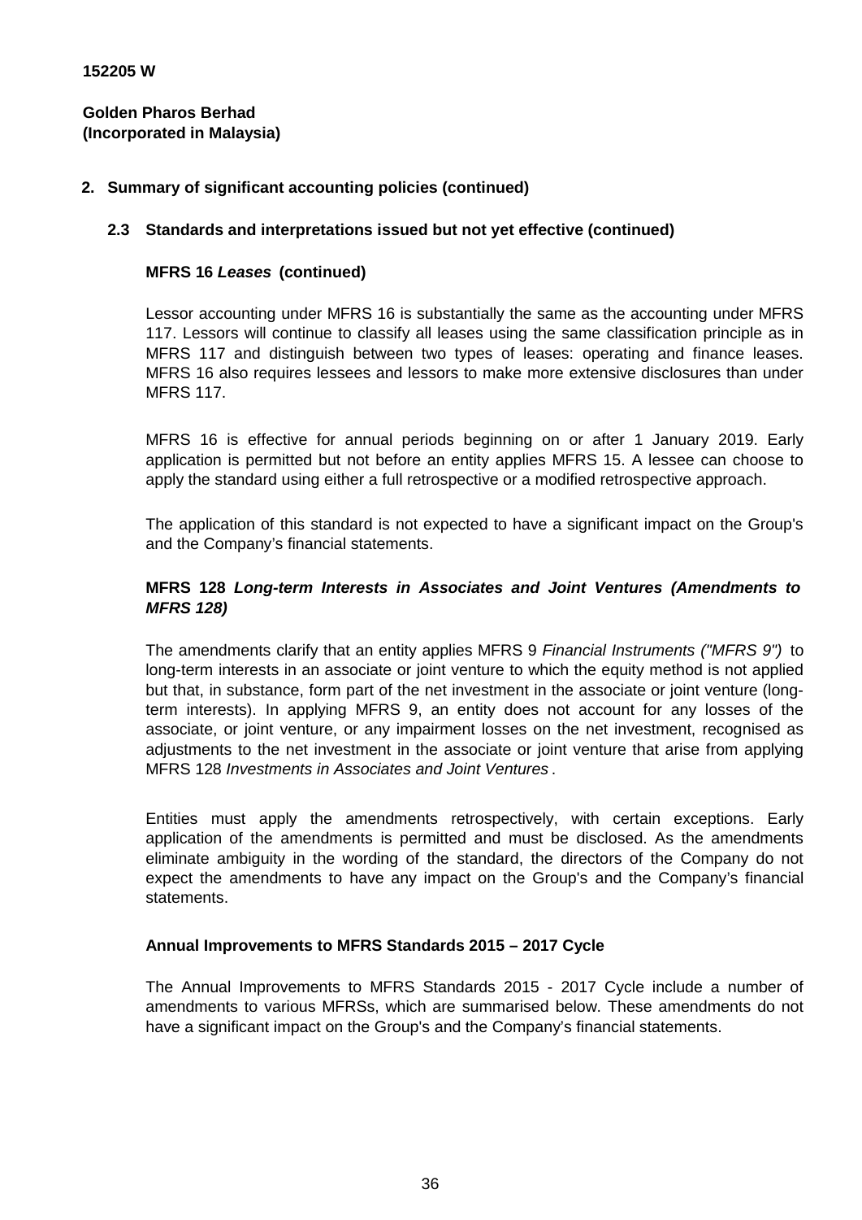152205 W

**Golden Pharos Berhad**
**(Incorporated in Malaysia)**

## 2. Summary of significant accounting policies (continued)

### 2.3 Standards and interpretations issued but not yet effective (continued)

**MFRS 16 *Leases* (continued)**

Lessor accounting under MFRS 16 is substantially the same as the accounting under MFRS 117. Lessors will continue to classify all leases using the same classification principle as in MFRS 117 and distinguish between two types of leases: operating and finance leases. MFRS 16 also requires lessees and lessors to make more extensive disclosures than under MFRS 117.

MFRS 16 is effective for annual periods beginning on or after 1 January 2019. Early application is permitted but not before an entity applies MFRS 15. A lessee can choose to apply the standard using either a full retrospective or a modified retrospective approach.

The application of this standard is not expected to have a significant impact on the Group's and the Company's financial statements.

**MFRS 128 *Long-term Interests in Associates and Joint Ventures (Amendments to MFRS 128)***

The amendments clarify that an entity applies MFRS 9 *Financial Instruments ("MFRS 9")* to long-term interests in an associate or joint venture to which the equity method is not applied but that, in substance, form part of the net investment in the associate or joint venture (long-term interests). In applying MFRS 9, an entity does not account for any losses of the associate, or joint venture, or any impairment losses on the net investment, recognised as adjustments to the net investment in the associate or joint venture that arise from applying MFRS 128 *Investments in Associates and Joint Ventures*.

Entities must apply the amendments retrospectively, with certain exceptions. Early application of the amendments is permitted and must be disclosed. As the amendments eliminate ambiguity in the wording of the standard, the directors of the Company do not expect the amendments to have any impact on the Group's and the Company's financial statements.

**Annual Improvements to MFRS Standards 2015 – 2017 Cycle**

The Annual Improvements to MFRS Standards 2015 - 2017 Cycle include a number of amendments to various MFRSs, which are summarised below. These amendments do not have a significant impact on the Group's and the Company's financial statements.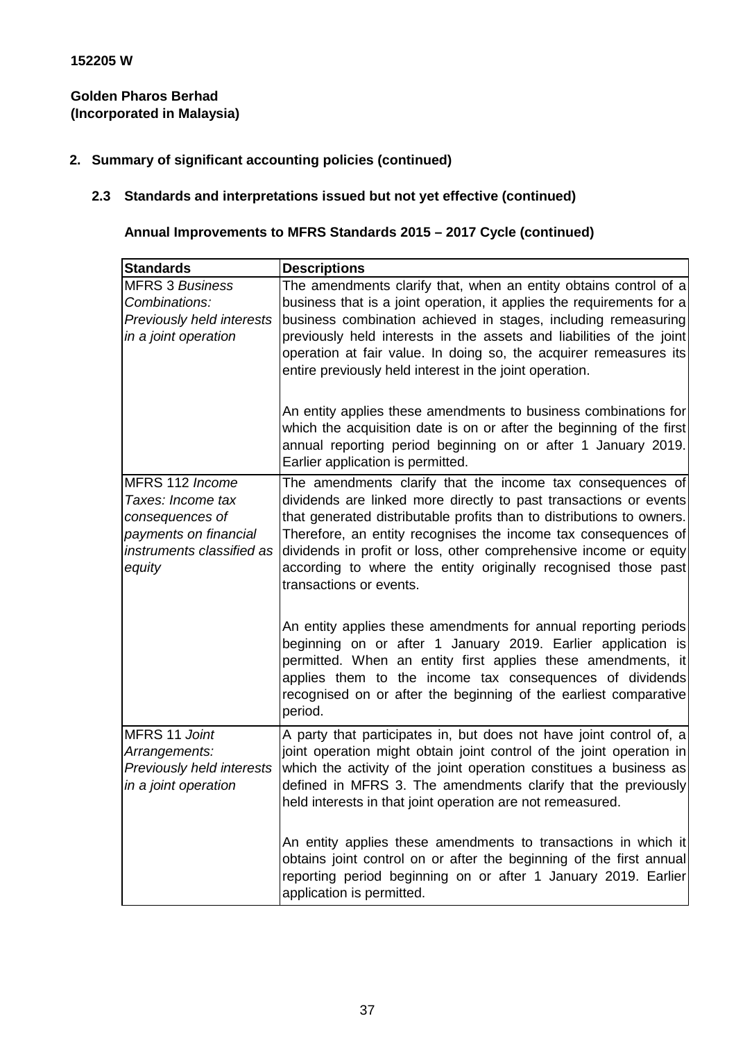152205 W

**Golden Pharos Berhad**
**(Incorporated in Malaysia)**

## 2. Summary of significant accounting policies (continued)

### 2.3 Standards and interpretations issued but not yet effective (continued)

**Annual Improvements to MFRS Standards 2015 – 2017 Cycle (continued)**

| **Standards** | **Descriptions** |
|---|---|
| MFRS 3 *Business Combinations: Previously held interests in a joint operation* | The amendments clarify that, when an entity obtains control of a business that is a joint operation, it applies the requirements for a business combination achieved in stages, including remeasuring previously held interests in the assets and liabilities of the joint operation at fair value. In doing so, the acquirer remeasures its entire previously held interest in the joint operation.<br><br>An entity applies these amendments to business combinations for which the acquisition date is on or after the beginning of the first annual reporting period beginning on or after 1 January 2019. Earlier application is permitted. |
| MFRS 112 *Income Taxes: Income tax consequences of payments on financial instruments classified as equity* | The amendments clarify that the income tax consequences of dividends are linked more directly to past transactions or events that generated distributable profits than to distributions to owners. Therefore, an entity recognises the income tax consequences of dividends in profit or loss, other comprehensive income or equity according to where the entity originally recognised those past transactions or events.<br><br>An entity applies these amendments for annual reporting periods beginning on or after 1 January 2019. Earlier application is permitted. When an entity first applies these amendments, it applies them to the income tax consequences of dividends recognised on or after the beginning of the earliest comparative period. |
| MFRS 11 *Joint Arrangements: Previously held interests in a joint operation* | A party that participates in, but does not have joint control of, a joint operation might obtain joint control of the joint operation in which the activity of the joint operation constitues a business as defined in MFRS 3. The amendments clarify that the previously held interests in that joint operation are not remeasured.<br><br>An entity applies these amendments to transactions in which it obtains joint control on or after the beginning of the first annual reporting period beginning on or after 1 January 2019. Earlier application is permitted. |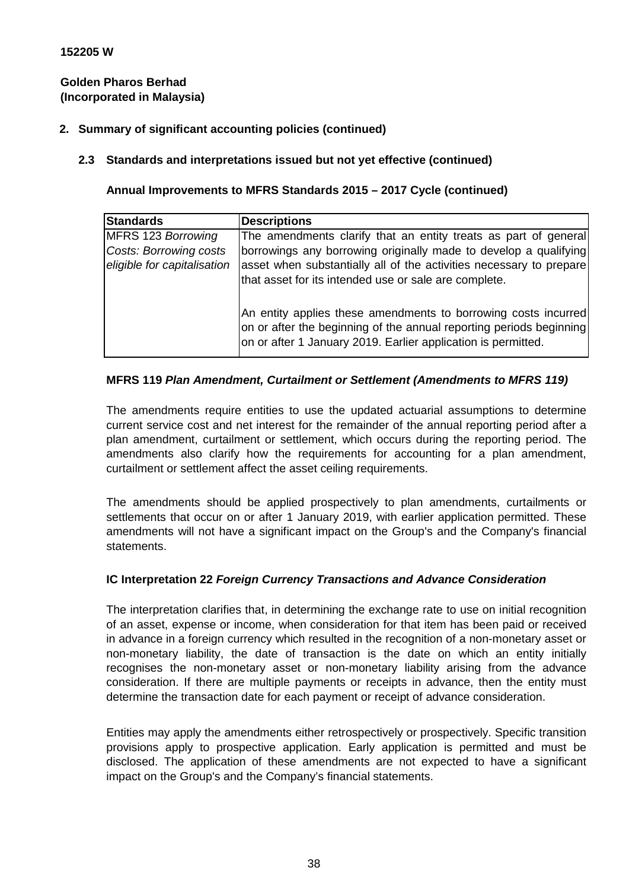152205 W

**Golden Pharos Berhad**
**(Incorporated in Malaysia)**

## 2. Summary of significant accounting policies (continued)

### 2.3 Standards and interpretations issued but not yet effective (continued)

**Annual Improvements to MFRS Standards 2015 – 2017 Cycle (continued)**

| Standards | Descriptions |
|---|---|
| MFRS 123 *Borrowing Costs: Borrowing costs eligible for capitalisation* | The amendments clarify that an entity treats as part of general borrowings any borrowing originally made to develop a qualifying asset when substantially all of the activities necessary to prepare that asset for its intended use or sale are complete.<br><br>An entity applies these amendments to borrowing costs incurred on or after the beginning of the annual reporting periods beginning on or after 1 January 2019. Earlier application is permitted. |

**MFRS 119 *Plan Amendment, Curtailment or Settlement (Amendments to MFRS 119)***

The amendments require entities to use the updated actuarial assumptions to determine current service cost and net interest for the remainder of the annual reporting period after a plan amendment, curtailment or settlement, which occurs during the reporting period. The amendments also clarify how the requirements for accounting for a plan amendment, curtailment or settlement affect the asset ceiling requirements.

The amendments should be applied prospectively to plan amendments, curtailments or settlements that occur on or after 1 January 2019, with earlier application permitted. These amendments will not have a significant impact on the Group's and the Company's financial statements.

**IC Interpretation 22 *Foreign Currency Transactions and Advance Consideration***

The interpretation clarifies that, in determining the exchange rate to use on initial recognition of an asset, expense or income, when consideration for that item has been paid or received in advance in a foreign currency which resulted in the recognition of a non-monetary asset or non-monetary liability, the date of transaction is the date on which an entity initially recognises the non-monetary asset or non-monetary liability arising from the advance consideration. If there are multiple payments or receipts in advance, then the entity must determine the transaction date for each payment or receipt of advance consideration.

Entities may apply the amendments either retrospectively or prospectively. Specific transition provisions apply to prospective application. Early application is permitted and must be disclosed. The application of these amendments are not expected to have a significant impact on the Group's and the Company's financial statements.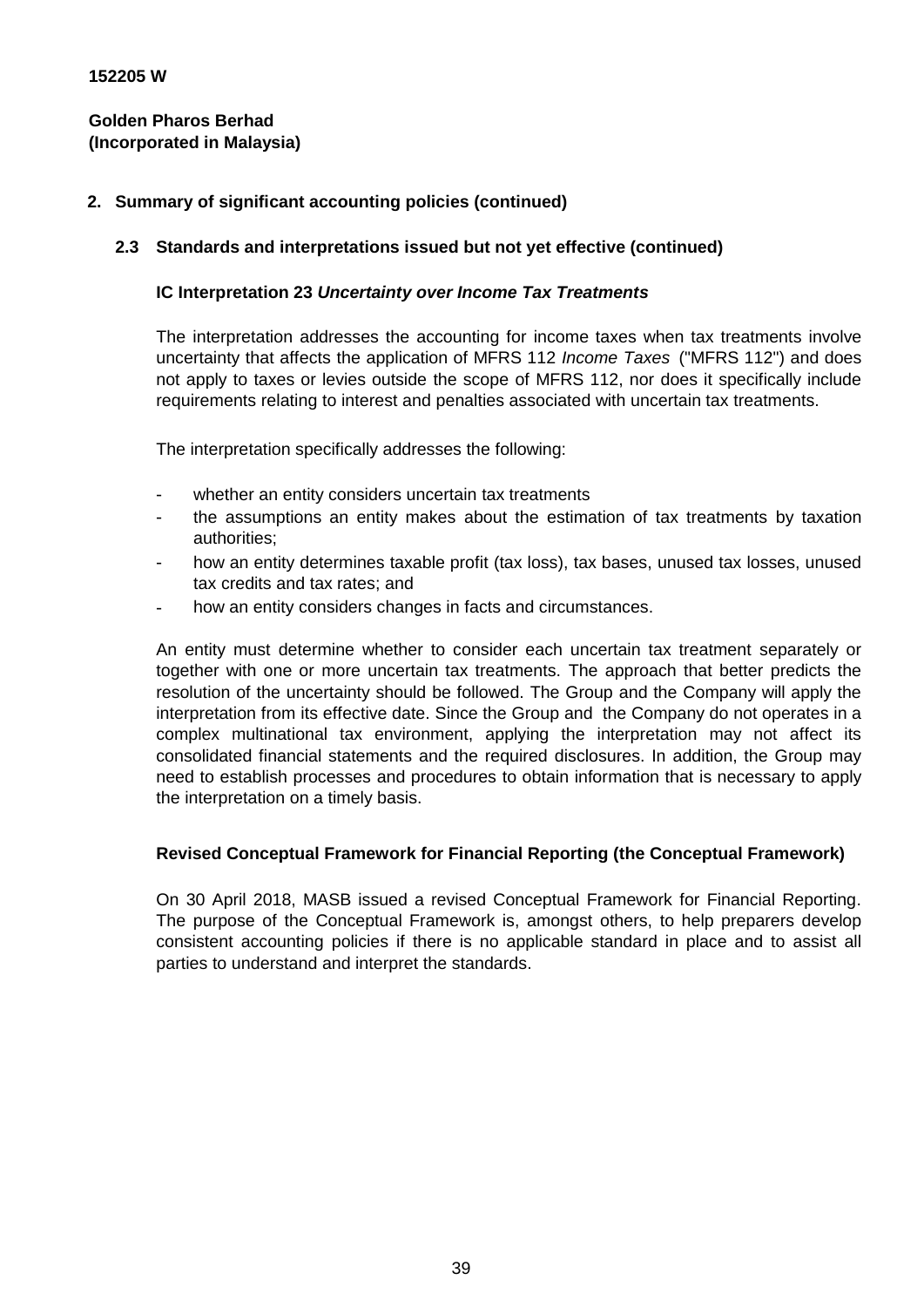**152205 W**

**Golden Pharos Berhad**
**(Incorporated in Malaysia)**

## 2. Summary of significant accounting policies (continued)

### 2.3 Standards and interpretations issued but not yet effective (continued)

**IC Interpretation 23 *Uncertainty over Income Tax Treatments***

The interpretation addresses the accounting for income taxes when tax treatments involve uncertainty that affects the application of MFRS 112 *Income Taxes* ("MFRS 112") and does not apply to taxes or levies outside the scope of MFRS 112, nor does it specifically include requirements relating to interest and penalties associated with uncertain tax treatments.

The interpretation specifically addresses the following:

- whether an entity considers uncertain tax treatments
- the assumptions an entity makes about the estimation of tax treatments by taxation authorities;
- how an entity determines taxable profit (tax loss), tax bases, unused tax losses, unused tax credits and tax rates; and
- how an entity considers changes in facts and circumstances.

An entity must determine whether to consider each uncertain tax treatment separately or together with one or more uncertain tax treatments. The approach that better predicts the resolution of the uncertainty should be followed. The Group and the Company will apply the interpretation from its effective date. Since the Group and the Company do not operates in a complex multinational tax environment, applying the interpretation may not affect its consolidated financial statements and the required disclosures. In addition, the Group may need to establish processes and procedures to obtain information that is necessary to apply the interpretation on a timely basis.

**Revised Conceptual Framework for Financial Reporting (the Conceptual Framework)**

On 30 April 2018, MASB issued a revised Conceptual Framework for Financial Reporting. The purpose of the Conceptual Framework is, amongst others, to help preparers develop consistent accounting policies if there is no applicable standard in place and to assist all parties to understand and interpret the standards.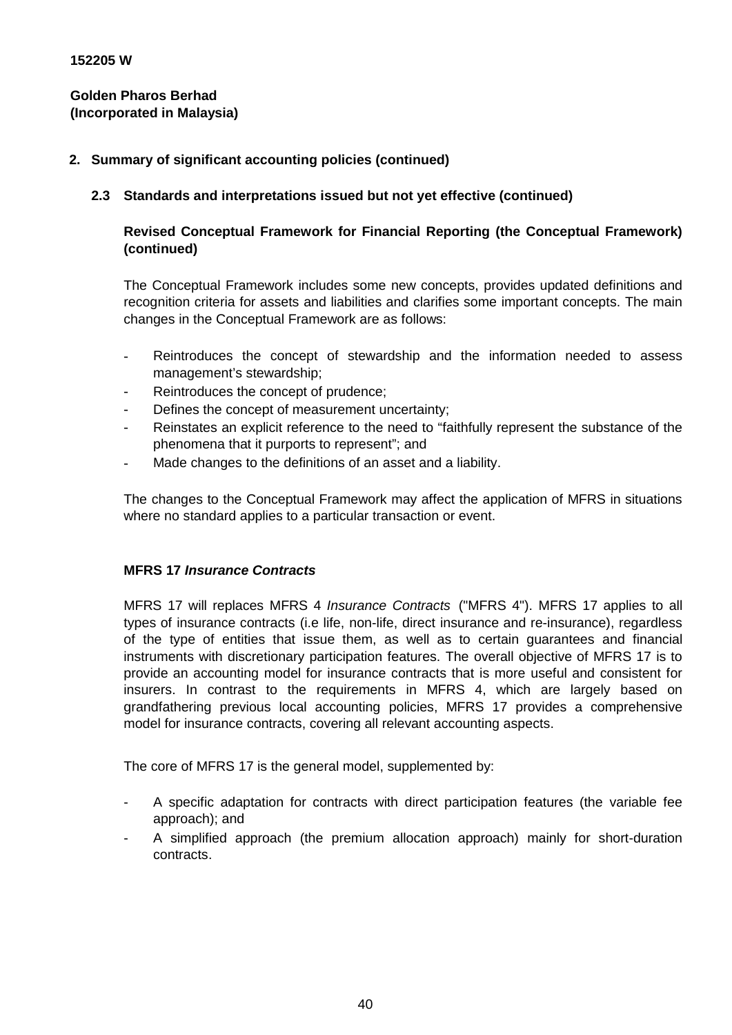**152205 W**

**Golden Pharos Berhad**
**(Incorporated in Malaysia)**

## 2. Summary of significant accounting policies (continued)

### 2.3 Standards and interpretations issued but not yet effective (continued)

**Revised Conceptual Framework for Financial Reporting (the Conceptual Framework) (continued)**

The Conceptual Framework includes some new concepts, provides updated definitions and recognition criteria for assets and liabilities and clarifies some important concepts. The main changes in the Conceptual Framework are as follows:

- Reintroduces the concept of stewardship and the information needed to assess management's stewardship;
- Reintroduces the concept of prudence;
- Defines the concept of measurement uncertainty;
- Reinstates an explicit reference to the need to "faithfully represent the substance of the phenomena that it purports to represent"; and
- Made changes to the definitions of an asset and a liability.

The changes to the Conceptual Framework may affect the application of MFRS in situations where no standard applies to a particular transaction or event.

**MFRS 17 *Insurance Contracts***

MFRS 17 will replaces MFRS 4 *Insurance Contracts* ("MFRS 4"). MFRS 17 applies to all types of insurance contracts (i.e life, non-life, direct insurance and re-insurance), regardless of the type of entities that issue them, as well as to certain guarantees and financial instruments with discretionary participation features. The overall objective of MFRS 17 is to provide an accounting model for insurance contracts that is more useful and consistent for insurers. In contrast to the requirements in MFRS 4, which are largely based on grandfathering previous local accounting policies, MFRS 17 provides a comprehensive model for insurance contracts, covering all relevant accounting aspects.

The core of MFRS 17 is the general model, supplemented by:

- A specific adaptation for contracts with direct participation features (the variable fee approach); and
- A simplified approach (the premium allocation approach) mainly for short-duration contracts.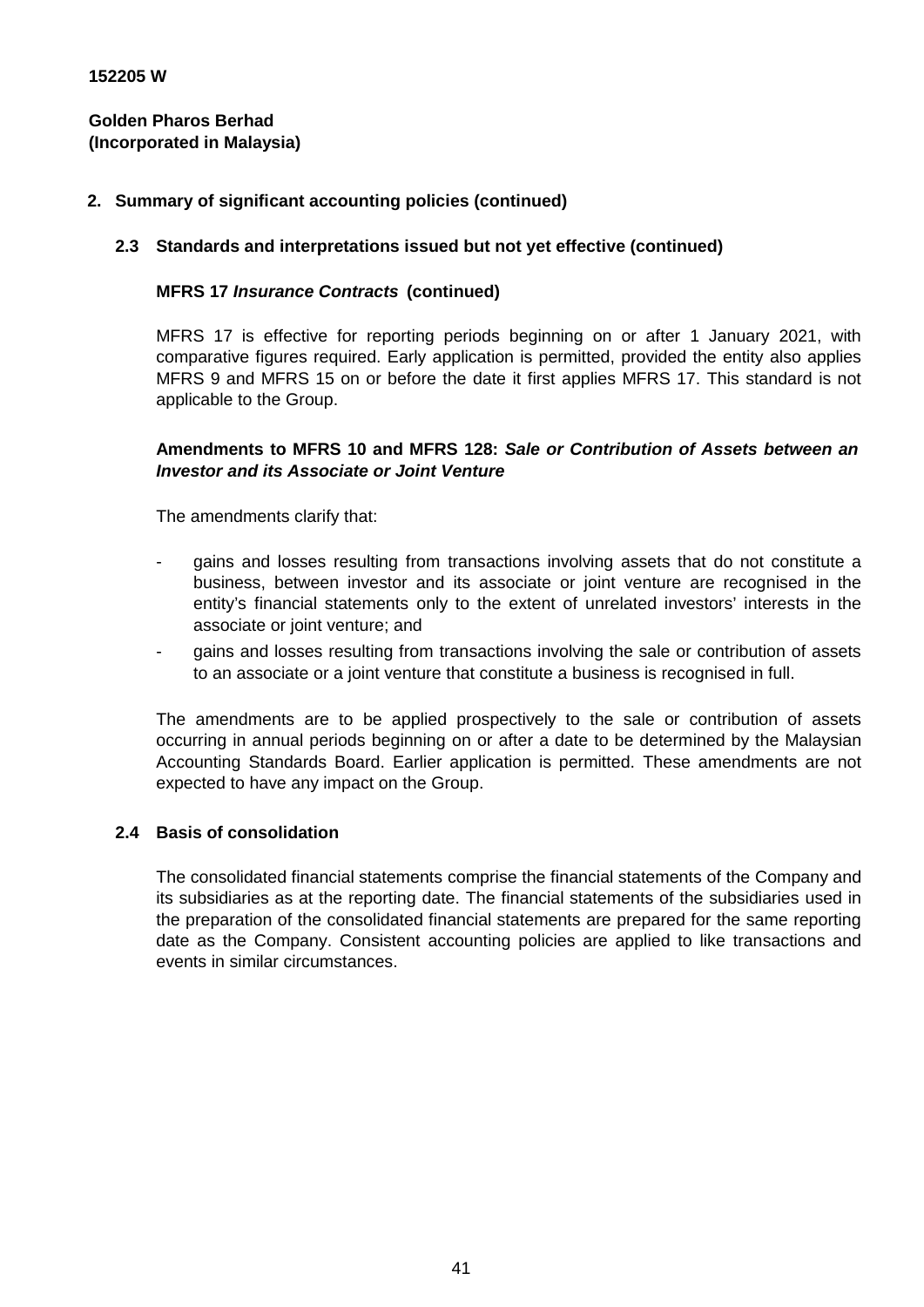152205 W

**Golden Pharos Berhad**
**(Incorporated in Malaysia)**

## 2. Summary of significant accounting policies (continued)

### 2.3 Standards and interpretations issued but not yet effective (continued)

**MFRS 17 *Insurance Contracts* (continued)**

MFRS 17 is effective for reporting periods beginning on or after 1 January 2021, with comparative figures required. Early application is permitted, provided the entity also applies MFRS 9 and MFRS 15 on or before the date it first applies MFRS 17. This standard is not applicable to the Group.

**Amendments to MFRS 10 and MFRS 128: *Sale or Contribution of Assets between an Investor and its Associate or Joint Venture***

The amendments clarify that:

- gains and losses resulting from transactions involving assets that do not constitute a business, between investor and its associate or joint venture are recognised in the entity's financial statements only to the extent of unrelated investors' interests in the associate or joint venture; and
- gains and losses resulting from transactions involving the sale or contribution of assets to an associate or a joint venture that constitute a business is recognised in full.

The amendments are to be applied prospectively to the sale or contribution of assets occurring in annual periods beginning on or after a date to be determined by the Malaysian Accounting Standards Board. Earlier application is permitted. These amendments are not expected to have any impact on the Group.

### 2.4 Basis of consolidation

The consolidated financial statements comprise the financial statements of the Company and its subsidiaries as at the reporting date. The financial statements of the subsidiaries used in the preparation of the consolidated financial statements are prepared for the same reporting date as the Company. Consistent accounting policies are applied to like transactions and events in similar circumstances.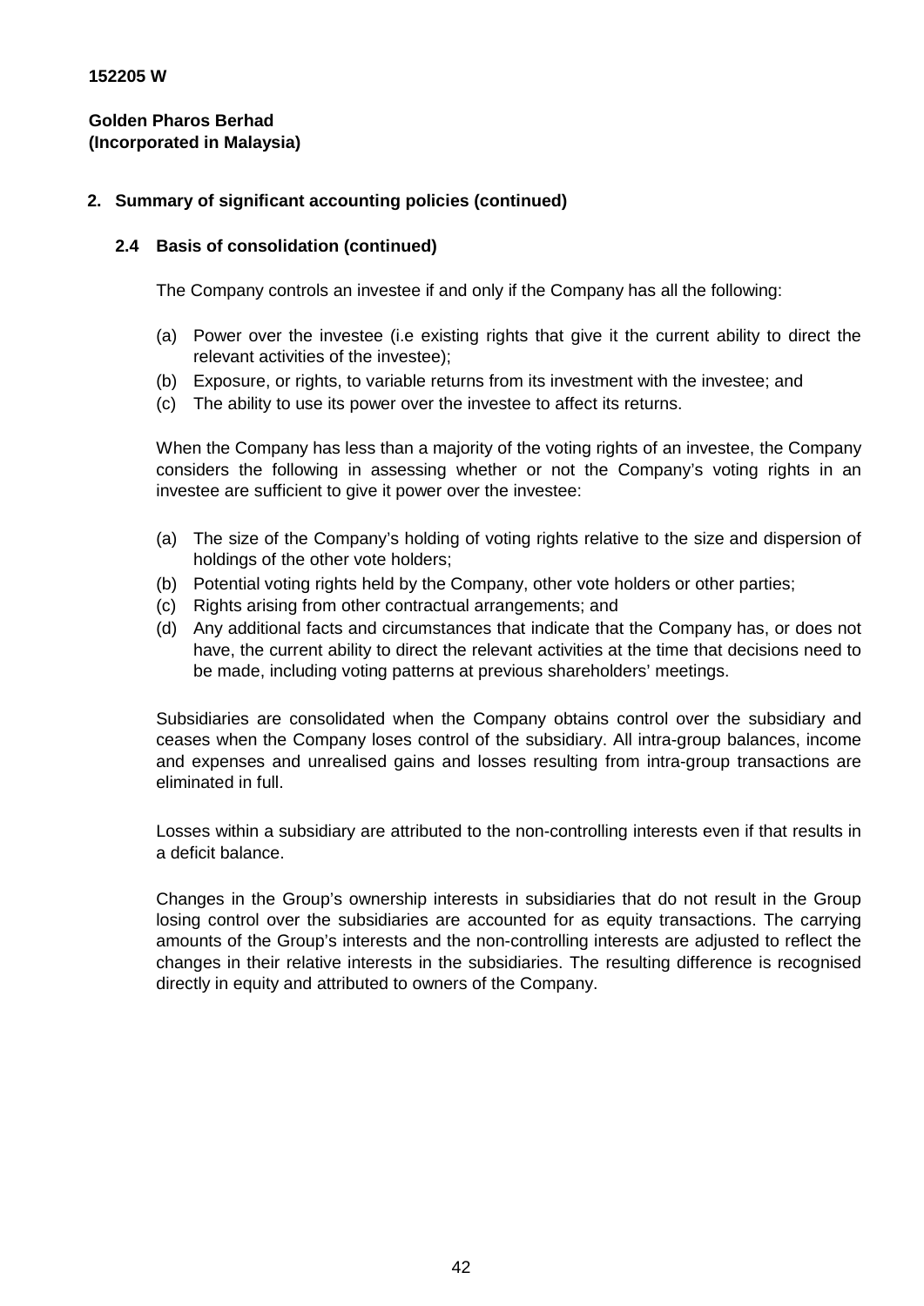**152205 W**

**Golden Pharos Berhad**
**(Incorporated in Malaysia)**

## 2. Summary of significant accounting policies (continued)

### 2.4 Basis of consolidation (continued)

The Company controls an investee if and only if the Company has all the following:

(a) Power over the investee (i.e existing rights that give it the current ability to direct the relevant activities of the investee);
(b) Exposure, or rights, to variable returns from its investment with the investee; and
(c) The ability to use its power over the investee to affect its returns.

When the Company has less than a majority of the voting rights of an investee, the Company considers the following in assessing whether or not the Company's voting rights in an investee are sufficient to give it power over the investee:

(a) The size of the Company's holding of voting rights relative to the size and dispersion of holdings of the other vote holders;
(b) Potential voting rights held by the Company, other vote holders or other parties;
(c) Rights arising from other contractual arrangements; and
(d) Any additional facts and circumstances that indicate that the Company has, or does not have, the current ability to direct the relevant activities at the time that decisions need to be made, including voting patterns at previous shareholders' meetings.

Subsidiaries are consolidated when the Company obtains control over the subsidiary and ceases when the Company loses control of the subsidiary. All intra-group balances, income and expenses and unrealised gains and losses resulting from intra-group transactions are eliminated in full.

Losses within a subsidiary are attributed to the non-controlling interests even if that results in a deficit balance.

Changes in the Group's ownership interests in subsidiaries that do not result in the Group losing control over the subsidiaries are accounted for as equity transactions. The carrying amounts of the Group's interests and the non-controlling interests are adjusted to reflect the changes in their relative interests in the subsidiaries. The resulting difference is recognised directly in equity and attributed to owners of the Company.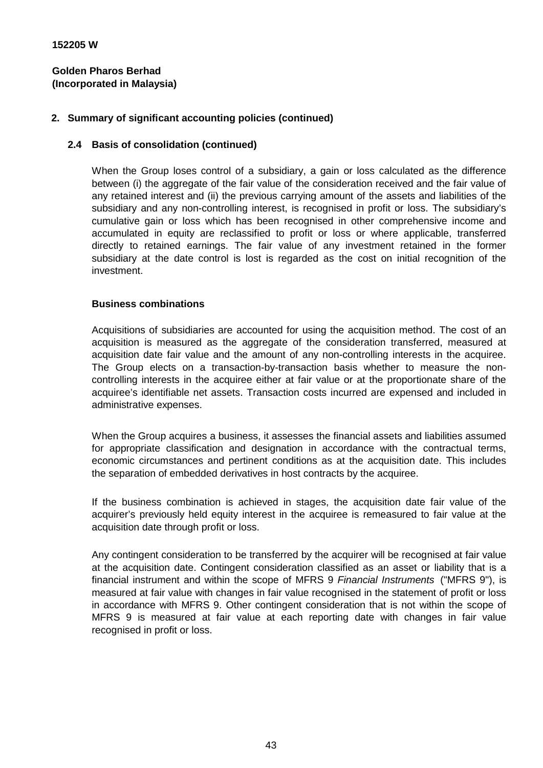**152205 W**

**Golden Pharos Berhad**
**(Incorporated in Malaysia)**

## 2. Summary of significant accounting policies (continued)

### 2.4 Basis of consolidation (continued)

When the Group loses control of a subsidiary, a gain or loss calculated as the difference between (i) the aggregate of the fair value of the consideration received and the fair value of any retained interest and (ii) the previous carrying amount of the assets and liabilities of the subsidiary and any non-controlling interest, is recognised in profit or loss. The subsidiary's cumulative gain or loss which has been recognised in other comprehensive income and accumulated in equity are reclassified to profit or loss or where applicable, transferred directly to retained earnings. The fair value of any investment retained in the former subsidiary at the date control is lost is regarded as the cost on initial recognition of the investment.

**Business combinations**

Acquisitions of subsidiaries are accounted for using the acquisition method. The cost of an acquisition is measured as the aggregate of the consideration transferred, measured at acquisition date fair value and the amount of any non-controlling interests in the acquiree. The Group elects on a transaction-by-transaction basis whether to measure the non-controlling interests in the acquiree either at fair value or at the proportionate share of the acquiree's identifiable net assets. Transaction costs incurred are expensed and included in administrative expenses.

When the Group acquires a business, it assesses the financial assets and liabilities assumed for appropriate classification and designation in accordance with the contractual terms, economic circumstances and pertinent conditions as at the acquisition date. This includes the separation of embedded derivatives in host contracts by the acquiree.

If the business combination is achieved in stages, the acquisition date fair value of the acquirer's previously held equity interest in the acquiree is remeasured to fair value at the acquisition date through profit or loss.

Any contingent consideration to be transferred by the acquirer will be recognised at fair value at the acquisition date. Contingent consideration classified as an asset or liability that is a financial instrument and within the scope of MFRS 9 *Financial Instruments* ("MFRS 9"), is measured at fair value with changes in fair value recognised in the statement of profit or loss in accordance with MFRS 9. Other contingent consideration that is not within the scope of MFRS 9 is measured at fair value at each reporting date with changes in fair value recognised in profit or loss.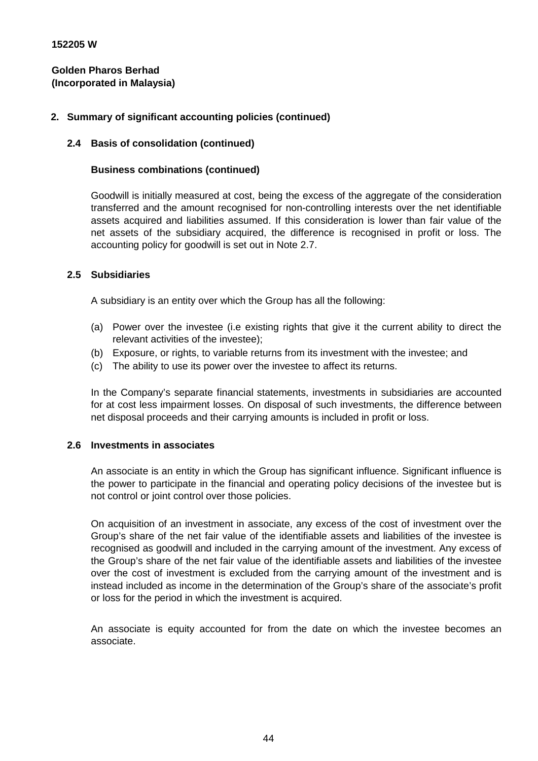152205 W

**Golden Pharos Berhad**
**(Incorporated in Malaysia)**

## 2. Summary of significant accounting policies (continued)

### 2.4 Basis of consolidation (continued)

**Business combinations (continued)**

Goodwill is initially measured at cost, being the excess of the aggregate of the consideration transferred and the amount recognised for non-controlling interests over the net identifiable assets acquired and liabilities assumed. If this consideration is lower than fair value of the net assets of the subsidiary acquired, the difference is recognised in profit or loss. The accounting policy for goodwill is set out in Note 2.7.

### 2.5 Subsidiaries

A subsidiary is an entity over which the Group has all the following:

(a) Power over the investee (i.e existing rights that give it the current ability to direct the relevant activities of the investee);
(b) Exposure, or rights, to variable returns from its investment with the investee; and
(c) The ability to use its power over the investee to affect its returns.

In the Company's separate financial statements, investments in subsidiaries are accounted for at cost less impairment losses. On disposal of such investments, the difference between net disposal proceeds and their carrying amounts is included in profit or loss.

### 2.6 Investments in associates

An associate is an entity in which the Group has significant influence. Significant influence is the power to participate in the financial and operating policy decisions of the investee but is not control or joint control over those policies.

On acquisition of an investment in associate, any excess of the cost of investment over the Group's share of the net fair value of the identifiable assets and liabilities of the investee is recognised as goodwill and included in the carrying amount of the investment. Any excess of the Group's share of the net fair value of the identifiable assets and liabilities of the investee over the cost of investment is excluded from the carrying amount of the investment and is instead included as income in the determination of the Group's share of the associate's profit or loss for the period in which the investment is acquired.

An associate is equity accounted for from the date on which the investee becomes an associate.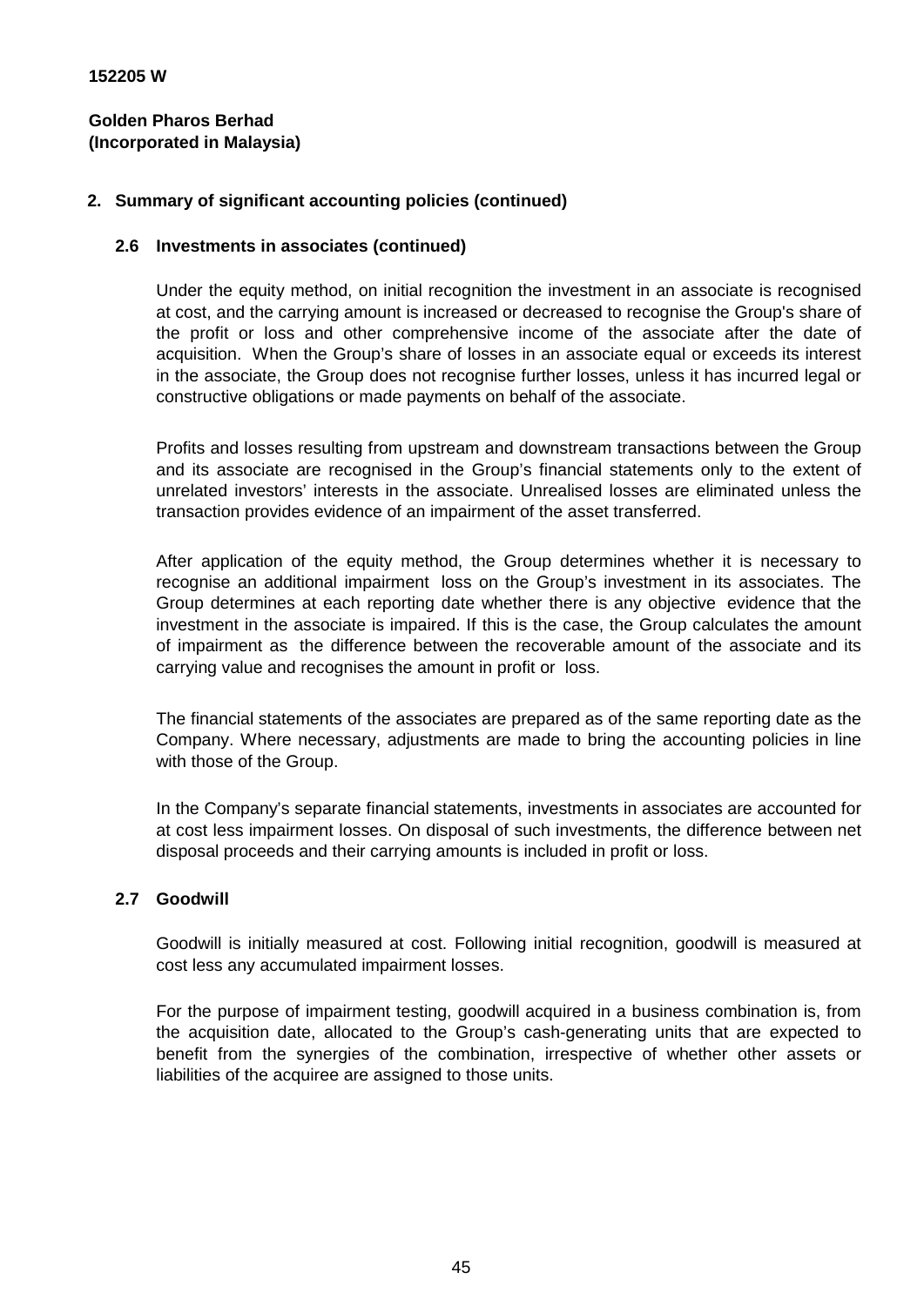**152205 W**

**Golden Pharos Berhad**
**(Incorporated in Malaysia)**

## 2. Summary of significant accounting policies (continued)

### 2.6 Investments in associates (continued)

Under the equity method, on initial recognition the investment in an associate is recognised at cost, and the carrying amount is increased or decreased to recognise the Group's share of the profit or loss and other comprehensive income of the associate after the date of acquisition. When the Group's share of losses in an associate equal or exceeds its interest in the associate, the Group does not recognise further losses, unless it has incurred legal or constructive obligations or made payments on behalf of the associate.

Profits and losses resulting from upstream and downstream transactions between the Group and its associate are recognised in the Group's financial statements only to the extent of unrelated investors' interests in the associate. Unrealised losses are eliminated unless the transaction provides evidence of an impairment of the asset transferred.

After application of the equity method, the Group determines whether it is necessary to recognise an additional impairment loss on the Group's investment in its associates. The Group determines at each reporting date whether there is any objective evidence that the investment in the associate is impaired. If this is the case, the Group calculates the amount of impairment as the difference between the recoverable amount of the associate and its carrying value and recognises the amount in profit or loss.

The financial statements of the associates are prepared as of the same reporting date as the Company. Where necessary, adjustments are made to bring the accounting policies in line with those of the Group.

In the Company's separate financial statements, investments in associates are accounted for at cost less impairment losses. On disposal of such investments, the difference between net disposal proceeds and their carrying amounts is included in profit or loss.

### 2.7 Goodwill

Goodwill is initially measured at cost. Following initial recognition, goodwill is measured at cost less any accumulated impairment losses.

For the purpose of impairment testing, goodwill acquired in a business combination is, from the acquisition date, allocated to the Group's cash-generating units that are expected to benefit from the synergies of the combination, irrespective of whether other assets or liabilities of the acquiree are assigned to those units.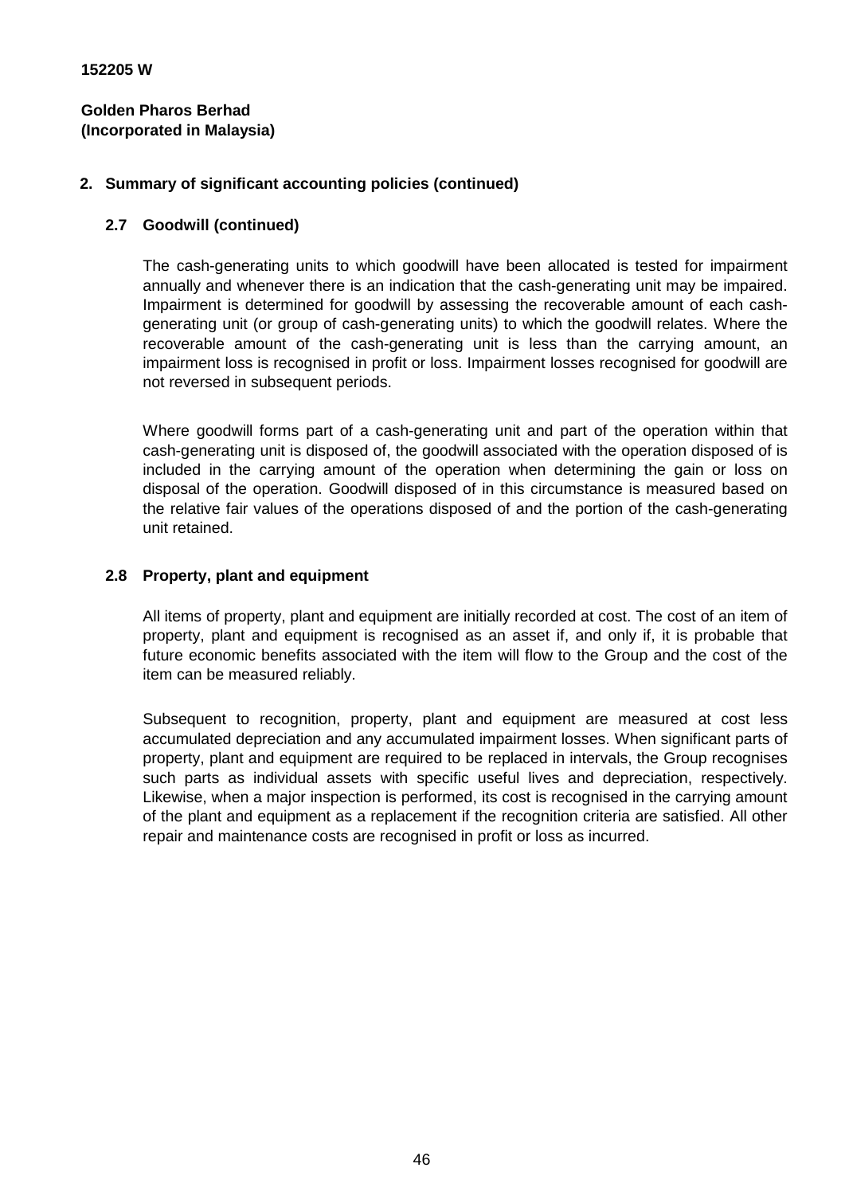**152205 W**

**Golden Pharos Berhad**
**(Incorporated in Malaysia)**

## 2. Summary of significant accounting policies (continued)

### 2.7 Goodwill (continued)

The cash-generating units to which goodwill have been allocated is tested for impairment annually and whenever there is an indication that the cash-generating unit may be impaired. Impairment is determined for goodwill by assessing the recoverable amount of each cash-generating unit (or group of cash-generating units) to which the goodwill relates. Where the recoverable amount of the cash-generating unit is less than the carrying amount, an impairment loss is recognised in profit or loss. Impairment losses recognised for goodwill are not reversed in subsequent periods.

Where goodwill forms part of a cash-generating unit and part of the operation within that cash-generating unit is disposed of, the goodwill associated with the operation disposed of is included in the carrying amount of the operation when determining the gain or loss on disposal of the operation. Goodwill disposed of in this circumstance is measured based on the relative fair values of the operations disposed of and the portion of the cash-generating unit retained.

### 2.8 Property, plant and equipment

All items of property, plant and equipment are initially recorded at cost. The cost of an item of property, plant and equipment is recognised as an asset if, and only if, it is probable that future economic benefits associated with the item will flow to the Group and the cost of the item can be measured reliably.

Subsequent to recognition, property, plant and equipment are measured at cost less accumulated depreciation and any accumulated impairment losses. When significant parts of property, plant and equipment are required to be replaced in intervals, the Group recognises such parts as individual assets with specific useful lives and depreciation, respectively. Likewise, when a major inspection is performed, its cost is recognised in the carrying amount of the plant and equipment as a replacement if the recognition criteria are satisfied. All other repair and maintenance costs are recognised in profit or loss as incurred.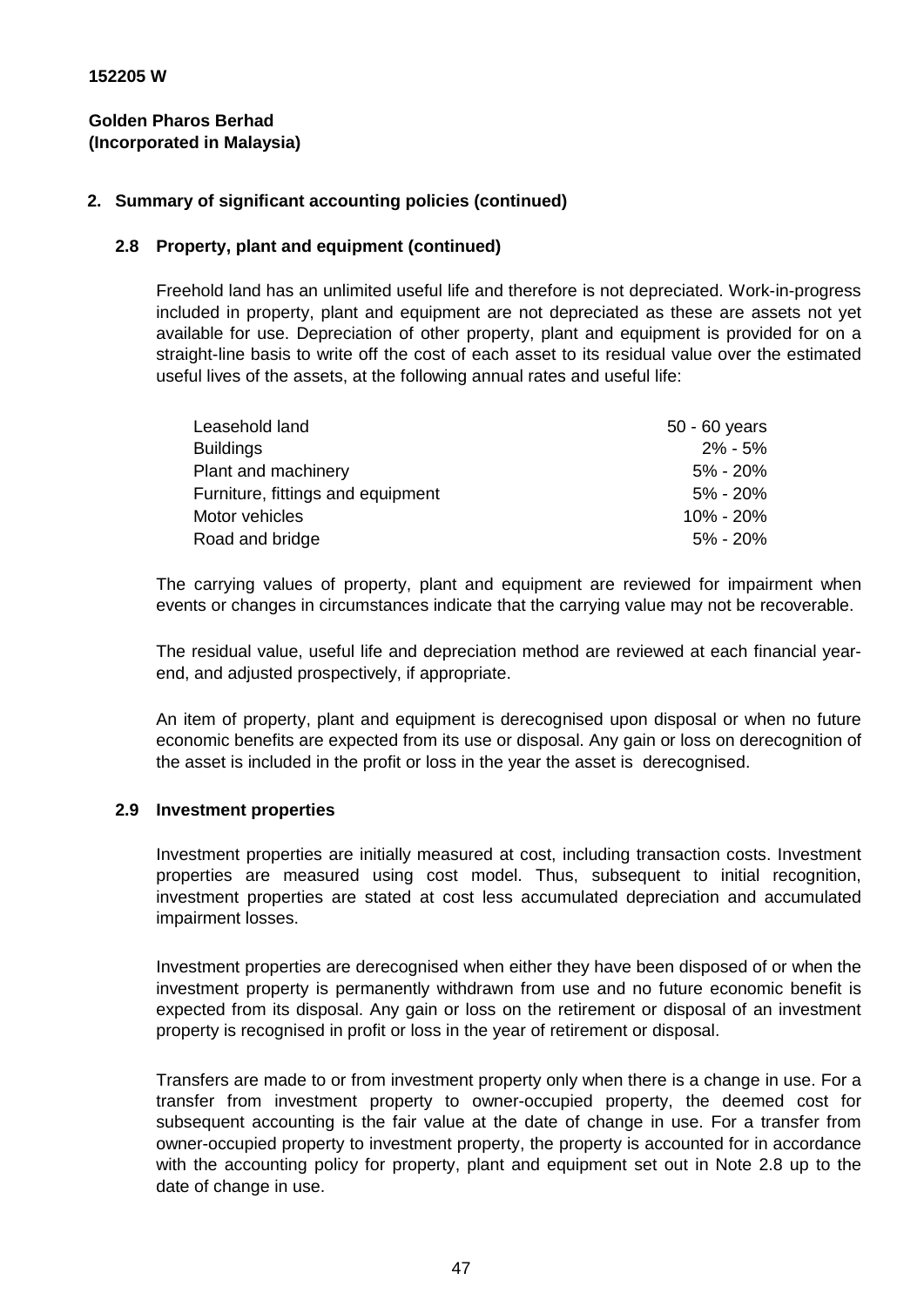**152205 W**

**Golden Pharos Berhad**
**(Incorporated in Malaysia)**

## 2. Summary of significant accounting policies (continued)

### 2.8 Property, plant and equipment (continued)

Freehold land has an unlimited useful life and therefore is not depreciated. Work-in-progress included in property, plant and equipment are not depreciated as these are assets not yet available for use. Depreciation of other property, plant and equipment is provided for on a straight-line basis to write off the cost of each asset to its residual value over the estimated useful lives of the assets, at the following annual rates and useful life:

| | |
|---|---|
| Leasehold land | 50 - 60 years |
| Buildings | 2% - 5% |
| Plant and machinery | 5% - 20% |
| Furniture, fittings and equipment | 5% - 20% |
| Motor vehicles | 10% - 20% |
| Road and bridge | 5% - 20% |

The carrying values of property, plant and equipment are reviewed for impairment when events or changes in circumstances indicate that the carrying value may not be recoverable.

The residual value, useful life and depreciation method are reviewed at each financial year-end, and adjusted prospectively, if appropriate.

An item of property, plant and equipment is derecognised upon disposal or when no future economic benefits are expected from its use or disposal. Any gain or loss on derecognition of the asset is included in the profit or loss in the year the asset is derecognised.

### 2.9 Investment properties

Investment properties are initially measured at cost, including transaction costs. Investment properties are measured using cost model. Thus, subsequent to initial recognition, investment properties are stated at cost less accumulated depreciation and accumulated impairment losses.

Investment properties are derecognised when either they have been disposed of or when the investment property is permanently withdrawn from use and no future economic benefit is expected from its disposal. Any gain or loss on the retirement or disposal of an investment property is recognised in profit or loss in the year of retirement or disposal.

Transfers are made to or from investment property only when there is a change in use. For a transfer from investment property to owner-occupied property, the deemed cost for subsequent accounting is the fair value at the date of change in use. For a transfer from owner-occupied property to investment property, the property is accounted for in accordance with the accounting policy for property, plant and equipment set out in Note 2.8 up to the date of change in use.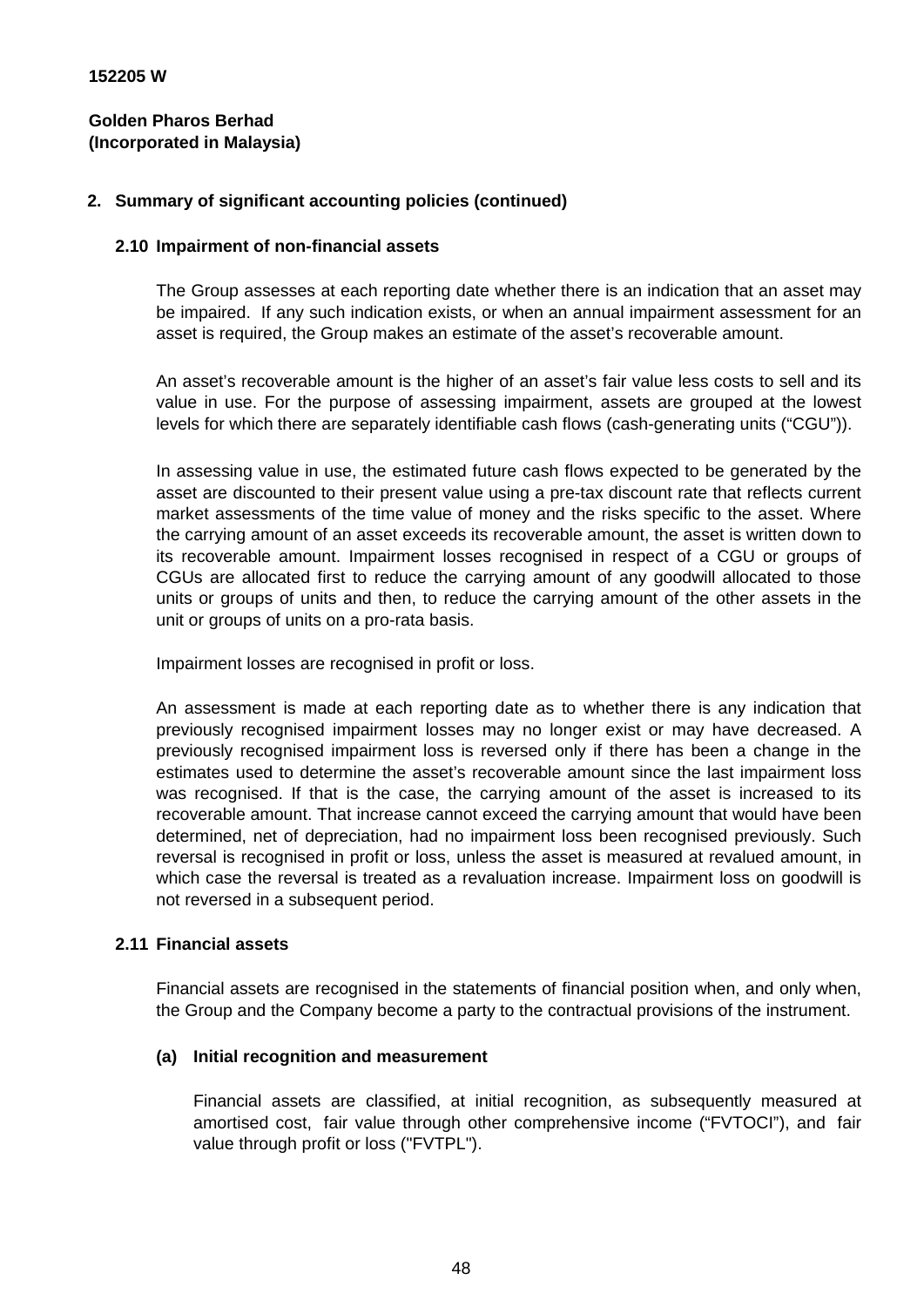152205 W

**Golden Pharos Berhad**
**(Incorporated in Malaysia)**

## 2. Summary of significant accounting policies (continued)

### 2.10 Impairment of non-financial assets

The Group assesses at each reporting date whether there is an indication that an asset may be impaired. If any such indication exists, or when an annual impairment assessment for an asset is required, the Group makes an estimate of the asset's recoverable amount.

An asset's recoverable amount is the higher of an asset's fair value less costs to sell and its value in use. For the purpose of assessing impairment, assets are grouped at the lowest levels for which there are separately identifiable cash flows (cash-generating units ("CGU")).

In assessing value in use, the estimated future cash flows expected to be generated by the asset are discounted to their present value using a pre-tax discount rate that reflects current market assessments of the time value of money and the risks specific to the asset. Where the carrying amount of an asset exceeds its recoverable amount, the asset is written down to its recoverable amount. Impairment losses recognised in respect of a CGU or groups of CGUs are allocated first to reduce the carrying amount of any goodwill allocated to those units or groups of units and then, to reduce the carrying amount of the other assets in the unit or groups of units on a pro-rata basis.

Impairment losses are recognised in profit or loss.

An assessment is made at each reporting date as to whether there is any indication that previously recognised impairment losses may no longer exist or may have decreased. A previously recognised impairment loss is reversed only if there has been a change in the estimates used to determine the asset's recoverable amount since the last impairment loss was recognised. If that is the case, the carrying amount of the asset is increased to its recoverable amount. That increase cannot exceed the carrying amount that would have been determined, net of depreciation, had no impairment loss been recognised previously. Such reversal is recognised in profit or loss, unless the asset is measured at revalued amount, in which case the reversal is treated as a revaluation increase. Impairment loss on goodwill is not reversed in a subsequent period.

### 2.11 Financial assets

Financial assets are recognised in the statements of financial position when, and only when, the Group and the Company become a party to the contractual provisions of the instrument.

#### (a) Initial recognition and measurement

Financial assets are classified, at initial recognition, as subsequently measured at amortised cost, fair value through other comprehensive income ("FVTOCI"), and fair value through profit or loss ("FVTPL").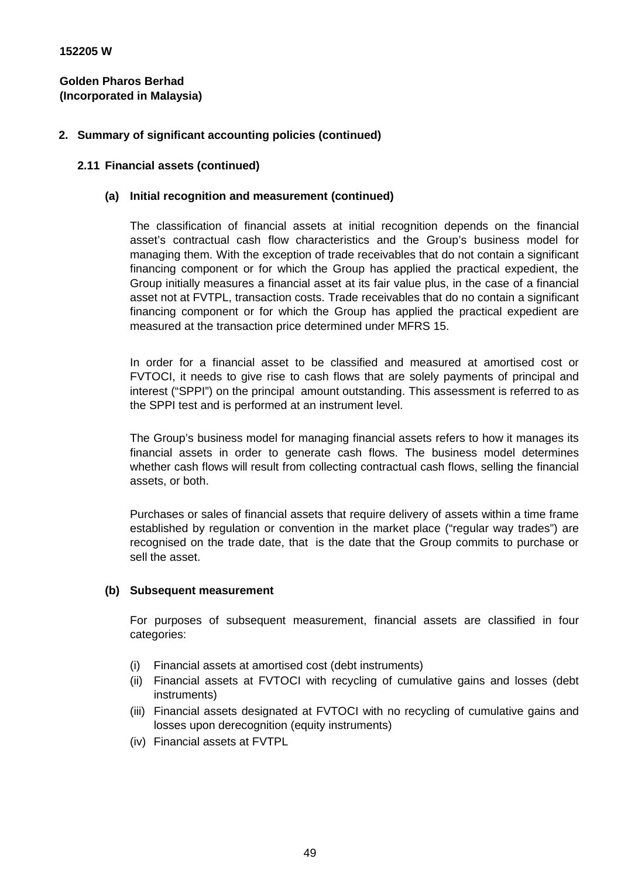**152205 W**

**Golden Pharos Berhad**
**(Incorporated in Malaysia)**

## 2. Summary of significant accounting policies (continued)

### 2.11 Financial assets (continued)

#### (a) Initial recognition and measurement (continued)

The classification of financial assets at initial recognition depends on the financial asset's contractual cash flow characteristics and the Group's business model for managing them. With the exception of trade receivables that do not contain a significant financing component or for which the Group has applied the practical expedient, the Group initially measures a financial asset at its fair value plus, in the case of a financial asset not at FVTPL, transaction costs. Trade receivables that do no contain a significant financing component or for which the Group has applied the practical expedient are measured at the transaction price determined under MFRS 15.

In order for a financial asset to be classified and measured at amortised cost or FVTOCI, it needs to give rise to cash flows that are solely payments of principal and interest ("SPPI") on the principal amount outstanding. This assessment is referred to as the SPPI test and is performed at an instrument level.

The Group's business model for managing financial assets refers to how it manages its financial assets in order to generate cash flows. The business model determines whether cash flows will result from collecting contractual cash flows, selling the financial assets, or both.

Purchases or sales of financial assets that require delivery of assets within a time frame established by regulation or convention in the market place ("regular way trades") are recognised on the trade date, that is the date that the Group commits to purchase or sell the asset.

#### (b) Subsequent measurement

For purposes of subsequent measurement, financial assets are classified in four categories:

(i) Financial assets at amortised cost (debt instruments)
(ii) Financial assets at FVTOCI with recycling of cumulative gains and losses (debt instruments)
(iii) Financial assets designated at FVTOCI with no recycling of cumulative gains and losses upon derecognition (equity instruments)
(iv) Financial assets at FVTPL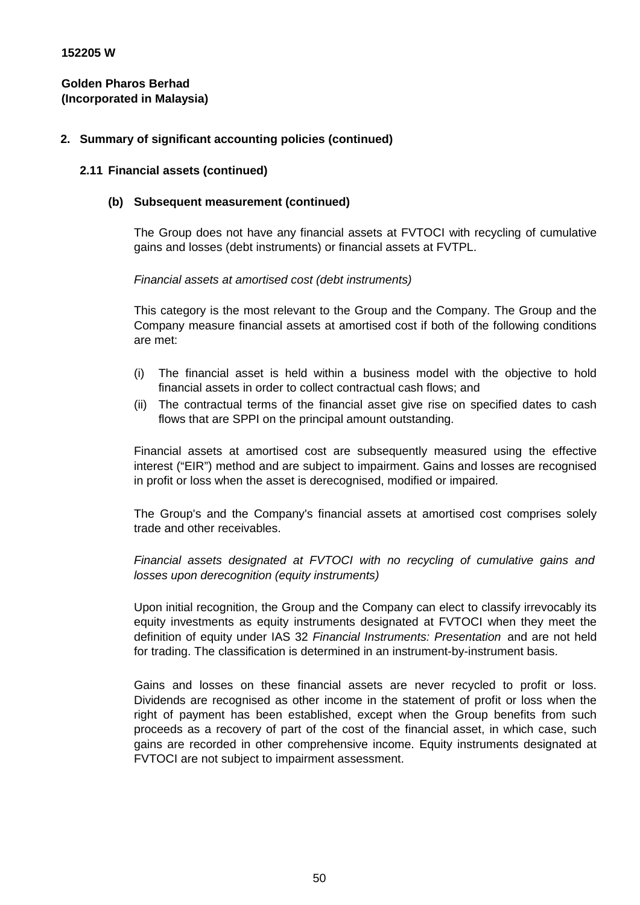152205 W

**Golden Pharos Berhad**
**(Incorporated in Malaysia)**

## 2. Summary of significant accounting policies (continued)

### 2.11 Financial assets (continued)

#### (b) Subsequent measurement (continued)

The Group does not have any financial assets at FVTOCI with recycling of cumulative gains and losses (debt instruments) or financial assets at FVTPL.

*Financial assets at amortised cost (debt instruments)*

This category is the most relevant to the Group and the Company. The Group and the Company measure financial assets at amortised cost if both of the following conditions are met:

(i) The financial asset is held within a business model with the objective to hold financial assets in order to collect contractual cash flows; and
(ii) The contractual terms of the financial asset give rise on specified dates to cash flows that are SPPI on the principal amount outstanding.

Financial assets at amortised cost are subsequently measured using the effective interest ("EIR") method and are subject to impairment. Gains and losses are recognised in profit or loss when the asset is derecognised, modified or impaired.

The Group's and the Company's financial assets at amortised cost comprises solely trade and other receivables.

*Financial assets designated at FVTOCI with no recycling of cumulative gains and losses upon derecognition (equity instruments)*

Upon initial recognition, the Group and the Company can elect to classify irrevocably its equity investments as equity instruments designated at FVTOCI when they meet the definition of equity under IAS 32 *Financial Instruments: Presentation* and are not held for trading. The classification is determined in an instrument-by-instrument basis.

Gains and losses on these financial assets are never recycled to profit or loss. Dividends are recognised as other income in the statement of profit or loss when the right of payment has been established, except when the Group benefits from such proceeds as a recovery of part of the cost of the financial asset, in which case, such gains are recorded in other comprehensive income. Equity instruments designated at FVTOCI are not subject to impairment assessment.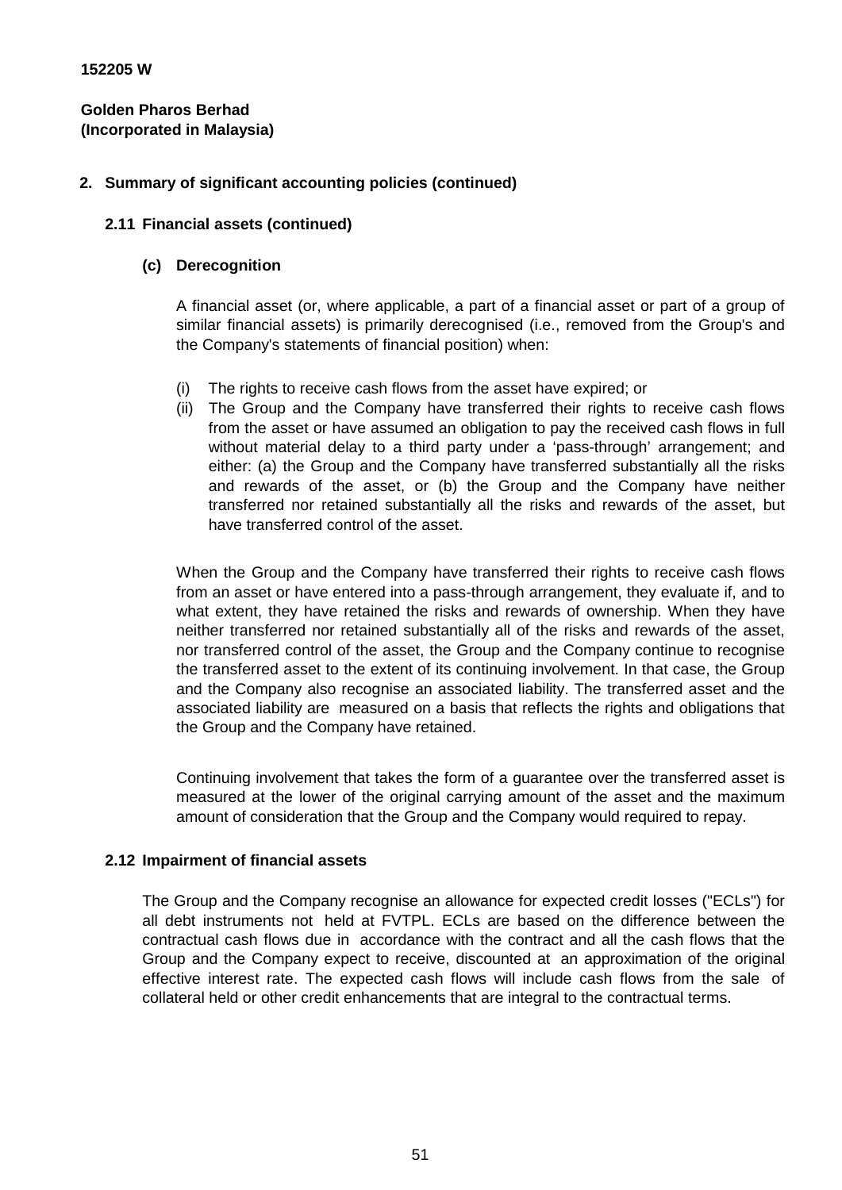**152205 W**

**Golden Pharos Berhad**
**(Incorporated in Malaysia)**

## 2. Summary of significant accounting policies (continued)

### 2.11 Financial assets (continued)

#### (c) Derecognition

A financial asset (or, where applicable, a part of a financial asset or part of a group of similar financial assets) is primarily derecognised (i.e., removed from the Group's and the Company's statements of financial position) when:

(i) The rights to receive cash flows from the asset have expired; or
(ii) The Group and the Company have transferred their rights to receive cash flows from the asset or have assumed an obligation to pay the received cash flows in full without material delay to a third party under a 'pass-through' arrangement; and either: (a) the Group and the Company have transferred substantially all the risks and rewards of the asset, or (b) the Group and the Company have neither transferred nor retained substantially all the risks and rewards of the asset, but have transferred control of the asset.

When the Group and the Company have transferred their rights to receive cash flows from an asset or have entered into a pass-through arrangement, they evaluate if, and to what extent, they have retained the risks and rewards of ownership. When they have neither transferred nor retained substantially all of the risks and rewards of the asset, nor transferred control of the asset, the Group and the Company continue to recognise the transferred asset to the extent of its continuing involvement. In that case, the Group and the Company also recognise an associated liability. The transferred asset and the associated liability are measured on a basis that reflects the rights and obligations that the Group and the Company have retained.

Continuing involvement that takes the form of a guarantee over the transferred asset is measured at the lower of the original carrying amount of the asset and the maximum amount of consideration that the Group and the Company would required to repay.

### 2.12 Impairment of financial assets

The Group and the Company recognise an allowance for expected credit losses ("ECLs") for all debt instruments not held at FVTPL. ECLs are based on the difference between the contractual cash flows due in accordance with the contract and all the cash flows that the Group and the Company expect to receive, discounted at an approximation of the original effective interest rate. The expected cash flows will include cash flows from the sale of collateral held or other credit enhancements that are integral to the contractual terms.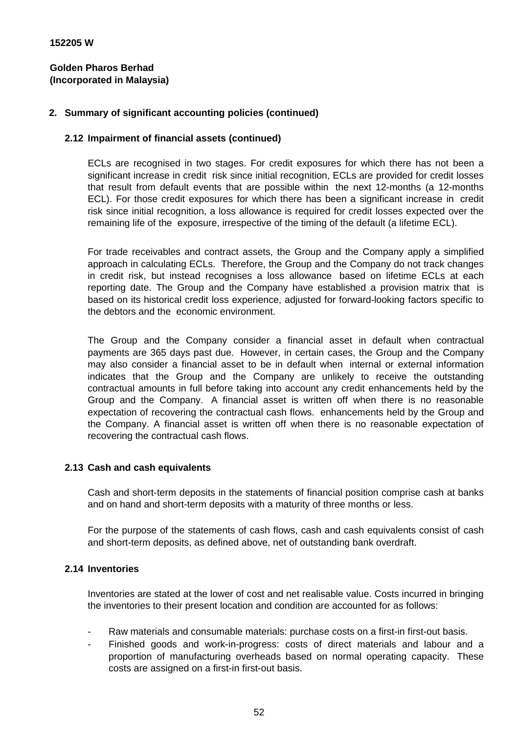**152205 W**

**Golden Pharos Berhad**
**(Incorporated in Malaysia)**

## 2. Summary of significant accounting policies (continued)

### 2.12 Impairment of financial assets (continued)

ECLs are recognised in two stages. For credit exposures for which there has not been a significant increase in credit risk since initial recognition, ECLs are provided for credit losses that result from default events that are possible within the next 12-months (a 12-months ECL). For those credit exposures for which there has been a significant increase in credit risk since initial recognition, a loss allowance is required for credit losses expected over the remaining life of the exposure, irrespective of the timing of the default (a lifetime ECL).

For trade receivables and contract assets, the Group and the Company apply a simplified approach in calculating ECLs. Therefore, the Group and the Company do not track changes in credit risk, but instead recognises a loss allowance based on lifetime ECLs at each reporting date. The Group and the Company have established a provision matrix that is based on its historical credit loss experience, adjusted for forward-looking factors specific to the debtors and the economic environment.

The Group and the Company consider a financial asset in default when contractual payments are 365 days past due. However, in certain cases, the Group and the Company may also consider a financial asset to be in default when internal or external information indicates that the Group and the Company are unlikely to receive the outstanding contractual amounts in full before taking into account any credit enhancements held by the Group and the Company. A financial asset is written off when there is no reasonable expectation of recovering the contractual cash flows. enhancements held by the Group and the Company. A financial asset is written off when there is no reasonable expectation of recovering the contractual cash flows.

### 2.13 Cash and cash equivalents

Cash and short-term deposits in the statements of financial position comprise cash at banks and on hand and short-term deposits with a maturity of three months or less.

For the purpose of the statements of cash flows, cash and cash equivalents consist of cash and short-term deposits, as defined above, net of outstanding bank overdraft.

### 2.14 Inventories

Inventories are stated at the lower of cost and net realisable value. Costs incurred in bringing the inventories to their present location and condition are accounted for as follows:

- Raw materials and consumable materials: purchase costs on a first-in first-out basis.
- Finished goods and work-in-progress: costs of direct materials and labour and a proportion of manufacturing overheads based on normal operating capacity. These costs are assigned on a first-in first-out basis.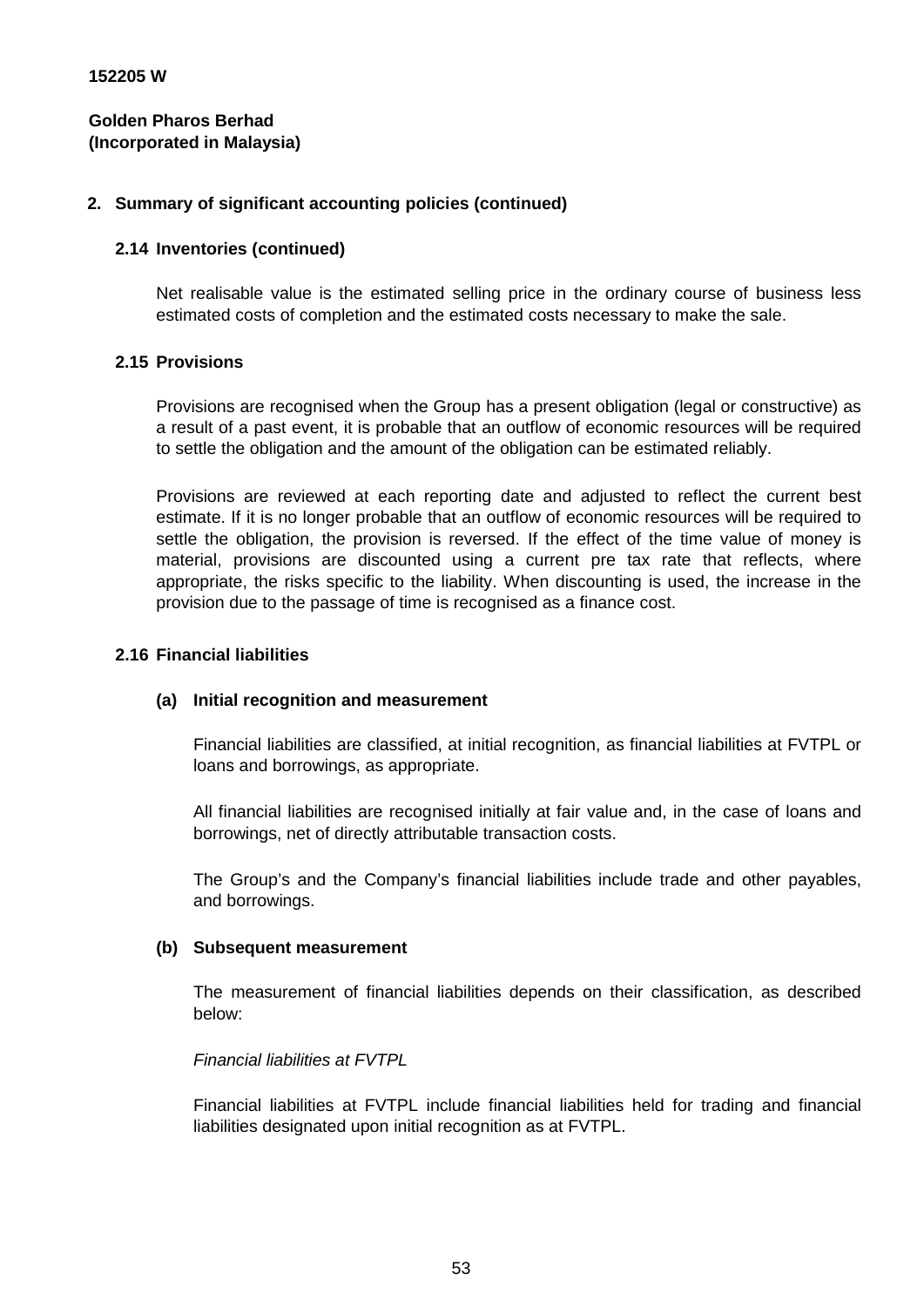**152205 W**

**Golden Pharos Berhad**
**(Incorporated in Malaysia)**

## 2. Summary of significant accounting policies (continued)

### 2.14 Inventories (continued)

Net realisable value is the estimated selling price in the ordinary course of business less estimated costs of completion and the estimated costs necessary to make the sale.

### 2.15 Provisions

Provisions are recognised when the Group has a present obligation (legal or constructive) as a result of a past event, it is probable that an outflow of economic resources will be required to settle the obligation and the amount of the obligation can be estimated reliably.

Provisions are reviewed at each reporting date and adjusted to reflect the current best estimate. If it is no longer probable that an outflow of economic resources will be required to settle the obligation, the provision is reversed. If the effect of the time value of money is material, provisions are discounted using a current pre tax rate that reflects, where appropriate, the risks specific to the liability. When discounting is used, the increase in the provision due to the passage of time is recognised as a finance cost.

### 2.16 Financial liabilities

#### (a) Initial recognition and measurement

Financial liabilities are classified, at initial recognition, as financial liabilities at FVTPL or loans and borrowings, as appropriate.

All financial liabilities are recognised initially at fair value and, in the case of loans and borrowings, net of directly attributable transaction costs.

The Group's and the Company's financial liabilities include trade and other payables, and borrowings.

#### (b) Subsequent measurement

The measurement of financial liabilities depends on their classification, as described below:

*Financial liabilities at FVTPL*

Financial liabilities at FVTPL include financial liabilities held for trading and financial liabilities designated upon initial recognition as at FVTPL.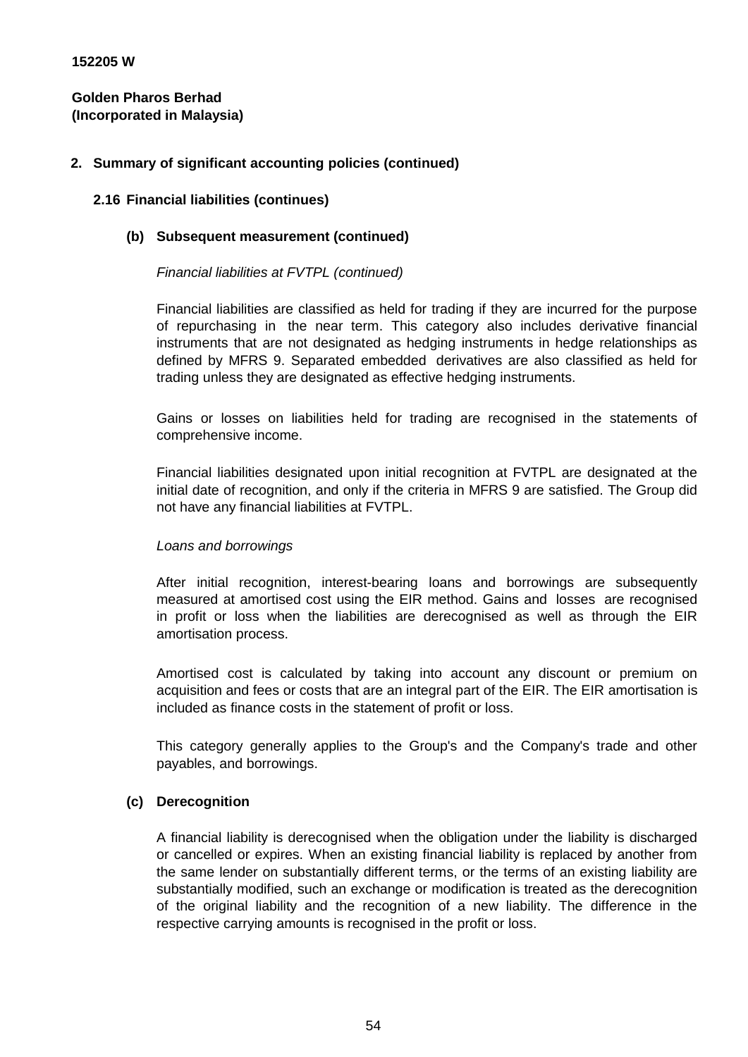152205 W

**Golden Pharos Berhad**
**(Incorporated in Malaysia)**

## 2. Summary of significant accounting policies (continued)

### 2.16 Financial liabilities (continues)

#### (b) Subsequent measurement (continued)

*Financial liabilities at FVTPL (continued)*

Financial liabilities are classified as held for trading if they are incurred for the purpose of repurchasing in the near term. This category also includes derivative financial instruments that are not designated as hedging instruments in hedge relationships as defined by MFRS 9. Separated embedded derivatives are also classified as held for trading unless they are designated as effective hedging instruments.

Gains or losses on liabilities held for trading are recognised in the statements of comprehensive income.

Financial liabilities designated upon initial recognition at FVTPL are designated at the initial date of recognition, and only if the criteria in MFRS 9 are satisfied. The Group did not have any financial liabilities at FVTPL.

*Loans and borrowings*

After initial recognition, interest-bearing loans and borrowings are subsequently measured at amortised cost using the EIR method. Gains and losses are recognised in profit or loss when the liabilities are derecognised as well as through the EIR amortisation process.

Amortised cost is calculated by taking into account any discount or premium on acquisition and fees or costs that are an integral part of the EIR. The EIR amortisation is included as finance costs in the statement of profit or loss.

This category generally applies to the Group's and the Company's trade and other payables, and borrowings.

#### (c) Derecognition

A financial liability is derecognised when the obligation under the liability is discharged or cancelled or expires. When an existing financial liability is replaced by another from the same lender on substantially different terms, or the terms of an existing liability are substantially modified, such an exchange or modification is treated as the derecognition of the original liability and the recognition of a new liability. The difference in the respective carrying amounts is recognised in the profit or loss.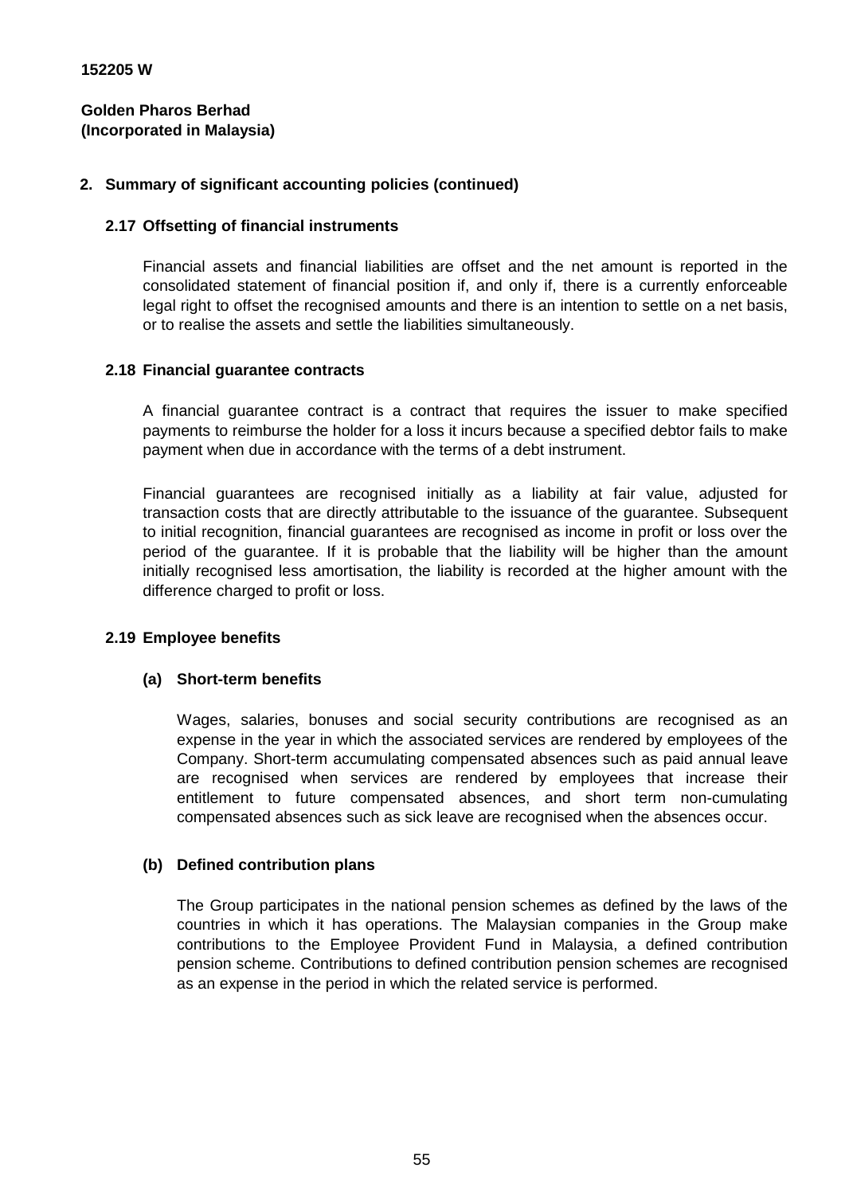152205 W

**Golden Pharos Berhad**
**(Incorporated in Malaysia)**

## 2. Summary of significant accounting policies (continued)

### 2.17 Offsetting of financial instruments

Financial assets and financial liabilities are offset and the net amount is reported in the consolidated statement of financial position if, and only if, there is a currently enforceable legal right to offset the recognised amounts and there is an intention to settle on a net basis, or to realise the assets and settle the liabilities simultaneously.

### 2.18 Financial guarantee contracts

A financial guarantee contract is a contract that requires the issuer to make specified payments to reimburse the holder for a loss it incurs because a specified debtor fails to make payment when due in accordance with the terms of a debt instrument.

Financial guarantees are recognised initially as a liability at fair value, adjusted for transaction costs that are directly attributable to the issuance of the guarantee. Subsequent to initial recognition, financial guarantees are recognised as income in profit or loss over the period of the guarantee. If it is probable that the liability will be higher than the amount initially recognised less amortisation, the liability is recorded at the higher amount with the difference charged to profit or loss.

### 2.19 Employee benefits

#### (a) Short-term benefits

Wages, salaries, bonuses and social security contributions are recognised as an expense in the year in which the associated services are rendered by employees of the Company. Short-term accumulating compensated absences such as paid annual leave are recognised when services are rendered by employees that increase their entitlement to future compensated absences, and short term non-cumulating compensated absences such as sick leave are recognised when the absences occur.

#### (b) Defined contribution plans

The Group participates in the national pension schemes as defined by the laws of the countries in which it has operations. The Malaysian companies in the Group make contributions to the Employee Provident Fund in Malaysia, a defined contribution pension scheme. Contributions to defined contribution pension schemes are recognised as an expense in the period in which the related service is performed.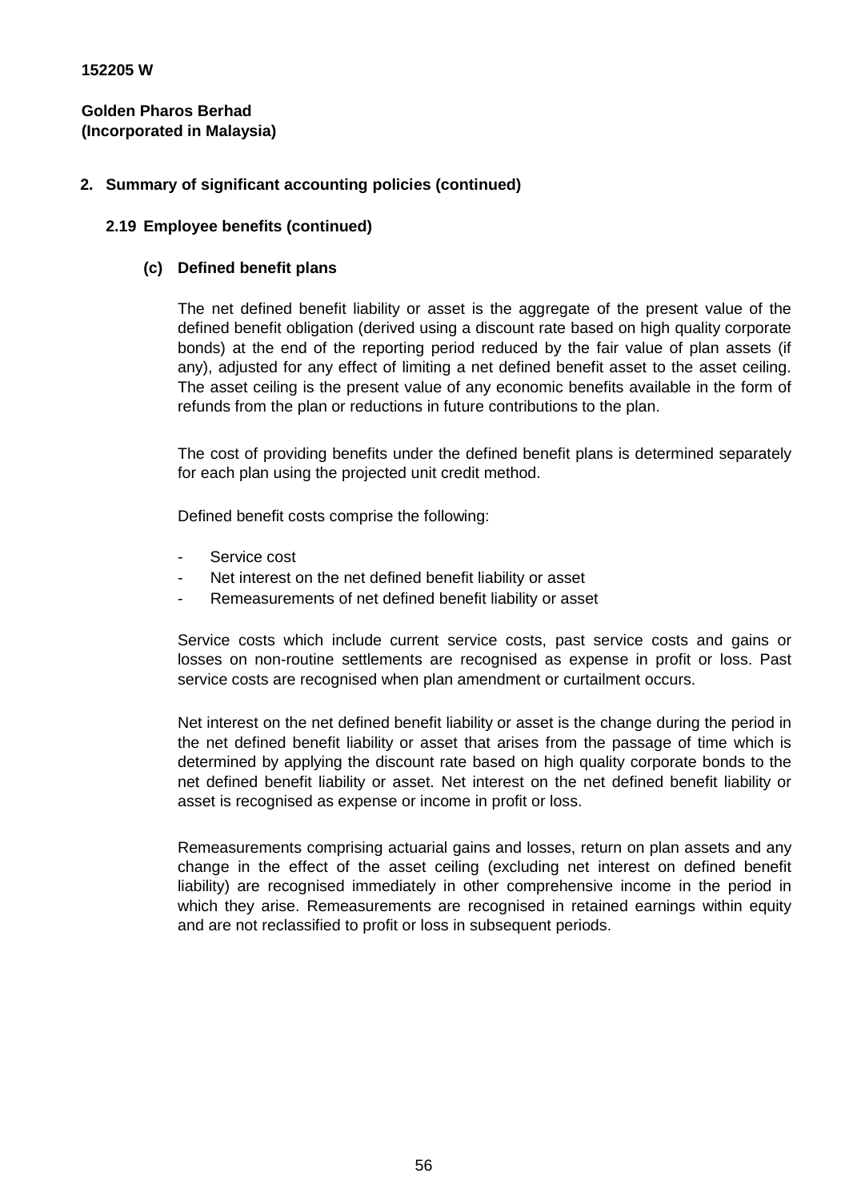152205 W

**Golden Pharos Berhad**
**(Incorporated in Malaysia)**

## 2. Summary of significant accounting policies (continued)

### 2.19 Employee benefits (continued)

#### (c) Defined benefit plans

The net defined benefit liability or asset is the aggregate of the present value of the defined benefit obligation (derived using a discount rate based on high quality corporate bonds) at the end of the reporting period reduced by the fair value of plan assets (if any), adjusted for any effect of limiting a net defined benefit asset to the asset ceiling. The asset ceiling is the present value of any economic benefits available in the form of refunds from the plan or reductions in future contributions to the plan.

The cost of providing benefits under the defined benefit plans is determined separately for each plan using the projected unit credit method.

Defined benefit costs comprise the following:

- Service cost
- Net interest on the net defined benefit liability or asset
- Remeasurements of net defined benefit liability or asset

Service costs which include current service costs, past service costs and gains or losses on non-routine settlements are recognised as expense in profit or loss. Past service costs are recognised when plan amendment or curtailment occurs.

Net interest on the net defined benefit liability or asset is the change during the period in the net defined benefit liability or asset that arises from the passage of time which is determined by applying the discount rate based on high quality corporate bonds to the net defined benefit liability or asset. Net interest on the net defined benefit liability or asset is recognised as expense or income in profit or loss.

Remeasurements comprising actuarial gains and losses, return on plan assets and any change in the effect of the asset ceiling (excluding net interest on defined benefit liability) are recognised immediately in other comprehensive income in the period in which they arise. Remeasurements are recognised in retained earnings within equity and are not reclassified to profit or loss in subsequent periods.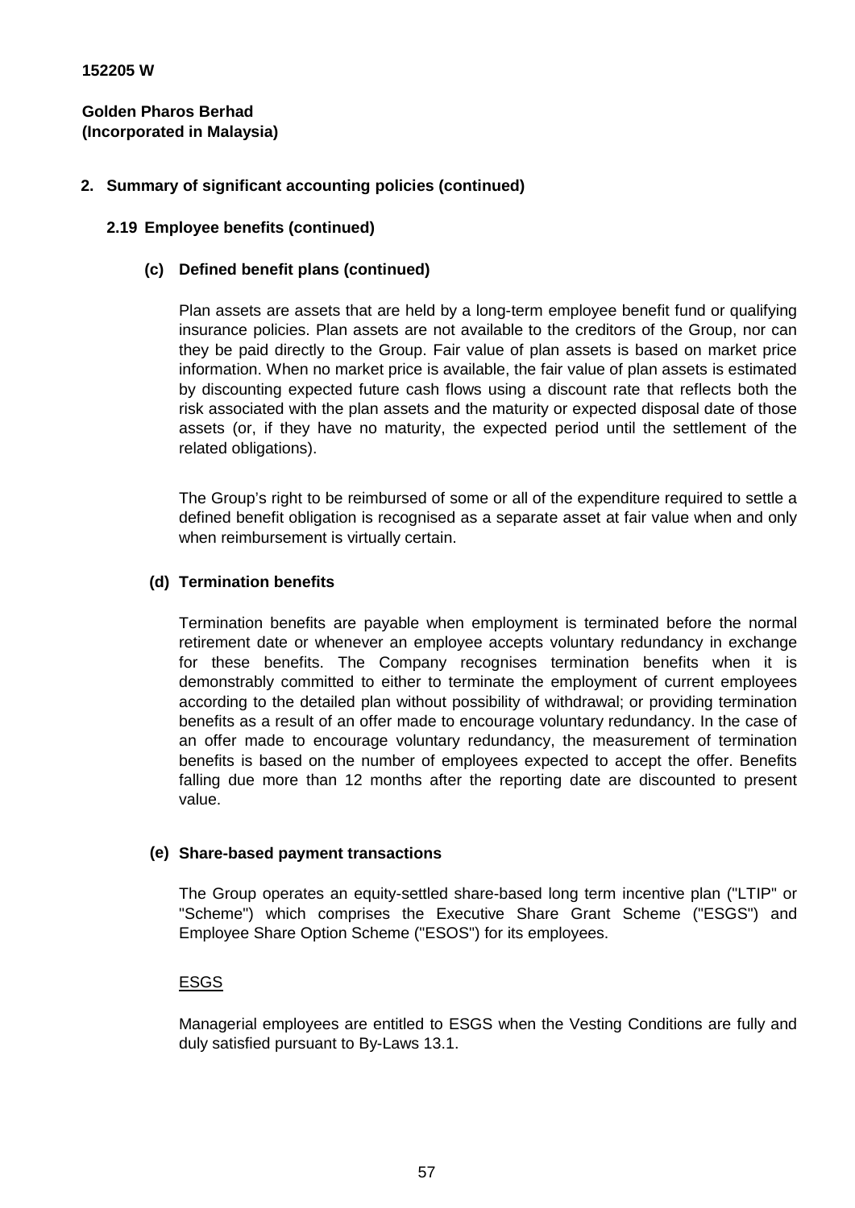**152205 W**

**Golden Pharos Berhad**
**(Incorporated in Malaysia)**

## 2. Summary of significant accounting policies (continued)

### 2.19 Employee benefits (continued)

#### (c) Defined benefit plans (continued)

Plan assets are assets that are held by a long-term employee benefit fund or qualifying insurance policies. Plan assets are not available to the creditors of the Group, nor can they be paid directly to the Group. Fair value of plan assets is based on market price information. When no market price is available, the fair value of plan assets is estimated by discounting expected future cash flows using a discount rate that reflects both the risk associated with the plan assets and the maturity or expected disposal date of those assets (or, if they have no maturity, the expected period until the settlement of the related obligations).

The Group's right to be reimbursed of some or all of the expenditure required to settle a defined benefit obligation is recognised as a separate asset at fair value when and only when reimbursement is virtually certain.

#### (d) Termination benefits

Termination benefits are payable when employment is terminated before the normal retirement date or whenever an employee accepts voluntary redundancy in exchange for these benefits. The Company recognises termination benefits when it is demonstrably committed to either to terminate the employment of current employees according to the detailed plan without possibility of withdrawal; or providing termination benefits as a result of an offer made to encourage voluntary redundancy. In the case of an offer made to encourage voluntary redundancy, the measurement of termination benefits is based on the number of employees expected to accept the offer. Benefits falling due more than 12 months after the reporting date are discounted to present value.

#### (e) Share-based payment transactions

The Group operates an equity-settled share-based long term incentive plan ("LTIP" or "Scheme") which comprises the Executive Share Grant Scheme ("ESGS") and Employee Share Option Scheme ("ESOS") for its employees.

<u>ESGS</u>

Managerial employees are entitled to ESGS when the Vesting Conditions are fully and duly satisfied pursuant to By-Laws 13.1.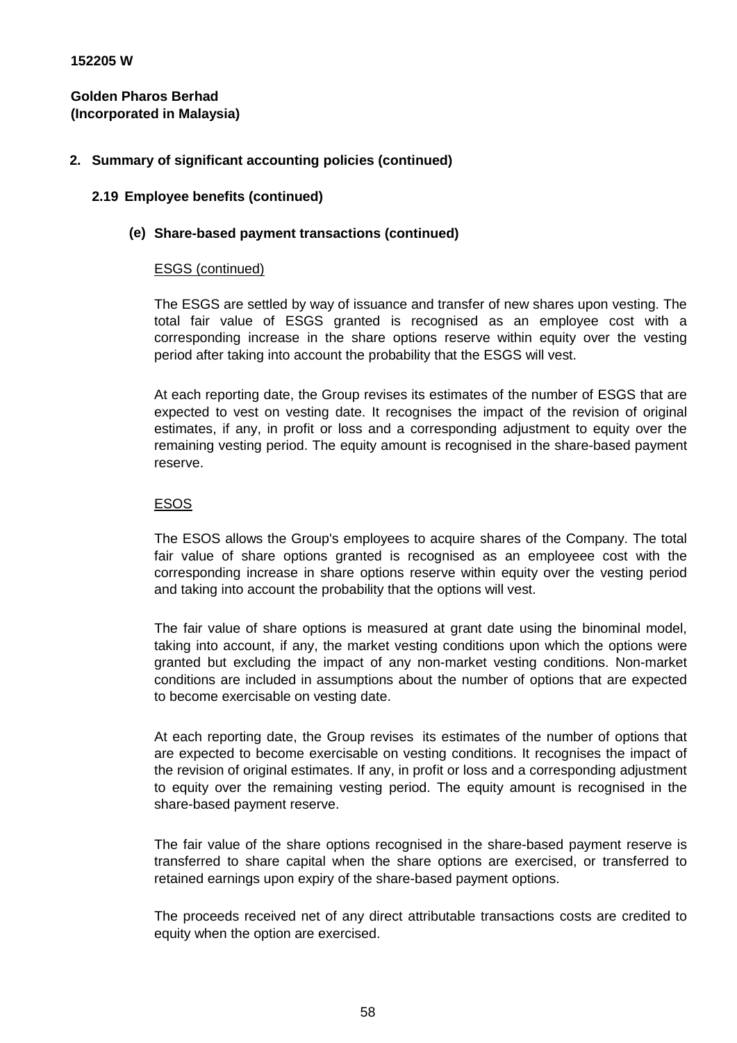152205 W

**Golden Pharos Berhad**
**(Incorporated in Malaysia)**

## 2. Summary of significant accounting policies (continued)

### 2.19 Employee benefits (continued)

#### (e) Share-based payment transactions (continued)

ESGS (continued)

The ESGS are settled by way of issuance and transfer of new shares upon vesting. The total fair value of ESGS granted is recognised as an employee cost with a corresponding increase in the share options reserve within equity over the vesting period after taking into account the probability that the ESGS will vest.

At each reporting date, the Group revises its estimates of the number of ESGS that are expected to vest on vesting date. It recognises the impact of the revision of original estimates, if any, in profit or loss and a corresponding adjustment to equity over the remaining vesting period. The equity amount is recognised in the share-based payment reserve.

ESOS

The ESOS allows the Group's employees to acquire shares of the Company. The total fair value of share options granted is recognised as an employeee cost with the corresponding increase in share options reserve within equity over the vesting period and taking into account the probability that the options will vest.

The fair value of share options is measured at grant date using the binominal model, taking into account, if any, the market vesting conditions upon which the options were granted but excluding the impact of any non-market vesting conditions. Non-market conditions are included in assumptions about the number of options that are expected to become exercisable on vesting date.

At each reporting date, the Group revises its estimates of the number of options that are expected to become exercisable on vesting conditions. It recognises the impact of the revision of original estimates. If any, in profit or loss and a corresponding adjustment to equity over the remaining vesting period. The equity amount is recognised in the share-based payment reserve.

The fair value of the share options recognised in the share-based payment reserve is transferred to share capital when the share options are exercised, or transferred to retained earnings upon expiry of the share-based payment options.

The proceeds received net of any direct attributable transactions costs are credited to equity when the option are exercised.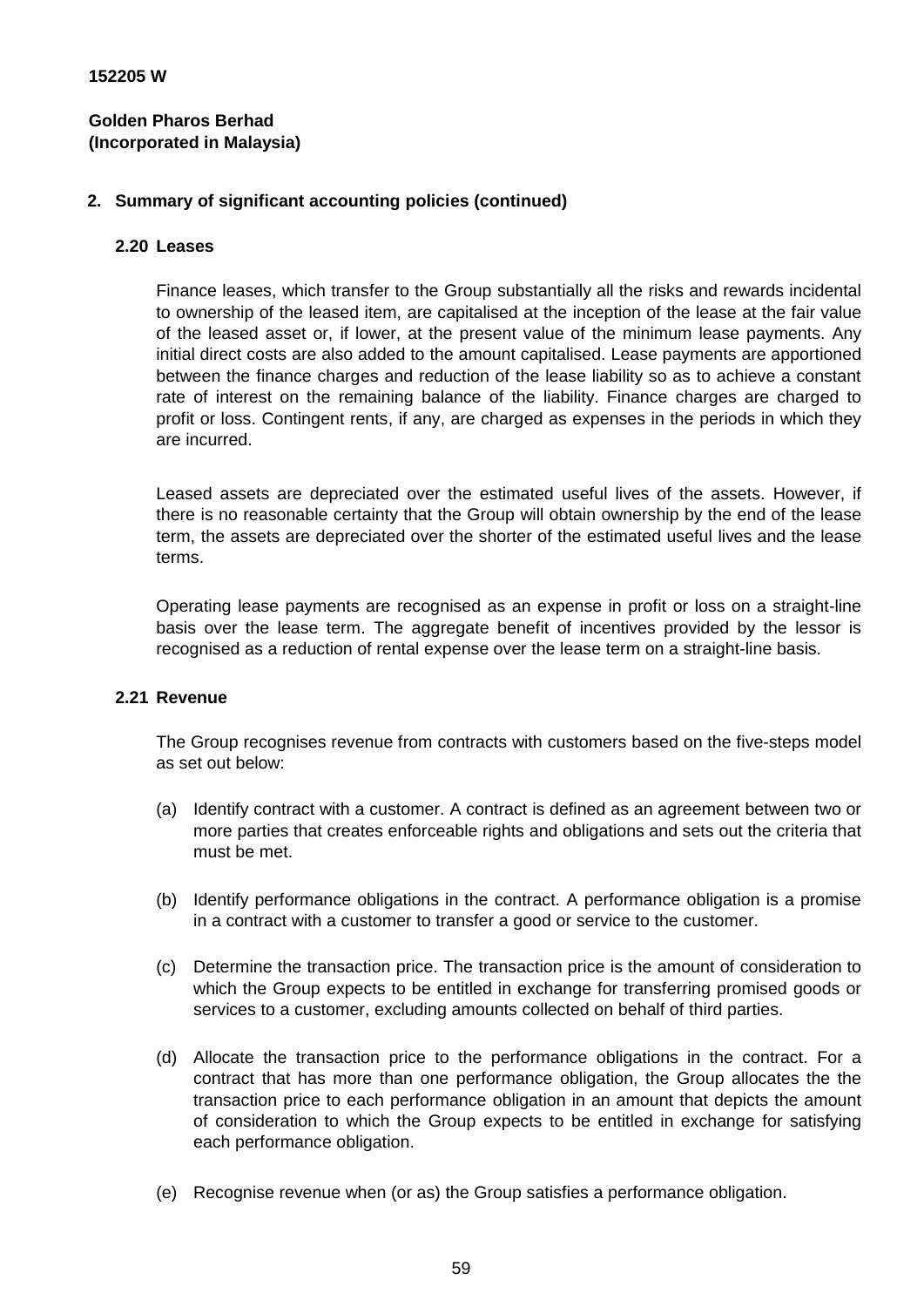**152205 W**

**Golden Pharos Berhad**
**(Incorporated in Malaysia)**

## 2. Summary of significant accounting policies (continued)

### 2.20 Leases

Finance leases, which transfer to the Group substantially all the risks and rewards incidental to ownership of the leased item, are capitalised at the inception of the lease at the fair value of the leased asset or, if lower, at the present value of the minimum lease payments. Any initial direct costs are also added to the amount capitalised. Lease payments are apportioned between the finance charges and reduction of the lease liability so as to achieve a constant rate of interest on the remaining balance of the liability. Finance charges are charged to profit or loss. Contingent rents, if any, are charged as expenses in the periods in which they are incurred.

Leased assets are depreciated over the estimated useful lives of the assets. However, if there is no reasonable certainty that the Group will obtain ownership by the end of the lease term, the assets are depreciated over the shorter of the estimated useful lives and the lease terms.

Operating lease payments are recognised as an expense in profit or loss on a straight-line basis over the lease term. The aggregate benefit of incentives provided by the lessor is recognised as a reduction of rental expense over the lease term on a straight-line basis.

### 2.21 Revenue

The Group recognises revenue from contracts with customers based on the five-steps model as set out below:

(a) Identify contract with a customer. A contract is defined as an agreement between two or more parties that creates enforceable rights and obligations and sets out the criteria that must be met.

(b) Identify performance obligations in the contract. A performance obligation is a promise in a contract with a customer to transfer a good or service to the customer.

(c) Determine the transaction price. The transaction price is the amount of consideration to which the Group expects to be entitled in exchange for transferring promised goods or services to a customer, excluding amounts collected on behalf of third parties.

(d) Allocate the transaction price to the performance obligations in the contract. For a contract that has more than one performance obligation, the Group allocates the the transaction price to each performance obligation in an amount that depicts the amount of consideration to which the Group expects to be entitled in exchange for satisfying each performance obligation.

(e) Recognise revenue when (or as) the Group satisfies a performance obligation.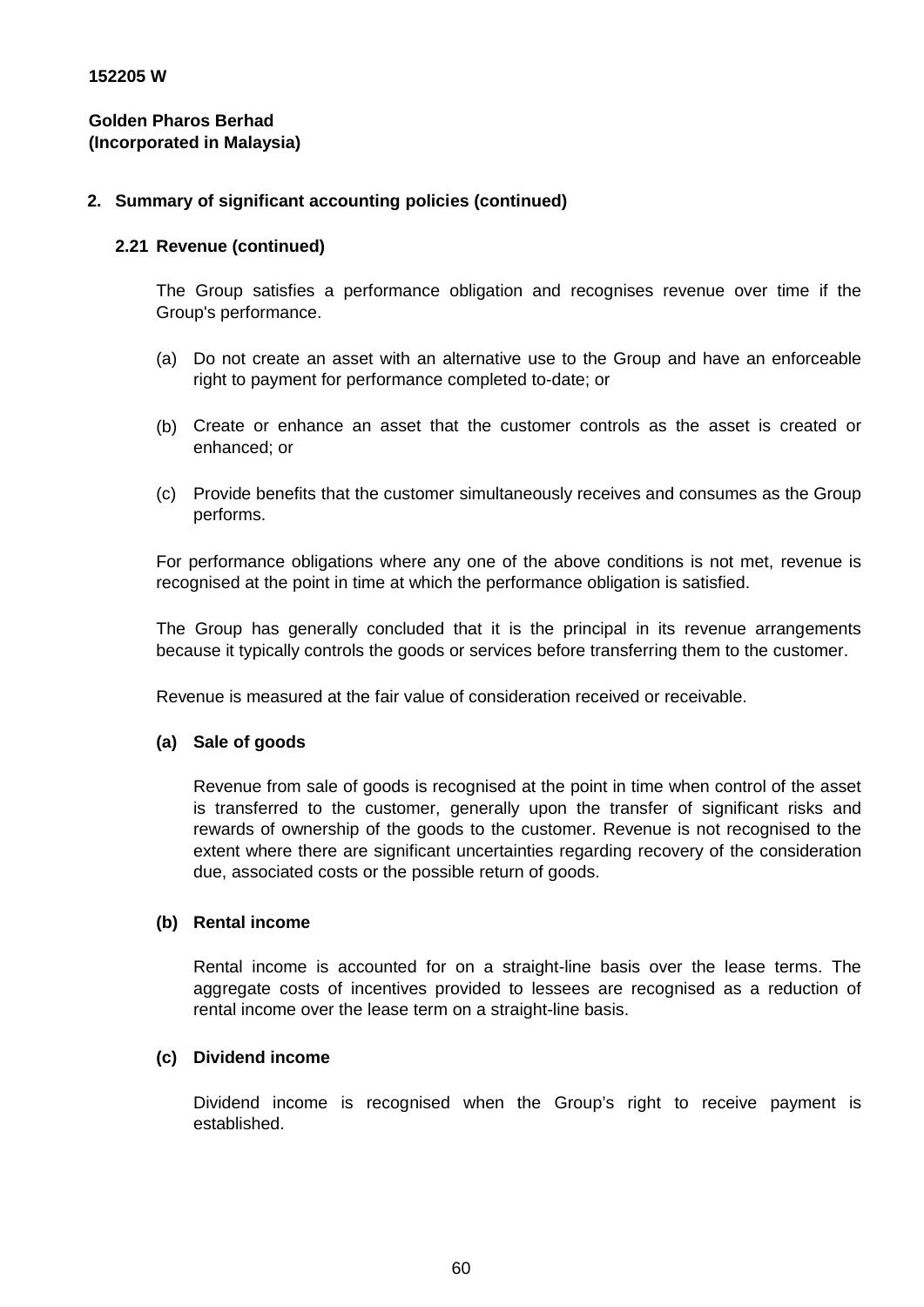152205 W

**Golden Pharos Berhad**
**(Incorporated in Malaysia)**

## 2. Summary of significant accounting policies (continued)

### 2.21 Revenue (continued)

The Group satisfies a performance obligation and recognises revenue over time if the Group's performance.

(a) Do not create an asset with an alternative use to the Group and have an enforceable right to payment for performance completed to-date; or

(b) Create or enhance an asset that the customer controls as the asset is created or enhanced; or

(c) Provide benefits that the customer simultaneously receives and consumes as the Group performs.

For performance obligations where any one of the above conditions is not met, revenue is recognised at the point in time at which the performance obligation is satisfied.

The Group has generally concluded that it is the principal in its revenue arrangements because it typically controls the goods or services before transferring them to the customer.

Revenue is measured at the fair value of consideration received or receivable.

**(a) Sale of goods**

Revenue from sale of goods is recognised at the point in time when control of the asset is transferred to the customer, generally upon the transfer of significant risks and rewards of ownership of the goods to the customer. Revenue is not recognised to the extent where there are significant uncertainties regarding recovery of the consideration due, associated costs or the possible return of goods.

**(b) Rental income**

Rental income is accounted for on a straight-line basis over the lease terms. The aggregate costs of incentives provided to lessees are recognised as a reduction of rental income over the lease term on a straight-line basis.

**(c) Dividend income**

Dividend income is recognised when the Group's right to receive payment is established.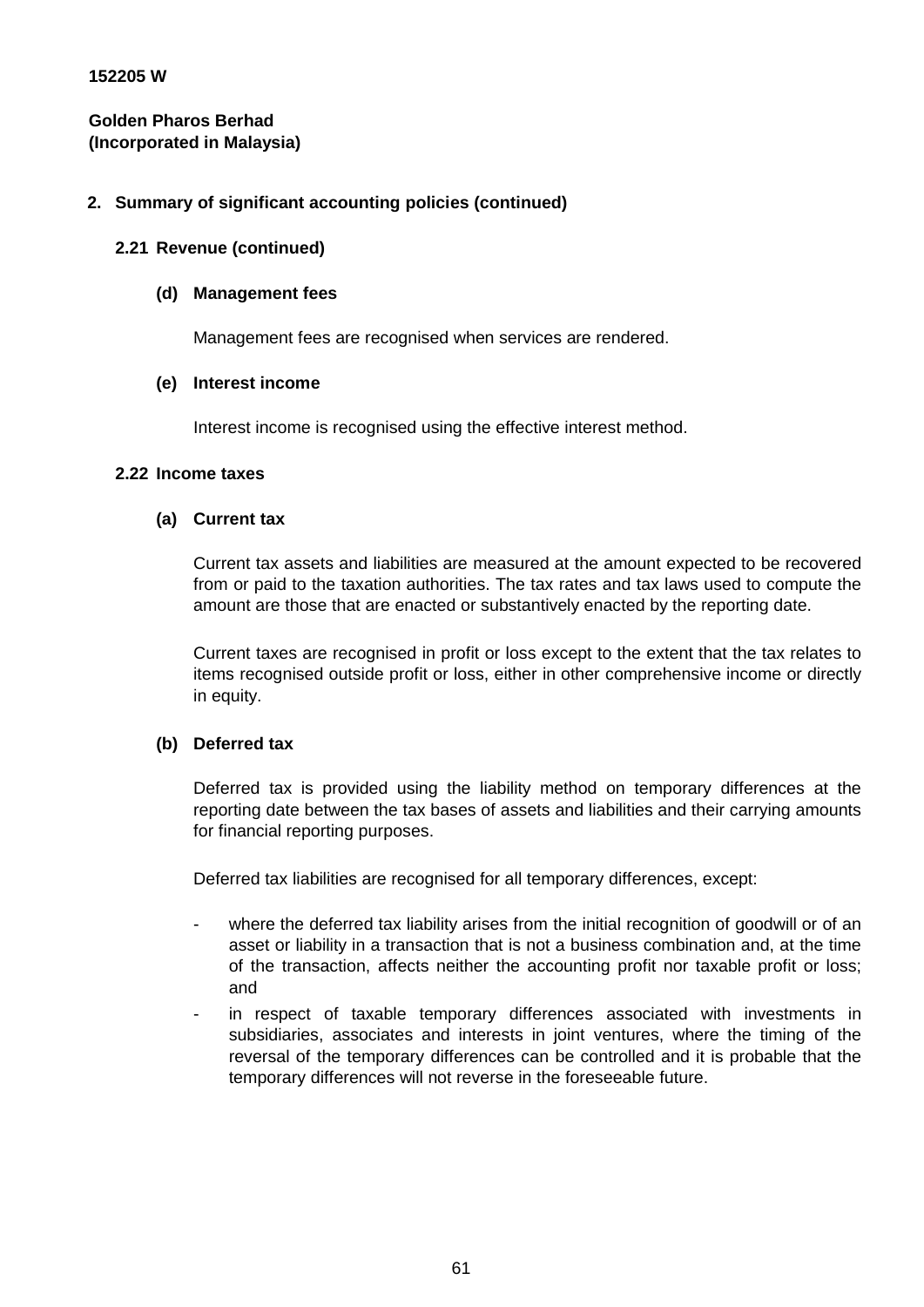**152205 W**

**Golden Pharos Berhad**
**(Incorporated in Malaysia)**

## 2. Summary of significant accounting policies (continued)

### 2.21 Revenue (continued)

**(d) Management fees**

Management fees are recognised when services are rendered.

**(e) Interest income**

Interest income is recognised using the effective interest method.

### 2.22 Income taxes

**(a) Current tax**

Current tax assets and liabilities are measured at the amount expected to be recovered from or paid to the taxation authorities. The tax rates and tax laws used to compute the amount are those that are enacted or substantively enacted by the reporting date.

Current taxes are recognised in profit or loss except to the extent that the tax relates to items recognised outside profit or loss, either in other comprehensive income or directly in equity.

**(b) Deferred tax**

Deferred tax is provided using the liability method on temporary differences at the reporting date between the tax bases of assets and liabilities and their carrying amounts for financial reporting purposes.

Deferred tax liabilities are recognised for all temporary differences, except:

- where the deferred tax liability arises from the initial recognition of goodwill or of an asset or liability in a transaction that is not a business combination and, at the time of the transaction, affects neither the accounting profit nor taxable profit or loss; and
- in respect of taxable temporary differences associated with investments in subsidiaries, associates and interests in joint ventures, where the timing of the reversal of the temporary differences can be controlled and it is probable that the temporary differences will not reverse in the foreseeable future.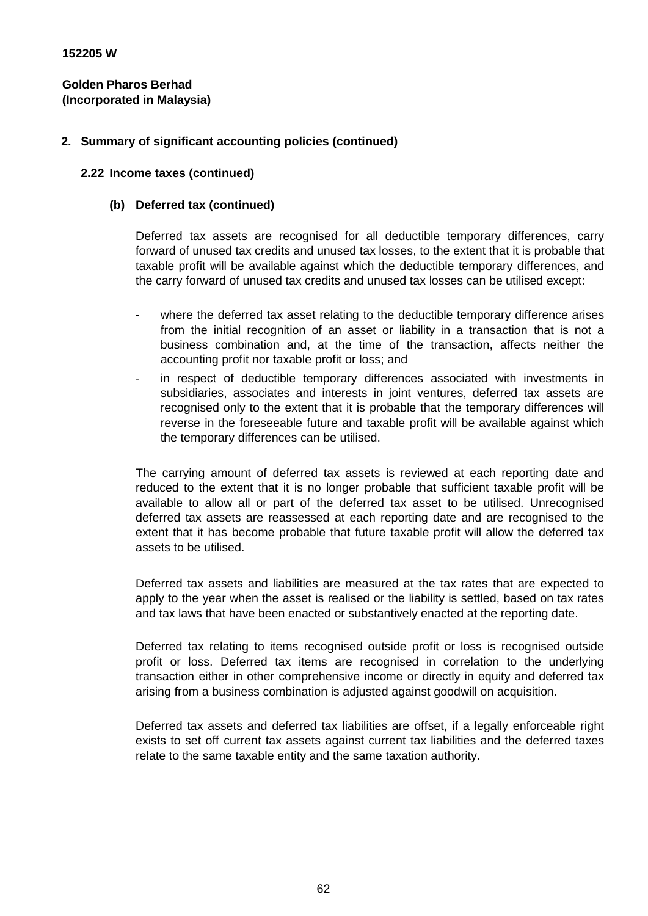152205 W

**Golden Pharos Berhad**
**(Incorporated in Malaysia)**

## 2. Summary of significant accounting policies (continued)

### 2.22 Income taxes (continued)

#### (b) Deferred tax (continued)

Deferred tax assets are recognised for all deductible temporary differences, carry forward of unused tax credits and unused tax losses, to the extent that it is probable that taxable profit will be available against which the deductible temporary differences, and the carry forward of unused tax credits and unused tax losses can be utilised except:

- where the deferred tax asset relating to the deductible temporary difference arises from the initial recognition of an asset or liability in a transaction that is not a business combination and, at the time of the transaction, affects neither the accounting profit nor taxable profit or loss; and
- in respect of deductible temporary differences associated with investments in subsidiaries, associates and interests in joint ventures, deferred tax assets are recognised only to the extent that it is probable that the temporary differences will reverse in the foreseeable future and taxable profit will be available against which the temporary differences can be utilised.

The carrying amount of deferred tax assets is reviewed at each reporting date and reduced to the extent that it is no longer probable that sufficient taxable profit will be available to allow all or part of the deferred tax asset to be utilised. Unrecognised deferred tax assets are reassessed at each reporting date and are recognised to the extent that it has become probable that future taxable profit will allow the deferred tax assets to be utilised.

Deferred tax assets and liabilities are measured at the tax rates that are expected to apply to the year when the asset is realised or the liability is settled, based on tax rates and tax laws that have been enacted or substantively enacted at the reporting date.

Deferred tax relating to items recognised outside profit or loss is recognised outside profit or loss. Deferred tax items are recognised in correlation to the underlying transaction either in other comprehensive income or directly in equity and deferred tax arising from a business combination is adjusted against goodwill on acquisition.

Deferred tax assets and deferred tax liabilities are offset, if a legally enforceable right exists to set off current tax assets against current tax liabilities and the deferred taxes relate to the same taxable entity and the same taxation authority.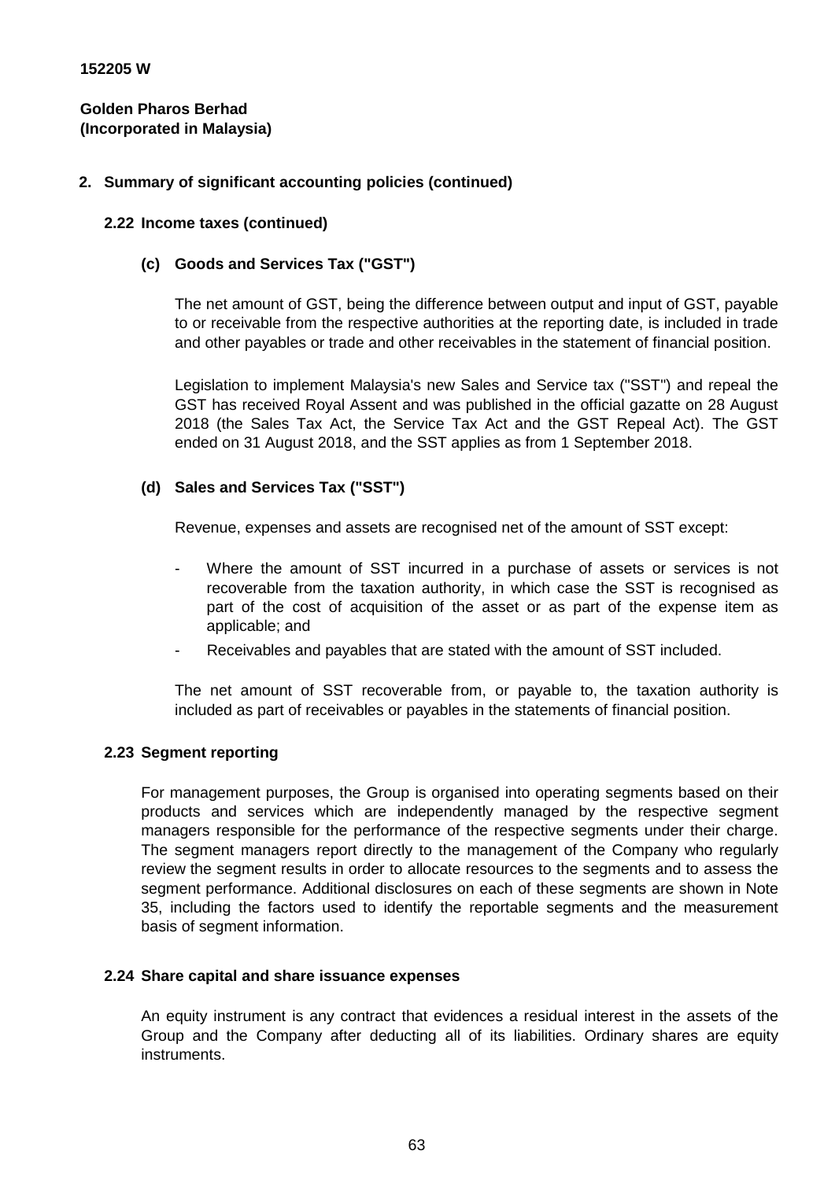**152205 W**

**Golden Pharos Berhad**
**(Incorporated in Malaysia)**

## 2. Summary of significant accounting policies (continued)

### 2.22 Income taxes (continued)

#### (c) Goods and Services Tax ("GST")

The net amount of GST, being the difference between output and input of GST, payable to or receivable from the respective authorities at the reporting date, is included in trade and other payables or trade and other receivables in the statement of financial position.

Legislation to implement Malaysia's new Sales and Service tax ("SST") and repeal the GST has received Royal Assent and was published in the official gazette on 28 August 2018 (the Sales Tax Act, the Service Tax Act and the GST Repeal Act). The GST ended on 31 August 2018, and the SST applies as from 1 September 2018.

#### (d) Sales and Services Tax ("SST")

Revenue, expenses and assets are recognised net of the amount of SST except:

- Where the amount of SST incurred in a purchase of assets or services is not recoverable from the taxation authority, in which case the SST is recognised as part of the cost of acquisition of the asset or as part of the expense item as applicable; and
- Receivables and payables that are stated with the amount of SST included.

The net amount of SST recoverable from, or payable to, the taxation authority is included as part of receivables or payables in the statements of financial position.

### 2.23 Segment reporting

For management purposes, the Group is organised into operating segments based on their products and services which are independently managed by the respective segment managers responsible for the performance of the respective segments under their charge. The segment managers report directly to the management of the Company who regularly review the segment results in order to allocate resources to the segments and to assess the segment performance. Additional disclosures on each of these segments are shown in Note 35, including the factors used to identify the reportable segments and the measurement basis of segment information.

### 2.24 Share capital and share issuance expenses

An equity instrument is any contract that evidences a residual interest in the assets of the Group and the Company after deducting all of its liabilities. Ordinary shares are equity instruments.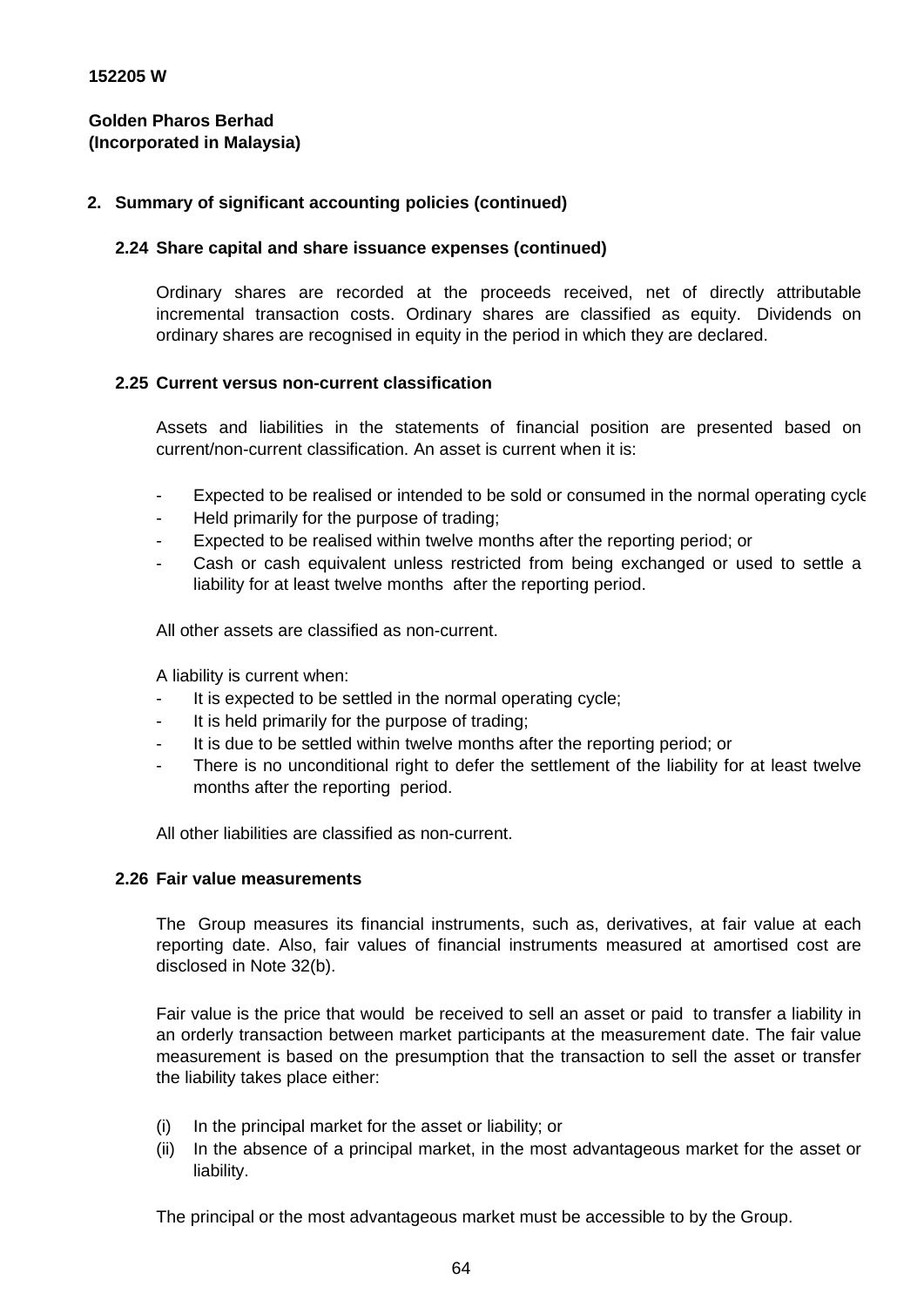**152205 W**

**Golden Pharos Berhad**
**(Incorporated in Malaysia)**

## 2. Summary of significant accounting policies (continued)

### 2.24 Share capital and share issuance expenses (continued)

Ordinary shares are recorded at the proceeds received, net of directly attributable incremental transaction costs. Ordinary shares are classified as equity. Dividends on ordinary shares are recognised in equity in the period in which they are declared.

### 2.25 Current versus non-current classification

Assets and liabilities in the statements of financial position are presented based on current/non-current classification. An asset is current when it is:

- Expected to be realised or intended to be sold or consumed in the normal operating cycle
- Held primarily for the purpose of trading;
- Expected to be realised within twelve months after the reporting period; or
- Cash or cash equivalent unless restricted from being exchanged or used to settle a liability for at least twelve months after the reporting period.

All other assets are classified as non-current.

A liability is current when:

- It is expected to be settled in the normal operating cycle;
- It is held primarily for the purpose of trading;
- It is due to be settled within twelve months after the reporting period; or
- There is no unconditional right to defer the settlement of the liability for at least twelve months after the reporting period.

All other liabilities are classified as non-current.

### 2.26 Fair value measurements

The Group measures its financial instruments, such as, derivatives, at fair value at each reporting date. Also, fair values of financial instruments measured at amortised cost are disclosed in Note 32(b).

Fair value is the price that would be received to sell an asset or paid to transfer a liability in an orderly transaction between market participants at the measurement date. The fair value measurement is based on the presumption that the transaction to sell the asset or transfer the liability takes place either:

(i) In the principal market for the asset or liability; or
(ii) In the absence of a principal market, in the most advantageous market for the asset or liability.

The principal or the most advantageous market must be accessible to by the Group.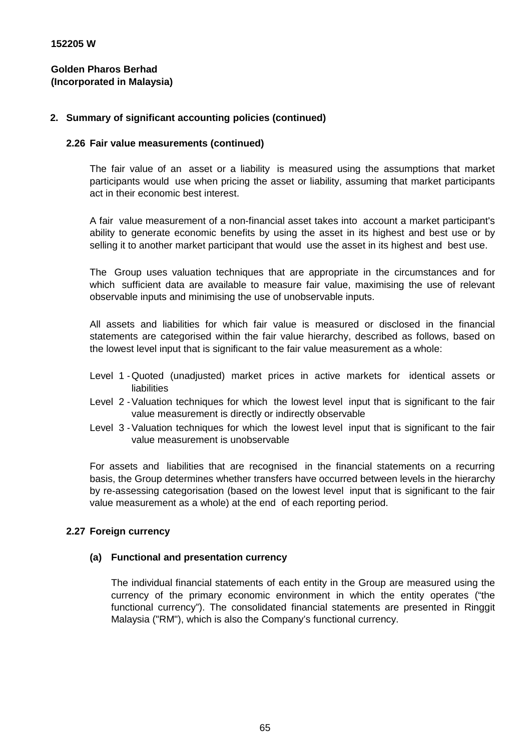**152205 W**

**Golden Pharos Berhad**
**(Incorporated in Malaysia)**

## 2. Summary of significant accounting policies (continued)

### 2.26 Fair value measurements (continued)

The fair value of an asset or a liability is measured using the assumptions that market participants would use when pricing the asset or liability, assuming that market participants act in their economic best interest.

A fair value measurement of a non-financial asset takes into account a market participant's ability to generate economic benefits by using the asset in its highest and best use or by selling it to another market participant that would use the asset in its highest and best use.

The Group uses valuation techniques that are appropriate in the circumstances and for which sufficient data are available to measure fair value, maximising the use of relevant observable inputs and minimising the use of unobservable inputs.

All assets and liabilities for which fair value is measured or disclosed in the financial statements are categorised within the fair value hierarchy, described as follows, based on the lowest level input that is significant to the fair value measurement as a whole:

- Level 1 - Quoted (unadjusted) market prices in active markets for identical assets or liabilities
- Level 2 - Valuation techniques for which the lowest level input that is significant to the fair value measurement is directly or indirectly observable
- Level 3 - Valuation techniques for which the lowest level input that is significant to the fair value measurement is unobservable

For assets and liabilities that are recognised in the financial statements on a recurring basis, the Group determines whether transfers have occurred between levels in the hierarchy by re-assessing categorisation (based on the lowest level input that is significant to the fair value measurement as a whole) at the end of each reporting period.

### 2.27 Foreign currency

**(a) Functional and presentation currency**

The individual financial statements of each entity in the Group are measured using the currency of the primary economic environment in which the entity operates ("the functional currency"). The consolidated financial statements are presented in Ringgit Malaysia ("RM"), which is also the Company's functional currency.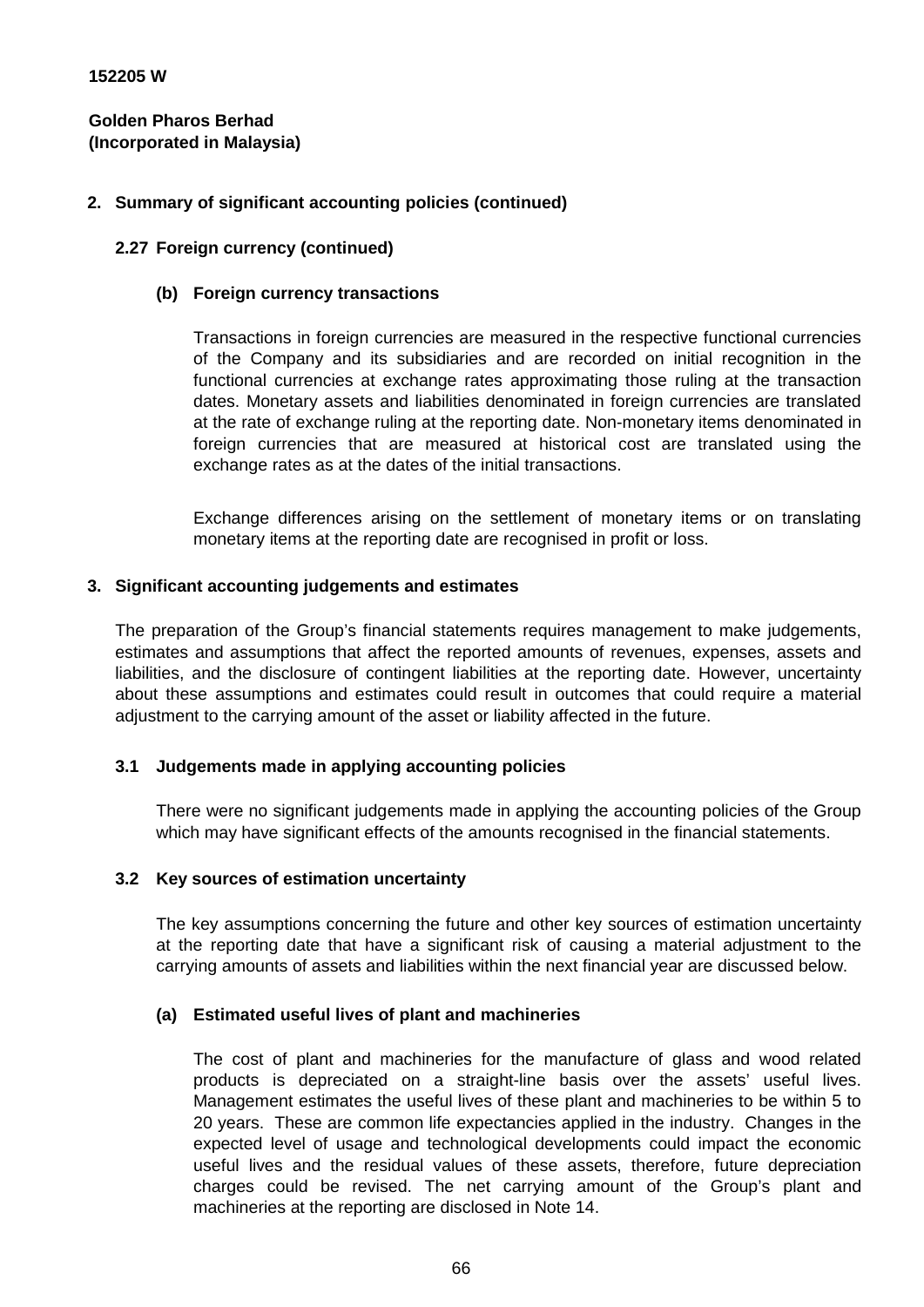152205 W

**Golden Pharos Berhad**
**(Incorporated in Malaysia)**

## 2. Summary of significant accounting policies (continued)

### 2.27 Foreign currency (continued)

#### (b) Foreign currency transactions

Transactions in foreign currencies are measured in the respective functional currencies of the Company and its subsidiaries and are recorded on initial recognition in the functional currencies at exchange rates approximating those ruling at the transaction dates. Monetary assets and liabilities denominated in foreign currencies are translated at the rate of exchange ruling at the reporting date. Non-monetary items denominated in foreign currencies that are measured at historical cost are translated using the exchange rates as at the dates of the initial transactions.

Exchange differences arising on the settlement of monetary items or on translating monetary items at the reporting date are recognised in profit or loss.

## 3. Significant accounting judgements and estimates

The preparation of the Group's financial statements requires management to make judgements, estimates and assumptions that affect the reported amounts of revenues, expenses, assets and liabilities, and the disclosure of contingent liabilities at the reporting date. However, uncertainty about these assumptions and estimates could result in outcomes that could require a material adjustment to the carrying amount of the asset or liability affected in the future.

### 3.1 Judgements made in applying accounting policies

There were no significant judgements made in applying the accounting policies of the Group which may have significant effects of the amounts recognised in the financial statements.

### 3.2 Key sources of estimation uncertainty

The key assumptions concerning the future and other key sources of estimation uncertainty at the reporting date that have a significant risk of causing a material adjustment to the carrying amounts of assets and liabilities within the next financial year are discussed below.

#### (a) Estimated useful lives of plant and machineries

The cost of plant and machineries for the manufacture of glass and wood related products is depreciated on a straight-line basis over the assets' useful lives. Management estimates the useful lives of these plant and machineries to be within 5 to 20 years. These are common life expectancies applied in the industry. Changes in the expected level of usage and technological developments could impact the economic useful lives and the residual values of these assets, therefore, future depreciation charges could be revised. The net carrying amount of the Group's plant and machineries at the reporting are disclosed in Note 14.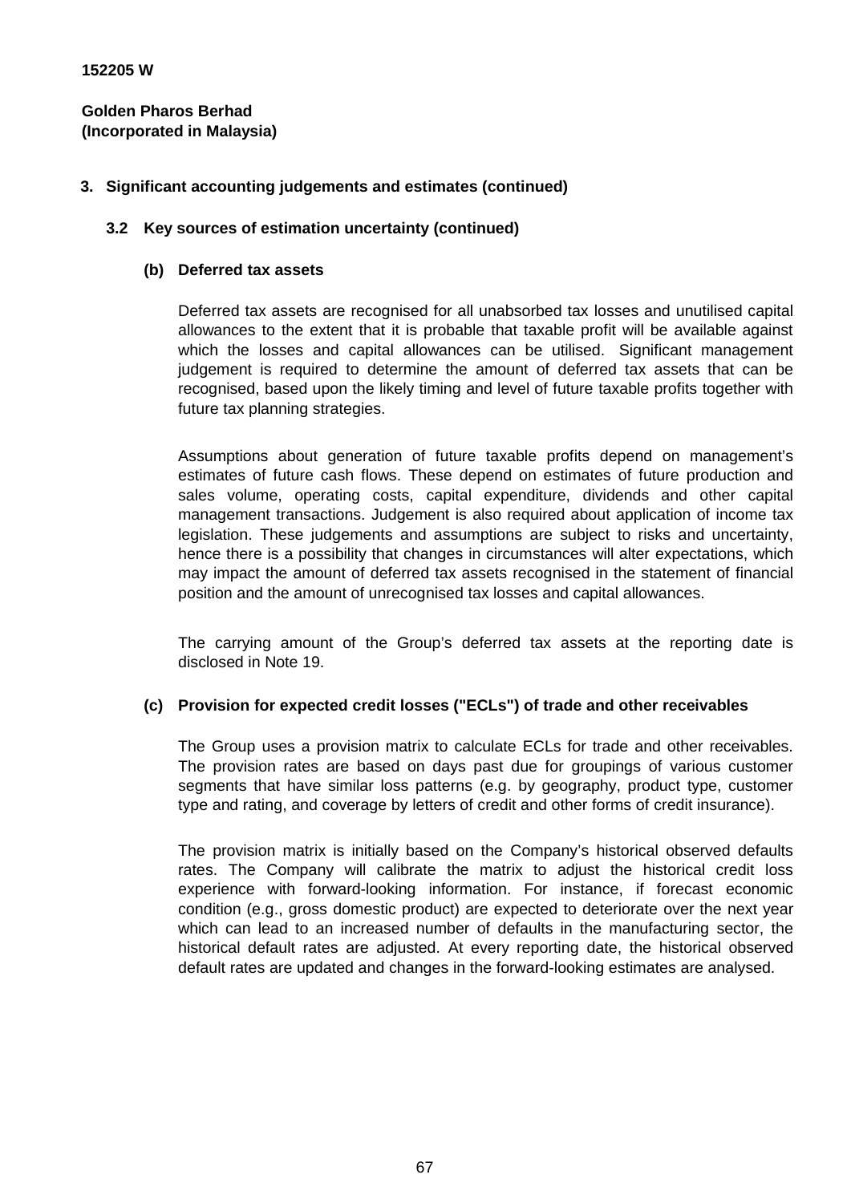## 3. Significant accounting judgements and estimates (continued)

### 3.2 Key sources of estimation uncertainty (continued)

#### (b) Deferred tax assets

Deferred tax assets are recognised for all unabsorbed tax losses and unutilised capital allowances to the extent that it is probable that taxable profit will be available against which the losses and capital allowances can be utilised. Significant management judgement is required to determine the amount of deferred tax assets that can be recognised, based upon the likely timing and level of future taxable profits together with future tax planning strategies.

Assumptions about generation of future taxable profits depend on management's estimates of future cash flows. These depend on estimates of future production and sales volume, operating costs, capital expenditure, dividends and other capital management transactions. Judgement is also required about application of income tax legislation. These judgements and assumptions are subject to risks and uncertainty, hence there is a possibility that changes in circumstances will alter expectations, which may impact the amount of deferred tax assets recognised in the statement of financial position and the amount of unrecognised tax losses and capital allowances.

The carrying amount of the Group's deferred tax assets at the reporting date is disclosed in Note 19.

#### (c) Provision for expected credit losses ("ECLs") of trade and other receivables

The Group uses a provision matrix to calculate ECLs for trade and other receivables. The provision rates are based on days past due for groupings of various customer segments that have similar loss patterns (e.g. by geography, product type, customer type and rating, and coverage by letters of credit and other forms of credit insurance).

The provision matrix is initially based on the Company's historical observed defaults rates. The Company will calibrate the matrix to adjust the historical credit loss experience with forward-looking information. For instance, if forecast economic condition (e.g., gross domestic product) are expected to deteriorate over the next year which can lead to an increased number of defaults in the manufacturing sector, the historical default rates are adjusted. At every reporting date, the historical observed default rates are updated and changes in the forward-looking estimates are analysed.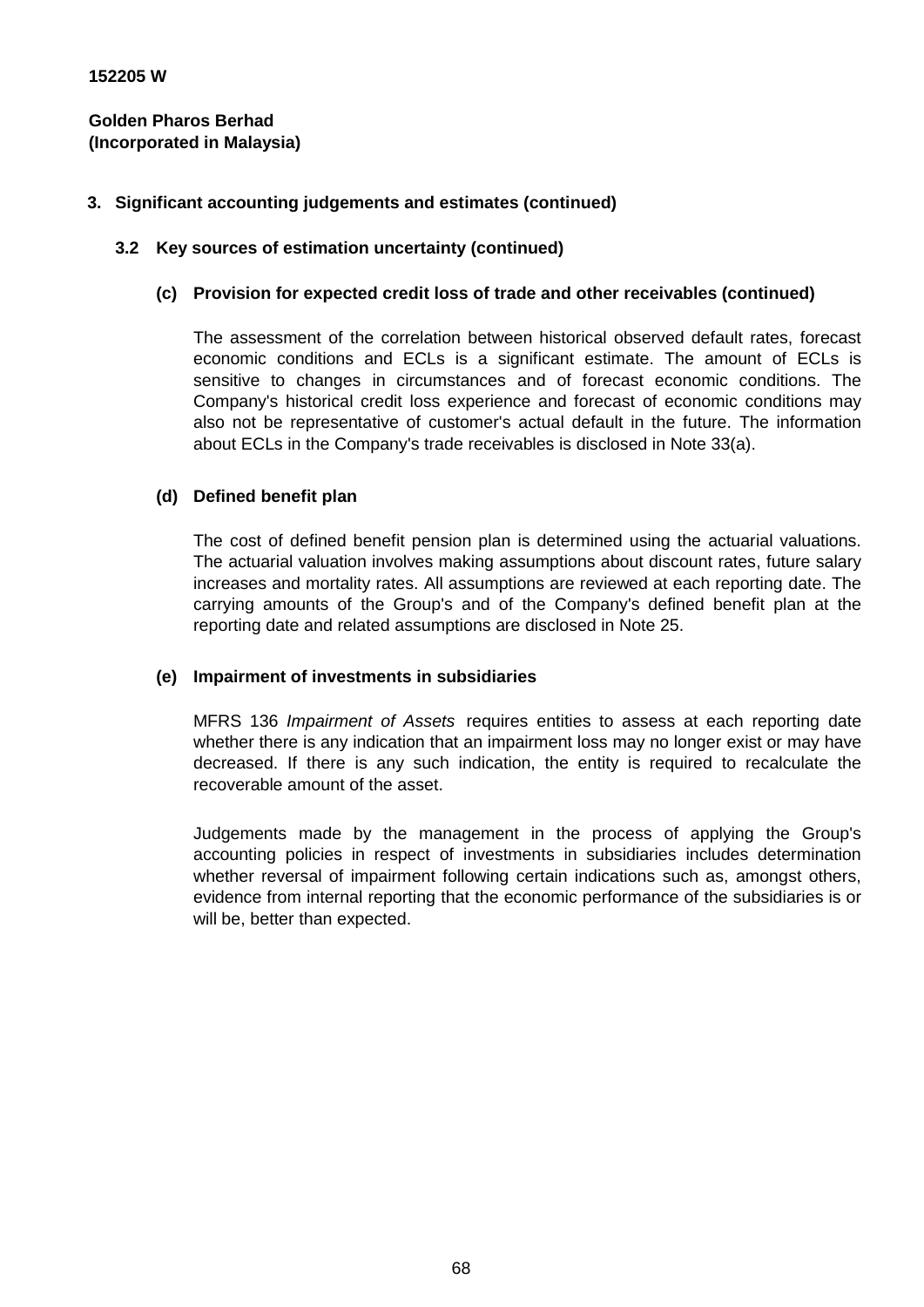152205 W

**Golden Pharos Berhad**
**(Incorporated in Malaysia)**

## 3. Significant accounting judgements and estimates (continued)

### 3.2 Key sources of estimation uncertainty (continued)

#### (c) Provision for expected credit loss of trade and other receivables (continued)

The assessment of the correlation between historical observed default rates, forecast economic conditions and ECLs is a significant estimate. The amount of ECLs is sensitive to changes in circumstances and of forecast economic conditions. The Company's historical credit loss experience and forecast of economic conditions may also not be representative of customer's actual default in the future. The information about ECLs in the Company's trade receivables is disclosed in Note 33(a).

#### (d) Defined benefit plan

The cost of defined benefit pension plan is determined using the actuarial valuations. The actuarial valuation involves making assumptions about discount rates, future salary increases and mortality rates. All assumptions are reviewed at each reporting date. The carrying amounts of the Group's and of the Company's defined benefit plan at the reporting date and related assumptions are disclosed in Note 25.

#### (e) Impairment of investments in subsidiaries

MFRS 136 *Impairment of Assets* requires entities to assess at each reporting date whether there is any indication that an impairment loss may no longer exist or may have decreased. If there is any such indication, the entity is required to recalculate the recoverable amount of the asset.

Judgements made by the management in the process of applying the Group's accounting policies in respect of investments in subsidiaries includes determination whether reversal of impairment following certain indications such as, amongst others, evidence from internal reporting that the economic performance of the subsidiaries is or will be, better than expected.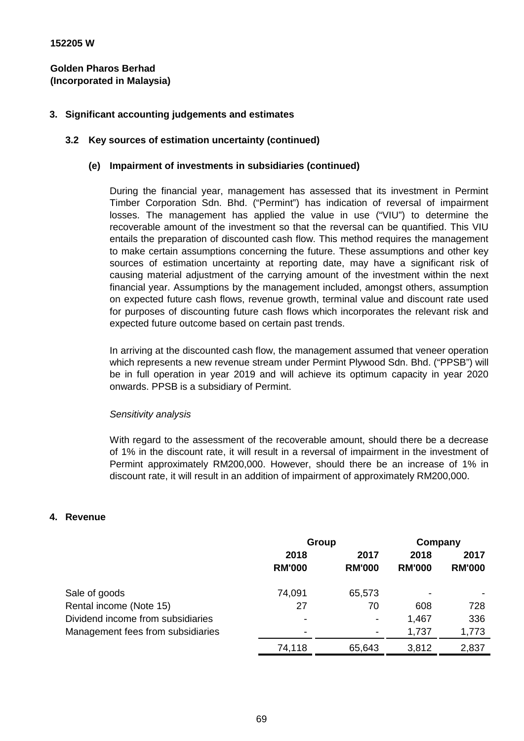152205 W

**Golden Pharos Berhad**
**(Incorporated in Malaysia)**

## 3. Significant accounting judgements and estimates

### 3.2 Key sources of estimation uncertainty (continued)

#### (e) Impairment of investments in subsidiaries (continued)

During the financial year, management has assessed that its investment in Permint Timber Corporation Sdn. Bhd. ("Permint") has indication of reversal of impairment losses. The management has applied the value in use ("VIU") to determine the recoverable amount of the investment so that the reversal can be quantified. This VIU entails the preparation of discounted cash flow. This method requires the management to make certain assumptions concerning the future. These assumptions and other key sources of estimation uncertainty at reporting date, may have a significant risk of causing material adjustment of the carrying amount of the investment within the next financial year. Assumptions by the management included, amongst others, assumption on expected future cash flows, revenue growth, terminal value and discount rate used for purposes of discounting future cash flows which incorporates the relevant risk and expected future outcome based on certain past trends.

In arriving at the discounted cash flow, the management assumed that veneer operation which represents a new revenue stream under Permint Plywood Sdn. Bhd. ("PPSB") will be in full operation in year 2019 and will achieve its optimum capacity in year 2020 onwards. PPSB is a subsidiary of Permint.

*Sensitivity analysis*

With regard to the assessment of the recoverable amount, should there be a decrease of 1% in the discount rate, it will result in a reversal of impairment in the investment of Permint approximately RM200,000. However, should there be an increase of 1% in discount rate, it will result in an addition of impairment of approximately RM200,000.

## 4. Revenue

| | Group | | Company | |
|---|---|---|---|---|
| | 2018 | 2017 | 2018 | 2017 |
| | RM'000 | RM'000 | RM'000 | RM'000 |
| Sale of goods | 74,091 | 65,573 | - | - |
| Rental income (Note 15) | 27 | 70 | 608 | 728 |
| Dividend income from subsidiaries | - | - | 1,467 | 336 |
| Management fees from subsidiaries | - | - | 1,737 | 1,773 |
| | 74,118 | 65,643 | 3,812 | 2,837 |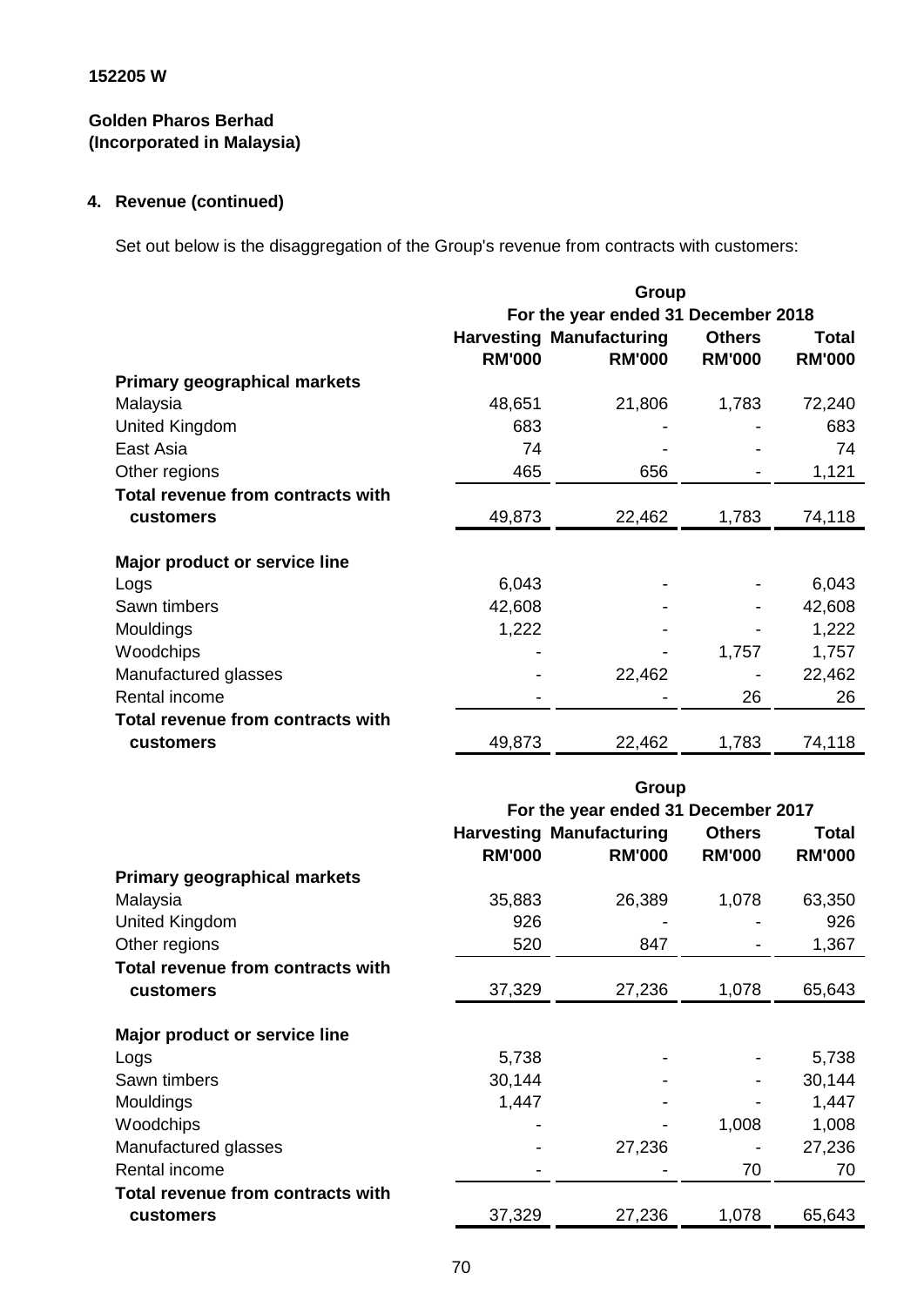**152205 W**

**Golden Pharos Berhad**
**(Incorporated in Malaysia)**

**4. Revenue (continued)**

Set out below is the disaggregation of the Group's revenue from contracts with customers:

| | Group | | | |
|---|---|---|---|---|
| | For the year ended 31 December 2018 | | | |
| | Harvesting | Manufacturing | Others | Total |
| | RM'000 | RM'000 | RM'000 | RM'000 |
| **Primary geographical markets** | | | | |
| Malaysia | 48,651 | 21,806 | 1,783 | 72,240 |
| United Kingdom | 683 | - | - | 683 |
| East Asia | 74 | - | - | 74 |
| Other regions | 465 | 656 | - | 1,121 |
| **Total revenue from contracts with customers** | 49,873 | 22,462 | 1,783 | 74,118 |
| **Major product or service line** | | | | |
| Logs | 6,043 | - | - | 6,043 |
| Sawn timbers | 42,608 | - | - | 42,608 |
| Mouldings | 1,222 | - | - | 1,222 |
| Woodchips | - | - | 1,757 | 1,757 |
| Manufactured glasses | - | 22,462 | - | 22,462 |
| Rental income | - | - | 26 | 26 |
| **Total revenue from contracts with customers** | 49,873 | 22,462 | 1,783 | 74,118 |

| | Group | | | |
|---|---|---|---|---|
| | For the year ended 31 December 2017 | | | |
| | Harvesting | Manufacturing | Others | Total |
| | RM'000 | RM'000 | RM'000 | RM'000 |
| **Primary geographical markets** | | | | |
| Malaysia | 35,883 | 26,389 | 1,078 | 63,350 |
| United Kingdom | 926 | - | - | 926 |
| Other regions | 520 | 847 | - | 1,367 |
| **Total revenue from contracts with customers** | 37,329 | 27,236 | 1,078 | 65,643 |
| **Major product or service line** | | | | |
| Logs | 5,738 | - | - | 5,738 |
| Sawn timbers | 30,144 | - | - | 30,144 |
| Mouldings | 1,447 | - | - | 1,447 |
| Woodchips | - | - | 1,008 | 1,008 |
| Manufactured glasses | - | 27,236 | - | 27,236 |
| Rental income | - | - | 70 | 70 |
| **Total revenue from contracts with customers** | 37,329 | 27,236 | 1,078 | 65,643 |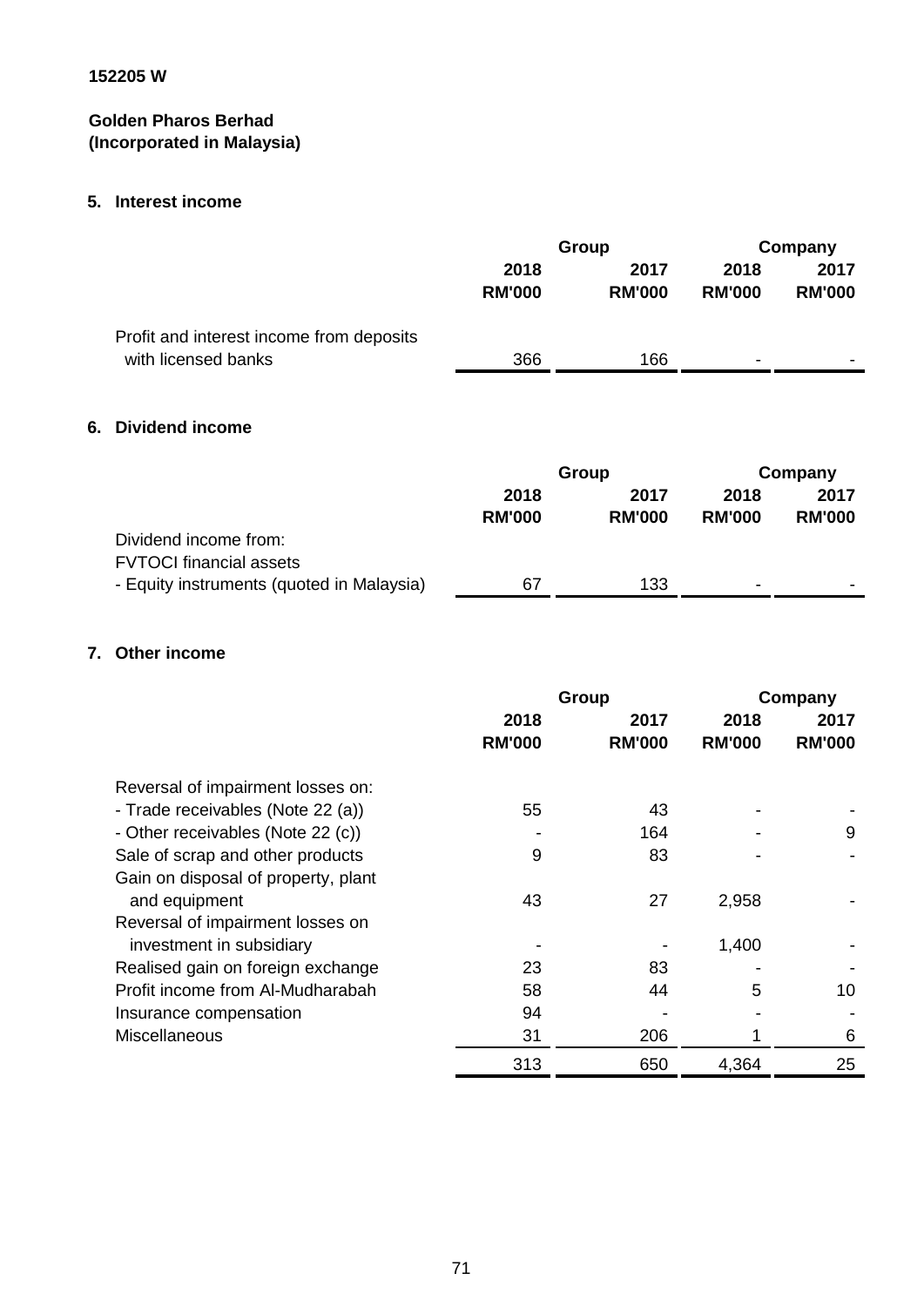152205 W

**Golden Pharos Berhad**
**(Incorporated in Malaysia)**

## 5. Interest income

| | Group | | Company | |
|---|---|---|---|---|
| | **2018** | **2017** | **2018** | **2017** |
| | **RM'000** | **RM'000** | **RM'000** | **RM'000** |
| Profit and interest income from deposits with licensed banks | 366 | 166 | - | - |

## 6. Dividend income

| | Group | | Company | |
|---|---|---|---|---|
| | **2018** | **2017** | **2018** | **2017** |
| | **RM'000** | **RM'000** | **RM'000** | **RM'000** |
| Dividend income from: | | | | |
| FVTOCI financial assets | | | | |
| - Equity instruments (quoted in Malaysia) | 67 | 133 | - | - |

## 7. Other income

| | Group | | Company | |
|---|---|---|---|---|
| | **2018** | **2017** | **2018** | **2017** |
| | **RM'000** | **RM'000** | **RM'000** | **RM'000** |
| Reversal of impairment losses on: | | | | |
| - Trade receivables (Note 22 (a)) | 55 | 43 | - | - |
| - Other receivables (Note 22 (c)) | - | 164 | - | 9 |
| Sale of scrap and other products | 9 | 83 | - | - |
| Gain on disposal of property, plant and equipment | 43 | 27 | 2,958 | - |
| Reversal of impairment losses on investment in subsidiary | - | - | 1,400 | - |
| Realised gain on foreign exchange | 23 | 83 | - | - |
| Profit income from Al-Mudharabah | 58 | 44 | 5 | 10 |
| Insurance compensation | 94 | - | - | - |
| Miscellaneous | 31 | 206 | 1 | 6 |
| | 313 | 650 | 4,364 | 25 |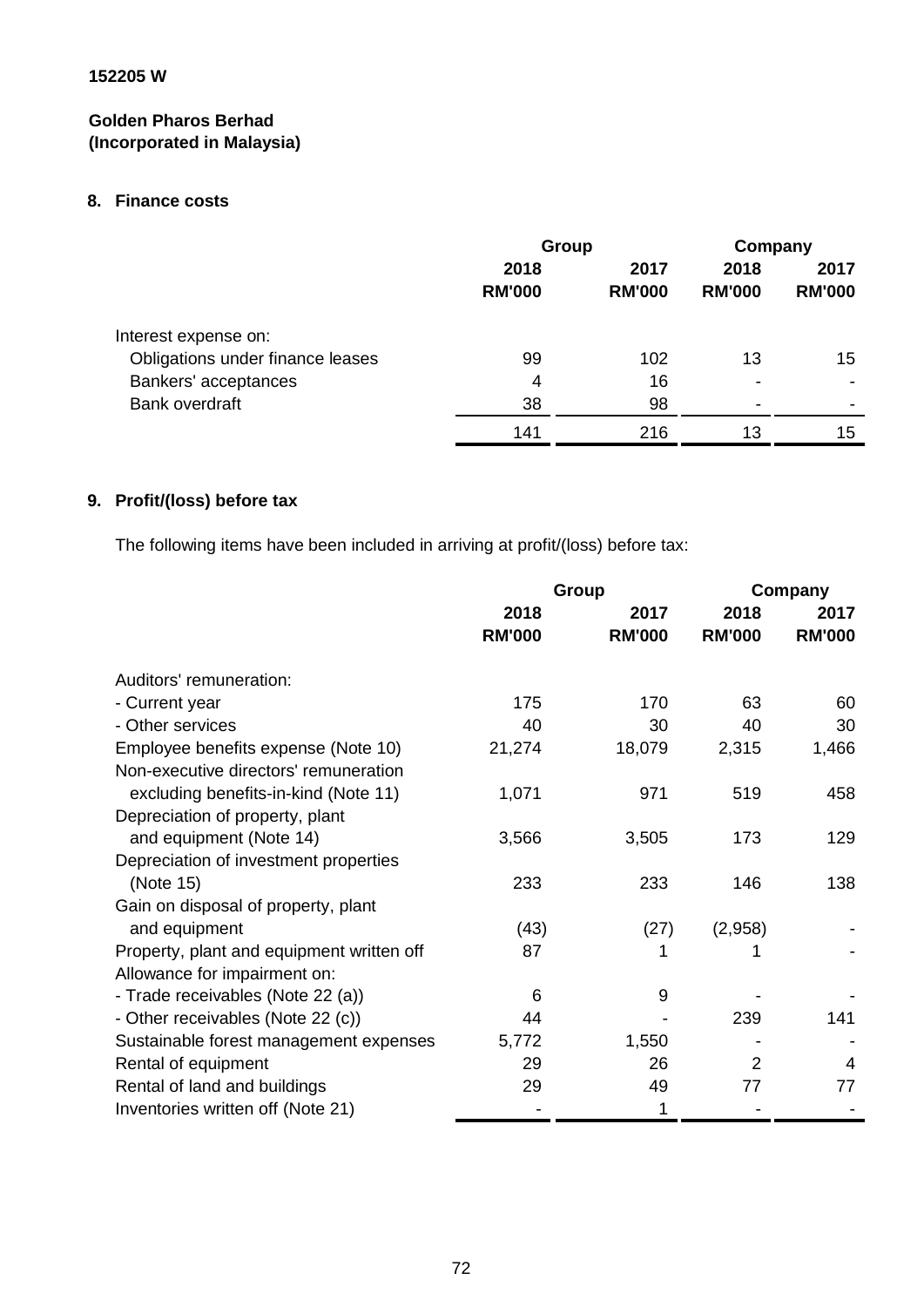**152205 W**

**Golden Pharos Berhad**
**(Incorporated in Malaysia)**

## 8. Finance costs

| | Group | | Company | |
|---|---|---|---|---|
| | 2018 | 2017 | 2018 | 2017 |
| | RM'000 | RM'000 | RM'000 | RM'000 |
| Interest expense on: | | | | |
| Obligations under finance leases | 99 | 102 | 13 | 15 |
| Bankers' acceptances | 4 | 16 | - | - |
| Bank overdraft | 38 | 98 | - | - |
| | 141 | 216 | 13 | 15 |

## 9. Profit/(loss) before tax

The following items have been included in arriving at profit/(loss) before tax:

| | Group | | Company | |
|---|---|---|---|---|
| | 2018 | 2017 | 2018 | 2017 |
| | RM'000 | RM'000 | RM'000 | RM'000 |
| Auditors' remuneration: | | | | |
| - Current year | 175 | 170 | 63 | 60 |
| - Other services | 40 | 30 | 40 | 30 |
| Employee benefits expense (Note 10) | 21,274 | 18,079 | 2,315 | 1,466 |
| Non-executive directors' remuneration excluding benefits-in-kind (Note 11) | 1,071 | 971 | 519 | 458 |
| Depreciation of property, plant and equipment (Note 14) | 3,566 | 3,505 | 173 | 129 |
| Depreciation of investment properties (Note 15) | 233 | 233 | 146 | 138 |
| Gain on disposal of property, plant and equipment | (43) | (27) | (2,958) | - |
| Property, plant and equipment written off | 87 | 1 | 1 | - |
| Allowance for impairment on: | | | | |
| - Trade receivables (Note 22 (a)) | 6 | 9 | - | - |
| - Other receivables (Note 22 (c)) | 44 | - | 239 | 141 |
| Sustainable forest management expenses | 5,772 | 1,550 | - | - |
| Rental of equipment | 29 | 26 | 2 | 4 |
| Rental of land and buildings | 29 | 49 | 77 | 77 |
| Inventories written off (Note 21) | - | 1 | - | - |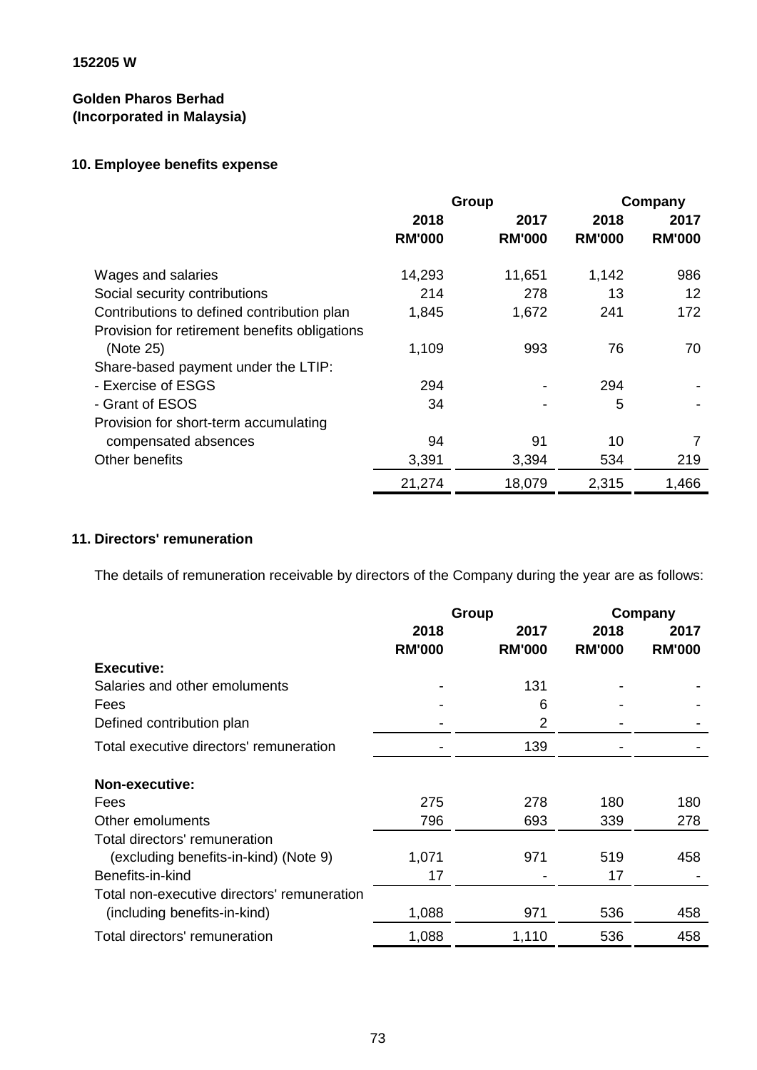152205 W

**Golden Pharos Berhad**
**(Incorporated in Malaysia)**

## 10. Employee benefits expense

| | Group | | Company | |
|---|---|---|---|---|
| | 2018 | 2017 | 2018 | 2017 |
| | RM'000 | RM'000 | RM'000 | RM'000 |
| Wages and salaries | 14,293 | 11,651 | 1,142 | 986 |
| Social security contributions | 214 | 278 | 13 | 12 |
| Contributions to defined contribution plan | 1,845 | 1,672 | 241 | 172 |
| Provision for retirement benefits obligations (Note 25) | 1,109 | 993 | 76 | 70 |
| Share-based payment under the LTIP: | | | | |
| - Exercise of ESGS | 294 | - | 294 | - |
| - Grant of ESOS | 34 | - | 5 | - |
| Provision for short-term accumulating compensated absences | 94 | 91 | 10 | 7 |
| Other benefits | 3,391 | 3,394 | 534 | 219 |
| | 21,274 | 18,079 | 2,315 | 1,466 |

## 11. Directors' remuneration

The details of remuneration receivable by directors of the Company during the year are as follows:

| | Group | | Company | |
|---|---|---|---|---|
| | 2018 | 2017 | 2018 | 2017 |
| | RM'000 | RM'000 | RM'000 | RM'000 |
| **Executive:** | | | | |
| Salaries and other emoluments | - | 131 | - | - |
| Fees | - | 6 | - | - |
| Defined contribution plan | - | 2 | - | - |
| Total executive directors' remuneration | - | 139 | - | - |
| **Non-executive:** | | | | |
| Fees | 275 | 278 | 180 | 180 |
| Other emoluments | 796 | 693 | 339 | 278 |
| Total directors' remuneration (excluding benefits-in-kind) (Note 9) | 1,071 | 971 | 519 | 458 |
| Benefits-in-kind | 17 | - | 17 | - |
| Total non-executive directors' remuneration (including benefits-in-kind) | 1,088 | 971 | 536 | 458 |
| Total directors' remuneration | 1,088 | 1,110 | 536 | 458 |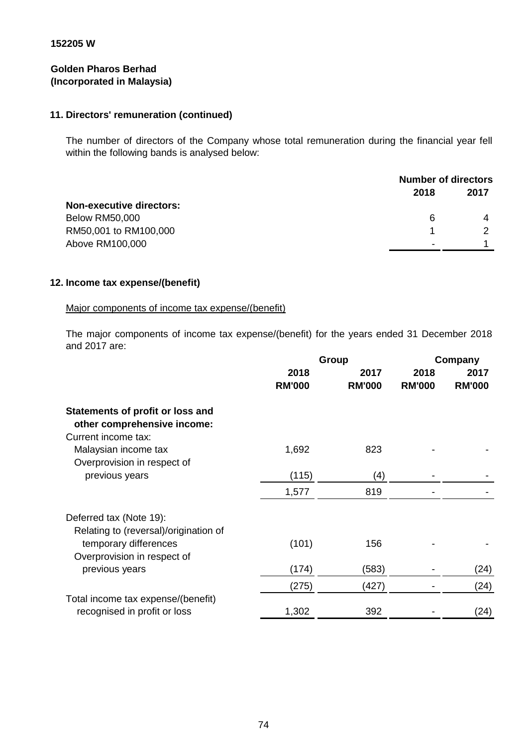152205 W

**Golden Pharos Berhad**
**(Incorporated in Malaysia)**

## 11. Directors' remuneration (continued)

The number of directors of the Company whose total remuneration during the financial year fell within the following bands is analysed below:

| | Number of directors | |
|---|---|---|
| | **2018** | **2017** |
| **Non-executive directors:** | | |
| Below RM50,000 | 6 | 4 |
| RM50,001 to RM100,000 | 1 | 2 |
| Above RM100,000 | - | 1 |

## 12. Income tax expense/(benefit)

Major components of income tax expense/(benefit)

The major components of income tax expense/(benefit) for the years ended 31 December 2018 and 2017 are:

| | Group | | Company | |
|---|---|---|---|---|
| | **2018** | **2017** | **2018** | **2017** |
| | **RM'000** | **RM'000** | **RM'000** | **RM'000** |
| **Statements of profit or loss and other comprehensive income:** | | | | |
| Current income tax: | | | | |
| Malaysian income tax | 1,692 | 823 | - | - |
| Overprovision in respect of previous years | (115) | (4) | - | - |
| | 1,577 | 819 | - | - |
| Deferred tax (Note 19): | | | | |
| Relating to (reversal)/origination of temporary differences | (101) | 156 | - | - |
| Overprovision in respect of previous years | (174) | (583) | - | (24) |
| | (275) | (427) | - | (24) |
| Total income tax expense/(benefit) recognised in profit or loss | 1,302 | 392 | - | (24) |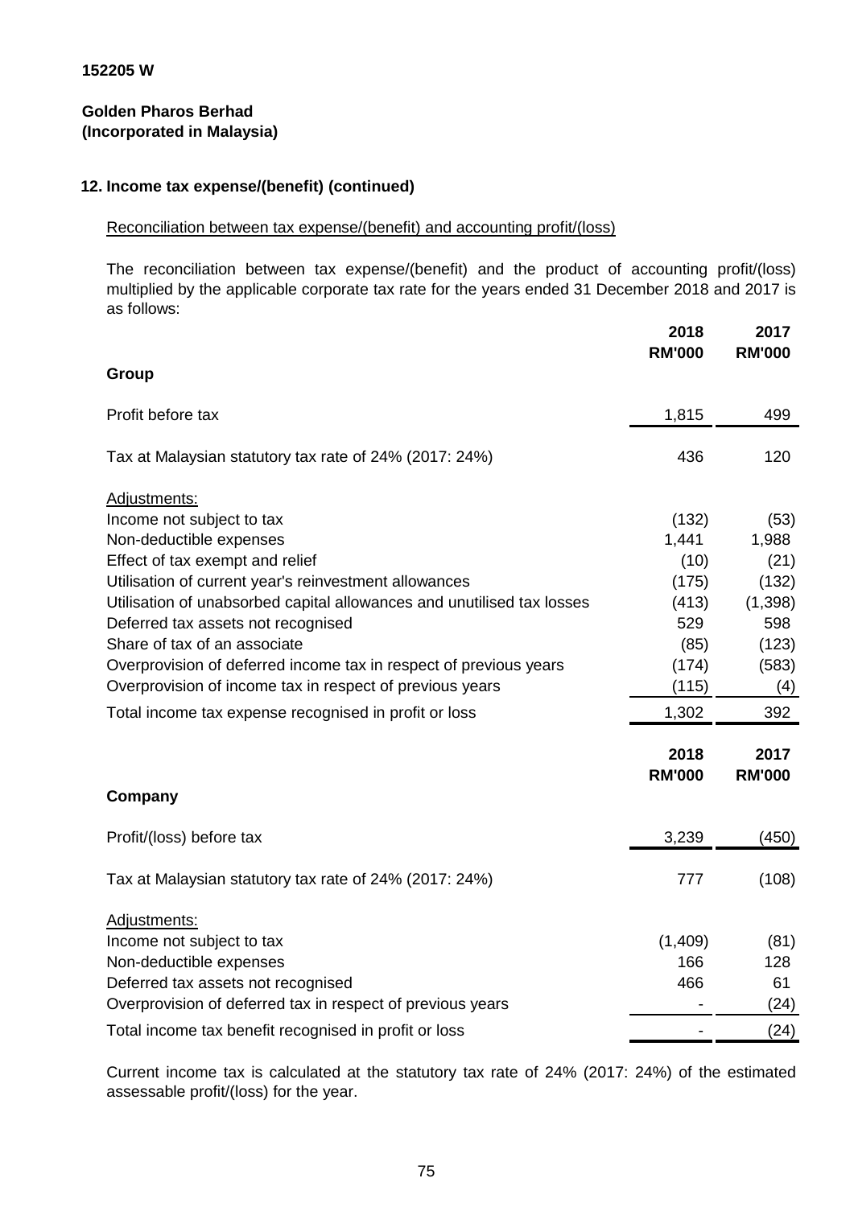152205 W

**Golden Pharos Berhad**
**(Incorporated in Malaysia)**

## 12. Income tax expense/(benefit) (continued)

Reconciliation between tax expense/(benefit) and accounting profit/(loss)

The reconciliation between tax expense/(benefit) and the product of accounting profit/(loss) multiplied by the applicable corporate tax rate for the years ended 31 December 2018 and 2017 is as follows:

| | 2018 RM'000 | 2017 RM'000 |
|---|---|---|
| **Group** | | |
| Profit before tax | 1,815 | 499 |
| Tax at Malaysian statutory tax rate of 24% (2017: 24%) | 436 | 120 |
| Adjustments: | | |
| Income not subject to tax | (132) | (53) |
| Non-deductible expenses | 1,441 | 1,988 |
| Effect of tax exempt and relief | (10) | (21) |
| Utilisation of current year's reinvestment allowances | (175) | (132) |
| Utilisation of unabsorbed capital allowances and unutilised tax losses | (413) | (1,398) |
| Deferred tax assets not recognised | 529 | 598 |
| Share of tax of an associate | (85) | (123) |
| Overprovision of deferred income tax in respect of previous years | (174) | (583) |
| Overprovision of income tax in respect of previous years | (115) | (4) |
| Total income tax expense recognised in profit or loss | 1,302 | 392 |

| | 2018 RM'000 | 2017 RM'000 |
|---|---|---|
| **Company** | | |
| Profit/(loss) before tax | 3,239 | (450) |
| Tax at Malaysian statutory tax rate of 24% (2017: 24%) | 777 | (108) |
| Adjustments: | | |
| Income not subject to tax | (1,409) | (81) |
| Non-deductible expenses | 166 | 128 |
| Deferred tax assets not recognised | 466 | 61 |
| Overprovision of deferred tax in respect of previous years | - | (24) |
| Total income tax benefit recognised in profit or loss | - | (24) |

Current income tax is calculated at the statutory tax rate of 24% (2017: 24%) of the estimated assessable profit/(loss) for the year.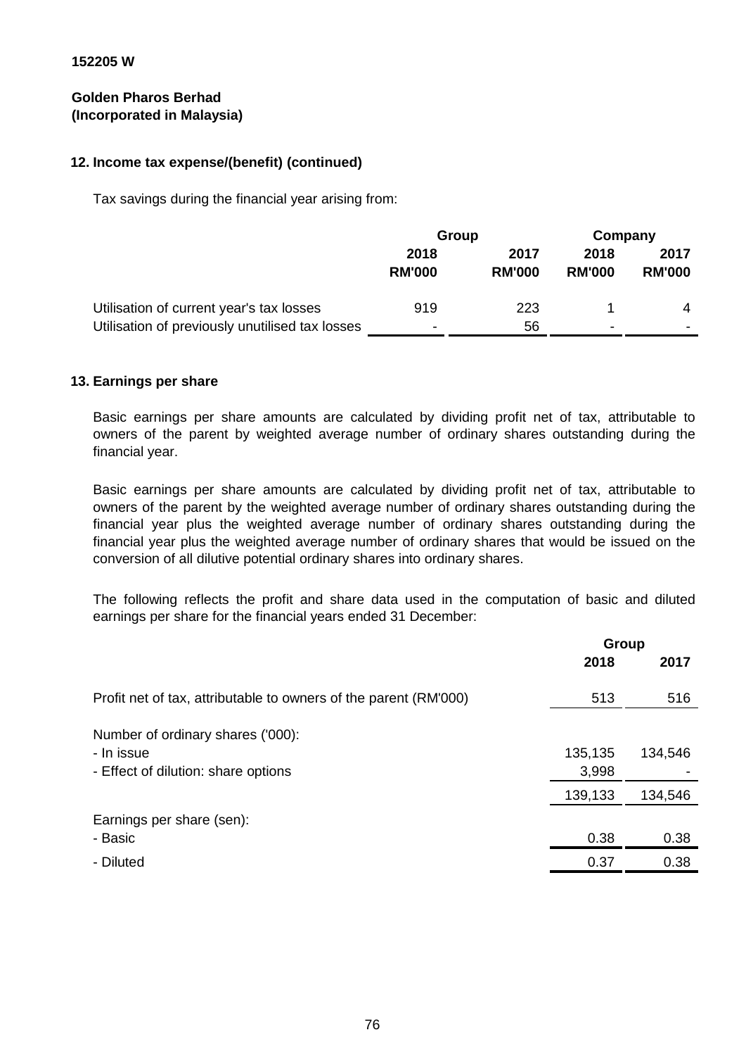152205 W

**Golden Pharos Berhad**
**(Incorporated in Malaysia)**

## 12. Income tax expense/(benefit) (continued)

Tax savings during the financial year arising from:

| | Group | | Company | |
|---|---|---|---|---|
| | 2018 | 2017 | 2018 | 2017 |
| | RM'000 | RM'000 | RM'000 | RM'000 |
| Utilisation of current year's tax losses | 919 | 223 | 1 | 4 |
| Utilisation of previously unutilised tax losses | - | 56 | - | - |

## 13. Earnings per share

Basic earnings per share amounts are calculated by dividing profit net of tax, attributable to owners of the parent by weighted average number of ordinary shares outstanding during the financial year.

Basic earnings per share amounts are calculated by dividing profit net of tax, attributable to owners of the parent by the weighted average number of ordinary shares outstanding during the financial year plus the weighted average number of ordinary shares outstanding during the financial year plus the weighted average number of ordinary shares that would be issued on the conversion of all dilutive potential ordinary shares into ordinary shares.

The following reflects the profit and share data used in the computation of basic and diluted earnings per share for the financial years ended 31 December:

| | Group | |
|---|---|---|
| | 2018 | 2017 |
| Profit net of tax, attributable to owners of the parent (RM'000) | 513 | 516 |
| Number of ordinary shares ('000): | | |
| - In issue | 135,135 | 134,546 |
| - Effect of dilution: share options | 3,998 | - |
| | 139,133 | 134,546 |
| Earnings per share (sen): | | |
| - Basic | 0.38 | 0.38 |
| - Diluted | 0.37 | 0.38 |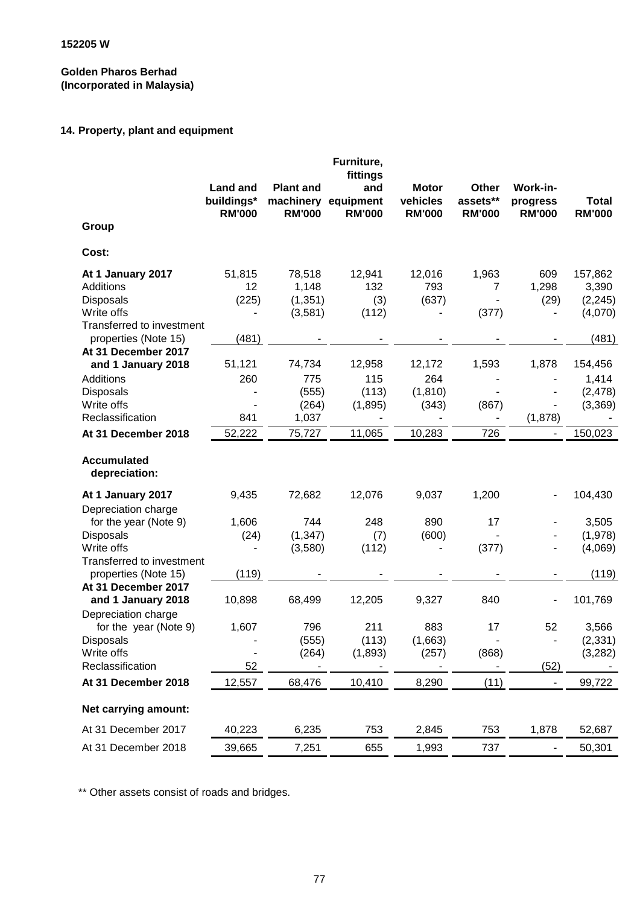152205 W

**Golden Pharos Berhad**
**(Incorporated in Malaysia)**

## 14. Property, plant and equipment

| Group | Land and buildings* RM'000 | Plant and machinery RM'000 | Furniture, fittings and equipment RM'000 | Motor vehicles RM'000 | Other assets** RM'000 | Work-in-progress RM'000 | Total RM'000 |
|---|---|---|---|---|---|---|---|
| **Cost:** | | | | | | | |
| **At 1 January 2017** | 51,815 | 78,518 | 12,941 | 12,016 | 1,963 | 609 | 157,862 |
| Additions | 12 | 1,148 | 132 | 793 | 7 | 1,298 | 3,390 |
| Disposals | (225) | (1,351) | (3) | (637) | - | (29) | (2,245) |
| Write offs | - | (3,581) | (112) | - | (377) | - | (4,070) |
| Transferred to investment properties (Note 15) | (481) | - | - | - | - | - | (481) |
| **At 31 December 2017 and 1 January 2018** | 51,121 | 74,734 | 12,958 | 12,172 | 1,593 | 1,878 | 154,456 |
| Additions | 260 | 775 | 115 | 264 | - | - | 1,414 |
| Disposals | - | (555) | (113) | (1,810) | - | - | (2,478) |
| Write offs | - | (264) | (1,895) | (343) | (867) | - | (3,369) |
| Reclassification | 841 | 1,037 | - | - | - | (1,878) | - |
| **At 31 December 2018** | 52,222 | 75,727 | 11,065 | 10,283 | 726 | - | 150,023 |
| **Accumulated depreciation:** | | | | | | | |
| **At 1 January 2017** | 9,435 | 72,682 | 12,076 | 9,037 | 1,200 | - | 104,430 |
| Depreciation charge for the year (Note 9) | 1,606 | 744 | 248 | 890 | 17 | - | 3,505 |
| Disposals | (24) | (1,347) | (7) | (600) | - | - | (1,978) |
| Write offs | - | (3,580) | (112) | - | (377) | - | (4,069) |
| Transferred to investment properties (Note 15) | (119) | - | - | - | - | - | (119) |
| **At 31 December 2017 and 1 January 2018** | 10,898 | 68,499 | 12,205 | 9,327 | 840 | - | 101,769 |
| Depreciation charge for the year (Note 9) | 1,607 | 796 | 211 | 883 | 17 | 52 | 3,566 |
| Disposals | - | (555) | (113) | (1,663) | - | - | (2,331) |
| Write offs | - | (264) | (1,893) | (257) | (868) | | (3,282) |
| Reclassification | 52 | - | - | - | - | (52) | - |
| **At 31 December 2018** | 12,557 | 68,476 | 10,410 | 8,290 | (11) | - | 99,722 |
| **Net carrying amount:** | | | | | | | |
| At 31 December 2017 | 40,223 | 6,235 | 753 | 2,845 | 753 | 1,878 | 52,687 |
| At 31 December 2018 | 39,665 | 7,251 | 655 | 1,993 | 737 | - | 50,301 |

** Other assets consist of roads and bridges.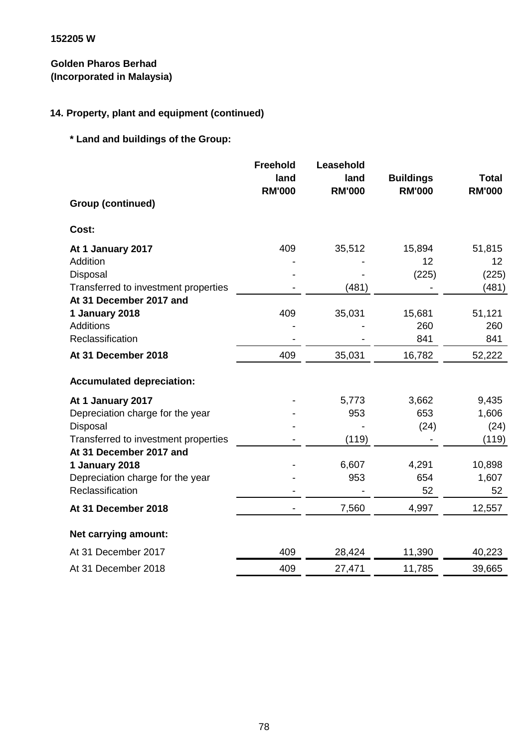152205 W

**Golden Pharos Berhad**
**(Incorporated in Malaysia)**

## 14. Property, plant and equipment (continued)

### * Land and buildings of the Group:

| Group (continued) | Freehold land RM'000 | Leasehold land RM'000 | Buildings RM'000 | Total RM'000 |
|---|---|---|---|---|
| **Cost:** | | | | |
| **At 1 January 2017** | 409 | 35,512 | 15,894 | 51,815 |
| Addition | - | - | 12 | 12 |
| Disposal | - | - | (225) | (225) |
| Transferred to investment properties | - | (481) | - | (481) |
| **At 31 December 2017 and 1 January 2018** | 409 | 35,031 | 15,681 | 51,121 |
| Additions | - | - | 260 | 260 |
| Reclassification | - | - | 841 | 841 |
| **At 31 December 2018** | 409 | 35,031 | 16,782 | 52,222 |
| **Accumulated depreciation:** | | | | |
| **At 1 January 2017** | - | 5,773 | 3,662 | 9,435 |
| Depreciation charge for the year | - | 953 | 653 | 1,606 |
| Disposal | - | - | (24) | (24) |
| Transferred to investment properties | - | (119) | - | (119) |
| **At 31 December 2017 and 1 January 2018** | - | 6,607 | 4,291 | 10,898 |
| Depreciation charge for the year | - | 953 | 654 | 1,607 |
| Reclassification | - | - | 52 | 52 |
| **At 31 December 2018** | - | 7,560 | 4,997 | 12,557 |
| **Net carrying amount:** | | | | |
| At 31 December 2017 | 409 | 28,424 | 11,390 | 40,223 |
| At 31 December 2018 | 409 | 27,471 | 11,785 | 39,665 |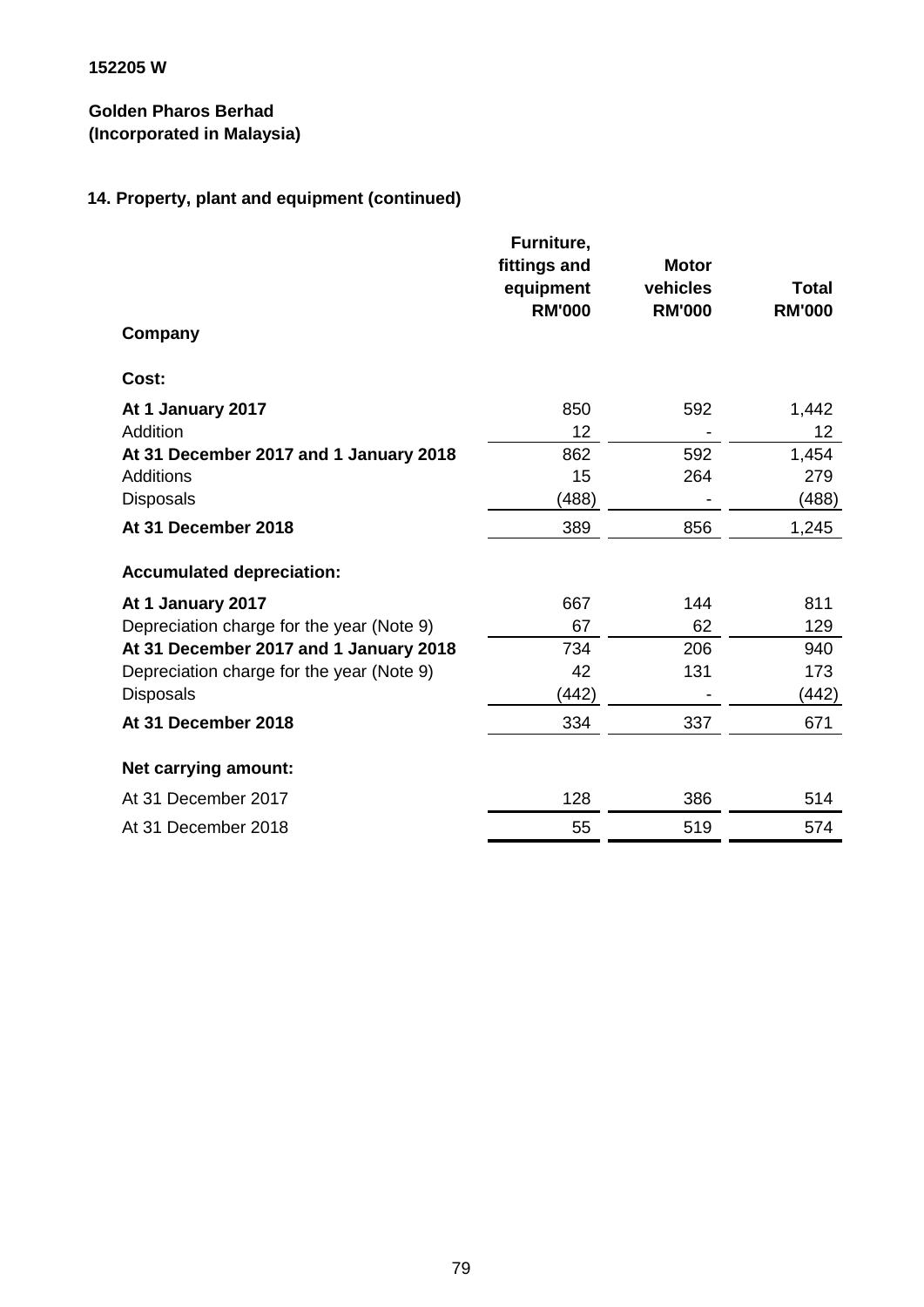152205 W

**Golden Pharos Berhad**
**(Incorporated in Malaysia)**

## 14. Property, plant and equipment (continued)

| | Furniture, fittings and equipment RM'000 | Motor vehicles RM'000 | Total RM'000 |
|---|---|---|---|
| **Company** | | | |
| **Cost:** | | | |
| **At 1 January 2017** | 850 | 592 | 1,442 |
| Addition | 12 | - | 12 |
| **At 31 December 2017 and 1 January 2018** | 862 | 592 | 1,454 |
| Additions | 15 | 264 | 279 |
| Disposals | (488) | - | (488) |
| **At 31 December 2018** | 389 | 856 | 1,245 |
| **Accumulated depreciation:** | | | |
| **At 1 January 2017** | 667 | 144 | 811 |
| Depreciation charge for the year (Note 9) | 67 | 62 | 129 |
| **At 31 December 2017 and 1 January 2018** | 734 | 206 | 940 |
| Depreciation charge for the year (Note 9) | 42 | 131 | 173 |
| Disposals | (442) | - | (442) |
| **At 31 December 2018** | 334 | 337 | 671 |
| **Net carrying amount:** | | | |
| At 31 December 2017 | 128 | 386 | 514 |
| At 31 December 2018 | 55 | 519 | 574 |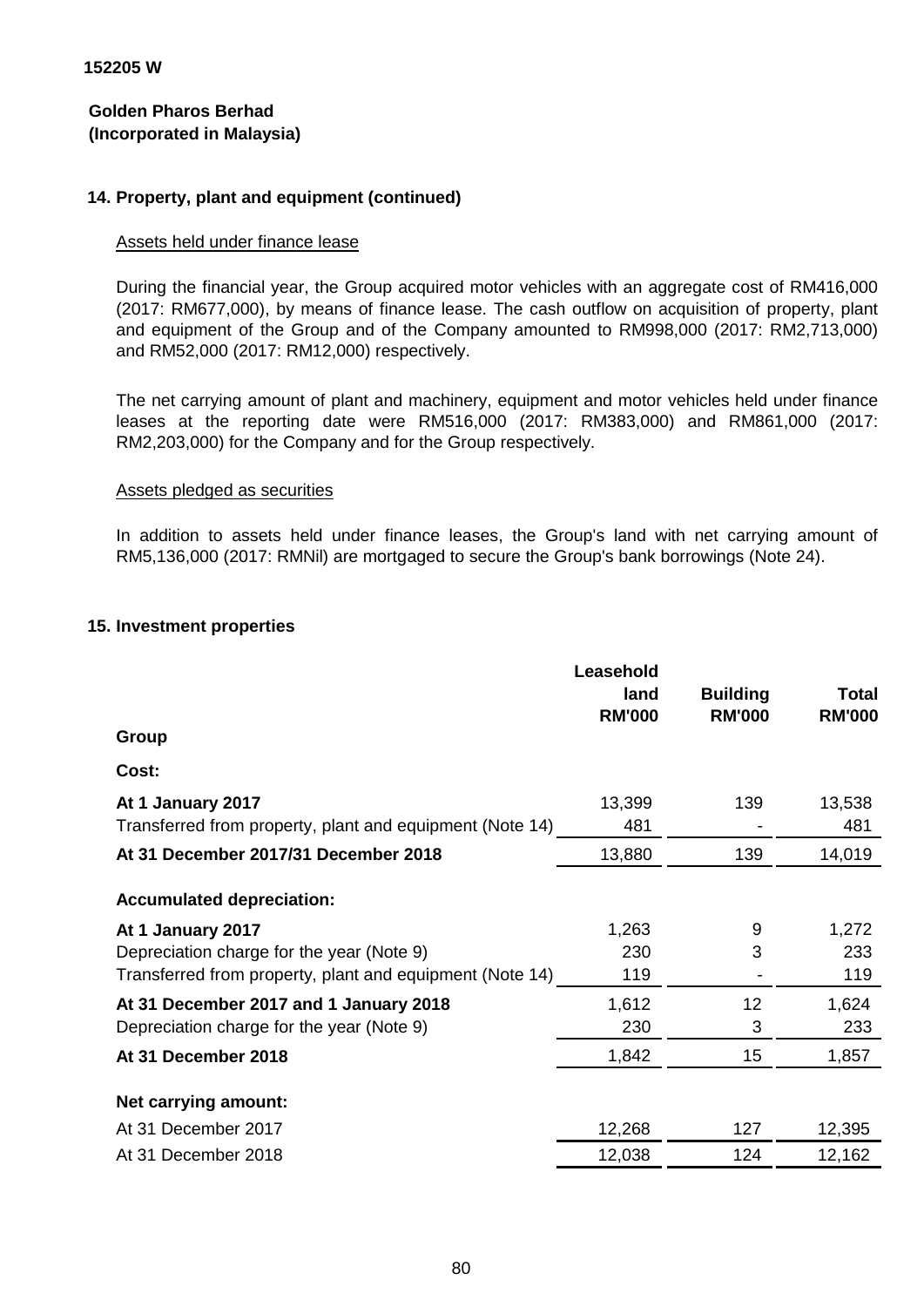152205 W

**Golden Pharos Berhad**
**(Incorporated in Malaysia)**

## 14. Property, plant and equipment (continued)

Assets held under finance lease

During the financial year, the Group acquired motor vehicles with an aggregate cost of RM416,000 (2017: RM677,000), by means of finance lease. The cash outflow on acquisition of property, plant and equipment of the Group and of the Company amounted to RM998,000 (2017: RM2,713,000) and RM52,000 (2017: RM12,000) respectively.

The net carrying amount of plant and machinery, equipment and motor vehicles held under finance leases at the reporting date were RM516,000 (2017: RM383,000) and RM861,000 (2017: RM2,203,000) for the Company and for the Group respectively.

Assets pledged as securities

In addition to assets held under finance leases, the Group's land with net carrying amount of RM5,136,000 (2017: RMNil) are mortgaged to secure the Group's bank borrowings (Note 24).

## 15. Investment properties

| | Leasehold land RM'000 | Building RM'000 | Total RM'000 |
|---|---|---|---|
| **Group** | | | |
| **Cost:** | | | |
| **At 1 January 2017** | 13,399 | 139 | 13,538 |
| Transferred from property, plant and equipment (Note 14) | 481 | - | 481 |
| **At 31 December 2017/31 December 2018** | 13,880 | 139 | 14,019 |
| **Accumulated depreciation:** | | | |
| **At 1 January 2017** | 1,263 | 9 | 1,272 |
| Depreciation charge for the year (Note 9) | 230 | 3 | 233 |
| Transferred from property, plant and equipment (Note 14) | 119 | - | 119 |
| **At 31 December 2017 and 1 January 2018** | 1,612 | 12 | 1,624 |
| Depreciation charge for the year (Note 9) | 230 | 3 | 233 |
| **At 31 December 2018** | 1,842 | 15 | 1,857 |
| **Net carrying amount:** | | | |
| At 31 December 2017 | 12,268 | 127 | 12,395 |
| At 31 December 2018 | 12,038 | 124 | 12,162 |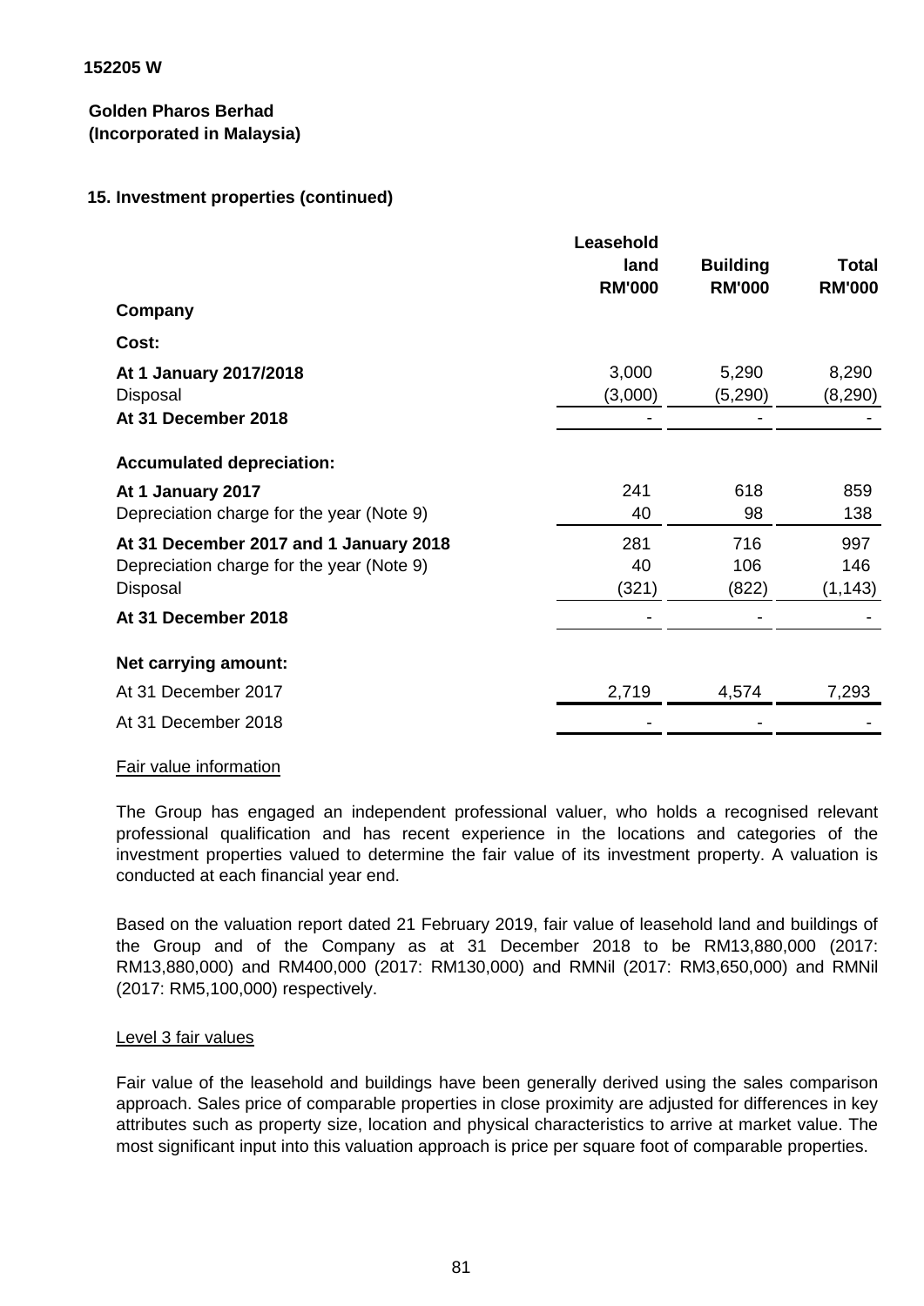152205 W

**Golden Pharos Berhad**
**(Incorporated in Malaysia)**

## 15. Investment properties (continued)

| | Leasehold land RM'000 | Building RM'000 | Total RM'000 |
|---|---|---|---|
| **Company** | | | |
| **Cost:** | | | |
| **At 1 January 2017/2018** | 3,000 | 5,290 | 8,290 |
| Disposal | (3,000) | (5,290) | (8,290) |
| **At 31 December 2018** | - | - | - |
| **Accumulated depreciation:** | | | |
| **At 1 January 2017** | 241 | 618 | 859 |
| Depreciation charge for the year (Note 9) | 40 | 98 | 138 |
| **At 31 December 2017 and 1 January 2018** | 281 | 716 | 997 |
| Depreciation charge for the year (Note 9) | 40 | 106 | 146 |
| Disposal | (321) | (822) | (1,143) |
| **At 31 December 2018** | - | - | - |
| **Net carrying amount:** | | | |
| At 31 December 2017 | 2,719 | 4,574 | 7,293 |
| At 31 December 2018 | - | - | - |

Fair value information

The Group has engaged an independent professional valuer, who holds a recognised relevant professional qualification and has recent experience in the locations and categories of the investment properties valued to determine the fair value of its investment property. A valuation is conducted at each financial year end.

Based on the valuation report dated 21 February 2019, fair value of leasehold land and buildings of the Group and of the Company as at 31 December 2018 to be RM13,880,000 (2017: RM13,880,000) and RM400,000 (2017: RM130,000) and RMNil (2017: RM3,650,000) and RMNil (2017: RM5,100,000) respectively.

Level 3 fair values

Fair value of the leasehold and buildings have been generally derived using the sales comparison approach. Sales price of comparable properties in close proximity are adjusted for differences in key attributes such as property size, location and physical characteristics to arrive at market value. The most significant input into this valuation approach is price per square foot of comparable properties.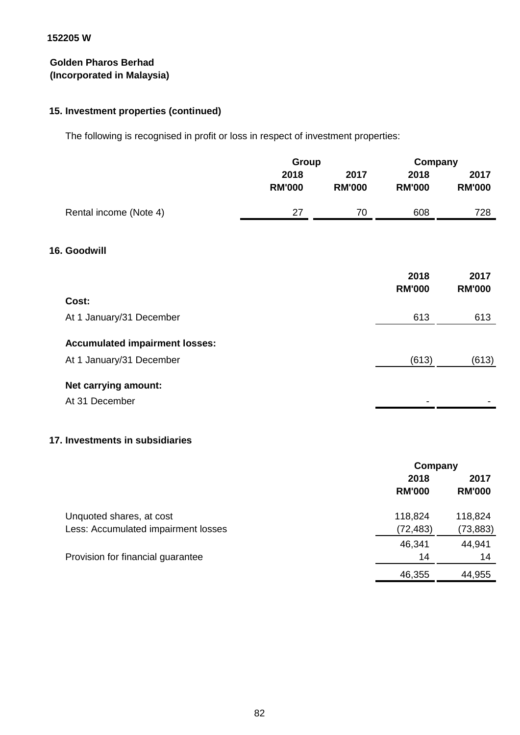152205 W

**Golden Pharos Berhad**
**(Incorporated in Malaysia)**

## 15. Investment properties (continued)

The following is recognised in profit or loss in respect of investment properties:

| | Group | | Company | |
|---|---|---|---|---|
| | **2018** | **2017** | **2018** | **2017** |
| | **RM'000** | **RM'000** | **RM'000** | **RM'000** |
| Rental income (Note 4) | 27 | 70 | 608 | 728 |

## 16. Goodwill

| | **2018** | **2017** |
|---|---|---|
| | **RM'000** | **RM'000** |
| **Cost:** | | |
| At 1 January/31 December | 613 | 613 |
| **Accumulated impairment losses:** | | |
| At 1 January/31 December | (613) | (613) |
| **Net carrying amount:** | | |
| At 31 December | - | - |

## 17. Investments in subsidiaries

| | Company | |
|---|---|---|
| | **2018** | **2017** |
| | **RM'000** | **RM'000** |
| Unquoted shares, at cost | 118,824 | 118,824 |
| Less: Accumulated impairment losses | (72,483) | (73,883) |
| | 46,341 | 44,941 |
| Provision for financial guarantee | 14 | 14 |
| | 46,355 | 44,955 |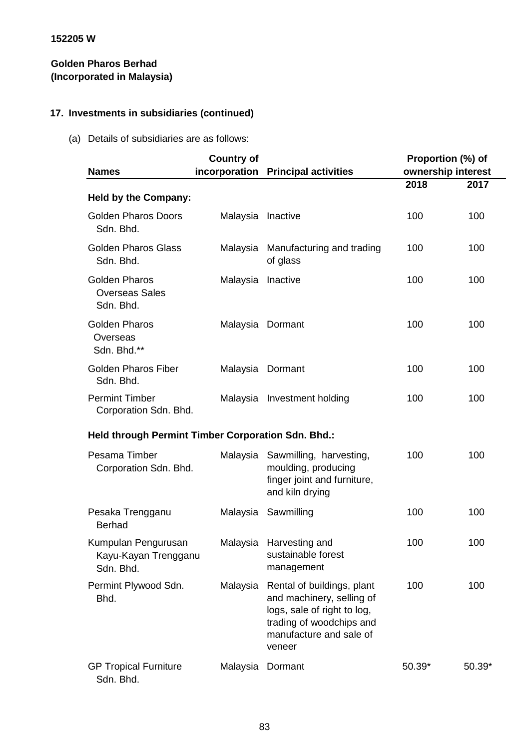152205 W

**Golden Pharos Berhad**
**(Incorporated in Malaysia)**

## 17. Investments in subsidiaries (continued)

(a) Details of subsidiaries are as follows:

| Names | Country of incorporation | Principal activities | Proportion (%) of ownership interest | |
|---|---|---|---|---|
| | | | 2018 | 2017 |
| **Held by the Company:** | | | | |
| Golden Pharos Doors Sdn. Bhd. | Malaysia | Inactive | 100 | 100 |
| Golden Pharos Glass Sdn. Bhd. | Malaysia | Manufacturing and trading of glass | 100 | 100 |
| Golden Pharos Overseas Sales Sdn. Bhd. | Malaysia | Inactive | 100 | 100 |
| Golden Pharos Overseas Sdn. Bhd.** | Malaysia | Dormant | 100 | 100 |
| Golden Pharos Fiber Sdn. Bhd. | Malaysia | Dormant | 100 | 100 |
| Permint Timber Corporation Sdn. Bhd. | Malaysia | Investment holding | 100 | 100 |
| **Held through Permint Timber Corporation Sdn. Bhd.:** | | | | |
| Pesama Timber Corporation Sdn. Bhd. | Malaysia | Sawmilling, harvesting, moulding, producing finger joint and furniture, and kiln drying | 100 | 100 |
| Pesaka Trengganu Berhad | Malaysia | Sawmilling | 100 | 100 |
| Kumpulan Pengurusan Kayu-Kayan Trengganu Sdn. Bhd. | Malaysia | Harvesting and sustainable forest management | 100 | 100 |
| Permint Plywood Sdn. Bhd. | Malaysia | Rental of buildings, plant and machinery, selling of logs, sale of right to log, trading of woodchips and manufacture and sale of veneer | 100 | 100 |
| GP Tropical Furniture Sdn. Bhd. | Malaysia | Dormant | 50.39* | 50.39* |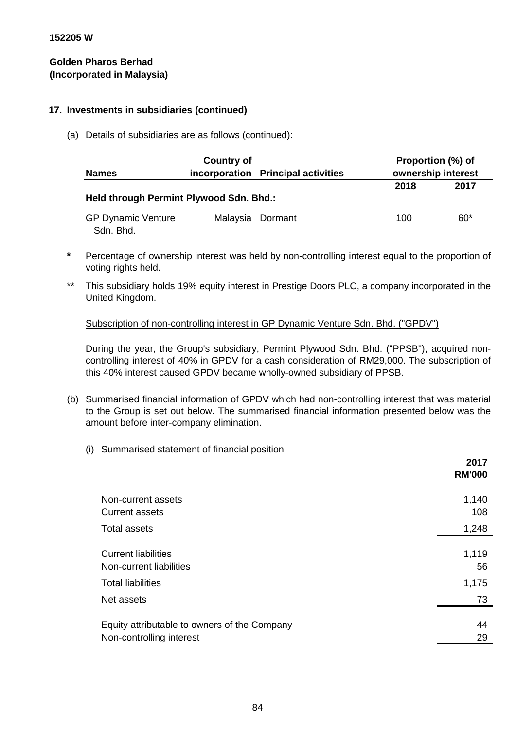152205 W

**Golden Pharos Berhad**
**(Incorporated in Malaysia)**

## 17. Investments in subsidiaries (continued)

(a) Details of subsidiaries are as follows (continued):

| Names | Country of incorporation | Principal activities | Proportion (%) of ownership interest 2018 | 2017 |
|---|---|---|---|---|
| **Held through Permint Plywood Sdn. Bhd.:** | | | | |
| GP Dynamic Venture Sdn. Bhd. | Malaysia | Dormant | 100 | 60* |

**\*** Percentage of ownership interest was held by non-controlling interest equal to the proportion of voting rights held.

\*\* This subsidiary holds 19% equity interest in Prestige Doors PLC, a company incorporated in the United Kingdom.

Subscription of non-controlling interest in GP Dynamic Venture Sdn. Bhd. ("GPDV")

During the year, the Group's subsidiary, Permint Plywood Sdn. Bhd. ("PPSB"), acquired non-controlling interest of 40% in GPDV for a cash consideration of RM29,000. The subscription of this 40% interest caused GPDV became wholly-owned subsidiary of PPSB.

(b) Summarised financial information of GPDV which had non-controlling interest that was material to the Group is set out below. The summarised financial information presented below was the amount before inter-company elimination.

(i) Summarised statement of financial position

| | 2017 RM'000 |
|---|---|
| Non-current assets | 1,140 |
| Current assets | 108 |
| Total assets | 1,248 |
| Current liabilities | 1,119 |
| Non-current liabilities | 56 |
| Total liabilities | 1,175 |
| Net assets | 73 |
| Equity attributable to owners of the Company | 44 |
| Non-controlling interest | 29 |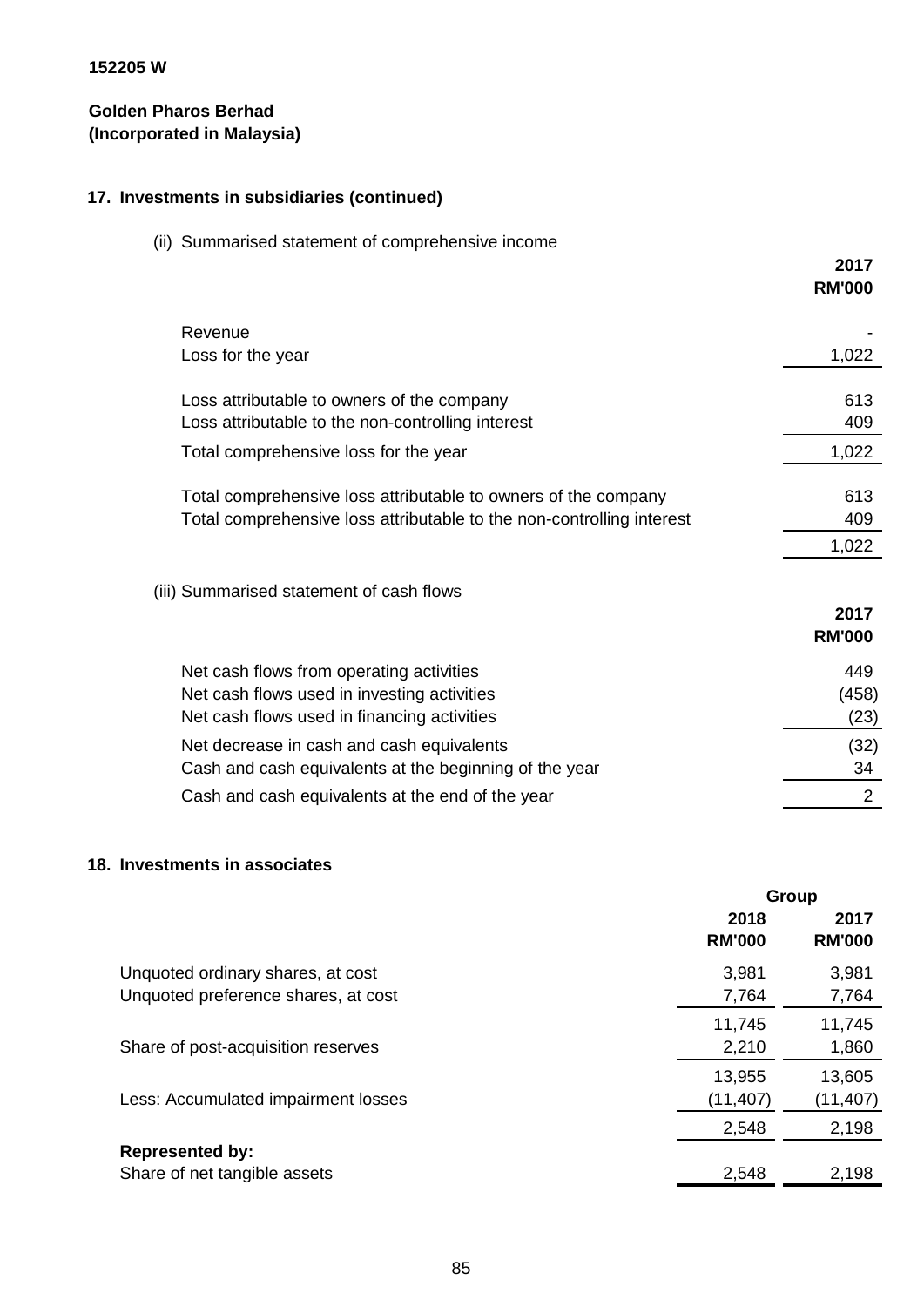152205 W

**Golden Pharos Berhad**
**(Incorporated in Malaysia)**

## 17. Investments in subsidiaries (continued)

(ii) Summarised statement of comprehensive income

| | 2017 RM'000 |
|---|---|
| Revenue | - |
| Loss for the year | 1,022 |
| | |
| Loss attributable to owners of the company | 613 |
| Loss attributable to the non-controlling interest | 409 |
| Total comprehensive loss for the year | 1,022 |
| | |
| Total comprehensive loss attributable to owners of the company | 613 |
| Total comprehensive loss attributable to the non-controlling interest | 409 |
| | 1,022 |

(iii) Summarised statement of cash flows

| | 2017 RM'000 |
|---|---|
| Net cash flows from operating activities | 449 |
| Net cash flows used in investing activities | (458) |
| Net cash flows used in financing activities | (23) |
| Net decrease in cash and cash equivalents | (32) |
| Cash and cash equivalents at the beginning of the year | 34 |
| Cash and cash equivalents at the end of the year | 2 |

## 18. Investments in associates

| | Group | |
|---|---|---|
| | 2018 RM'000 | 2017 RM'000 |
| Unquoted ordinary shares, at cost | 3,981 | 3,981 |
| Unquoted preference shares, at cost | 7,764 | 7,764 |
| | 11,745 | 11,745 |
| Share of post-acquisition reserves | 2,210 | 1,860 |
| | 13,955 | 13,605 |
| Less: Accumulated impairment losses | (11,407) | (11,407) |
| | 2,548 | 2,198 |
| **Represented by:** | | |
| Share of net tangible assets | 2,548 | 2,198 |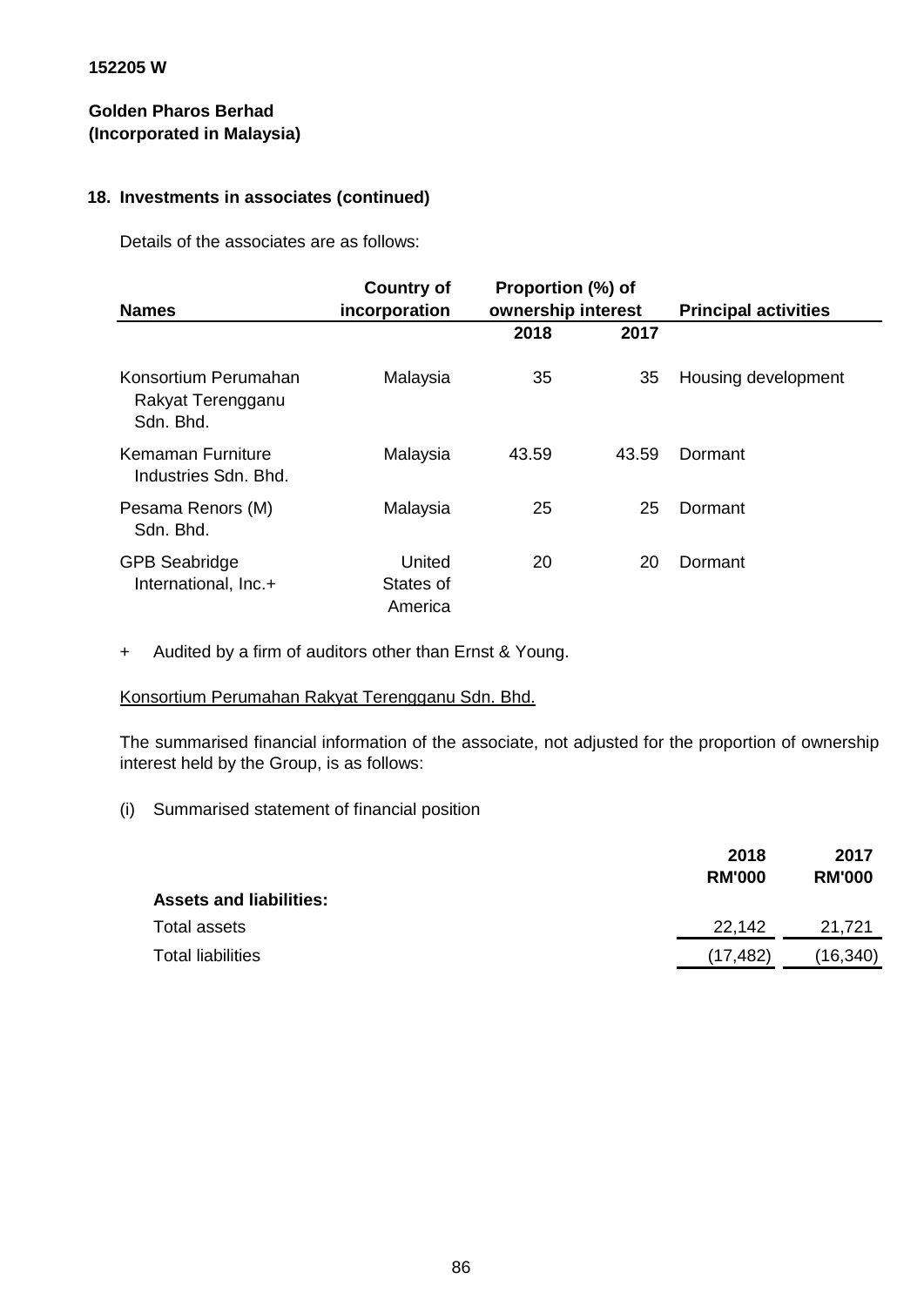**152205 W**

**Golden Pharos Berhad**
**(Incorporated in Malaysia)**

## 18. Investments in associates (continued)

Details of the associates are as follows:

| Names | Country of incorporation | Proportion (%) of ownership interest 2018 | 2017 | Principal activities |
|---|---|---|---|---|
| Konsortium Perumahan Rakyat Terengganu Sdn. Bhd. | Malaysia | 35 | 35 | Housing development |
| Kemaman Furniture Industries Sdn. Bhd. | Malaysia | 43.59 | 43.59 | Dormant |
| Pesama Renors (M) Sdn. Bhd. | Malaysia | 25 | 25 | Dormant |
| GPB Seabridge International, Inc.+ | United States of America | 20 | 20 | Dormant |

\+ Audited by a firm of auditors other than Ernst & Young.

Konsortium Perumahan Rakyat Terengganu Sdn. Bhd.

The summarised financial information of the associate, not adjusted for the proportion of ownership interest held by the Group, is as follows:

(i) Summarised statement of financial position

| | 2018 RM'000 | 2017 RM'000 |
|---|---|---|
| **Assets and liabilities:** | | |
| Total assets | 22,142 | 21,721 |
| Total liabilities | (17,482) | (16,340) |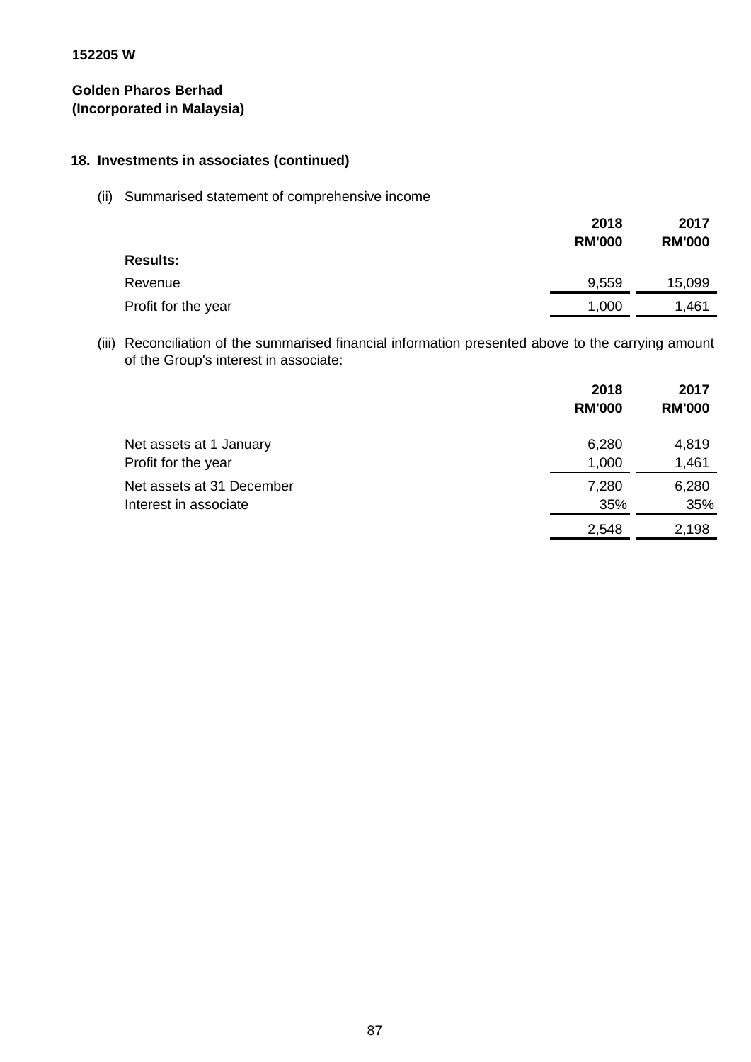152205 W

**Golden Pharos Berhad**
**(Incorporated in Malaysia)**

## 18. Investments in associates (continued)

(ii) Summarised statement of comprehensive income

| | 2018<br>RM'000 | 2017<br>RM'000 |
|---|---|---|
| **Results:** | | |
| Revenue | 9,559 | 15,099 |
| Profit for the year | 1,000 | 1,461 |

(iii) Reconciliation of the summarised financial information presented above to the carrying amount of the Group's interest in associate:

| | 2018<br>RM'000 | 2017<br>RM'000 |
|---|---|---|
| Net assets at 1 January | 6,280 | 4,819 |
| Profit for the year | 1,000 | 1,461 |
| Net assets at 31 December | 7,280 | 6,280 |
| Interest in associate | 35% | 35% |
| | 2,548 | 2,198 |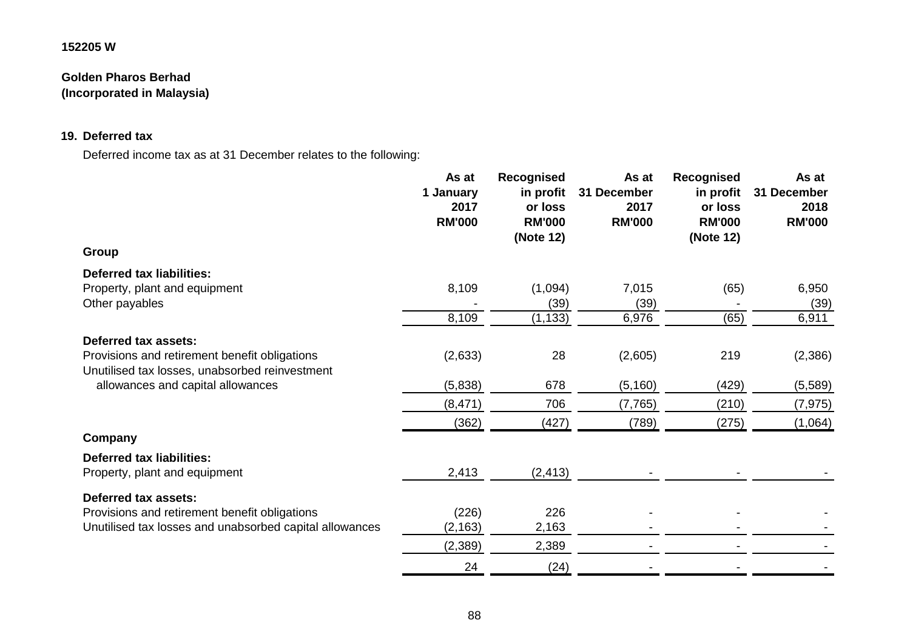152205 W

**Golden Pharos Berhad**
**(Incorporated in Malaysia)**

## 19. Deferred tax

Deferred income tax as at 31 December relates to the following:

| | As at 1 January 2017 RM'000 | Recognised in profit or loss RM'000 (Note 12) | As at 31 December 2017 RM'000 | Recognised in profit or loss RM'000 (Note 12) | As at 31 December 2018 RM'000 |
|---|---|---|---|---|---|
| **Group** | | | | | |
| **Deferred tax liabilities:** | | | | | |
| Property, plant and equipment | 8,109 | (1,094) | 7,015 | (65) | 6,950 |
| Other payables | - | (39) | (39) | - | (39) |
| | 8,109 | (1,133) | 6,976 | (65) | 6,911 |
| **Deferred tax assets:** | | | | | |
| Provisions and retirement benefit obligations | (2,633) | 28 | (2,605) | 219 | (2,386) |
| Unutilised tax losses, unabsorbed reinvestment allowances and capital allowances | (5,838) | 678 | (5,160) | (429) | (5,589) |
| | (8,471) | 706 | (7,765) | (210) | (7,975) |
| | (362) | (427) | (789) | (275) | (1,064) |
| **Company** | | | | | |
| **Deferred tax liabilities:** | | | | | |
| Property, plant and equipment | 2,413 | (2,413) | - | - | - |
| **Deferred tax assets:** | | | | | |
| Provisions and retirement benefit obligations | (226) | 226 | - | - | - |
| Unutilised tax losses and unabsorbed capital allowances | (2,163) | 2,163 | - | - | - |
| | (2,389) | 2,389 | - | - | - |
| | 24 | (24) | - | - | - |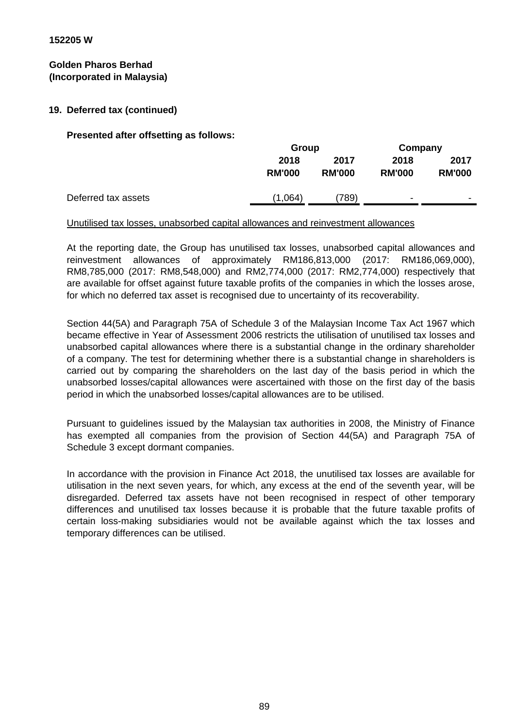**152205 W**

**Golden Pharos Berhad**
**(Incorporated in Malaysia)**

## 19. Deferred tax (continued)

**Presented after offsetting as follows:**

| | Group | | Company | |
|---|---|---|---|---|
| | **2018** | **2017** | **2018** | **2017** |
| | **RM'000** | **RM'000** | **RM'000** | **RM'000** |
| Deferred tax assets | (1,064) | (789) | - | - |

Unutilised tax losses, unabsorbed capital allowances and reinvestment allowances

At the reporting date, the Group has unutilised tax losses, unabsorbed capital allowances and reinvestment allowances of approximately RM186,813,000 (2017: RM186,069,000), RM8,785,000 (2017: RM8,548,000) and RM2,774,000 (2017: RM2,774,000) respectively that are available for offset against future taxable profits of the companies in which the losses arose, for which no deferred tax asset is recognised due to uncertainty of its recoverability.

Section 44(5A) and Paragraph 75A of Schedule 3 of the Malaysian Income Tax Act 1967 which became effective in Year of Assessment 2006 restricts the utilisation of unutilised tax losses and unabsorbed capital allowances where there is a substantial change in the ordinary shareholder of a company. The test for determining whether there is a substantial change in shareholders is carried out by comparing the shareholders on the last day of the basis period in which the unabsorbed losses/capital allowances were ascertained with those on the first day of the basis period in which the unabsorbed losses/capital allowances are to be utilised.

Pursuant to guidelines issued by the Malaysian tax authorities in 2008, the Ministry of Finance has exempted all companies from the provision of Section 44(5A) and Paragraph 75A of Schedule 3 except dormant companies.

In accordance with the provision in Finance Act 2018, the unutilised tax losses are available for utilisation in the next seven years, for which, any excess at the end of the seventh year, will be disregarded. Deferred tax assets have not been recognised in respect of other temporary differences and unutilised tax losses because it is probable that the future taxable profits of certain loss-making subsidiaries would not be available against which the tax losses and temporary differences can be utilised.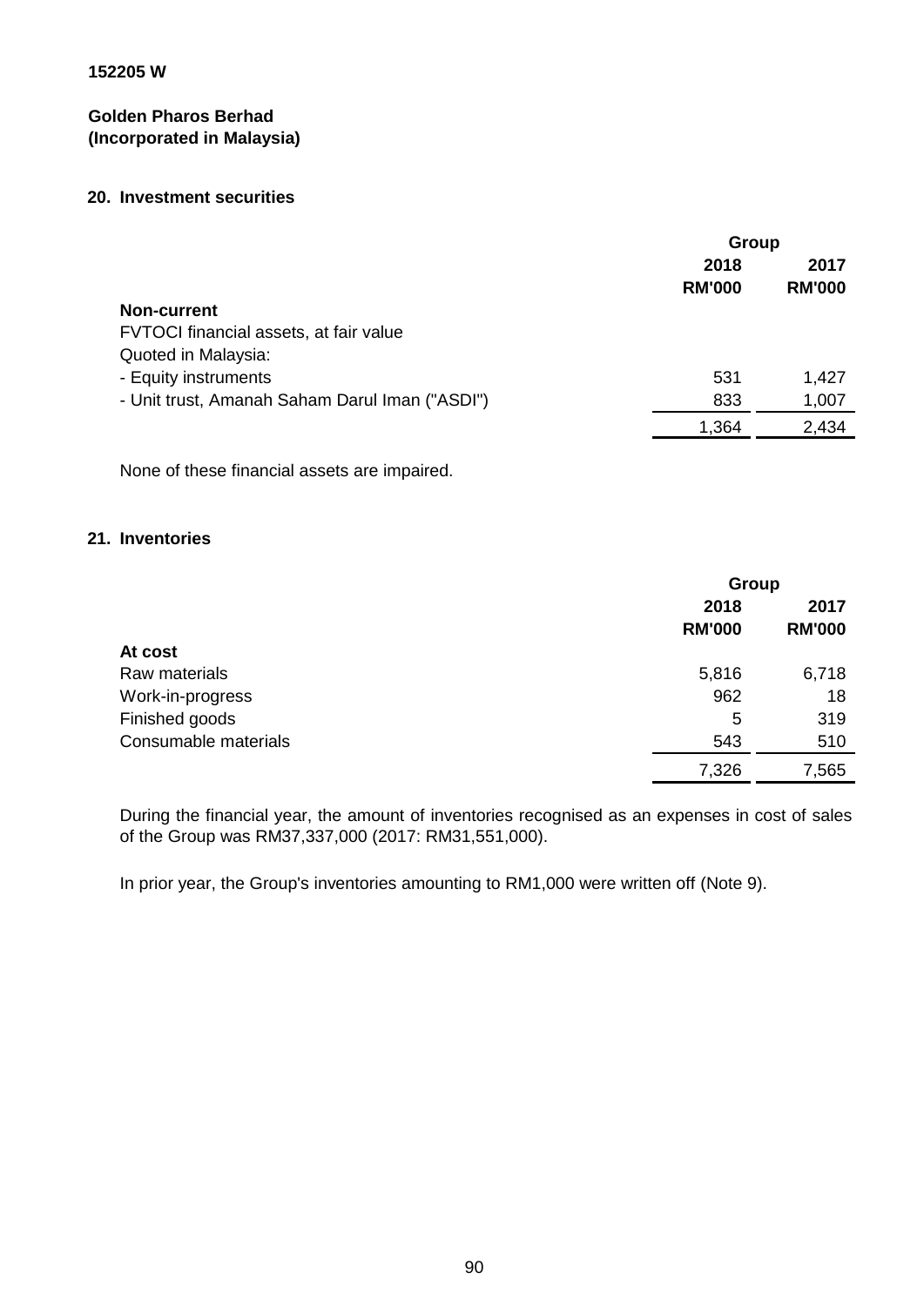152205 W

**Golden Pharos Berhad**
**(Incorporated in Malaysia)**

## 20. Investment securities

| | Group | |
|---|---|---|
| | **2018** | **2017** |
| | **RM'000** | **RM'000** |
| **Non-current** | | |
| FVTOCI financial assets, at fair value | | |
| Quoted in Malaysia: | | |
| - Equity instruments | 531 | 1,427 |
| - Unit trust, Amanah Saham Darul Iman ("ASDI") | 833 | 1,007 |
| | 1,364 | 2,434 |

None of these financial assets are impaired.

## 21. Inventories

| | Group | |
|---|---|---|
| | **2018** | **2017** |
| | **RM'000** | **RM'000** |
| **At cost** | | |
| Raw materials | 5,816 | 6,718 |
| Work-in-progress | 962 | 18 |
| Finished goods | 5 | 319 |
| Consumable materials | 543 | 510 |
| | 7,326 | 7,565 |

During the financial year, the amount of inventories recognised as an expenses in cost of sales of the Group was RM37,337,000 (2017: RM31,551,000).

In prior year, the Group's inventories amounting to RM1,000 were written off (Note 9).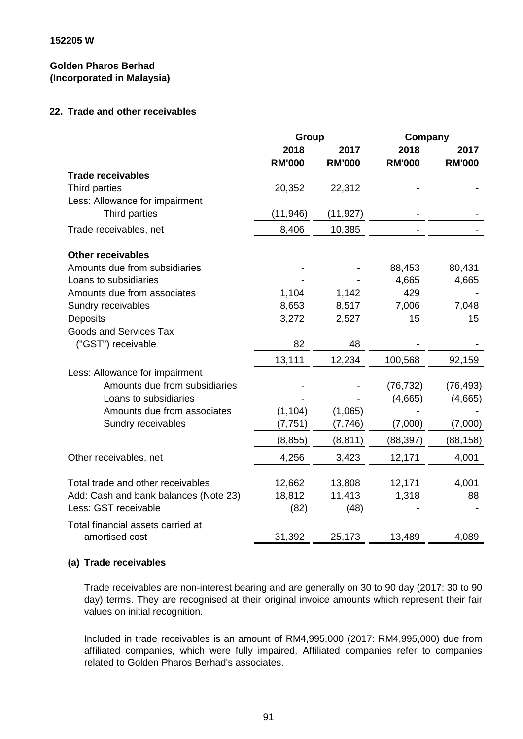152205 W

**Golden Pharos Berhad**
**(Incorporated in Malaysia)**

## 22. Trade and other receivables

| | Group | | Company | |
|---|---|---|---|---|
| | 2018 | 2017 | 2018 | 2017 |
| | RM'000 | RM'000 | RM'000 | RM'000 |
| **Trade receivables** | | | | |
| Third parties | 20,352 | 22,312 | - | - |
| Less: Allowance for impairment | | | | |
| Third parties | (11,946) | (11,927) | - | - |
| Trade receivables, net | 8,406 | 10,385 | - | - |
| | | | | |
| **Other receivables** | | | | |
| Amounts due from subsidiaries | - | - | 88,453 | 80,431 |
| Loans to subsidiaries | - | - | 4,665 | 4,665 |
| Amounts due from associates | 1,104 | 1,142 | 429 | - |
| Sundry receivables | 8,653 | 8,517 | 7,006 | 7,048 |
| Deposits | 3,272 | 2,527 | 15 | 15 |
| Goods and Services Tax ("GST") receivable | 82 | 48 | - | - |
| | 13,111 | 12,234 | 100,568 | 92,159 |
| Less: Allowance for impairment | | | | |
| Amounts due from subsidiaries | - | - | (76,732) | (76,493) |
| Loans to subsidiaries | - | - | (4,665) | (4,665) |
| Amounts due from associates | (1,104) | (1,065) | - | - |
| Sundry receivables | (7,751) | (7,746) | (7,000) | (7,000) |
| | (8,855) | (8,811) | (88,397) | (88,158) |
| Other receivables, net | 4,256 | 3,423 | 12,171 | 4,001 |
| | | | | |
| Total trade and other receivables | 12,662 | 13,808 | 12,171 | 4,001 |
| Add: Cash and bank balances (Note 23) | 18,812 | 11,413 | 1,318 | 88 |
| Less: GST receivable | (82) | (48) | - | - |
| Total financial assets carried at amortised cost | 31,392 | 25,173 | 13,489 | 4,089 |

### (a) Trade receivables

Trade receivables are non-interest bearing and are generally on 30 to 90 day (2017: 30 to 90 day) terms. They are recognised at their original invoice amounts which represent their fair values on initial recognition.

Included in trade receivables is an amount of RM4,995,000 (2017: RM4,995,000) due from affiliated companies, which were fully impaired. Affiliated companies refer to companies related to Golden Pharos Berhad's associates.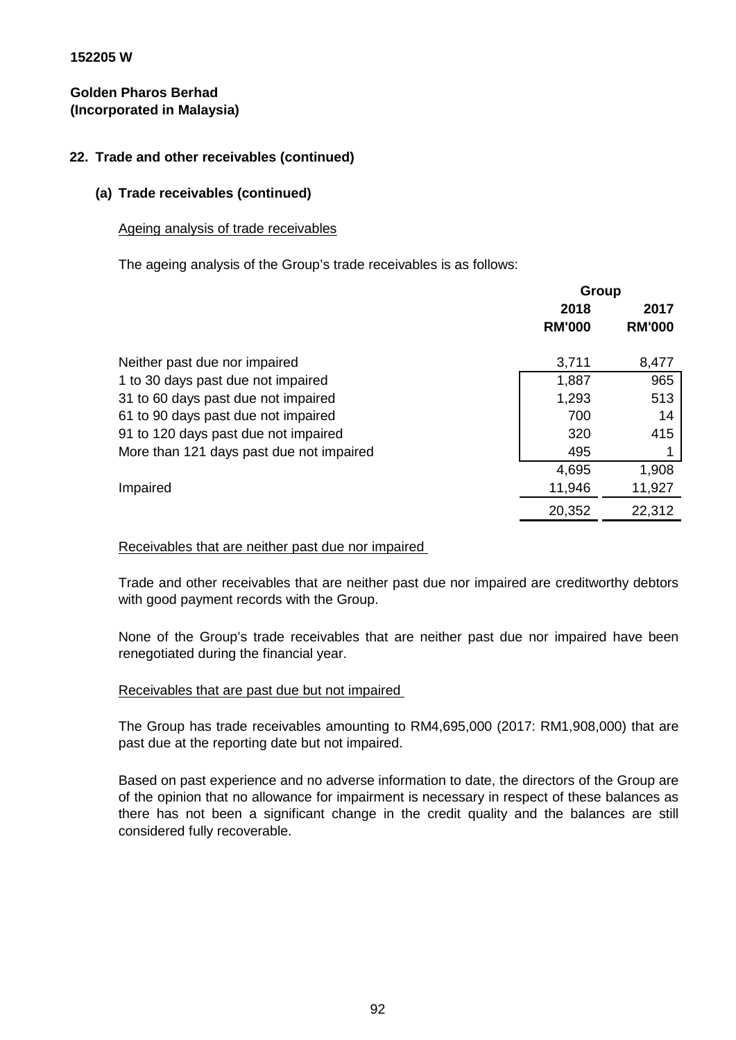152205 W

**Golden Pharos Berhad**
**(Incorporated in Malaysia)**

## 22. Trade and other receivables (continued)

### (a) Trade receivables (continued)

Ageing analysis of trade receivables

The ageing analysis of the Group's trade receivables is as follows:

| | Group | |
|---|---|---|
| | 2018 RM'000 | 2017 RM'000 |
| Neither past due nor impaired | 3,711 | 8,477 |
| 1 to 30 days past due not impaired | 1,887 | 965 |
| 31 to 60 days past due not impaired | 1,293 | 513 |
| 61 to 90 days past due not impaired | 700 | 14 |
| 91 to 120 days past due not impaired | 320 | 415 |
| More than 121 days past due not impaired | 495 | 1 |
| | 4,695 | 1,908 |
| Impaired | 11,946 | 11,927 |
| | 20,352 | 22,312 |

Receivables that are neither past due nor impaired

Trade and other receivables that are neither past due nor impaired are creditworthy debtors with good payment records with the Group.

None of the Group's trade receivables that are neither past due nor impaired have been renegotiated during the financial year.

Receivables that are past due but not impaired

The Group has trade receivables amounting to RM4,695,000 (2017: RM1,908,000) that are past due at the reporting date but not impaired.

Based on past experience and no adverse information to date, the directors of the Group are of the opinion that no allowance for impairment is necessary in respect of these balances as there has not been a significant change in the credit quality and the balances are still considered fully recoverable.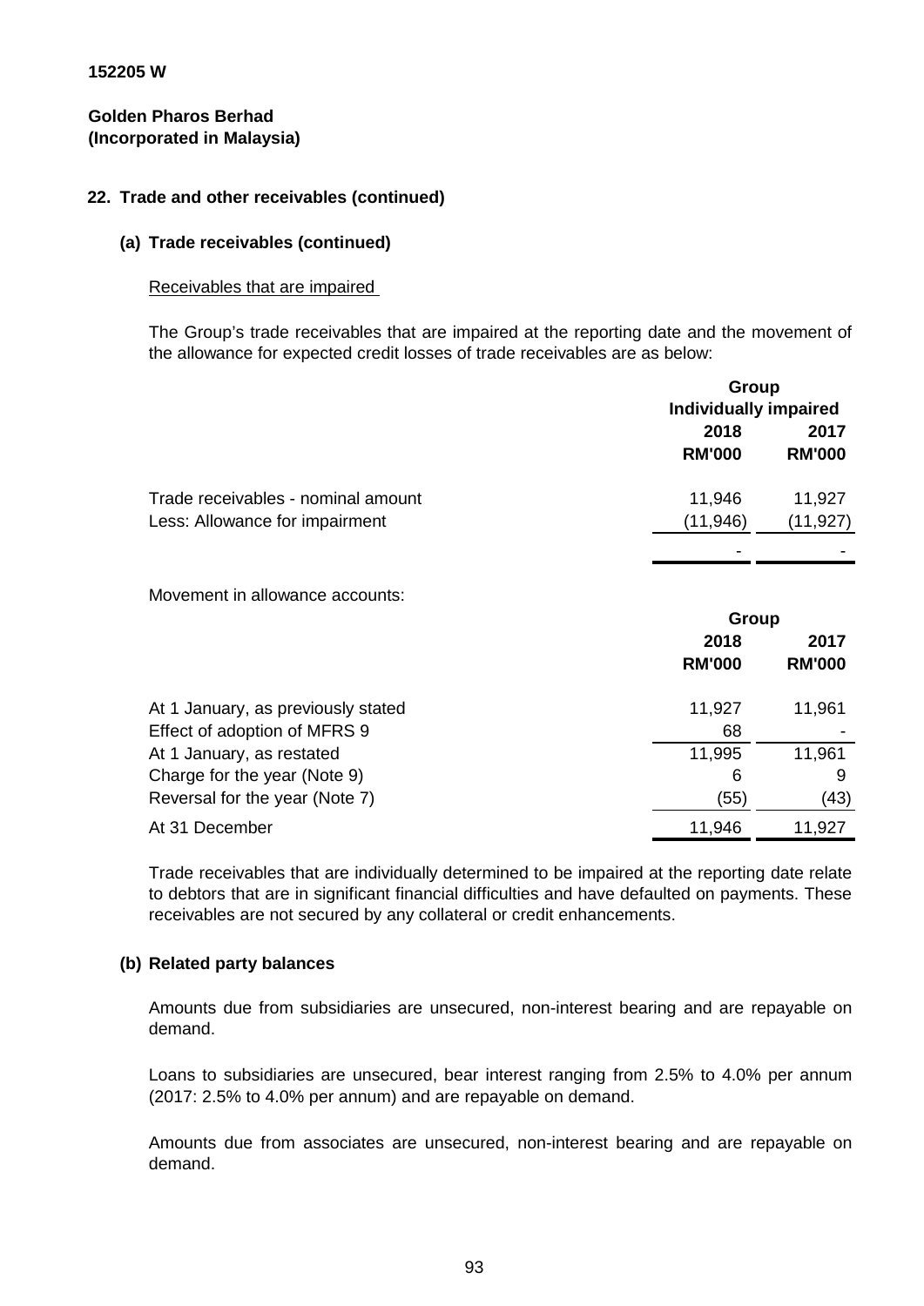**152205 W**

**Golden Pharos Berhad**
**(Incorporated in Malaysia)**

## 22. Trade and other receivables (continued)

### (a) Trade receivables (continued)

Receivables that are impaired

The Group's trade receivables that are impaired at the reporting date and the movement of the allowance for expected credit losses of trade receivables are as below:

| | Group | |
|---|---|---|
| | Individually impaired | |
| | 2018 | 2017 |
| | RM'000 | RM'000 |
| Trade receivables - nominal amount | 11,946 | 11,927 |
| Less: Allowance for impairment | (11,946) | (11,927) |
| | - | - |

Movement in allowance accounts:

| | Group | |
|---|---|---|
| | 2018 | 2017 |
| | RM'000 | RM'000 |
| At 1 January, as previously stated | 11,927 | 11,961 |
| Effect of adoption of MFRS 9 | 68 | - |
| At 1 January, as restated | 11,995 | 11,961 |
| Charge for the year (Note 9) | 6 | 9 |
| Reversal for the year (Note 7) | (55) | (43) |
| At 31 December | 11,946 | 11,927 |

Trade receivables that are individually determined to be impaired at the reporting date relate to debtors that are in significant financial difficulties and have defaulted on payments. These receivables are not secured by any collateral or credit enhancements.

### (b) Related party balances

Amounts due from subsidiaries are unsecured, non-interest bearing and are repayable on demand.

Loans to subsidiaries are unsecured, bear interest ranging from 2.5% to 4.0% per annum (2017: 2.5% to 4.0% per annum) and are repayable on demand.

Amounts due from associates are unsecured, non-interest bearing and are repayable on demand.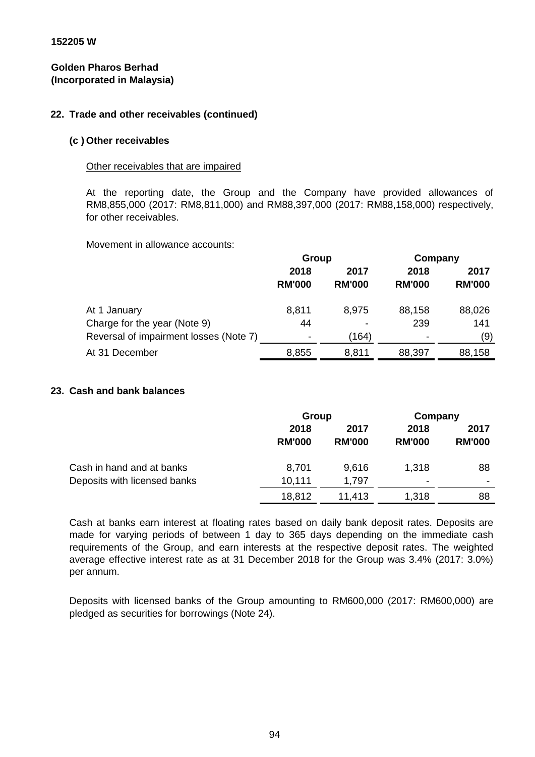152205 W

**Golden Pharos Berhad**
**(Incorporated in Malaysia)**

## 22. Trade and other receivables (continued)

### (c ) Other receivables

Other receivables that are impaired

At the reporting date, the Group and the Company have provided allowances of RM8,855,000 (2017: RM8,811,000) and RM88,397,000 (2017: RM88,158,000) respectively, for other receivables.

Movement in allowance accounts:

| | Group | | Company | |
|---|---|---|---|---|
| | 2018 | 2017 | 2018 | 2017 |
| | RM'000 | RM'000 | RM'000 | RM'000 |
| At 1 January | 8,811 | 8,975 | 88,158 | 88,026 |
| Charge for the year (Note 9) | 44 | - | 239 | 141 |
| Reversal of impairment losses (Note 7) | - | (164) | - | (9) |
| At 31 December | 8,855 | 8,811 | 88,397 | 88,158 |

## 23. Cash and bank balances

| | Group | | Company | |
|---|---|---|---|---|
| | 2018 | 2017 | 2018 | 2017 |
| | RM'000 | RM'000 | RM'000 | RM'000 |
| Cash in hand and at banks | 8,701 | 9,616 | 1,318 | 88 |
| Deposits with licensed banks | 10,111 | 1,797 | - | - |
| | 18,812 | 11,413 | 1,318 | 88 |

Cash at banks earn interest at floating rates based on daily bank deposit rates. Deposits are made for varying periods of between 1 day to 365 days depending on the immediate cash requirements of the Group, and earn interests at the respective deposit rates. The weighted average effective interest rate as at 31 December 2018 for the Group was 3.4% (2017: 3.0%) per annum.

Deposits with licensed banks of the Group amounting to RM600,000 (2017: RM600,000) are pledged as securities for borrowings (Note 24).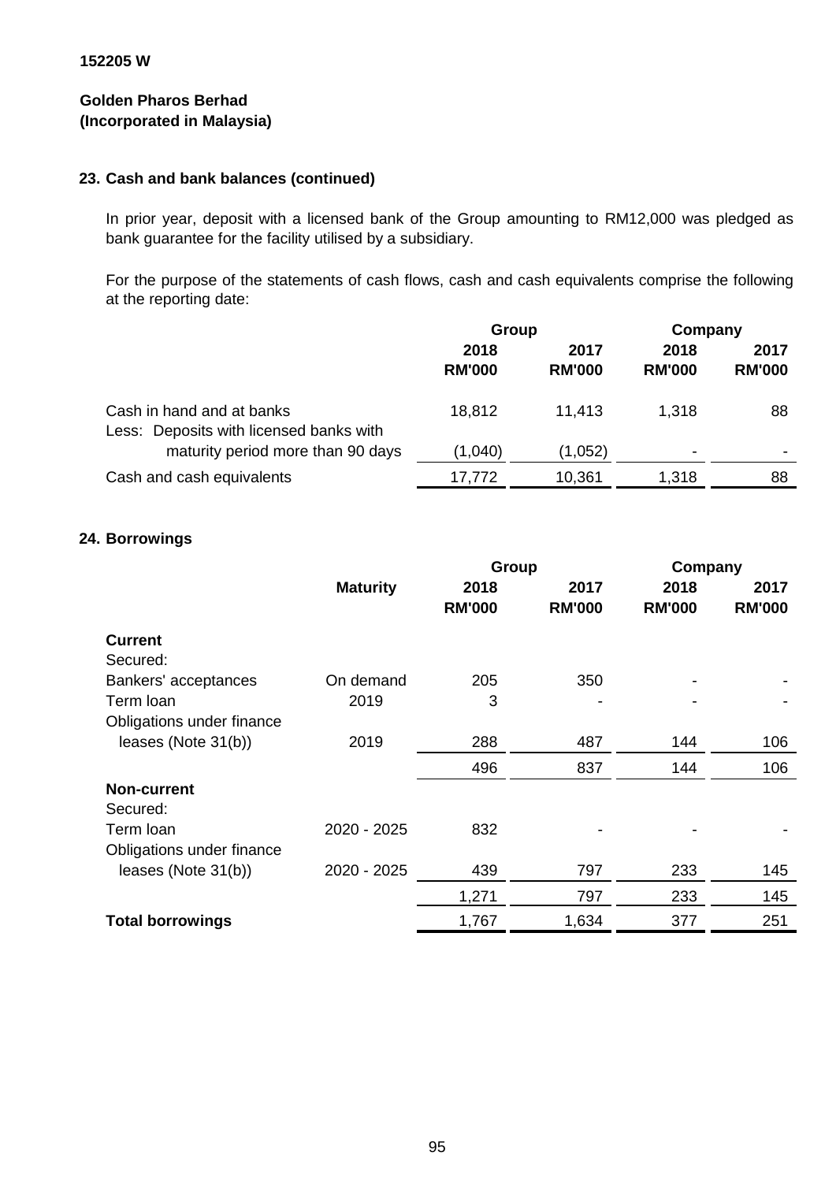152205 W

**Golden Pharos Berhad**
**(Incorporated in Malaysia)**

### 23. Cash and bank balances (continued)

In prior year, deposit with a licensed bank of the Group amounting to RM12,000 was pledged as bank guarantee for the facility utilised by a subsidiary.

For the purpose of the statements of cash flows, cash and cash equivalents comprise the following at the reporting date:

| | Group | | Company | |
|---|---|---|---|---|
| | **2018** | **2017** | **2018** | **2017** |
| | **RM'000** | **RM'000** | **RM'000** | **RM'000** |
| Cash in hand and at banks | 18,812 | 11,413 | 1,318 | 88 |
| Less: Deposits with licensed banks with maturity period more than 90 days | (1,040) | (1,052) | - | - |
| Cash and cash equivalents | 17,772 | 10,361 | 1,318 | 88 |

### 24. Borrowings

| | | Group | | Company | |
|---|---|---|---|---|---|
| | **Maturity** | **2018** | **2017** | **2018** | **2017** |
| | | **RM'000** | **RM'000** | **RM'000** | **RM'000** |
| **Current** | | | | | |
| Secured: | | | | | |
| Bankers' acceptances | On demand | 205 | 350 | - | - |
| Term loan | 2019 | 3 | - | - | - |
| Obligations under finance leases (Note 31(b)) | 2019 | 288 | 487 | 144 | 106 |
| | | 496 | 837 | 144 | 106 |
| **Non-current** | | | | | |
| Secured: | | | | | |
| Term loan | 2020 - 2025 | 832 | - | - | - |
| Obligations under finance leases (Note 31(b)) | 2020 - 2025 | 439 | 797 | 233 | 145 |
| | | 1,271 | 797 | 233 | 145 |
| **Total borrowings** | | 1,767 | 1,634 | 377 | 251 |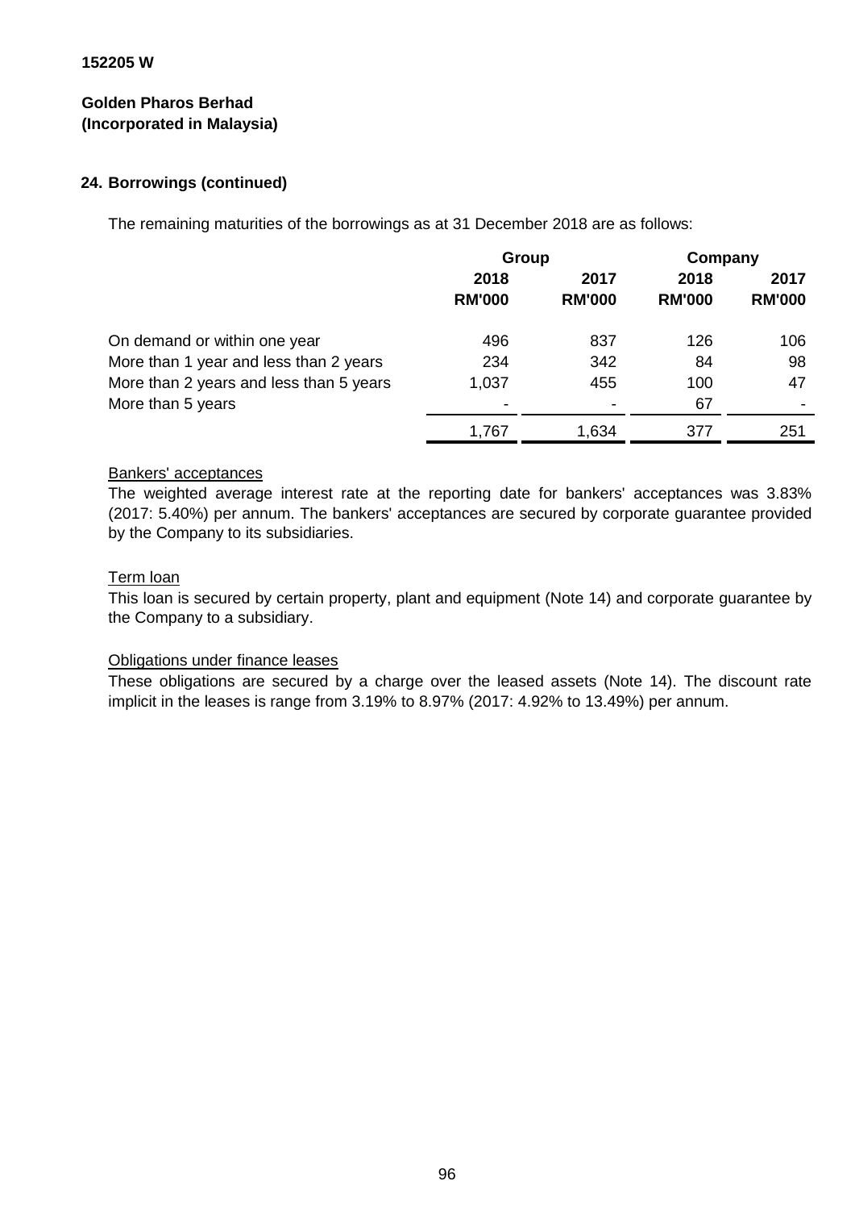**152205 W**

**Golden Pharos Berhad**
**(Incorporated in Malaysia)**

## 24. Borrowings (continued)

The remaining maturities of the borrowings as at 31 December 2018 are as follows:

| | Group | | Company | |
|---|---|---|---|---|
| | **2018** | **2017** | **2018** | **2017** |
| | **RM'000** | **RM'000** | **RM'000** | **RM'000** |
| On demand or within one year | 496 | 837 | 126 | 106 |
| More than 1 year and less than 2 years | 234 | 342 | 84 | 98 |
| More than 2 years and less than 5 years | 1,037 | 455 | 100 | 47 |
| More than 5 years | - | - | 67 | - |
| | 1,767 | 1,634 | 377 | 251 |

Bankers' acceptances

The weighted average interest rate at the reporting date for bankers' acceptances was 3.83% (2017: 5.40%) per annum. The bankers' acceptances are secured by corporate guarantee provided by the Company to its subsidiaries.

Term loan

This loan is secured by certain property, plant and equipment (Note 14) and corporate guarantee by the Company to a subsidiary.

Obligations under finance leases

These obligations are secured by a charge over the leased assets (Note 14). The discount rate implicit in the leases is range from 3.19% to 8.97% (2017: 4.92% to 13.49%) per annum.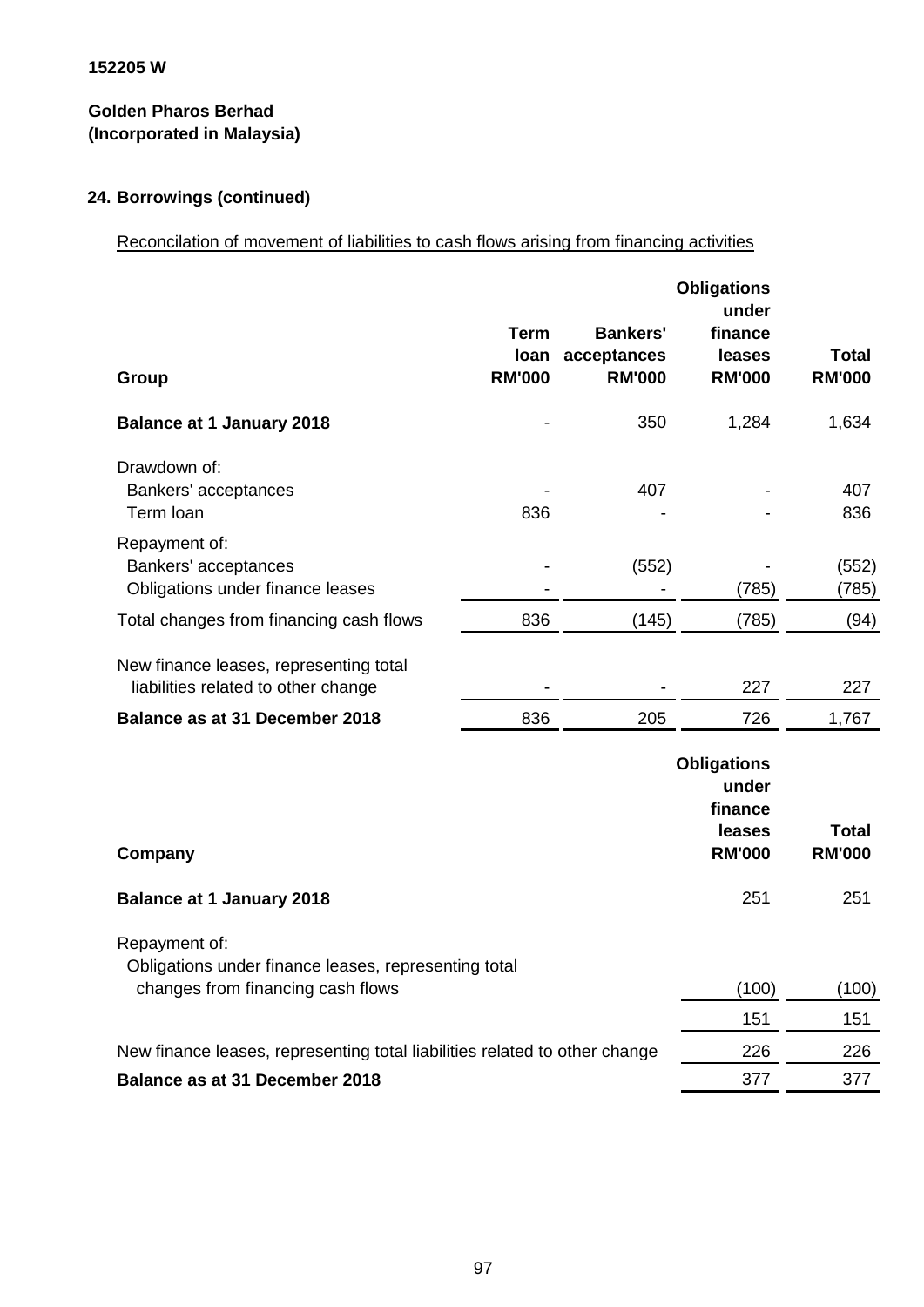152205 W

**Golden Pharos Berhad**
**(Incorporated in Malaysia)**

## 24. Borrowings (continued)

Reconcilation of movement of liabilities to cash flows arising from financing activities

| Group | Term loan RM'000 | Bankers' acceptances RM'000 | Obligations under finance leases RM'000 | Total RM'000 |
|---|---|---|---|---|
| **Balance at 1 January 2018** | - | 350 | 1,284 | 1,634 |
| Drawdown of: | | | | |
| Bankers' acceptances | - | 407 | - | 407 |
| Term loan | 836 | - | - | 836 |
| Repayment of: | | | | |
| Bankers' acceptances | - | (552) | - | (552) |
| Obligations under finance leases | - | - | (785) | (785) |
| Total changes from financing cash flows | 836 | (145) | (785) | (94) |
| New finance leases, representing total liabilities related to other change | - | - | 227 | 227 |
| **Balance as at 31 December 2018** | 836 | 205 | 726 | 1,767 |

| Company | Obligations under finance leases RM'000 | Total RM'000 |
|---|---|---|
| **Balance at 1 January 2018** | 251 | 251 |
| Repayment of: | | |
| Obligations under finance leases, representing total changes from financing cash flows | (100) | (100) |
| | 151 | 151 |
| New finance leases, representing total liabilities related to other change | 226 | 226 |
| **Balance as at 31 December 2018** | 377 | 377 |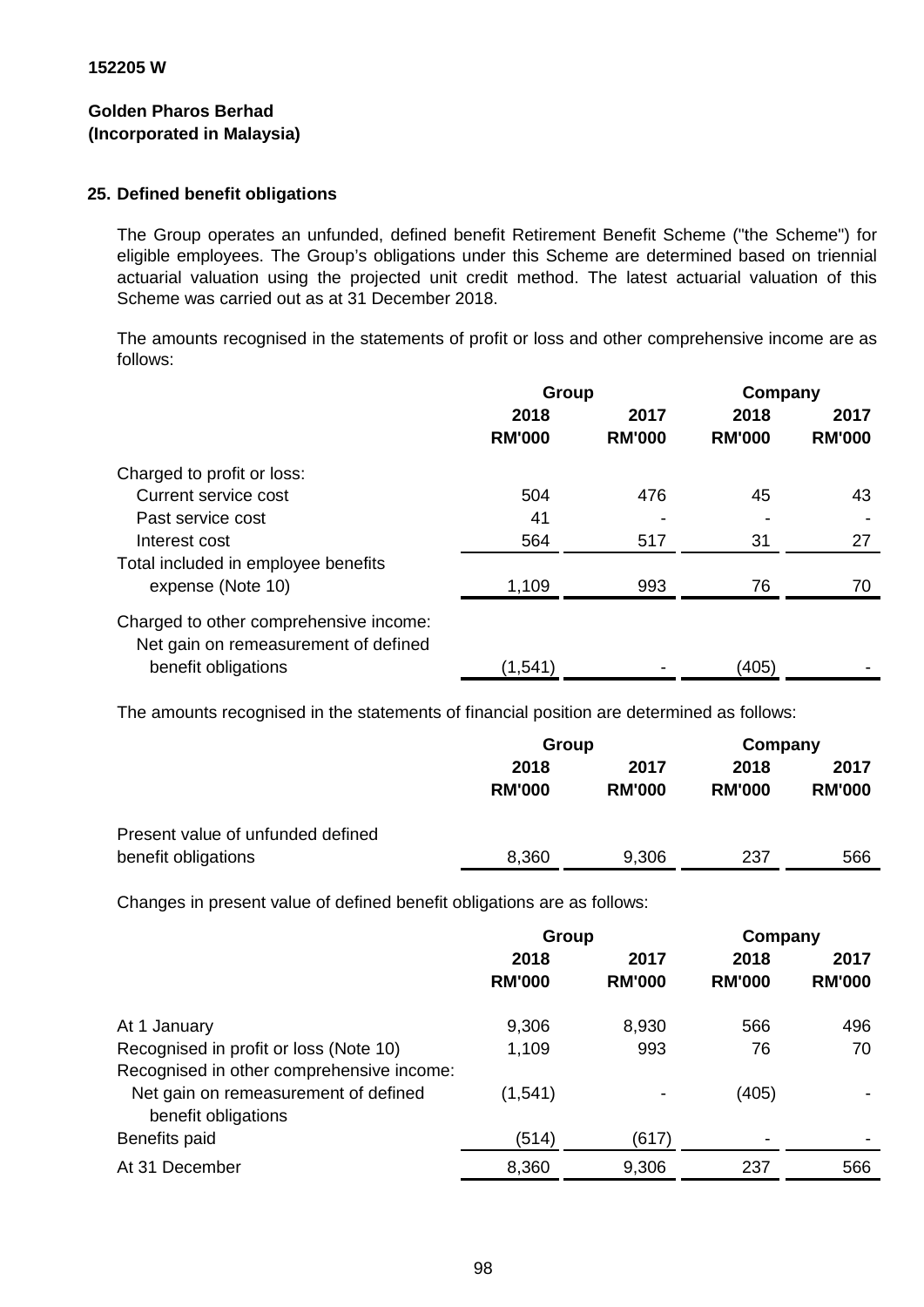**152205 W**

**Golden Pharos Berhad**
**(Incorporated in Malaysia)**

## 25. Defined benefit obligations

The Group operates an unfunded, defined benefit Retirement Benefit Scheme ("the Scheme") for eligible employees. The Group's obligations under this Scheme are determined based on triennial actuarial valuation using the projected unit credit method. The latest actuarial valuation of this Scheme was carried out as at 31 December 2018.

The amounts recognised in the statements of profit or loss and other comprehensive income are as follows:

| | Group | | Company | |
|---|---|---|---|---|
| | 2018 RM'000 | 2017 RM'000 | 2018 RM'000 | 2017 RM'000 |
| Charged to profit or loss: | | | | |
| Current service cost | 504 | 476 | 45 | 43 |
| Past service cost | 41 | - | - | - |
| Interest cost | 564 | 517 | 31 | 27 |
| Total included in employee benefits expense (Note 10) | 1,109 | 993 | 76 | 70 |
| Charged to other comprehensive income: | | | | |
| Net gain on remeasurement of defined benefit obligations | (1,541) | - | (405) | - |

The amounts recognised in the statements of financial position are determined as follows:

| | Group | | Company | |
|---|---|---|---|---|
| | 2018 RM'000 | 2017 RM'000 | 2018 RM'000 | 2017 RM'000 |
| Present value of unfunded defined benefit obligations | 8,360 | 9,306 | 237 | 566 |

Changes in present value of defined benefit obligations are as follows:

| | Group | | Company | |
|---|---|---|---|---|
| | 2018 RM'000 | 2017 RM'000 | 2018 RM'000 | 2017 RM'000 |
| At 1 January | 9,306 | 8,930 | 566 | 496 |
| Recognised in profit or loss (Note 10) | 1,109 | 993 | 76 | 70 |
| Recognised in other comprehensive income: | | | | |
| Net gain on remeasurement of defined benefit obligations | (1,541) | - | (405) | - |
| Benefits paid | (514) | (617) | - | - |
| At 31 December | 8,360 | 9,306 | 237 | 566 |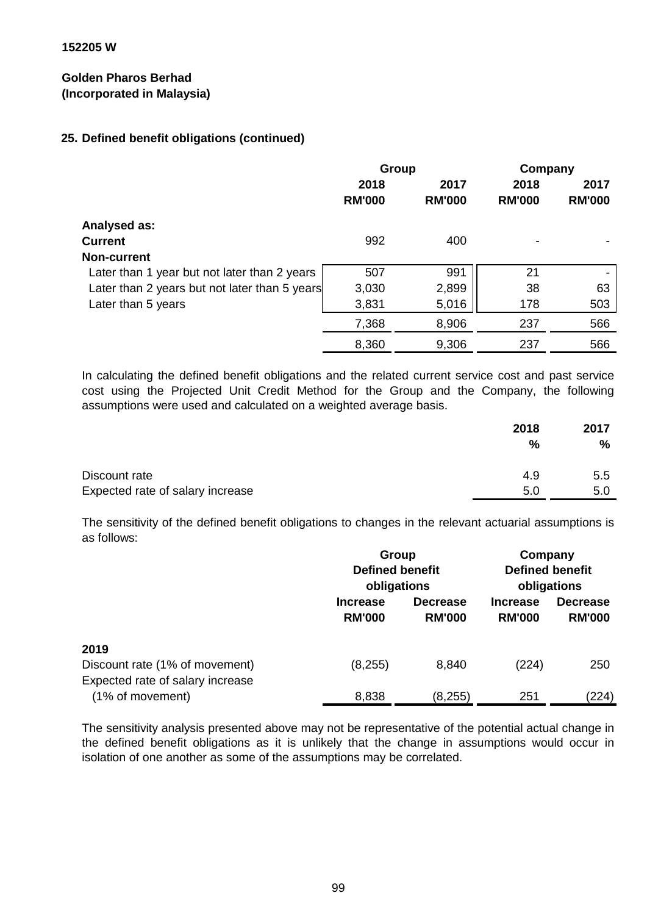**152205 W**

**Golden Pharos Berhad**
**(Incorporated in Malaysia)**

## 25. Defined benefit obligations (continued)

| | Group | | Company | |
|---|---|---|---|---|
| | 2018 RM'000 | 2017 RM'000 | 2018 RM'000 | 2017 RM'000 |
| **Analysed as:** | | | | |
| **Current** | 992 | 400 | - | - |
| **Non-current** | | | | |
| Later than 1 year but not later than 2 years | 507 | 991 | 21 | - |
| Later than 2 years but not later than 5 years | 3,030 | 2,899 | 38 | 63 |
| Later than 5 years | 3,831 | 5,016 | 178 | 503 |
| | 7,368 | 8,906 | 237 | 566 |
| | 8,360 | 9,306 | 237 | 566 |

In calculating the defined benefit obligations and the related current service cost and past service cost using the Projected Unit Credit Method for the Group and the Company, the following assumptions were used and calculated on a weighted average basis.

| | 2018 % | 2017 % |
|---|---|---|
| Discount rate | 4.9 | 5.5 |
| Expected rate of salary increase | 5.0 | 5.0 |

The sensitivity of the defined benefit obligations to changes in the relevant actuarial assumptions is as follows:

| | Group Defined benefit obligations | | Company Defined benefit obligations | |
|---|---|---|---|---|
| | Increase RM'000 | Decrease RM'000 | Increase RM'000 | Decrease RM'000 |
| **2019** | | | | |
| Discount rate (1% of movement) | (8,255) | 8,840 | (224) | 250 |
| Expected rate of salary increase (1% of movement) | 8,838 | (8,255) | 251 | (224) |

The sensitivity analysis presented above may not be representative of the potential actual change in the defined benefit obligations as it is unlikely that the change in assumptions would occur in isolation of one another as some of the assumptions may be correlated.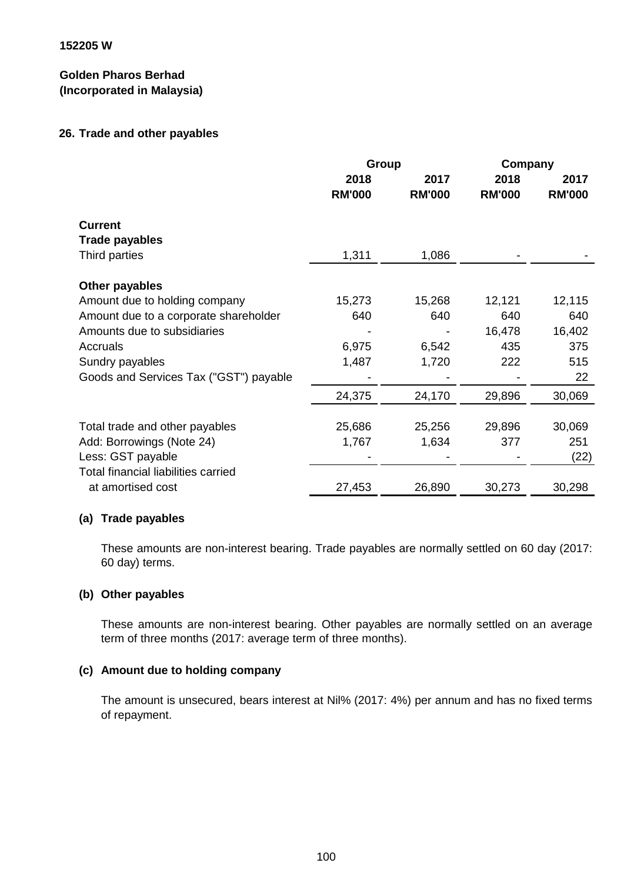152205 W

**Golden Pharos Berhad**
**(Incorporated in Malaysia)**

## 26. Trade and other payables

| | Group | | Company | |
|---|---|---|---|---|
| | 2018 RM'000 | 2017 RM'000 | 2018 RM'000 | 2017 RM'000 |
| **Current** | | | | |
| **Trade payables** | | | | |
| Third parties | 1,311 | 1,086 | - | - |
| **Other payables** | | | | |
| Amount due to holding company | 15,273 | 15,268 | 12,121 | 12,115 |
| Amount due to a corporate shareholder | 640 | 640 | 640 | 640 |
| Amounts due to subsidiaries | - | - | 16,478 | 16,402 |
| Accruals | 6,975 | 6,542 | 435 | 375 |
| Sundry payables | 1,487 | 1,720 | 222 | 515 |
| Goods and Services Tax ("GST") payable | - | - | - | 22 |
| | 24,375 | 24,170 | 29,896 | 30,069 |
| Total trade and other payables | 25,686 | 25,256 | 29,896 | 30,069 |
| Add: Borrowings (Note 24) | 1,767 | 1,634 | 377 | 251 |
| Less: GST payable | - | - | - | (22) |
| Total financial liabilities carried at amortised cost | 27,453 | 26,890 | 30,273 | 30,298 |

### (a) Trade payables

These amounts are non-interest bearing. Trade payables are normally settled on 60 day (2017: 60 day) terms.

### (b) Other payables

These amounts are non-interest bearing. Other payables are normally settled on an average term of three months (2017: average term of three months).

### (c) Amount due to holding company

The amount is unsecured, bears interest at Nil% (2017: 4%) per annum and has no fixed terms of repayment.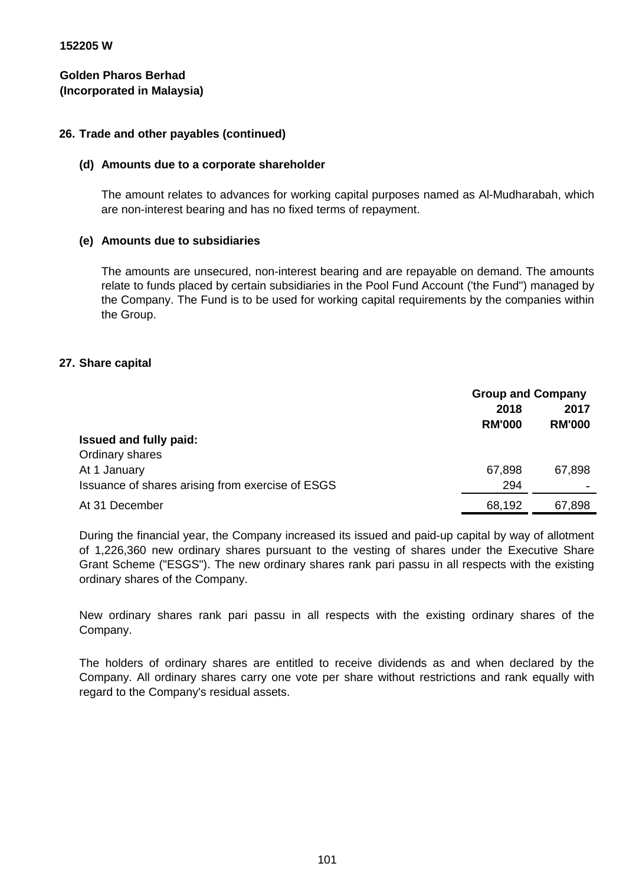152205 W

**Golden Pharos Berhad**
**(Incorporated in Malaysia)**

## 26. Trade and other payables (continued)

### (d) Amounts due to a corporate shareholder

The amount relates to advances for working capital purposes named as Al-Mudharabah, which are non-interest bearing and has no fixed terms of repayment.

### (e) Amounts due to subsidiaries

The amounts are unsecured, non-interest bearing and are repayable on demand. The amounts relate to funds placed by certain subsidiaries in the Pool Fund Account ('the Fund") managed by the Company. The Fund is to be used for working capital requirements by the companies within the Group.

## 27. Share capital

| | Group and Company | |
|---|---|---|
| | 2018 | 2017 |
| | RM'000 | RM'000 |
| **Issued and fully paid:** | | |
| Ordinary shares | | |
| At 1 January | 67,898 | 67,898 |
| Issuance of shares arising from exercise of ESGS | 294 | - |
| At 31 December | 68,192 | 67,898 |

During the financial year, the Company increased its issued and paid-up capital by way of allotment of 1,226,360 new ordinary shares pursuant to the vesting of shares under the Executive Share Grant Scheme ("ESGS"). The new ordinary shares rank pari passu in all respects with the existing ordinary shares of the Company.

New ordinary shares rank pari passu in all respects with the existing ordinary shares of the Company.

The holders of ordinary shares are entitled to receive dividends as and when declared by the Company. All ordinary shares carry one vote per share without restrictions and rank equally with regard to the Company's residual assets.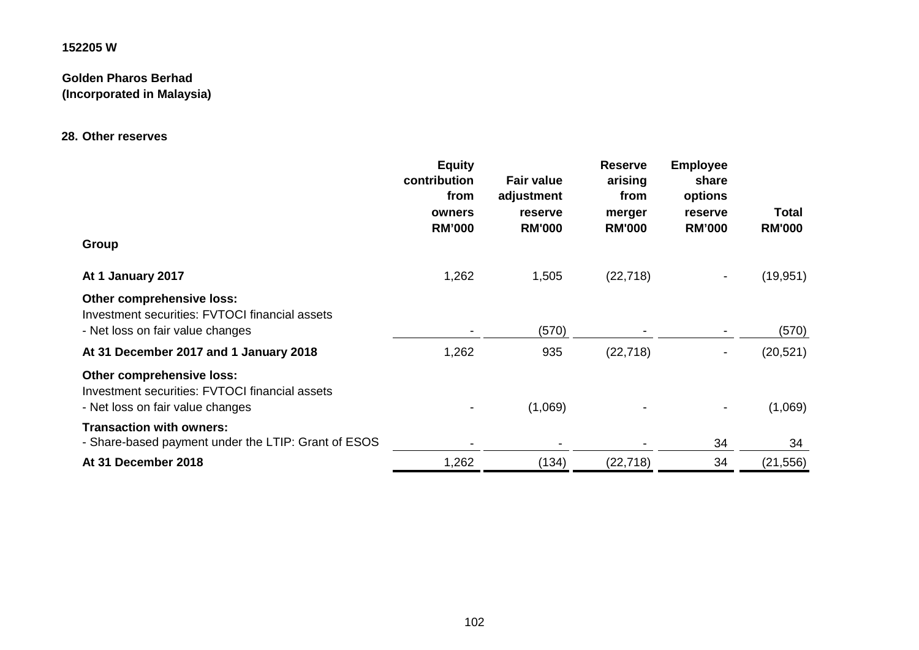152205 W

**Golden Pharos Berhad**
**(Incorporated in Malaysia)**

## 28. Other reserves

| | Equity contribution from owners RM'000 | Fair value adjustment reserve RM'000 | Reserve arising from merger RM'000 | Employee share options reserve RM'000 | Total RM'000 |
|---|---|---|---|---|---|
| **Group** | | | | | |
| **At 1 January 2017** | 1,262 | 1,505 | (22,718) | - | (19,951) |
| **Other comprehensive loss:** | | | | | |
| Investment securities: FVTOCI financial assets | | | | | |
| - Net loss on fair value changes | - | (570) | - | - | (570) |
| **At 31 December 2017 and 1 January 2018** | 1,262 | 935 | (22,718) | - | (20,521) |
| **Other comprehensive loss:** | | | | | |
| Investment securities: FVTOCI financial assets | | | | | |
| - Net loss on fair value changes | - | (1,069) | - | - | (1,069) |
| **Transaction with owners:** | | | | | |
| - Share-based payment under the LTIP: Grant of ESOS | - | - | - | 34 | 34 |
| **At 31 December 2018** | 1,262 | (134) | (22,718) | 34 | (21,556) |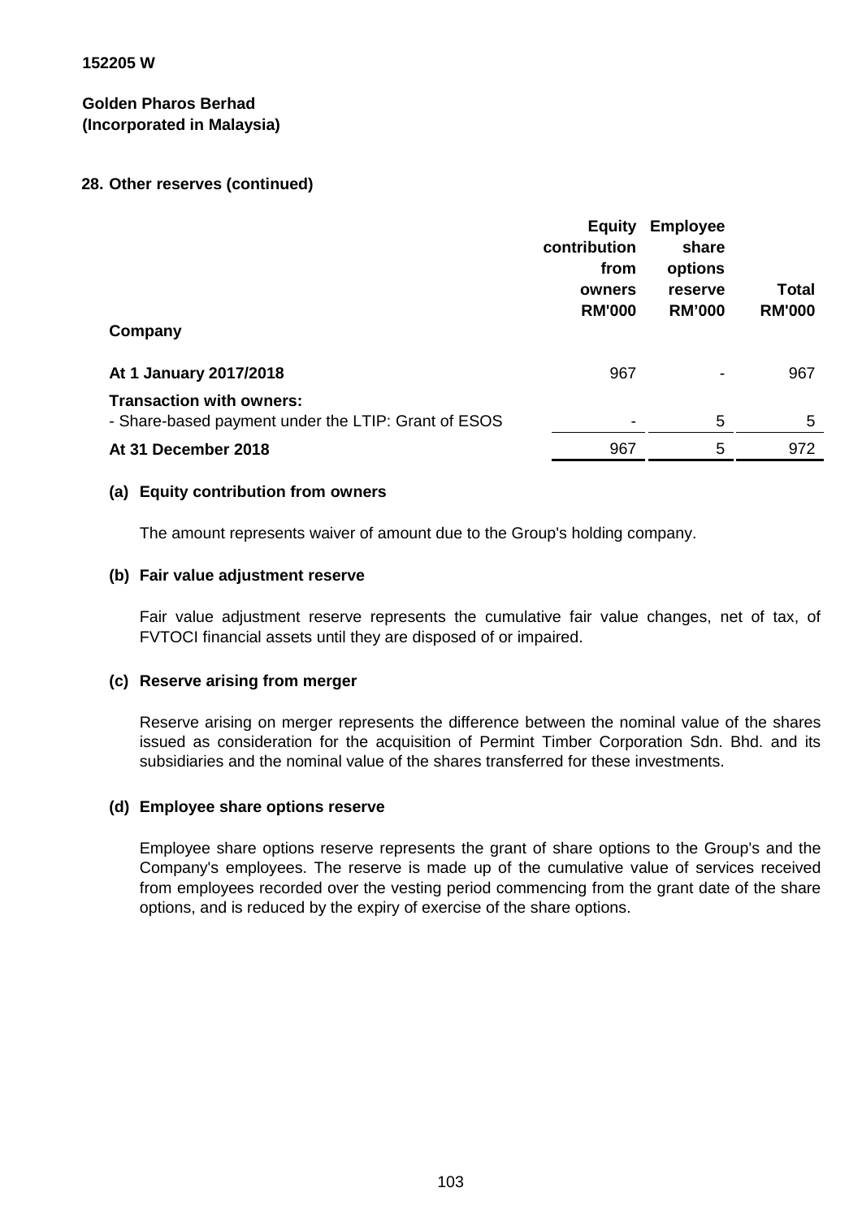152205 W

**Golden Pharos Berhad**
**(Incorporated in Malaysia)**

## 28. Other reserves (continued)

| Company | Equity contribution from owners RM'000 | Employee share options reserve RM'000 | Total RM'000 |
|---|---|---|---|
| **At 1 January 2017/2018** | 967 | - | 967 |
| **Transaction with owners:** | | | |
| - Share-based payment under the LTIP: Grant of ESOS | - | 5 | 5 |
| **At 31 December 2018** | 967 | 5 | 972 |

### (a) Equity contribution from owners

The amount represents waiver of amount due to the Group's holding company.

### (b) Fair value adjustment reserve

Fair value adjustment reserve represents the cumulative fair value changes, net of tax, of FVTOCI financial assets until they are disposed of or impaired.

### (c) Reserve arising from merger

Reserve arising on merger represents the difference between the nominal value of the shares issued as consideration for the acquisition of Permint Timber Corporation Sdn. Bhd. and its subsidiaries and the nominal value of the shares transferred for these investments.

### (d) Employee share options reserve

Employee share options reserve represents the grant of share options to the Group's and the Company's employees. The reserve is made up of the cumulative value of services received from employees recorded over the vesting period commencing from the grant date of the share options, and is reduced by the expiry of exercise of the share options.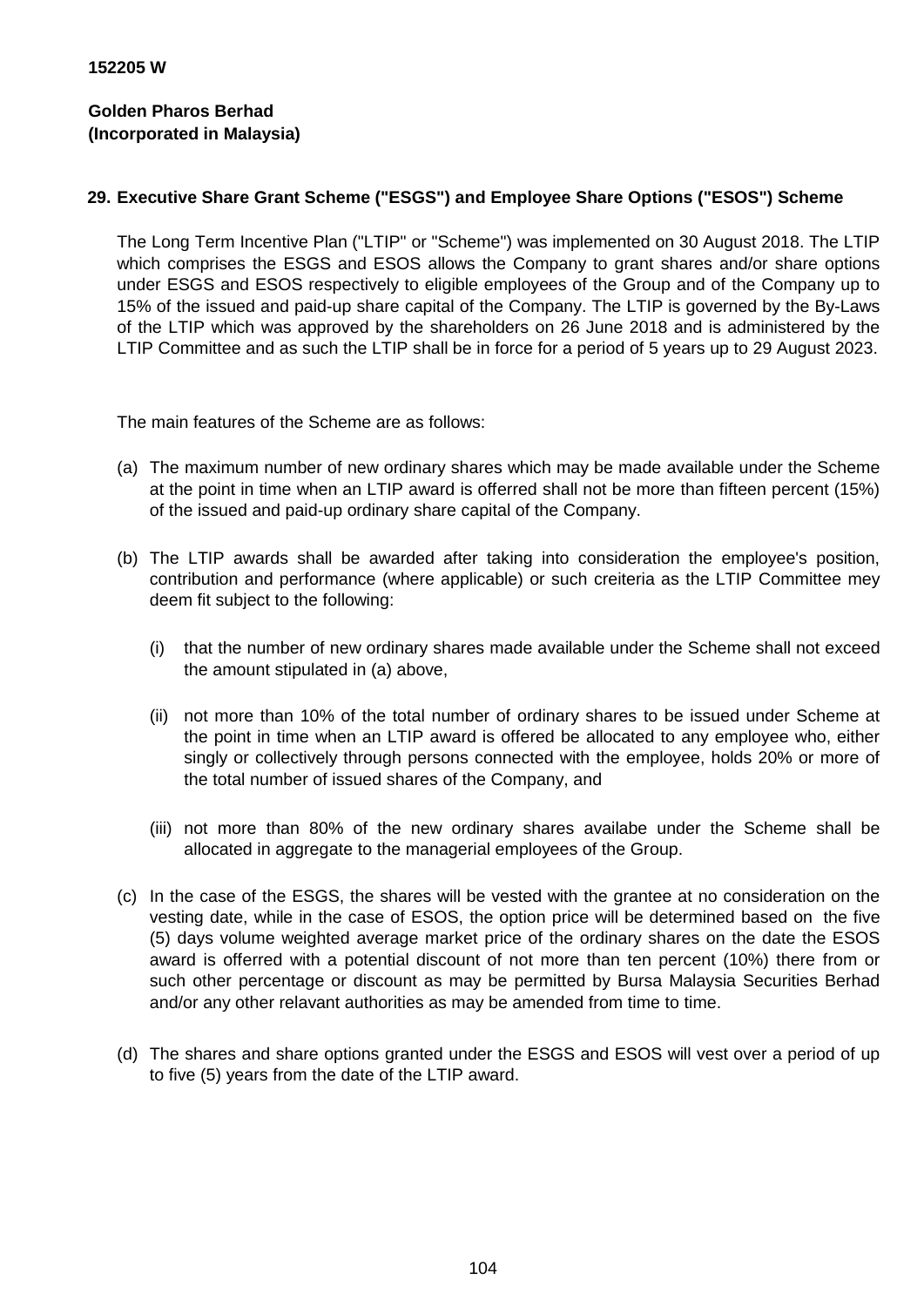**152205 W**

**Golden Pharos Berhad**
**(Incorporated in Malaysia)**

## 29. Executive Share Grant Scheme ("ESGS") and Employee Share Options ("ESOS") Scheme

The Long Term Incentive Plan ("LTIP" or "Scheme") was implemented on 30 August 2018. The LTIP which comprises the ESGS and ESOS allows the Company to grant shares and/or share options under ESGS and ESOS respectively to eligible employees of the Group and of the Company up to 15% of the issued and paid-up share capital of the Company. The LTIP is governed by the By-Laws of the LTIP which was approved by the shareholders on 26 June 2018 and is administered by the LTIP Committee and as such the LTIP shall be in force for a period of 5 years up to 29 August 2023.

The main features of the Scheme are as follows:

(a) The maximum number of new ordinary shares which may be made available under the Scheme at the point in time when an LTIP award is offerred shall not be more than fifteen percent (15%) of the issued and paid-up ordinary share capital of the Company.

(b) The LTIP awards shall be awarded after taking into consideration the employee's position, contribution and performance (where applicable) or such creiteria as the LTIP Committee mey deem fit subject to the following:

   (i) that the number of new ordinary shares made available under the Scheme shall not exceed the amount stipulated in (a) above,

   (ii) not more than 10% of the total number of ordinary shares to be issued under Scheme at the point in time when an LTIP award is offered be allocated to any employee who, either singly or collectively through persons connected with the employee, holds 20% or more of the total number of issued shares of the Company, and

   (iii) not more than 80% of the new ordinary shares availabe under the Scheme shall be allocated in aggregate to the managerial employees of the Group.

(c) In the case of the ESGS, the shares will be vested with the grantee at no consideration on the vesting date, while in the case of ESOS, the option price will be determined based on the five (5) days volume weighted average market price of the ordinary shares on the date the ESOS award is offerred with a potential discount of not more than ten percent (10%) there from or such other percentage or discount as may be permitted by Bursa Malaysia Securities Berhad and/or any other relavant authorities as may be amended from time to time.

(d) The shares and share options granted under the ESGS and ESOS will vest over a period of up to five (5) years from the date of the LTIP award.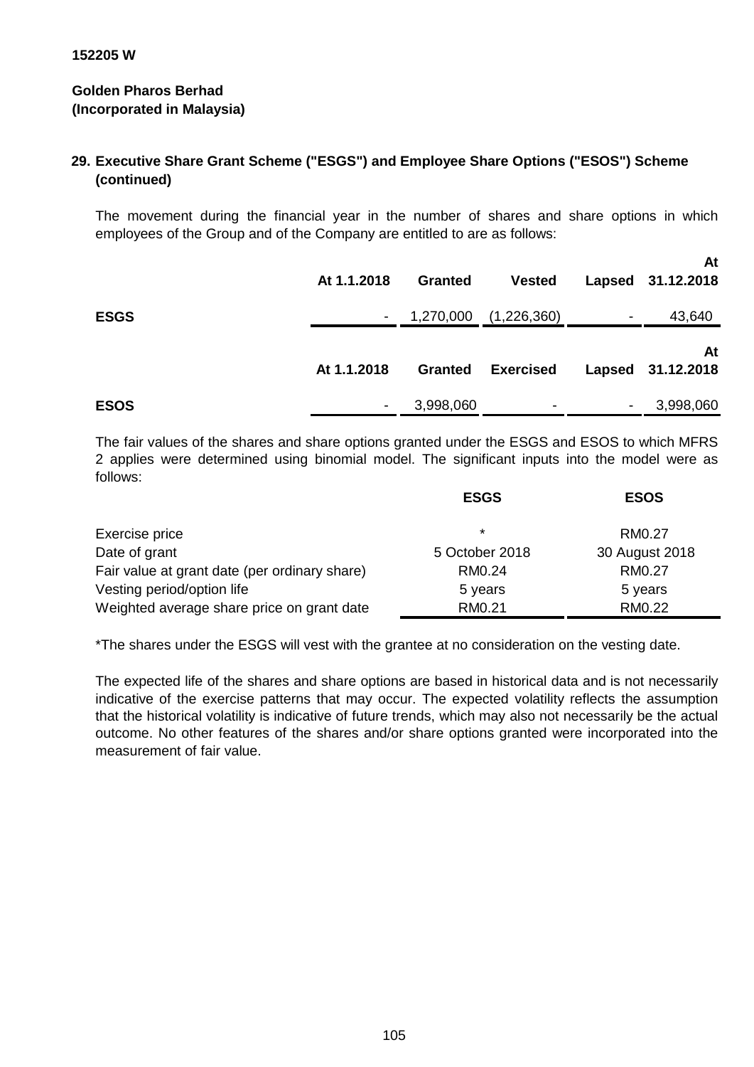152205 W

**Golden Pharos Berhad**
**(Incorporated in Malaysia)**

## 29. Executive Share Grant Scheme ("ESGS") and Employee Share Options ("ESOS") Scheme (continued)

The movement during the financial year in the number of shares and share options in which employees of the Group and of the Company are entitled to are as follows:

| | At 1.1.2018 | Granted | Vested | Lapsed | At 31.12.2018 |
|---|---|---|---|---|---|
| **ESGS** | - | 1,270,000 | (1,226,360) | - | 43,640 |

| | At 1.1.2018 | Granted | Exercised | Lapsed | At 31.12.2018 |
|---|---|---|---|---|---|
| **ESOS** | - | 3,998,060 | - | - | 3,998,060 |

The fair values of the shares and share options granted under the ESGS and ESOS to which MFRS 2 applies were determined using binomial model. The significant inputs into the model were as follows:

| | ESGS | ESOS |
|---|---|---|
| Exercise price | * | RM0.27 |
| Date of grant | 5 October 2018 | 30 August 2018 |
| Fair value at grant date (per ordinary share) | RM0.24 | RM0.27 |
| Vesting period/option life | 5 years | 5 years |
| Weighted average share price on grant date | RM0.21 | RM0.22 |

*The shares under the ESGS will vest with the grantee at no consideration on the vesting date.

The expected life of the shares and share options are based in historical data and is not necessarily indicative of the exercise patterns that may occur. The expected volatility reflects the assumption that the historical volatility is indicative of future trends, which may also not necessarily be the actual outcome. No other features of the shares and/or share options granted were incorporated into the measurement of fair value.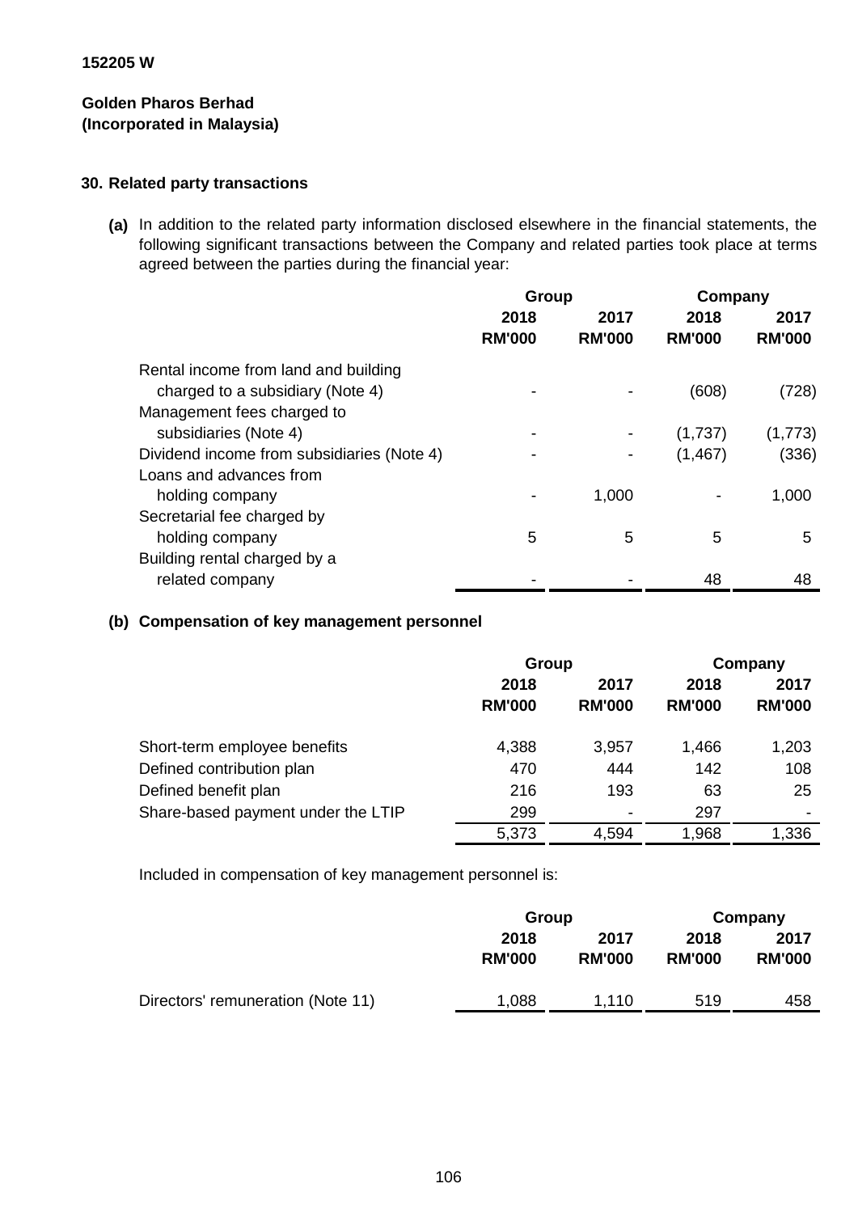152205 W

**Golden Pharos Berhad**
**(Incorporated in Malaysia)**

### 30. Related party transactions

**(a)** In addition to the related party information disclosed elsewhere in the financial statements, the following significant transactions between the Company and related parties took place at terms agreed between the parties during the financial year:

| | Group | | Company | |
|---|---|---|---|---|
| | 2018 | 2017 | 2018 | 2017 |
| | RM'000 | RM'000 | RM'000 | RM'000 |
| Rental income from land and building charged to a subsidiary (Note 4) | - | - | (608) | (728) |
| Management fees charged to subsidiaries (Note 4) | - | - | (1,737) | (1,773) |
| Dividend income from subsidiaries (Note 4) | - | - | (1,467) | (336) |
| Loans and advances from holding company | - | 1,000 | - | 1,000 |
| Secretarial fee charged by holding company | 5 | 5 | 5 | 5 |
| Building rental charged by a related company | - | - | 48 | 48 |

**(b) Compensation of key management personnel**

| | Group | | Company | |
|---|---|---|---|---|
| | 2018 | 2017 | 2018 | 2017 |
| | RM'000 | RM'000 | RM'000 | RM'000 |
| Short-term employee benefits | 4,388 | 3,957 | 1,466 | 1,203 |
| Defined contribution plan | 470 | 444 | 142 | 108 |
| Defined benefit plan | 216 | 193 | 63 | 25 |
| Share-based payment under the LTIP | 299 | - | 297 | - |
| | 5,373 | 4,594 | 1,968 | 1,336 |

Included in compensation of key management personnel is:

| | Group | | Company | |
|---|---|---|---|---|
| | 2018 | 2017 | 2018 | 2017 |
| | RM'000 | RM'000 | RM'000 | RM'000 |
| Directors' remuneration (Note 11) | 1,088 | 1,110 | 519 | 458 |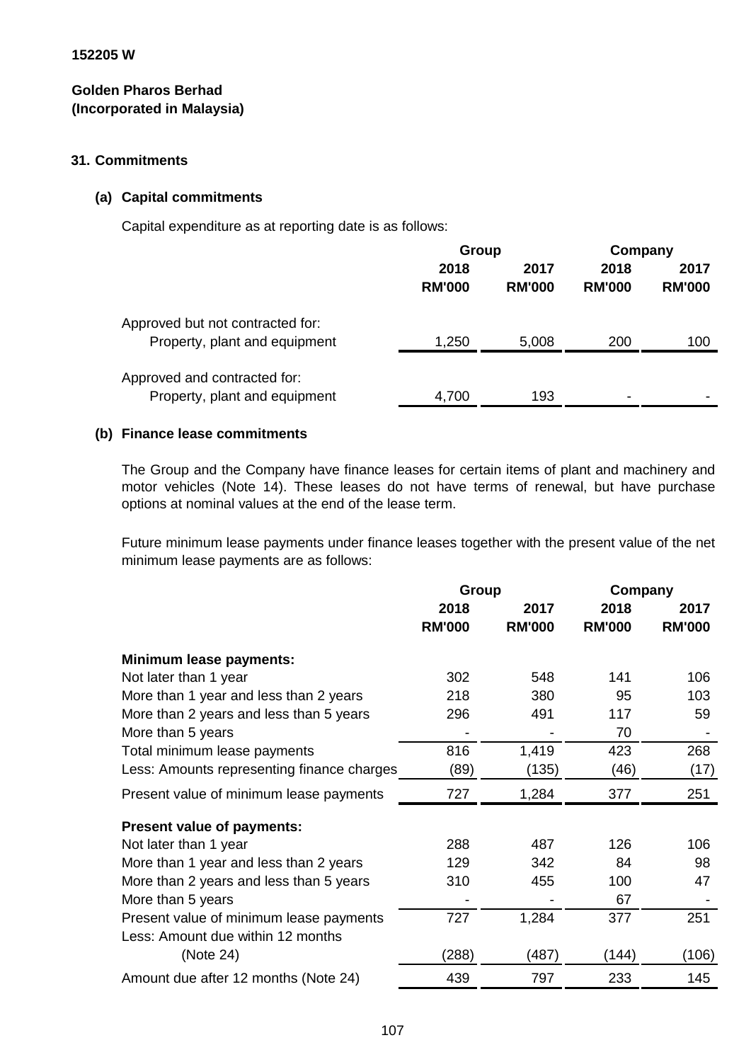152205 W

**Golden Pharos Berhad**
**(Incorporated in Malaysia)**

## 31. Commitments

### (a) Capital commitments

Capital expenditure as at reporting date is as follows:

| | Group | | Company | |
|---|---|---|---|---|
| | 2018 | 2017 | 2018 | 2017 |
| | RM'000 | RM'000 | RM'000 | RM'000 |
| Approved but not contracted for: | | | | |
| Property, plant and equipment | 1,250 | 5,008 | 200 | 100 |
| Approved and contracted for: | | | | |
| Property, plant and equipment | 4,700 | 193 | - | - |

### (b) Finance lease commitments

The Group and the Company have finance leases for certain items of plant and machinery and motor vehicles (Note 14). These leases do not have terms of renewal, but have purchase options at nominal values at the end of the lease term.

Future minimum lease payments under finance leases together with the present value of the net minimum lease payments are as follows:

| | Group | | Company | |
|---|---|---|---|---|
| | 2018 | 2017 | 2018 | 2017 |
| | RM'000 | RM'000 | RM'000 | RM'000 |
| **Minimum lease payments:** | | | | |
| Not later than 1 year | 302 | 548 | 141 | 106 |
| More than 1 year and less than 2 years | 218 | 380 | 95 | 103 |
| More than 2 years and less than 5 years | 296 | 491 | 117 | 59 |
| More than 5 years | - | - | 70 | - |
| Total minimum lease payments | 816 | 1,419 | 423 | 268 |
| Less: Amounts representing finance charges | (89) | (135) | (46) | (17) |
| Present value of minimum lease payments | 727 | 1,284 | 377 | 251 |
| **Present value of payments:** | | | | |
| Not later than 1 year | 288 | 487 | 126 | 106 |
| More than 1 year and less than 2 years | 129 | 342 | 84 | 98 |
| More than 2 years and less than 5 years | 310 | 455 | 100 | 47 |
| More than 5 years | - | - | 67 | - |
| Present value of minimum lease payments | 727 | 1,284 | 377 | 251 |
| Less: Amount due within 12 months (Note 24) | (288) | (487) | (144) | (106) |
| Amount due after 12 months (Note 24) | 439 | 797 | 233 | 145 |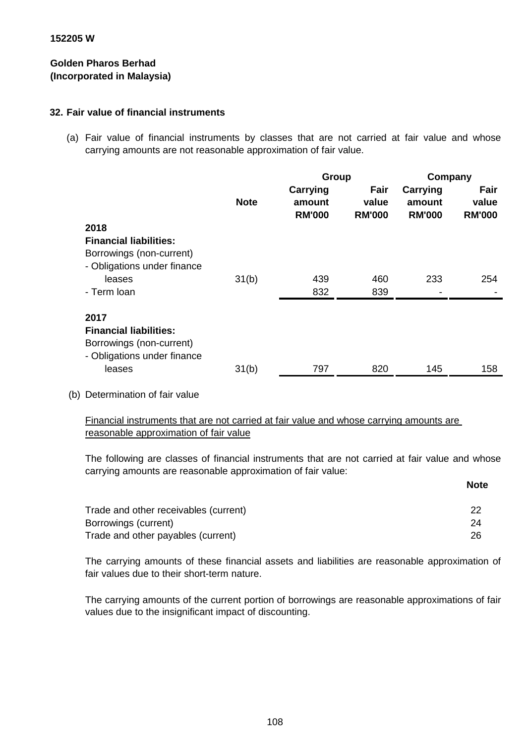152205 W

**Golden Pharos Berhad**
**(Incorporated in Malaysia)**

## 32. Fair value of financial instruments

(a) Fair value of financial instruments by classes that are not carried at fair value and whose carrying amounts are not reasonable approximation of fair value.

| | Note | Group | | Company | |
|---|---|---|---|---|---|
| | | Carrying amount RM'000 | Fair value RM'000 | Carrying amount RM'000 | Fair value RM'000 |
| **2018** | | | | | |
| **Financial liabilities:** | | | | | |
| Borrowings (non-current) | | | | | |
| - Obligations under finance leases | 31(b) | 439 | 460 | 233 | 254 |
| - Term loan | | 832 | 839 | - | - |
| **2017** | | | | | |
| **Financial liabilities:** | | | | | |
| Borrowings (non-current) | | | | | |
| - Obligations under finance leases | 31(b) | 797 | 820 | 145 | 158 |

(b) Determination of fair value

Financial instruments that are not carried at fair value and whose carrying amounts are reasonable approximation of fair value

The following are classes of financial instruments that are not carried at fair value and whose carrying amounts are reasonable approximation of fair value:

| | Note |
|---|---|
| Trade and other receivables (current) | 22 |
| Borrowings (current) | 24 |
| Trade and other payables (current) | 26 |

The carrying amounts of these financial assets and liabilities are reasonable approximation of fair values due to their short-term nature.

The carrying amounts of the current portion of borrowings are reasonable approximations of fair values due to the insignificant impact of discounting.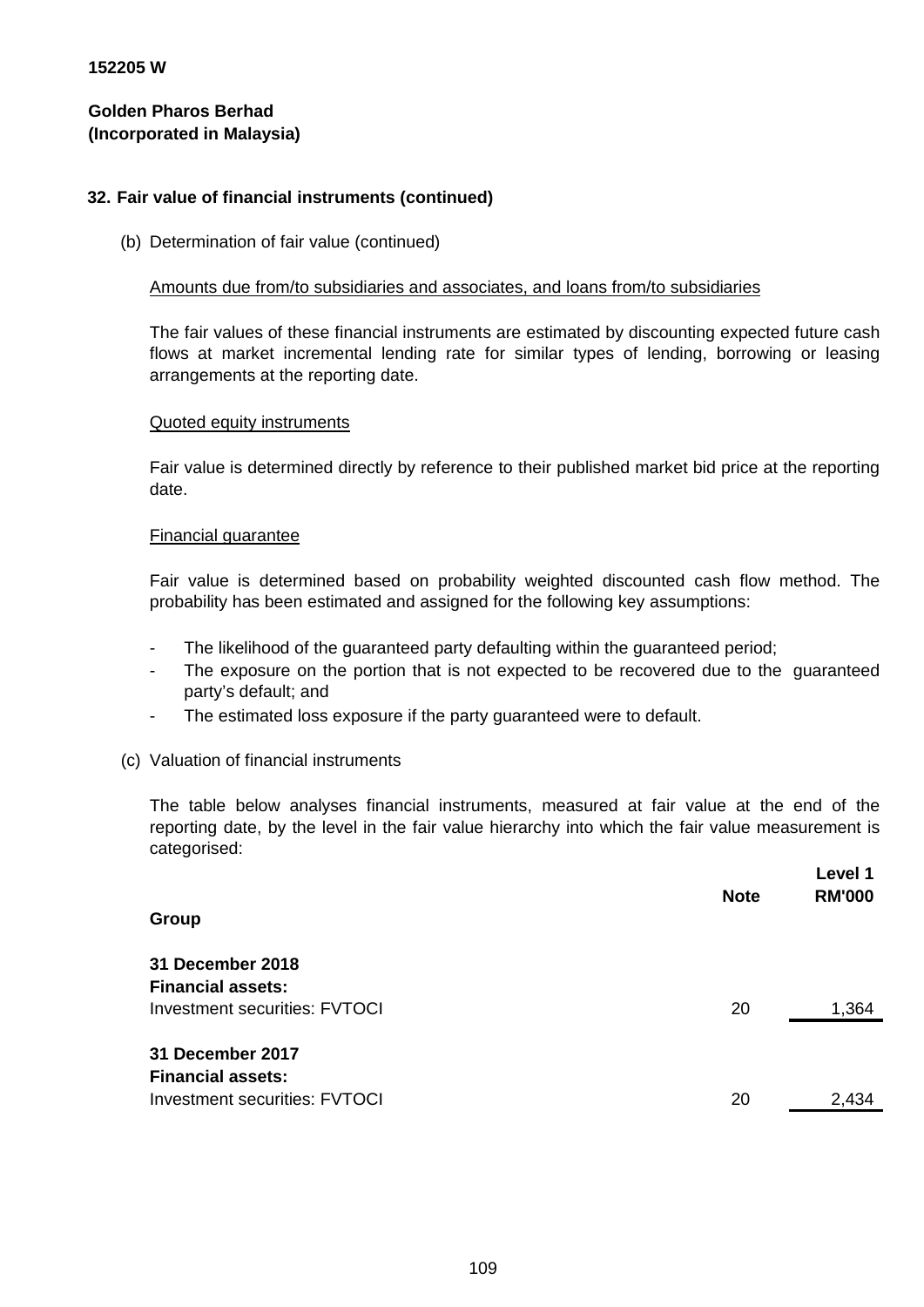152205 W

**Golden Pharos Berhad**
**(Incorporated in Malaysia)**

## 32. Fair value of financial instruments (continued)

(b) Determination of fair value (continued)

Amounts due from/to subsidiaries and associates, and loans from/to subsidiaries

The fair values of these financial instruments are estimated by discounting expected future cash flows at market incremental lending rate for similar types of lending, borrowing or leasing arrangements at the reporting date.

Quoted equity instruments

Fair value is determined directly by reference to their published market bid price at the reporting date.

Financial guarantee

Fair value is determined based on probability weighted discounted cash flow method. The probability has been estimated and assigned for the following key assumptions:

- The likelihood of the guaranteed party defaulting within the guaranteed period;
- The exposure on the portion that is not expected to be recovered due to the guaranteed party's default; and
- The estimated loss exposure if the party guaranteed were to default.

(c) Valuation of financial instruments

The table below analyses financial instruments, measured at fair value at the end of the reporting date, by the level in the fair value hierarchy into which the fair value measurement is categorised:

| | Note | Level 1 RM'000 |
|---|---|---|
| **Group** | | |
| **31 December 2018** | | |
| **Financial assets:** | | |
| Investment securities: FVTOCI | 20 | 1,364 |
| **31 December 2017** | | |
| **Financial assets:** | | |
| Investment securities: FVTOCI | 20 | 2,434 |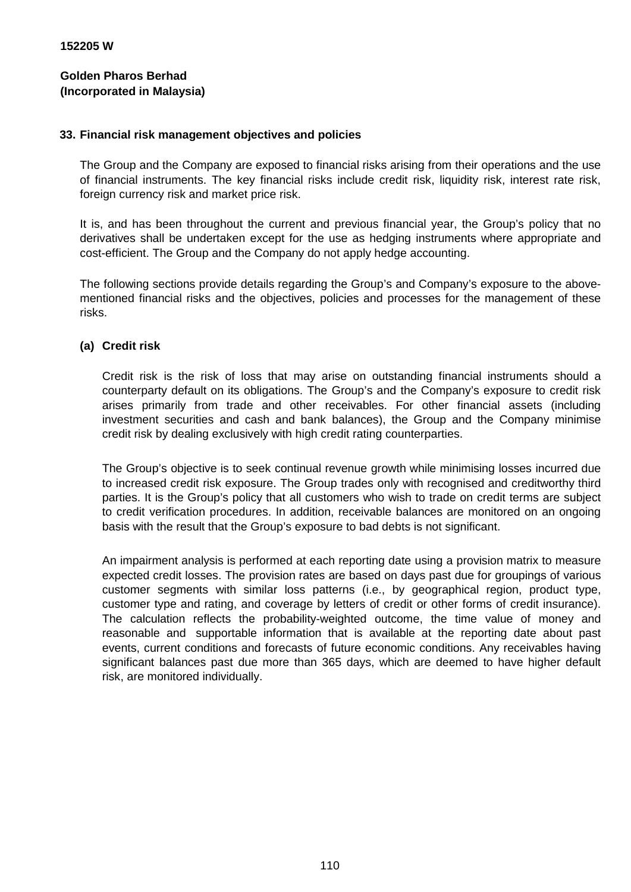152205 W

**Golden Pharos Berhad**
**(Incorporated in Malaysia)**

## 33. Financial risk management objectives and policies

The Group and the Company are exposed to financial risks arising from their operations and the use of financial instruments. The key financial risks include credit risk, liquidity risk, interest rate risk, foreign currency risk and market price risk.

It is, and has been throughout the current and previous financial year, the Group's policy that no derivatives shall be undertaken except for the use as hedging instruments where appropriate and cost-efficient. The Group and the Company do not apply hedge accounting.

The following sections provide details regarding the Group's and Company's exposure to the above-mentioned financial risks and the objectives, policies and processes for the management of these risks.

### (a) Credit risk

Credit risk is the risk of loss that may arise on outstanding financial instruments should a counterparty default on its obligations. The Group's and the Company's exposure to credit risk arises primarily from trade and other receivables. For other financial assets (including investment securities and cash and bank balances), the Group and the Company minimise credit risk by dealing exclusively with high credit rating counterparties.

The Group's objective is to seek continual revenue growth while minimising losses incurred due to increased credit risk exposure. The Group trades only with recognised and creditworthy third parties. It is the Group's policy that all customers who wish to trade on credit terms are subject to credit verification procedures. In addition, receivable balances are monitored on an ongoing basis with the result that the Group's exposure to bad debts is not significant.

An impairment analysis is performed at each reporting date using a provision matrix to measure expected credit losses. The provision rates are based on days past due for groupings of various customer segments with similar loss patterns (i.e., by geographical region, product type, customer type and rating, and coverage by letters of credit or other forms of credit insurance). The calculation reflects the probability-weighted outcome, the time value of money and reasonable and supportable information that is available at the reporting date about past events, current conditions and forecasts of future economic conditions. Any receivables having significant balances past due more than 365 days, which are deemed to have higher default risk, are monitored individually.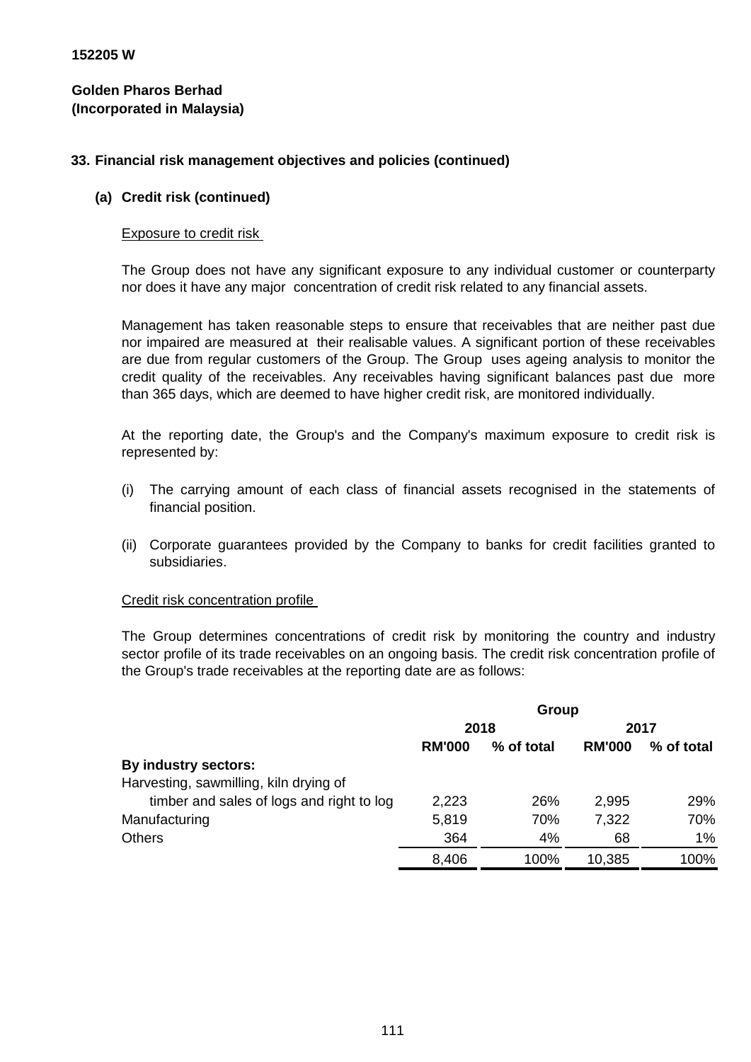152205 W

**Golden Pharos Berhad**
**(Incorporated in Malaysia)**

## 33. Financial risk management objectives and policies (continued)

### (a) Credit risk (continued)

Exposure to credit risk

The Group does not have any significant exposure to any individual customer or counterparty nor does it have any major concentration of credit risk related to any financial assets.

Management has taken reasonable steps to ensure that receivables that are neither past due nor impaired are measured at their realisable values. A significant portion of these receivables are due from regular customers of the Group. The Group uses ageing analysis to monitor the credit quality of the receivables. Any receivables having significant balances past due more than 365 days, which are deemed to have higher credit risk, are monitored individually.

At the reporting date, the Group's and the Company's maximum exposure to credit risk is represented by:

(i) The carrying amount of each class of financial assets recognised in the statements of financial position.

(ii) Corporate guarantees provided by the Company to banks for credit facilities granted to subsidiaries.

Credit risk concentration profile

The Group determines concentrations of credit risk by monitoring the country and industry sector profile of its trade receivables on an ongoing basis. The credit risk concentration profile of the Group's trade receivables at the reporting date are as follows:

| | Group | | | |
|---|---|---|---|---|
| | 2018 | | 2017 | |
| | RM'000 | % of total | RM'000 | % of total |
| **By industry sectors:** | | | | |
| Harvesting, sawmilling, kiln drying of timber and sales of logs and right to log | 2,223 | 26% | 2,995 | 29% |
| Manufacturing | 5,819 | 70% | 7,322 | 70% |
| Others | 364 | 4% | 68 | 1% |
| | 8,406 | 100% | 10,385 | 100% |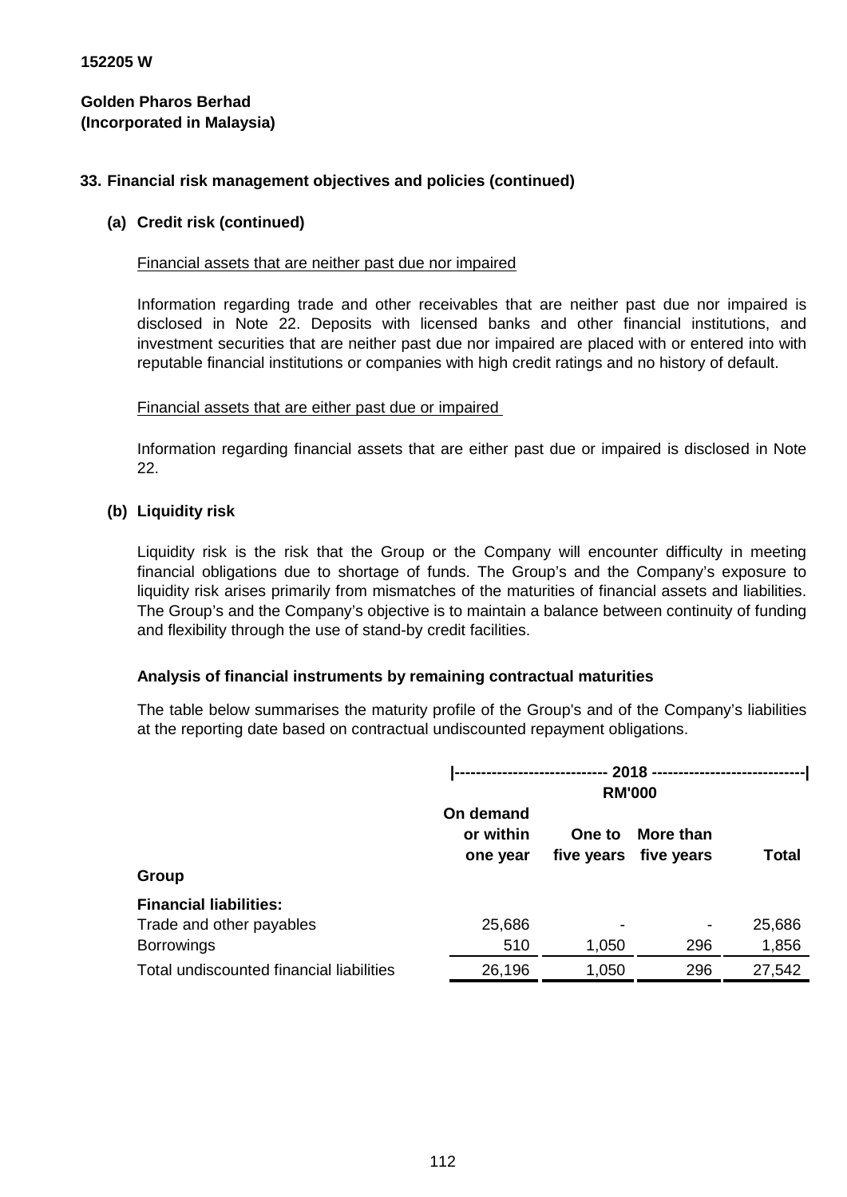152205 W

**Golden Pharos Berhad**
**(Incorporated in Malaysia)**

## 33. Financial risk management objectives and policies (continued)

### (a) Credit risk (continued)

Financial assets that are neither past due nor impaired

Information regarding trade and other receivables that are neither past due nor impaired is disclosed in Note 22. Deposits with licensed banks and other financial institutions, and investment securities that are neither past due nor impaired are placed with or entered into with reputable financial institutions or companies with high credit ratings and no history of default.

Financial assets that are either past due or impaired

Information regarding financial assets that are either past due or impaired is disclosed in Note 22.

### (b) Liquidity risk

Liquidity risk is the risk that the Group or the Company will encounter difficulty in meeting financial obligations due to shortage of funds. The Group's and the Company's exposure to liquidity risk arises primarily from mismatches of the maturities of financial assets and liabilities. The Group's and the Company's objective is to maintain a balance between continuity of funding and flexibility through the use of stand-by credit facilities.

**Analysis of financial instruments by remaining contractual maturities**

The table below summarises the maturity profile of the Group's and of the Company's liabilities at the reporting date based on contractual undiscounted repayment obligations.

| | 2018 RM'000 | | | |
|---|---|---|---|---|
| | On demand or within one year | One to five years | More than five years | Total |
| **Group** | | | | |
| **Financial liabilities:** | | | | |
| Trade and other payables | 25,686 | - | - | 25,686 |
| Borrowings | 510 | 1,050 | 296 | 1,856 |
| Total undiscounted financial liabilities | 26,196 | 1,050 | 296 | 27,542 |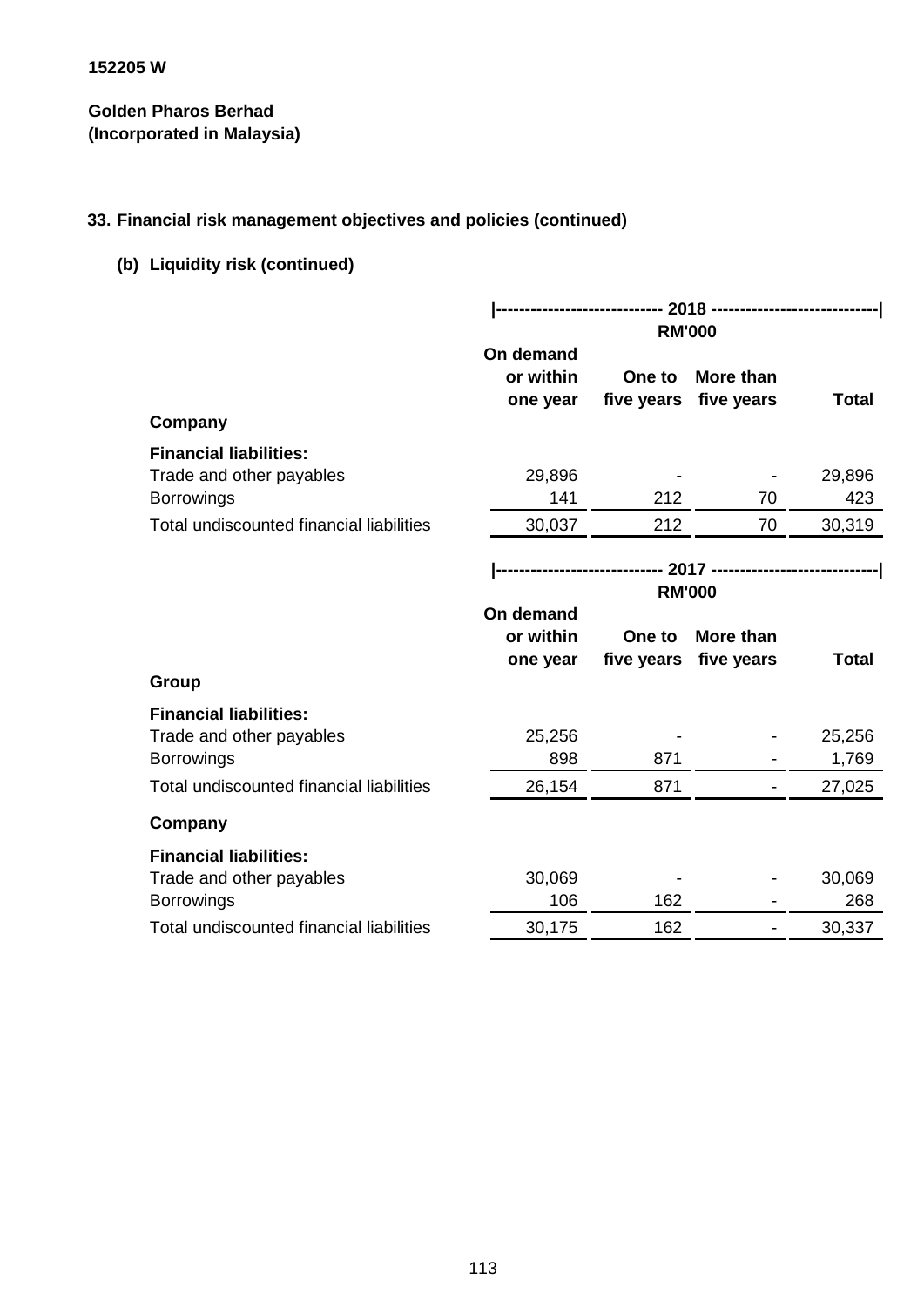152205 W

**Golden Pharos Berhad**
**(Incorporated in Malaysia)**

## 33. Financial risk management objectives and policies (continued)

### (b) Liquidity risk (continued)

| | 2018 RM'000 | | | |
|---|---|---|---|---|
| | On demand or within one year | One to five years | More than five years | Total |
| **Company** | | | | |
| **Financial liabilities:** | | | | |
| Trade and other payables | 29,896 | - | - | 29,896 |
| Borrowings | 141 | 212 | 70 | 423 |
| Total undiscounted financial liabilities | 30,037 | 212 | 70 | 30,319 |

| | 2017 RM'000 | | | |
|---|---|---|---|---|
| | On demand or within one year | One to five years | More than five years | Total |
| **Group** | | | | |
| **Financial liabilities:** | | | | |
| Trade and other payables | 25,256 | - | - | 25,256 |
| Borrowings | 898 | 871 | - | 1,769 |
| Total undiscounted financial liabilities | 26,154 | 871 | - | 27,025 |
| **Company** | | | | |
| **Financial liabilities:** | | | | |
| Trade and other payables | 30,069 | - | - | 30,069 |
| Borrowings | 106 | 162 | - | 268 |
| Total undiscounted financial liabilities | 30,175 | 162 | - | 30,337 |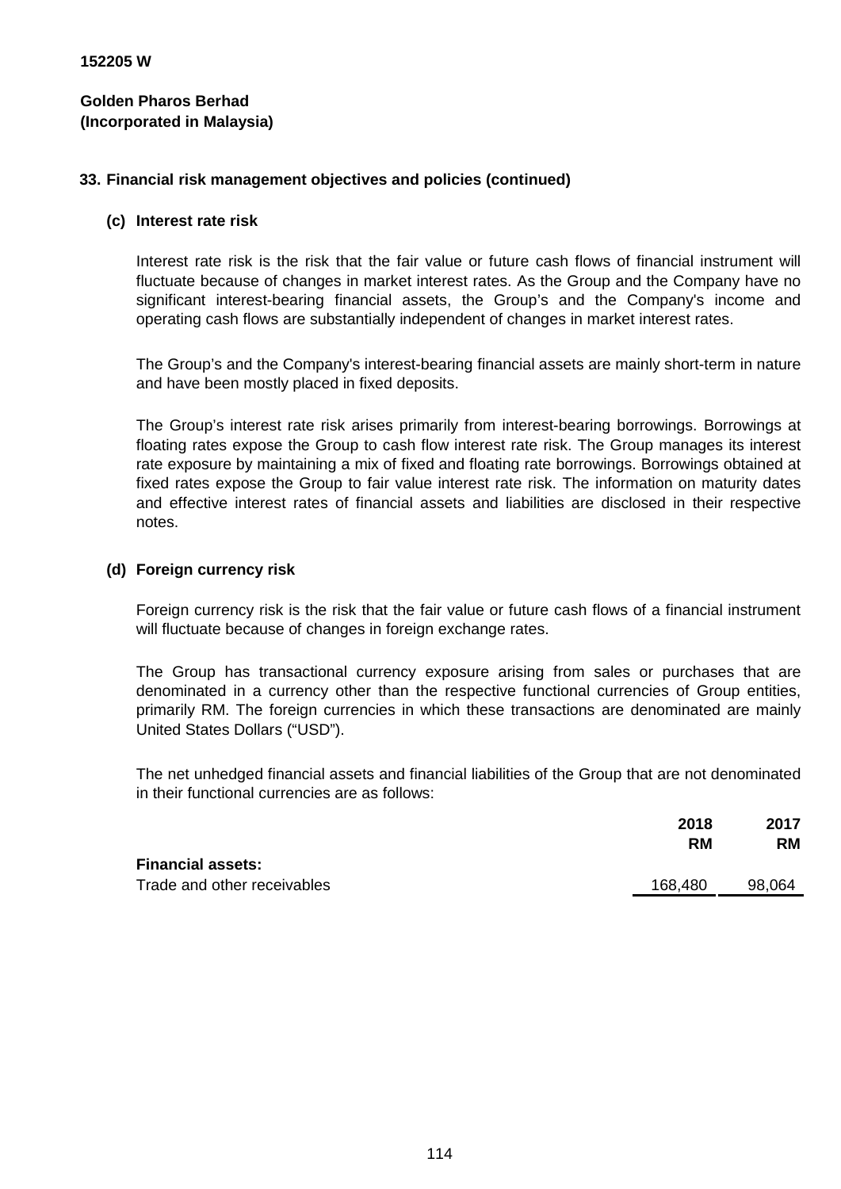**152205 W**

**Golden Pharos Berhad**
**(Incorporated in Malaysia)**

## 33. Financial risk management objectives and policies (continued)

### (c) Interest rate risk

Interest rate risk is the risk that the fair value or future cash flows of financial instrument will fluctuate because of changes in market interest rates. As the Group and the Company have no significant interest-bearing financial assets, the Group's and the Company's income and operating cash flows are substantially independent of changes in market interest rates.

The Group's and the Company's interest-bearing financial assets are mainly short-term in nature and have been mostly placed in fixed deposits.

The Group's interest rate risk arises primarily from interest-bearing borrowings. Borrowings at floating rates expose the Group to cash flow interest rate risk. The Group manages its interest rate exposure by maintaining a mix of fixed and floating rate borrowings. Borrowings obtained at fixed rates expose the Group to fair value interest rate risk. The information on maturity dates and effective interest rates of financial assets and liabilities are disclosed in their respective notes.

### (d) Foreign currency risk

Foreign currency risk is the risk that the fair value or future cash flows of a financial instrument will fluctuate because of changes in foreign exchange rates.

The Group has transactional currency exposure arising from sales or purchases that are denominated in a currency other than the respective functional currencies of Group entities, primarily RM. The foreign currencies in which these transactions are denominated are mainly United States Dollars ("USD").

The net unhedged financial assets and financial liabilities of the Group that are not denominated in their functional currencies are as follows:

| | 2018<br>RM | 2017<br>RM |
|---|---|---|
| **Financial assets:** | | |
| Trade and other receivables | 168,480 | 98,064 |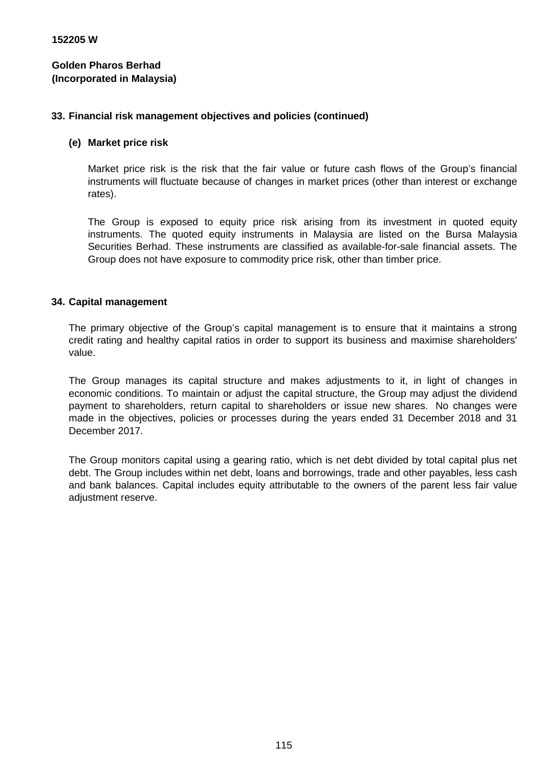**152205 W**

**Golden Pharos Berhad**
**(Incorporated in Malaysia)**

## 33. Financial risk management objectives and policies (continued)

### (e) Market price risk

Market price risk is the risk that the fair value or future cash flows of the Group's financial instruments will fluctuate because of changes in market prices (other than interest or exchange rates).

The Group is exposed to equity price risk arising from its investment in quoted equity instruments. The quoted equity instruments in Malaysia are listed on the Bursa Malaysia Securities Berhad. These instruments are classified as available-for-sale financial assets. The Group does not have exposure to commodity price risk, other than timber price.

## 34. Capital management

The primary objective of the Group's capital management is to ensure that it maintains a strong credit rating and healthy capital ratios in order to support its business and maximise shareholders' value.

The Group manages its capital structure and makes adjustments to it, in light of changes in economic conditions. To maintain or adjust the capital structure, the Group may adjust the dividend payment to shareholders, return capital to shareholders or issue new shares. No changes were made in the objectives, policies or processes during the years ended 31 December 2018 and 31 December 2017.

The Group monitors capital using a gearing ratio, which is net debt divided by total capital plus net debt. The Group includes within net debt, loans and borrowings, trade and other payables, less cash and bank balances. Capital includes equity attributable to the owners of the parent less fair value adjustment reserve.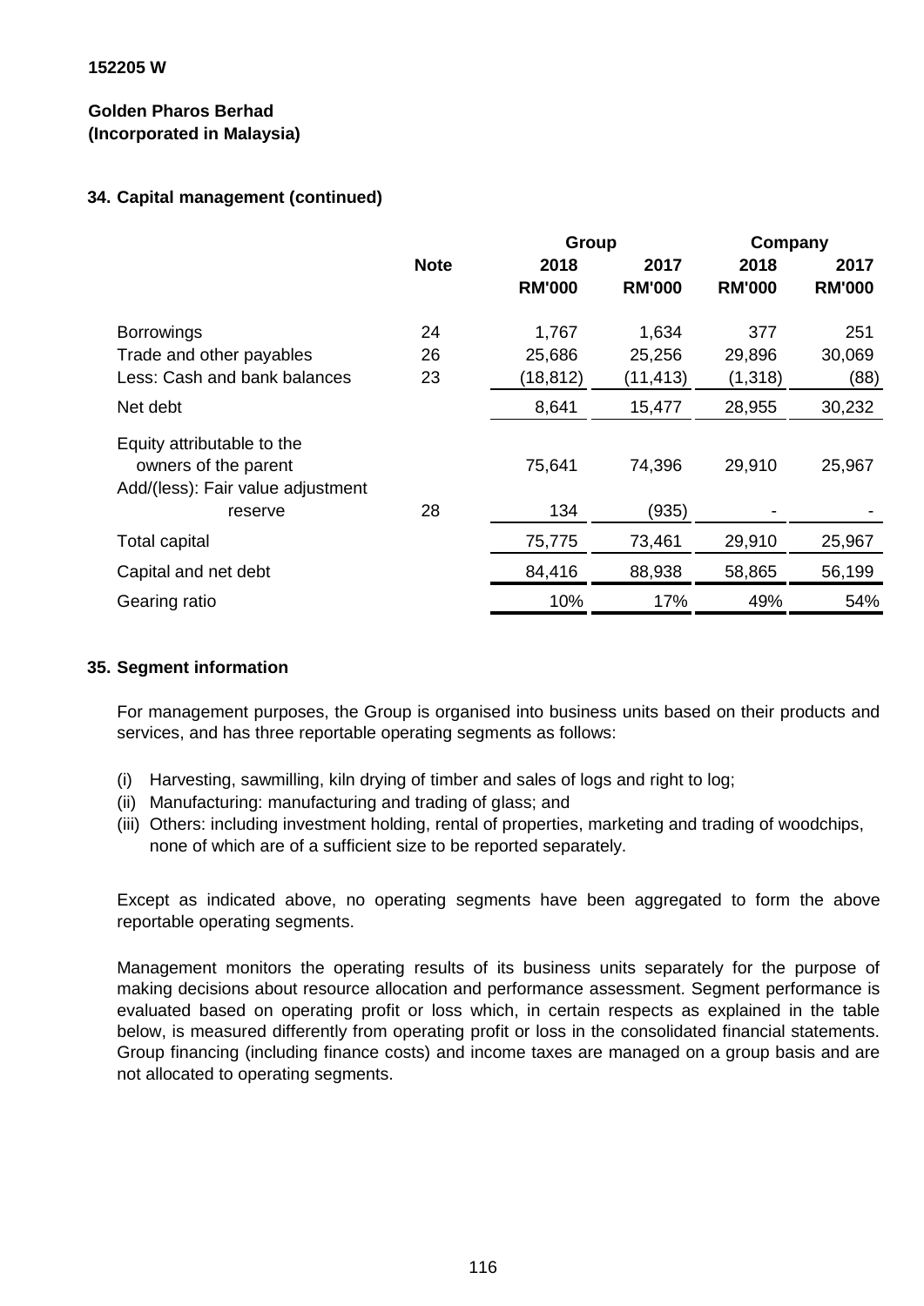152205 W

**Golden Pharos Berhad**
**(Incorporated in Malaysia)**

### 34. Capital management (continued)

| | Note | Group 2018 RM'000 | Group 2017 RM'000 | Company 2018 RM'000 | Company 2017 RM'000 |
|---|---|---|---|---|---|
| Borrowings | 24 | 1,767 | 1,634 | 377 | 251 |
| Trade and other payables | 26 | 25,686 | 25,256 | 29,896 | 30,069 |
| Less: Cash and bank balances | 23 | (18,812) | (11,413) | (1,318) | (88) |
| Net debt | | 8,641 | 15,477 | 28,955 | 30,232 |
| Equity attributable to the owners of the parent | | 75,641 | 74,396 | 29,910 | 25,967 |
| Add/(less): Fair value adjustment reserve | 28 | 134 | (935) | - | - |
| Total capital | | 75,775 | 73,461 | 29,910 | 25,967 |
| Capital and net debt | | 84,416 | 88,938 | 58,865 | 56,199 |
| Gearing ratio | | 10% | 17% | 49% | 54% |

### 35. Segment information

For management purposes, the Group is organised into business units based on their products and services, and has three reportable operating segments as follows:

(i) Harvesting, sawmilling, kiln drying of timber and sales of logs and right to log;
(ii) Manufacturing: manufacturing and trading of glass; and
(iii) Others: including investment holding, rental of properties, marketing and trading of woodchips, none of which are of a sufficient size to be reported separately.

Except as indicated above, no operating segments have been aggregated to form the above reportable operating segments.

Management monitors the operating results of its business units separately for the purpose of making decisions about resource allocation and performance assessment. Segment performance is evaluated based on operating profit or loss which, in certain respects as explained in the table below, is measured differently from operating profit or loss in the consolidated financial statements. Group financing (including finance costs) and income taxes are managed on a group basis and are not allocated to operating segments.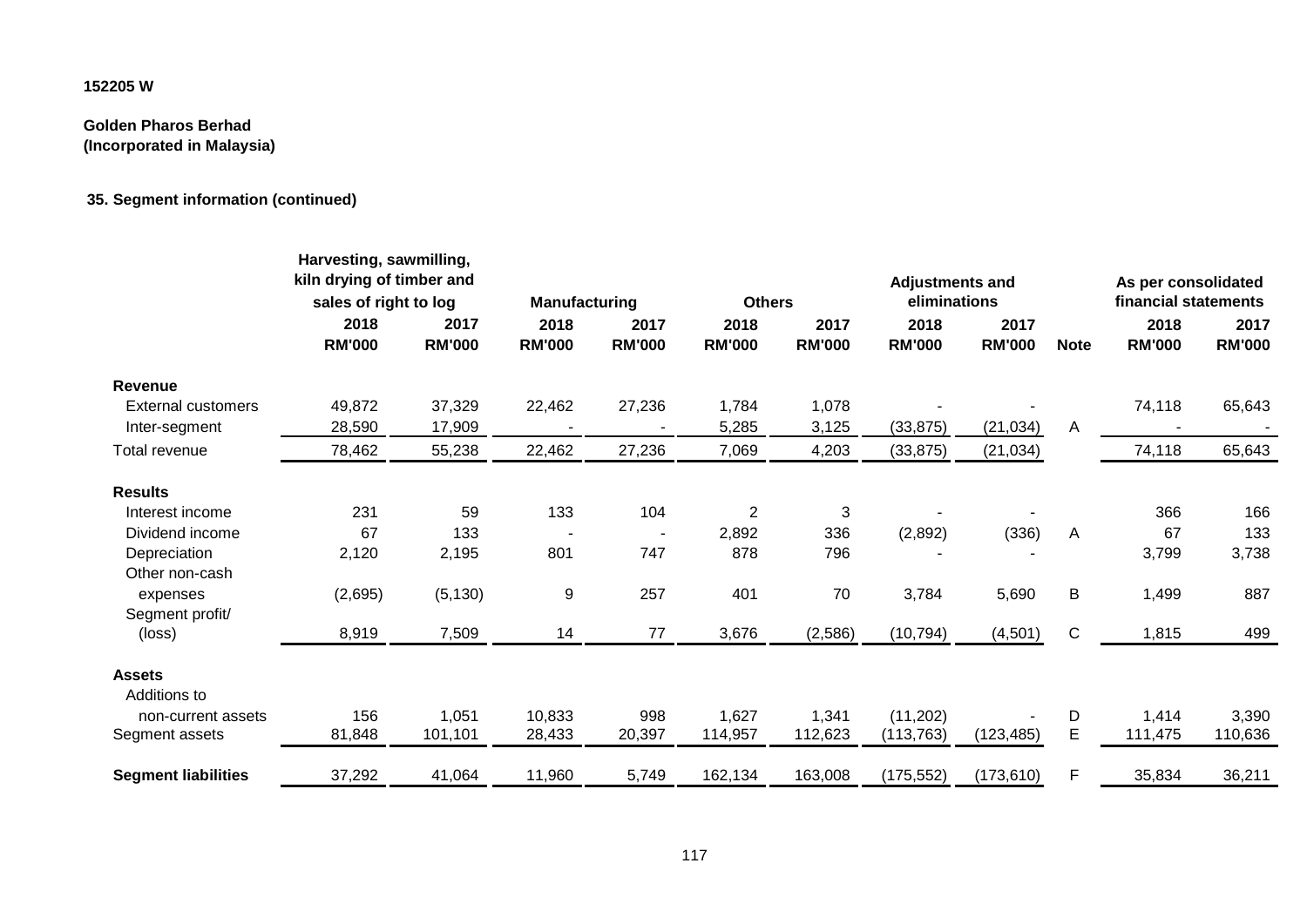152205 W

**Golden Pharos Berhad**
**(Incorporated in Malaysia)**

**35. Segment information (continued)**

| | Harvesting, sawmilling, kiln drying of timber and sales of right to log | | Manufacturing | | Others | | Adjustments and eliminations | | | As per consolidated financial statements | |
|---|---|---|---|---|---|---|---|---|---|---|---|
| | 2018 | 2017 | 2018 | 2017 | 2018 | 2017 | 2018 | 2017 | | 2018 | 2017 |
| | RM'000 | RM'000 | RM'000 | RM'000 | RM'000 | RM'000 | RM'000 | RM'000 | Note | RM'000 | RM'000 |
| **Revenue** | | | | | | | | | | | |
| External customers | 49,872 | 37,329 | 22,462 | 27,236 | 1,784 | 1,078 | - | - | | 74,118 | 65,643 |
| Inter-segment | 28,590 | 17,909 | - | - | 5,285 | 3,125 | (33,875) | (21,034) | A | - | - |
| Total revenue | 78,462 | 55,238 | 22,462 | 27,236 | 7,069 | 4,203 | (33,875) | (21,034) | | 74,118 | 65,643 |
| **Results** | | | | | | | | | | | |
| Interest income | 231 | 59 | 133 | 104 | 2 | 3 | - | - | | 366 | 166 |
| Dividend income | 67 | 133 | - | - | 2,892 | 336 | (2,892) | (336) | A | 67 | 133 |
| Depreciation | 2,120 | 2,195 | 801 | 747 | 878 | 796 | - | - | | 3,799 | 3,738 |
| Other non-cash expenses | (2,695) | (5,130) | 9 | 257 | 401 | 70 | 3,784 | 5,690 | B | 1,499 | 887 |
| Segment profit/ (loss) | 8,919 | 7,509 | 14 | 77 | 3,676 | (2,586) | (10,794) | (4,501) | C | 1,815 | 499 |
| **Assets** | | | | | | | | | | | |
| Additions to non-current assets | 156 | 1,051 | 10,833 | 998 | 1,627 | 1,341 | (11,202) | - | D | 1,414 | 3,390 |
| Segment assets | 81,848 | 101,101 | 28,433 | 20,397 | 114,957 | 112,623 | (113,763) | (123,485) | E | 111,475 | 110,636 |
| **Segment liabilities** | 37,292 | 41,064 | 11,960 | 5,749 | 162,134 | 163,008 | (175,552) | (173,610) | F | 35,834 | 36,211 |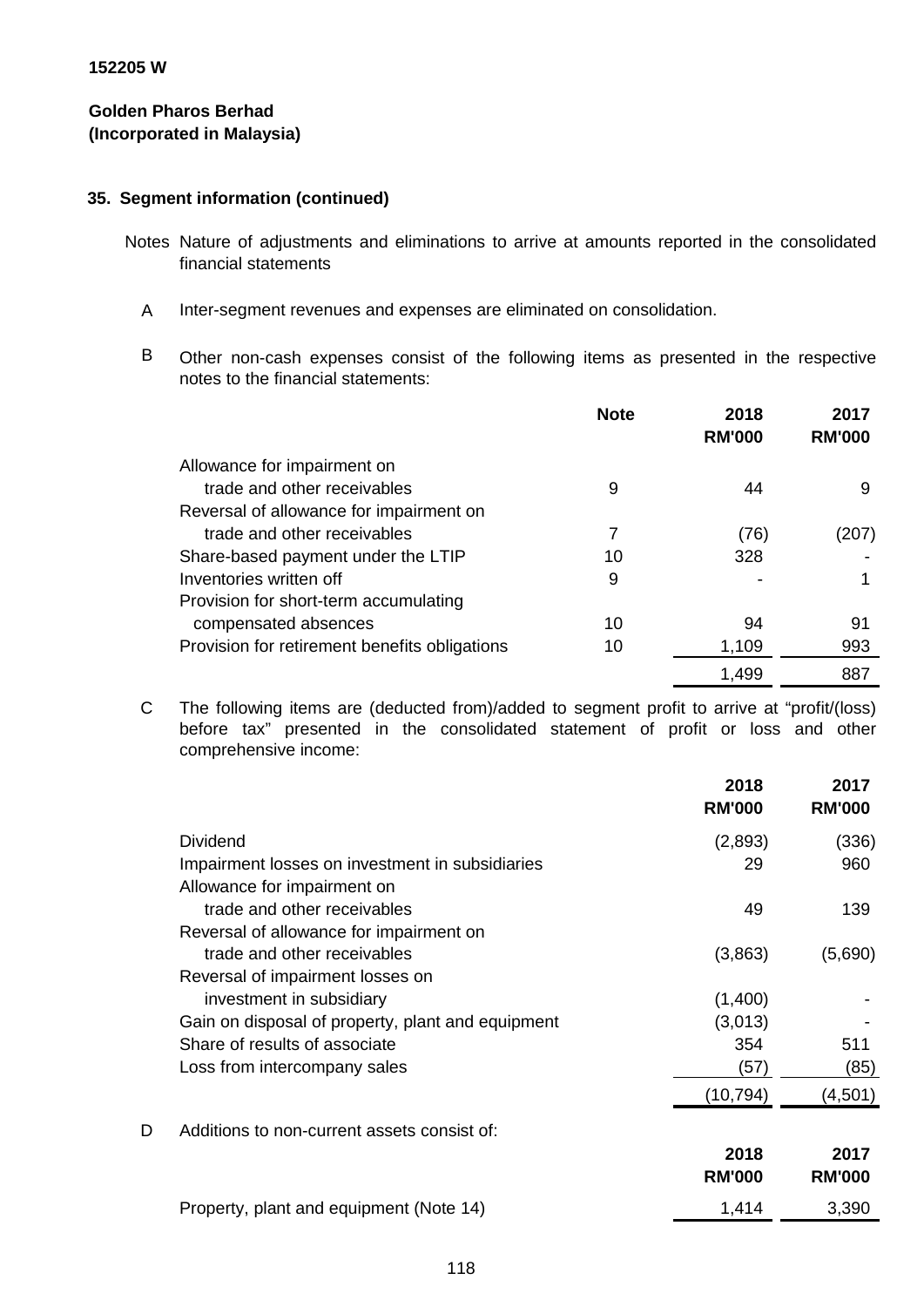152205 W

**Golden Pharos Berhad**
**(Incorporated in Malaysia)**

## 35. Segment information (continued)

Notes Nature of adjustments and eliminations to arrive at amounts reported in the consolidated financial statements

A Inter-segment revenues and expenses are eliminated on consolidation.

B Other non-cash expenses consist of the following items as presented in the respective notes to the financial statements:

| | Note | 2018 RM'000 | 2017 RM'000 |
|---|---|---|---|
| Allowance for impairment on trade and other receivables | 9 | 44 | 9 |
| Reversal of allowance for impairment on trade and other receivables | 7 | (76) | (207) |
| Share-based payment under the LTIP | 10 | 328 | - |
| Inventories written off | 9 | - | 1 |
| Provision for short-term accumulating compensated absences | 10 | 94 | 91 |
| Provision for retirement benefits obligations | 10 | 1,109 | 993 |
| | | 1,499 | 887 |

C The following items are (deducted from)/added to segment profit to arrive at "profit/(loss) before tax" presented in the consolidated statement of profit or loss and other comprehensive income:

| | 2018 RM'000 | 2017 RM'000 |
|---|---|---|
| Dividend | (2,893) | (336) |
| Impairment losses on investment in subsidiaries | 29 | 960 |
| Allowance for impairment on trade and other receivables | 49 | 139 |
| Reversal of allowance for impairment on trade and other receivables | (3,863) | (5,690) |
| Reversal of impairment losses on investment in subsidiary | (1,400) | - |
| Gain on disposal of property, plant and equipment | (3,013) | - |
| Share of results of associate | 354 | 511 |
| Loss from intercompany sales | (57) | (85) |
| | (10,794) | (4,501) |

D Additions to non-current assets consist of:

| | 2018 RM'000 | 2017 RM'000 |
|---|---|---|
| Property, plant and equipment (Note 14) | 1,414 | 3,390 |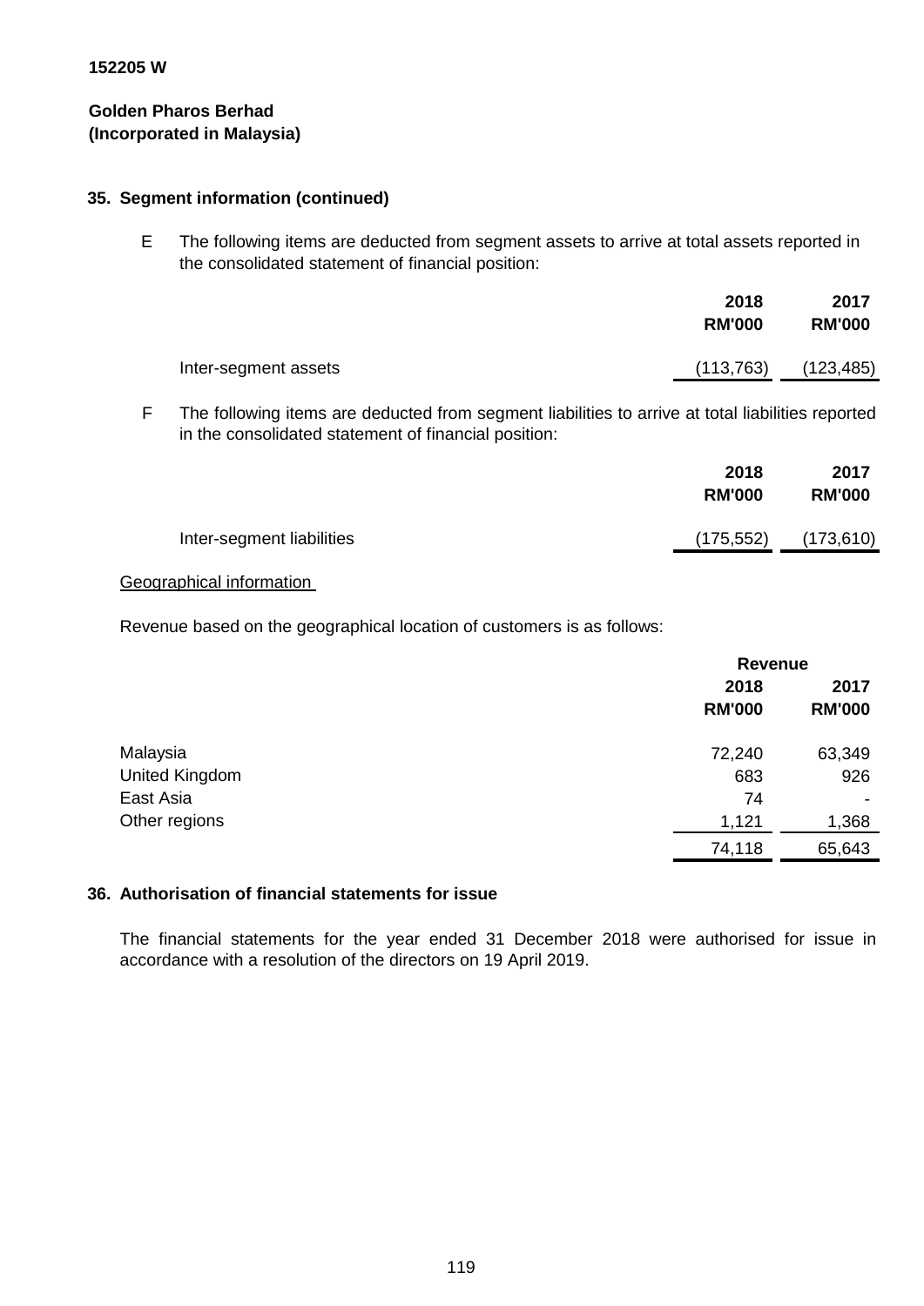152205 W

**Golden Pharos Berhad**
**(Incorporated in Malaysia)**

## 35. Segment information (continued)

E The following items are deducted from segment assets to arrive at total assets reported in the consolidated statement of financial position:

| | 2018 RM'000 | 2017 RM'000 |
|---|---|---|
| Inter-segment assets | (113,763) | (123,485) |

F The following items are deducted from segment liabilities to arrive at total liabilities reported in the consolidated statement of financial position:

| | 2018 RM'000 | 2017 RM'000 |
|---|---|---|
| Inter-segment liabilities | (175,552) | (173,610) |

Geographical information

Revenue based on the geographical location of customers is as follows:

| | Revenue | |
|---|---|---|
| | 2018 RM'000 | 2017 RM'000 |
| Malaysia | 72,240 | 63,349 |
| United Kingdom | 683 | 926 |
| East Asia | 74 | - |
| Other regions | 1,121 | 1,368 |
| | 74,118 | 65,643 |

## 36. Authorisation of financial statements for issue

The financial statements for the year ended 31 December 2018 were authorised for issue in accordance with a resolution of the directors on 19 April 2019.